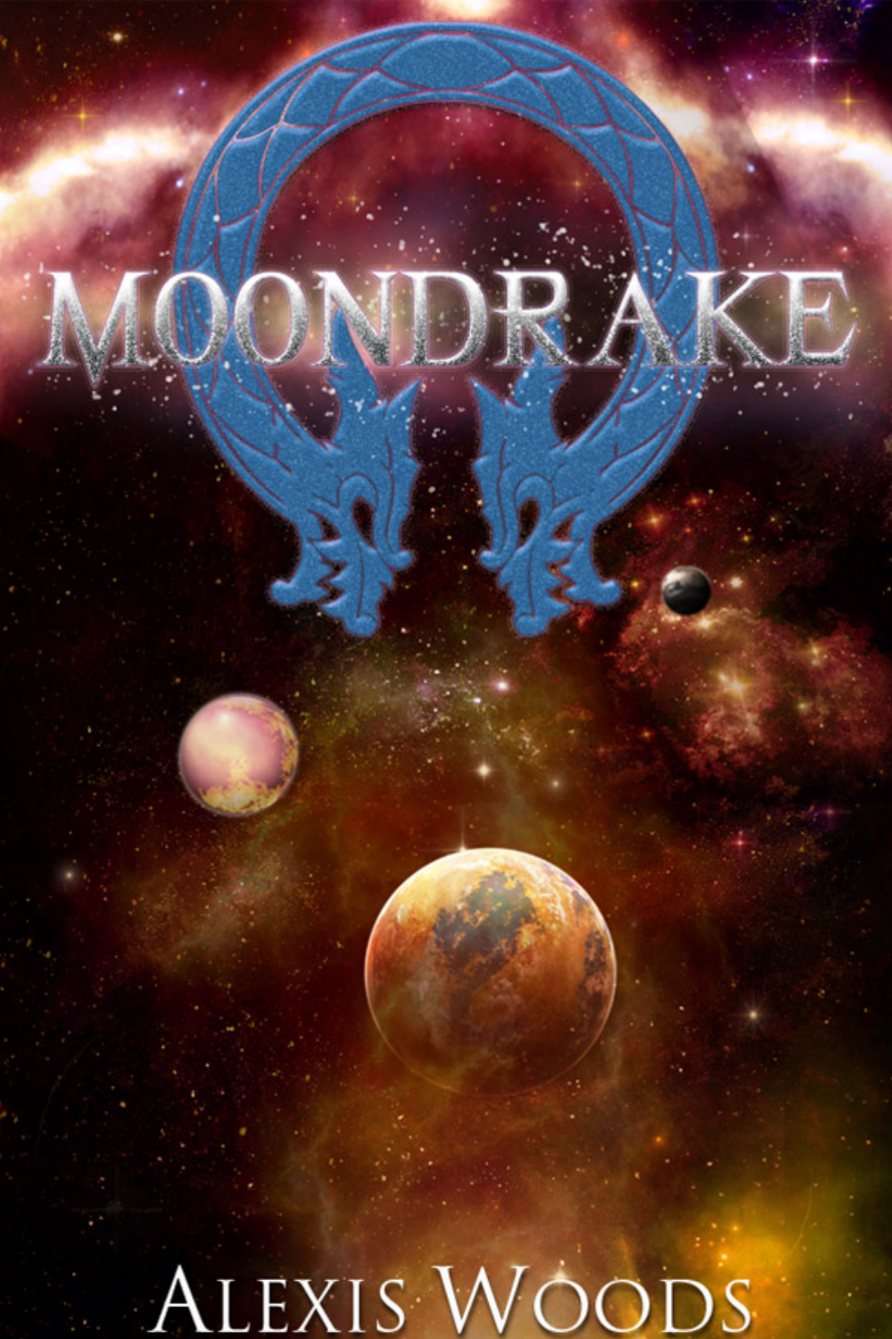# MOONDRAKE

ALEXIS WOODS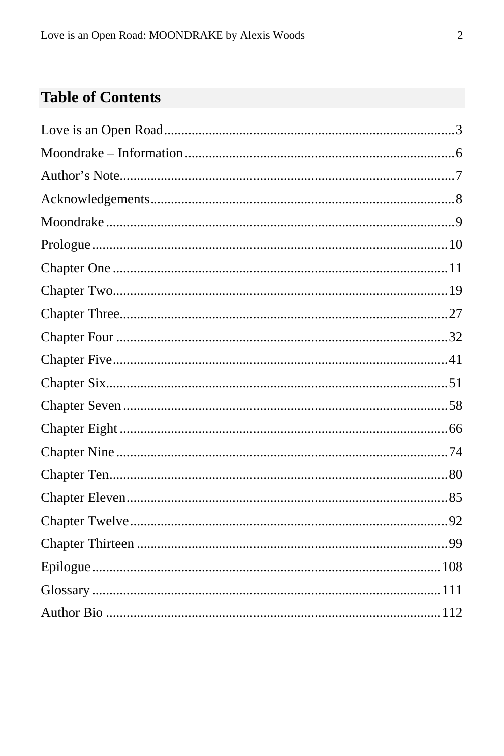## Table of Contents

Love is an Open Road....................................................................................3
Moondrake – Information..............................................................................6
Author's Note...............................................................................................7
Acknowledgements.......................................................................................8
Moondrake....................................................................................................9
Prologue......................................................................................................10
Chapter One................................................................................................11
Chapter Two................................................................................................19
Chapter Three..............................................................................................27
Chapter Four................................................................................................32
Chapter Five.................................................................................................41
Chapter Six...................................................................................................51
Chapter Seven..............................................................................................58
Chapter Eight...............................................................................................66
Chapter Nine................................................................................................74
Chapter Ten..................................................................................................80
Chapter Eleven.............................................................................................85
Chapter Twelve............................................................................................92
Chapter Thirteen..........................................................................................99
Epilogue.....................................................................................................108
Glossary.....................................................................................................111
Author Bio..................................................................................................112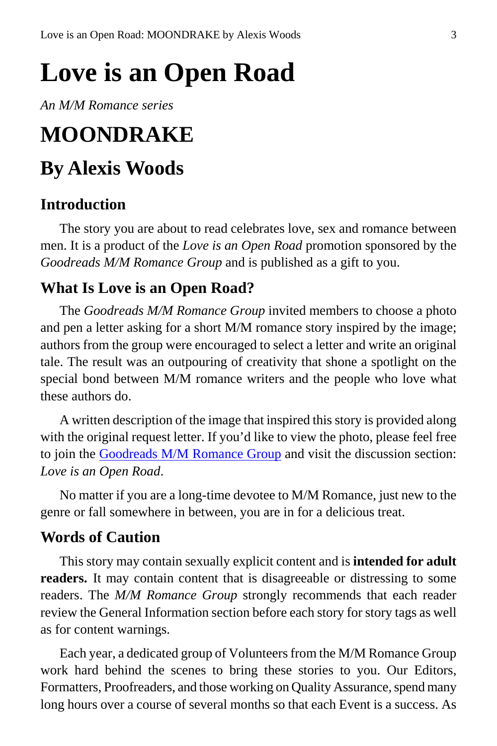# Love is an Open Road

*An M/M Romance series*

# MOONDRAKE

## By Alexis Woods

### Introduction

The story you are about to read celebrates love, sex and romance between men. It is a product of the *Love is an Open Road* promotion sponsored by the *Goodreads M/M Romance Group* and is published as a gift to you.

### What Is Love is an Open Road?

The *Goodreads M/M Romance Group* invited members to choose a photo and pen a letter asking for a short M/M romance story inspired by the image; authors from the group were encouraged to select a letter and write an original tale. The result was an outpouring of creativity that shone a spotlight on the special bond between M/M romance writers and the people who love what these authors do.

A written description of the image that inspired this story is provided along with the original request letter. If you'd like to view the photo, please feel free to join the Goodreads M/M Romance Group and visit the discussion section: *Love is an Open Road*.

No matter if you are a long-time devotee to M/M Romance, just new to the genre or fall somewhere in between, you are in for a delicious treat.

### Words of Caution

This story may contain sexually explicit content and is **intended for adult readers.** It may contain content that is disagreeable or distressing to some readers. The *M/M Romance Group* strongly recommends that each reader review the General Information section before each story for story tags as well as for content warnings.

Each year, a dedicated group of Volunteers from the M/M Romance Group work hard behind the scenes to bring these stories to you. Our Editors, Formatters, Proofreaders, and those working on Quality Assurance, spend many long hours over a course of several months so that each Event is a success. As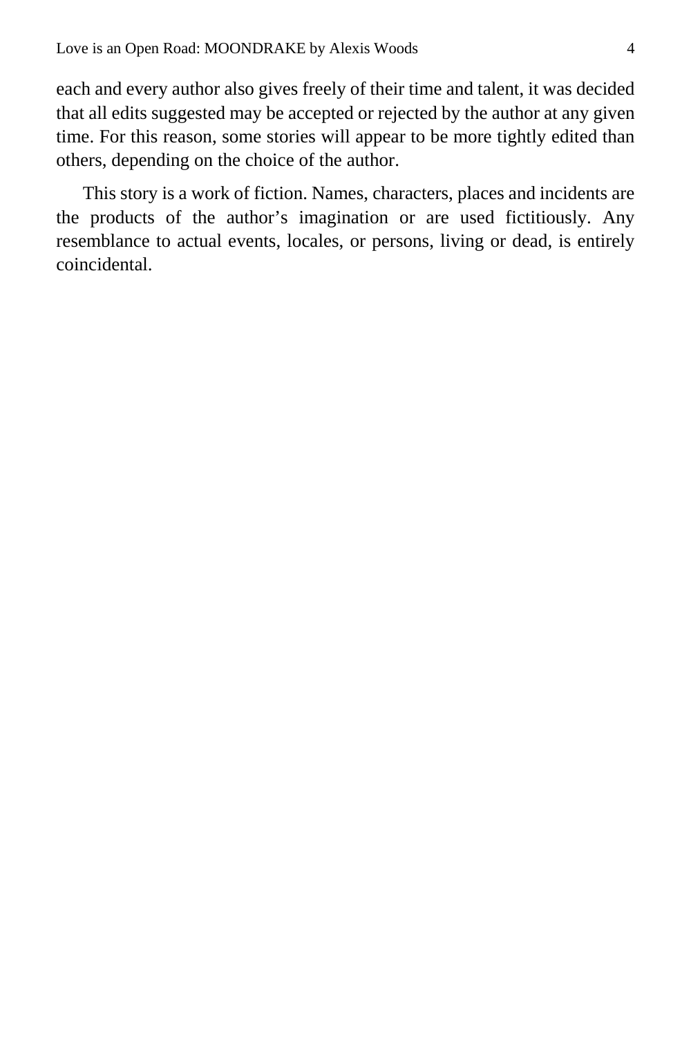each and every author also gives freely of their time and talent, it was decided that all edits suggested may be accepted or rejected by the author at any given time. For this reason, some stories will appear to be more tightly edited than others, depending on the choice of the author.

This story is a work of fiction. Names, characters, places and incidents are the products of the author's imagination or are used fictitiously. Any resemblance to actual events, locales, or persons, living or dead, is entirely coincidental.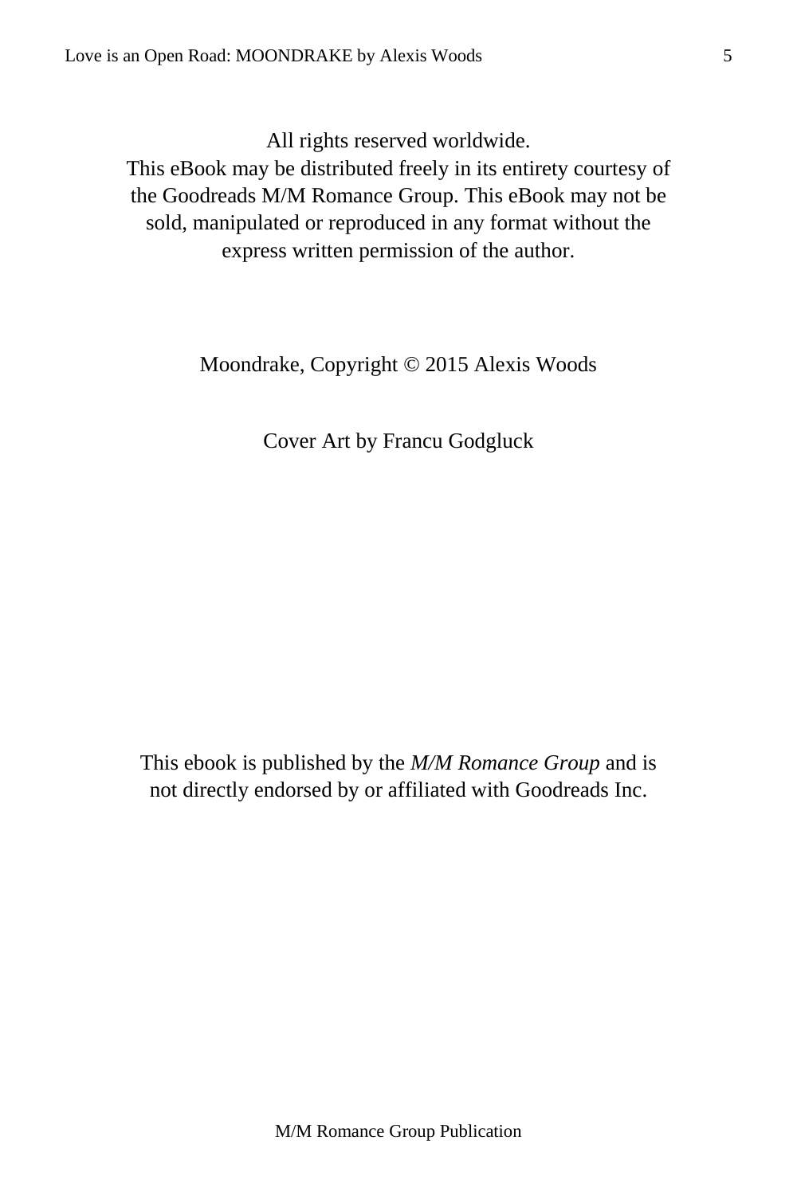All rights reserved worldwide.
This eBook may be distributed freely in its entirety courtesy of the Goodreads M/M Romance Group. This eBook may not be sold, manipulated or reproduced in any format without the express written permission of the author.

Moondrake, Copyright © 2015 Alexis Woods

Cover Art by Francu Godgluck

This ebook is published by the *M/M Romance Group* and is not directly endorsed by or affiliated with Goodreads Inc.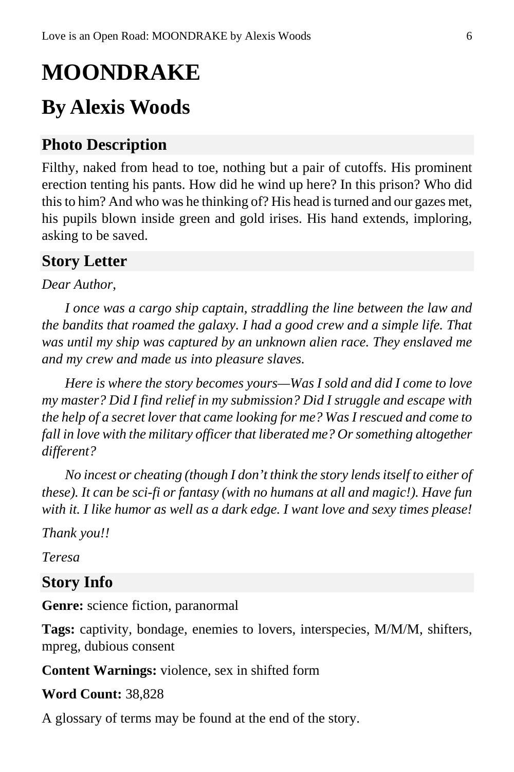# MOONDRAKE

## By Alexis Woods

### Photo Description

Filthy, naked from head to toe, nothing but a pair of cutoffs. His prominent erection tenting his pants. How did he wind up here? In this prison? Who did this to him? And who was he thinking of? His head is turned and our gazes met, his pupils blown inside green and gold irises. His hand extends, imploring, asking to be saved.

### Story Letter

*Dear Author,*

*I once was a cargo ship captain, straddling the line between the law and the bandits that roamed the galaxy. I had a good crew and a simple life. That was until my ship was captured by an unknown alien race. They enslaved me and my crew and made us into pleasure slaves.*

*Here is where the story becomes yours—Was I sold and did I come to love my master? Did I find relief in my submission? Did I struggle and escape with the help of a secret lover that came looking for me? Was I rescued and come to fall in love with the military officer that liberated me? Or something altogether different?*

*No incest or cheating (though I don't think the story lends itself to either of these). It can be sci-fi or fantasy (with no humans at all and magic!). Have fun with it. I like humor as well as a dark edge. I want love and sexy times please!*

*Thank you!!*

*Teresa*

### Story Info

**Genre:** science fiction, paranormal

**Tags:** captivity, bondage, enemies to lovers, interspecies, M/M/M, shifters, mpreg, dubious consent

**Content Warnings:** violence, sex in shifted form

**Word Count:** 38,828

A glossary of terms may be found at the end of the story.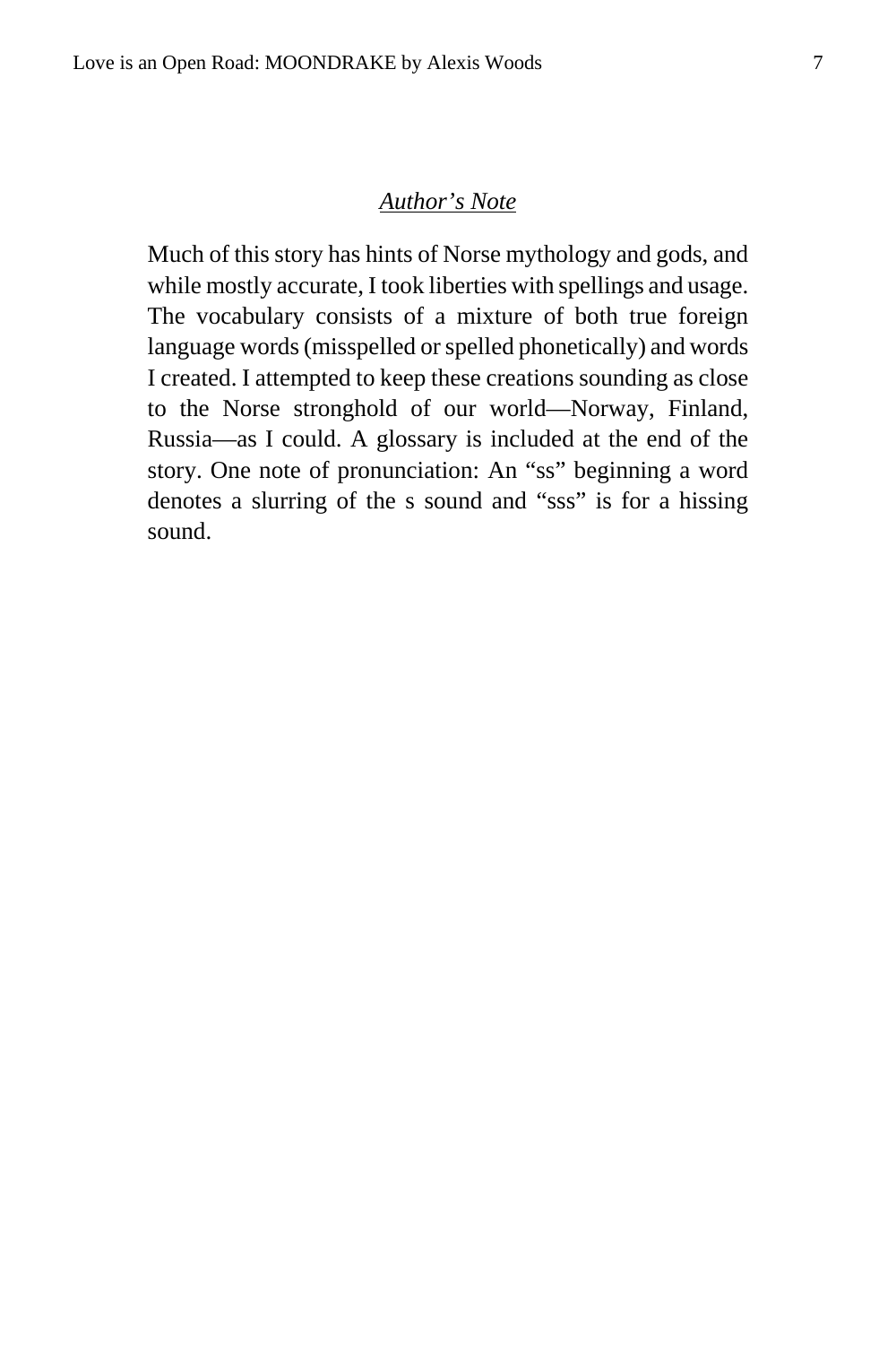## *Author's Note*

Much of this story has hints of Norse mythology and gods, and while mostly accurate, I took liberties with spellings and usage. The vocabulary consists of a mixture of both true foreign language words (misspelled or spelled phonetically) and words I created. I attempted to keep these creations sounding as close to the Norse stronghold of our world—Norway, Finland, Russia—as I could. A glossary is included at the end of the story. One note of pronunciation: An "ss" beginning a word denotes a slurring of the s sound and "sss" is for a hissing sound.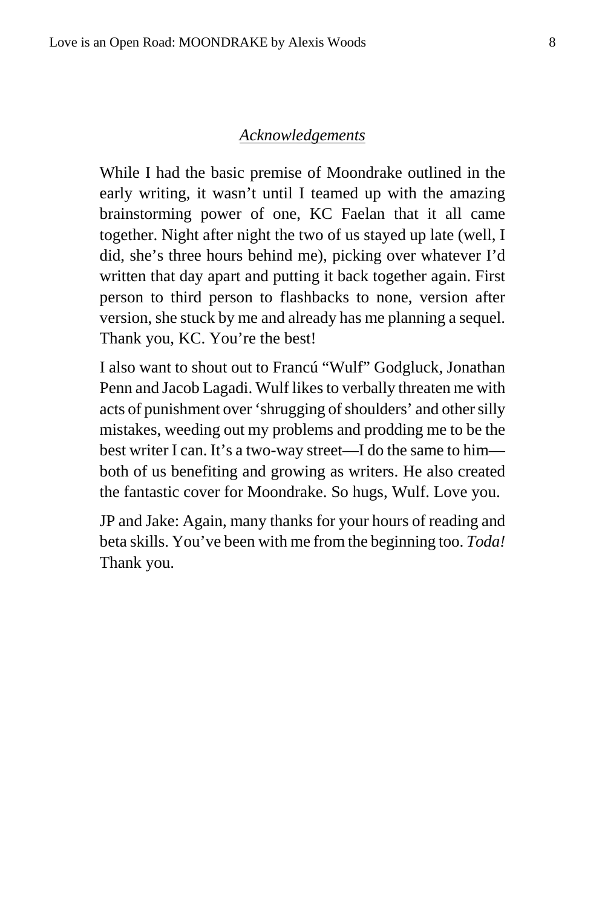## *Acknowledgements*

While I had the basic premise of Moondrake outlined in the early writing, it wasn't until I teamed up with the amazing brainstorming power of one, KC Faelan that it all came together. Night after night the two of us stayed up late (well, I did, she's three hours behind me), picking over whatever I'd written that day apart and putting it back together again. First person to third person to flashbacks to none, version after version, she stuck by me and already has me planning a sequel. Thank you, KC. You're the best!

I also want to shout out to Francú "Wulf" Godgluck, Jonathan Penn and Jacob Lagadi. Wulf likes to verbally threaten me with acts of punishment over 'shrugging of shoulders' and other silly mistakes, weeding out my problems and prodding me to be the best writer I can. It's a two-way street—I do the same to him—both of us benefiting and growing as writers. He also created the fantastic cover for Moondrake. So hugs, Wulf. Love you.

JP and Jake: Again, many thanks for your hours of reading and beta skills. You've been with me from the beginning too. *Toda!* Thank you.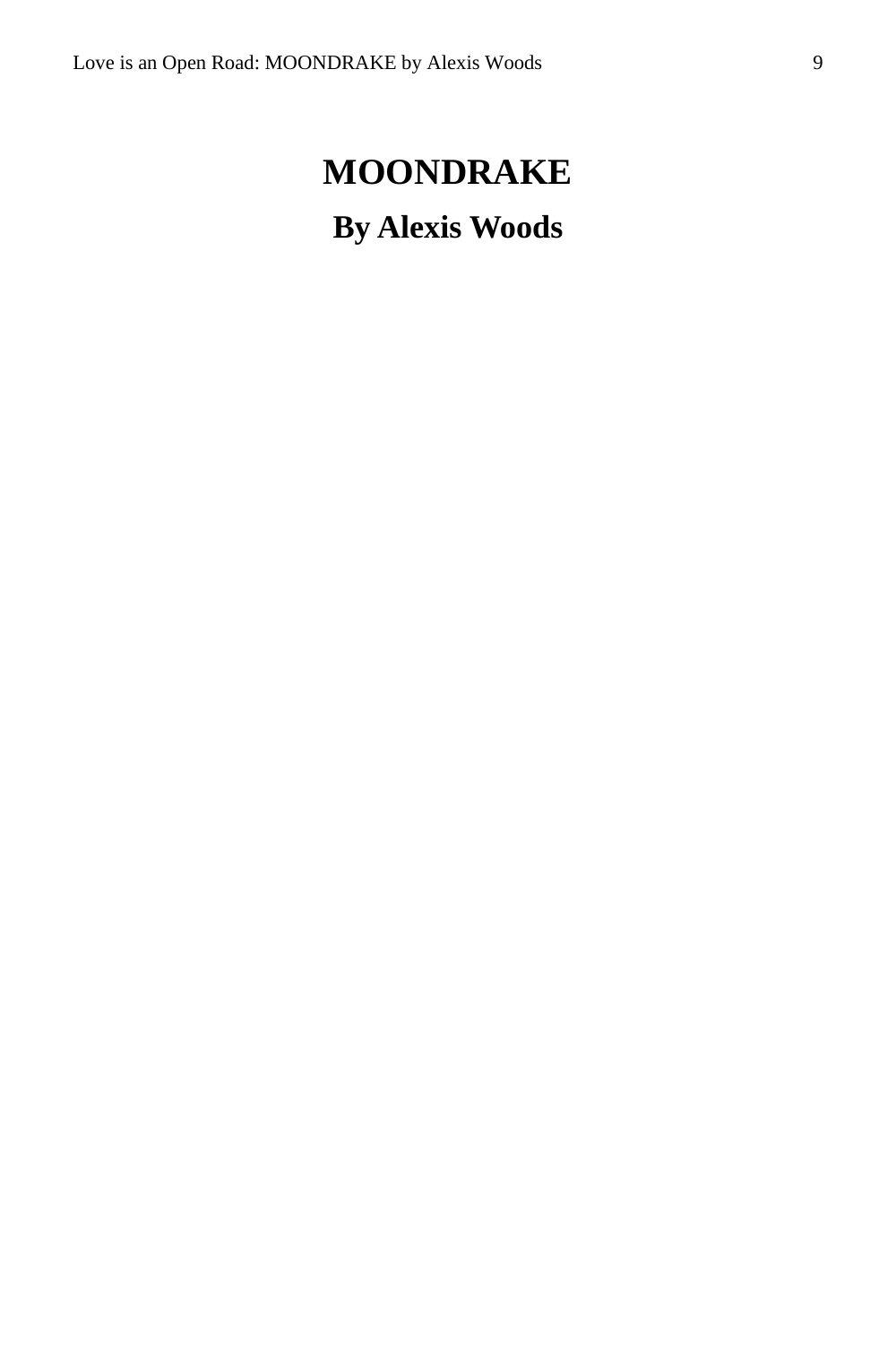# MOONDRAKE

## By Alexis Woods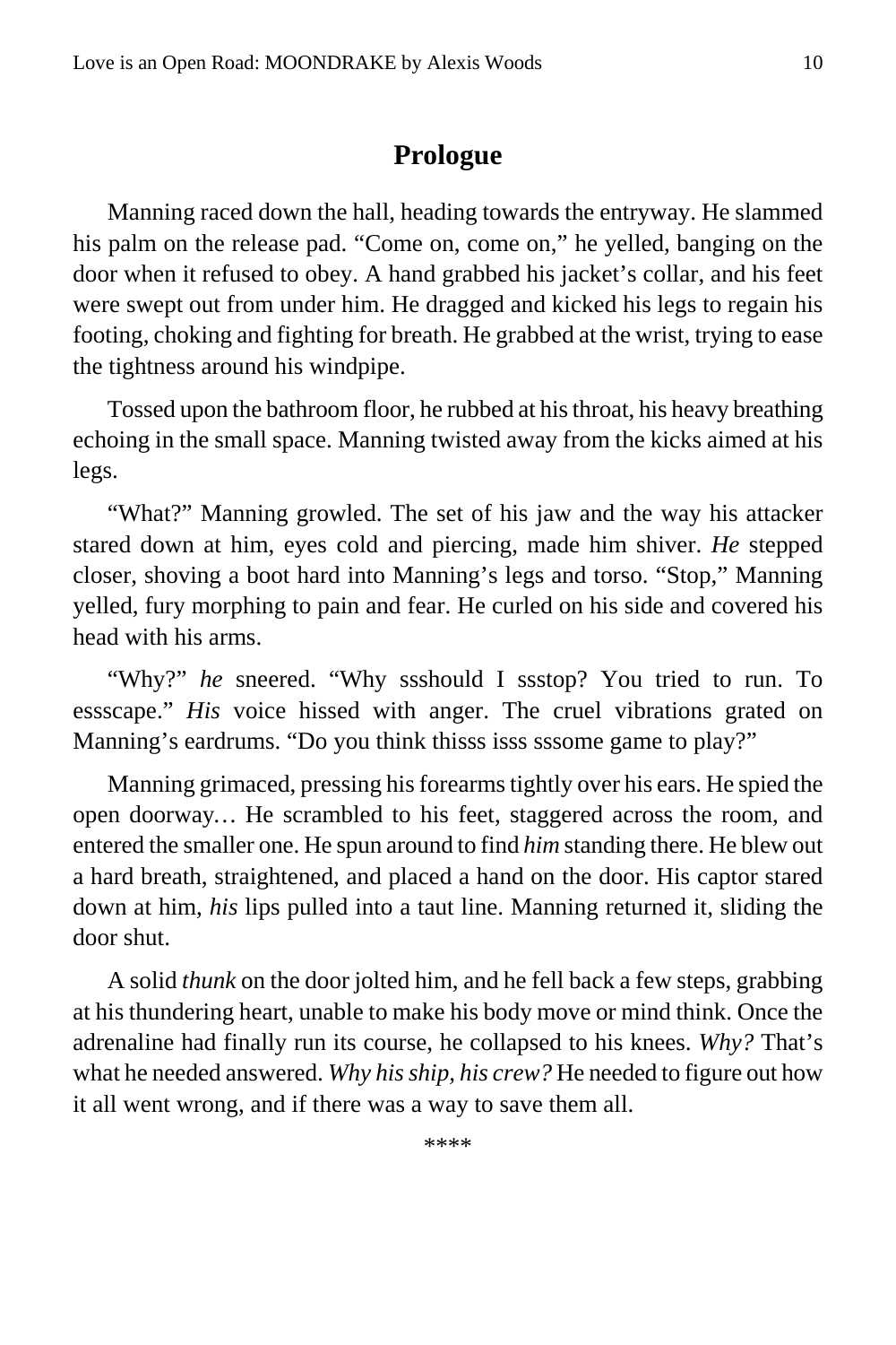## Prologue

Manning raced down the hall, heading towards the entryway. He slammed his palm on the release pad. “Come on, come on,” he yelled, banging on the door when it refused to obey. A hand grabbed his jacket’s collar, and his feet were swept out from under him. He dragged and kicked his legs to regain his footing, choking and fighting for breath. He grabbed at the wrist, trying to ease the tightness around his windpipe.

Tossed upon the bathroom floor, he rubbed at his throat, his heavy breathing echoing in the small space. Manning twisted away from the kicks aimed at his legs.

“What?” Manning growled. The set of his jaw and the way his attacker stared down at him, eyes cold and piercing, made him shiver. *He* stepped closer, shoving a boot hard into Manning’s legs and torso. “Stop,” Manning yelled, fury morphing to pain and fear. He curled on his side and covered his head with his arms.

“Why?” *he* sneered. “Why ssshould I ssstop? You tried to run. To essscape.” *His* voice hissed with anger. The cruel vibrations grated on Manning’s eardrums. “Do you think thisss isss sssome game to play?”

Manning grimaced, pressing his forearms tightly over his ears. He spied the open doorway… He scrambled to his feet, staggered across the room, and entered the smaller one. He spun around to find *him* standing there. He blew out a hard breath, straightened, and placed a hand on the door. His captor stared down at him, *his* lips pulled into a taut line. Manning returned it, sliding the door shut.

A solid *thunk* on the door jolted him, and he fell back a few steps, grabbing at his thundering heart, unable to make his body move or mind think. Once the adrenaline had finally run its course, he collapsed to his knees. *Why?* That’s what he needed answered. *Why his ship, his crew?* He needed to figure out how it all went wrong, and if there was a way to save them all.

****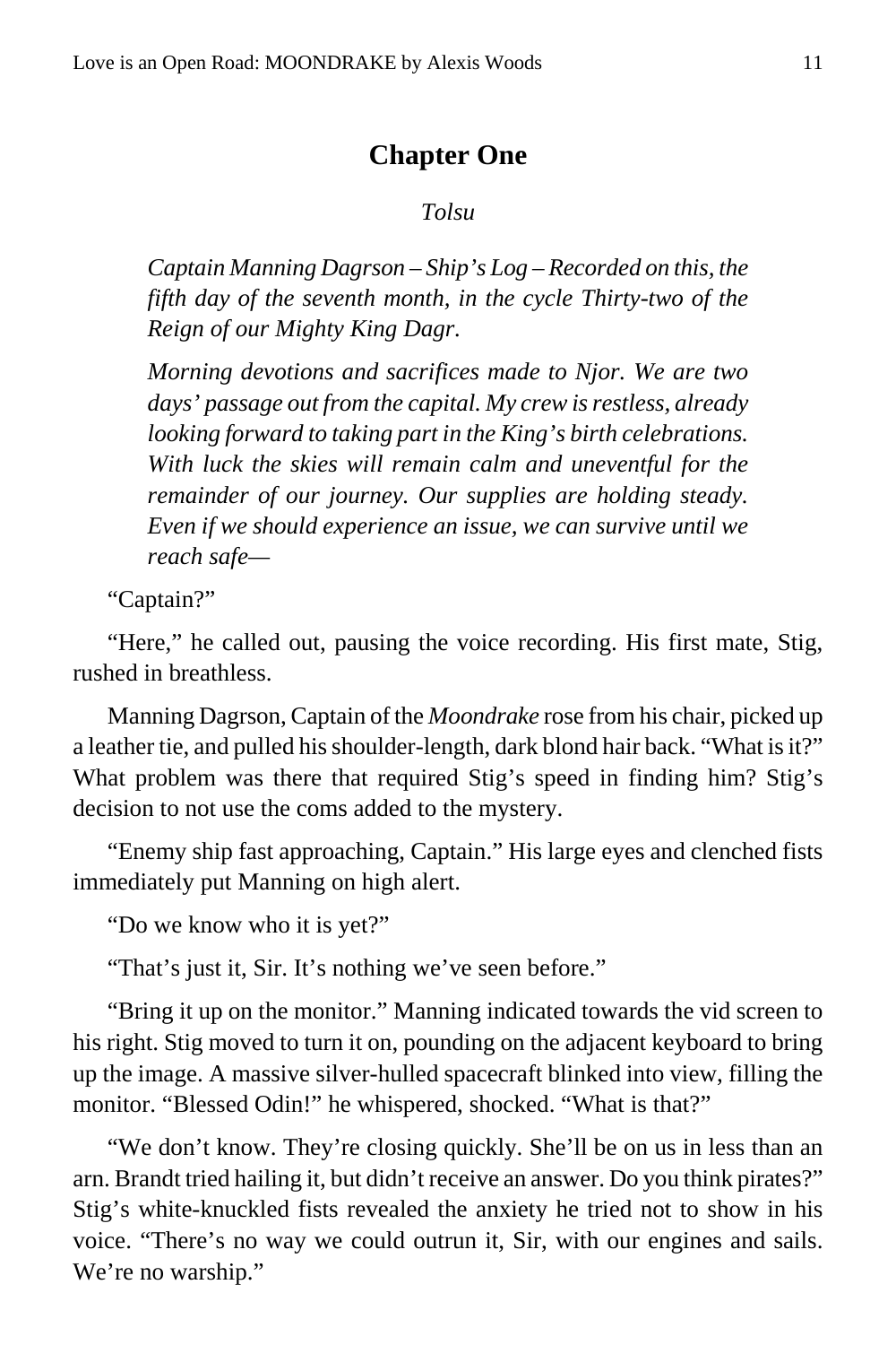# Chapter One

*Tolsu*

*Captain Manning Dagrson – Ship's Log – Recorded on this, the fifth day of the seventh month, in the cycle Thirty-two of the Reign of our Mighty King Dagr.*

*Morning devotions and sacrifices made to Njor. We are two days' passage out from the capital. My crew is restless, already looking forward to taking part in the King's birth celebrations. With luck the skies will remain calm and uneventful for the remainder of our journey. Our supplies are holding steady. Even if we should experience an issue, we can survive until we reach safe—*

"Captain?"

"Here," he called out, pausing the voice recording. His first mate, Stig, rushed in breathless.

Manning Dagrson, Captain of the *Moondrake* rose from his chair, picked up a leather tie, and pulled his shoulder-length, dark blond hair back. "What is it?" What problem was there that required Stig's speed in finding him? Stig's decision to not use the coms added to the mystery.

"Enemy ship fast approaching, Captain." His large eyes and clenched fists immediately put Manning on high alert.

"Do we know who it is yet?"

"That's just it, Sir. It's nothing we've seen before."

"Bring it up on the monitor." Manning indicated towards the vid screen to his right. Stig moved to turn it on, pounding on the adjacent keyboard to bring up the image. A massive silver-hulled spacecraft blinked into view, filling the monitor. "Blessed Odin!" he whispered, shocked. "What is that?"

"We don't know. They're closing quickly. She'll be on us in less than an arn. Brandt tried hailing it, but didn't receive an answer. Do you think pirates?" Stig's white-knuckled fists revealed the anxiety he tried not to show in his voice. "There's no way we could outrun it, Sir, with our engines and sails. We're no warship."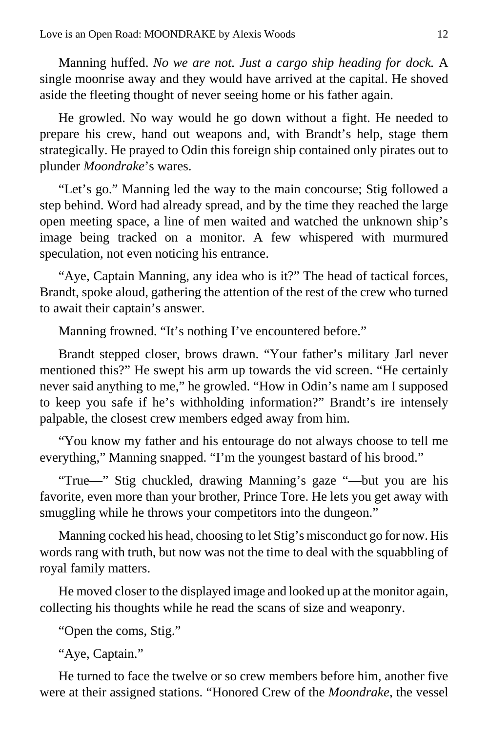Manning huffed. *No we are not. Just a cargo ship heading for dock.* A single moonrise away and they would have arrived at the capital. He shoved aside the fleeting thought of never seeing home or his father again.

He growled. No way would he go down without a fight. He needed to prepare his crew, hand out weapons and, with Brandt's help, stage them strategically. He prayed to Odin this foreign ship contained only pirates out to plunder *Moondrake*'s wares.

"Let's go." Manning led the way to the main concourse; Stig followed a step behind. Word had already spread, and by the time they reached the large open meeting space, a line of men waited and watched the unknown ship's image being tracked on a monitor. A few whispered with murmured speculation, not even noticing his entrance.

"Aye, Captain Manning, any idea who is it?" The head of tactical forces, Brandt, spoke aloud, gathering the attention of the rest of the crew who turned to await their captain's answer.

Manning frowned. "It's nothing I've encountered before."

Brandt stepped closer, brows drawn. "Your father's military Jarl never mentioned this?" He swept his arm up towards the vid screen. "He certainly never said anything to me," he growled. "How in Odin's name am I supposed to keep you safe if he's withholding information?" Brandt's ire intensely palpable, the closest crew members edged away from him.

"You know my father and his entourage do not always choose to tell me everything," Manning snapped. "I'm the youngest bastard of his brood."

"True—" Stig chuckled, drawing Manning's gaze "—but you are his favorite, even more than your brother, Prince Tore. He lets you get away with smuggling while he throws your competitors into the dungeon."

Manning cocked his head, choosing to let Stig's misconduct go for now. His words rang with truth, but now was not the time to deal with the squabbling of royal family matters.

He moved closer to the displayed image and looked up at the monitor again, collecting his thoughts while he read the scans of size and weaponry.

"Open the coms, Stig."

"Aye, Captain."

He turned to face the twelve or so crew members before him, another five were at their assigned stations. "Honored Crew of the *Moondrake*, the vessel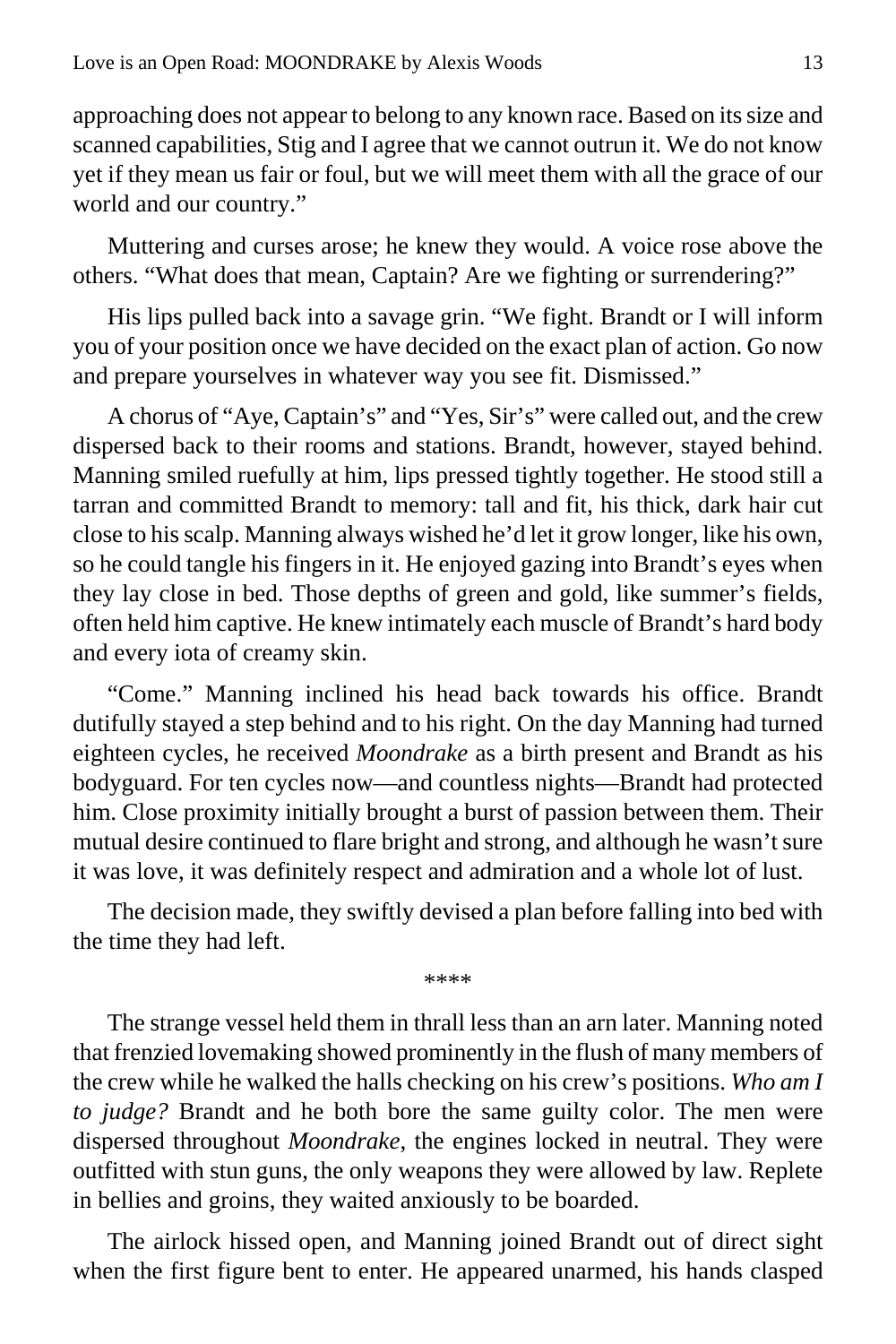approaching does not appear to belong to any known race. Based on its size and scanned capabilities, Stig and I agree that we cannot outrun it. We do not know yet if they mean us fair or foul, but we will meet them with all the grace of our world and our country."

Muttering and curses arose; he knew they would. A voice rose above the others. "What does that mean, Captain? Are we fighting or surrendering?"

His lips pulled back into a savage grin. "We fight. Brandt or I will inform you of your position once we have decided on the exact plan of action. Go now and prepare yourselves in whatever way you see fit. Dismissed."

A chorus of "Aye, Captain's" and "Yes, Sir's" were called out, and the crew dispersed back to their rooms and stations. Brandt, however, stayed behind. Manning smiled ruefully at him, lips pressed tightly together. He stood still a tarran and committed Brandt to memory: tall and fit, his thick, dark hair cut close to his scalp. Manning always wished he'd let it grow longer, like his own, so he could tangle his fingers in it. He enjoyed gazing into Brandt's eyes when they lay close in bed. Those depths of green and gold, like summer's fields, often held him captive. He knew intimately each muscle of Brandt's hard body and every iota of creamy skin.

"Come." Manning inclined his head back towards his office. Brandt dutifully stayed a step behind and to his right. On the day Manning had turned eighteen cycles, he received *Moondrake* as a birth present and Brandt as his bodyguard. For ten cycles now—and countless nights—Brandt had protected him. Close proximity initially brought a burst of passion between them. Their mutual desire continued to flare bright and strong, and although he wasn't sure it was love, it was definitely respect and admiration and a whole lot of lust.

The decision made, they swiftly devised a plan before falling into bed with the time they had left.

****

The strange vessel held them in thrall less than an arn later. Manning noted that frenzied lovemaking showed prominently in the flush of many members of the crew while he walked the halls checking on his crew's positions. *Who am I to judge?* Brandt and he both bore the same guilty color. The men were dispersed throughout *Moondrake*, the engines locked in neutral. They were outfitted with stun guns, the only weapons they were allowed by law. Replete in bellies and groins, they waited anxiously to be boarded.

The airlock hissed open, and Manning joined Brandt out of direct sight when the first figure bent to enter. He appeared unarmed, his hands clasped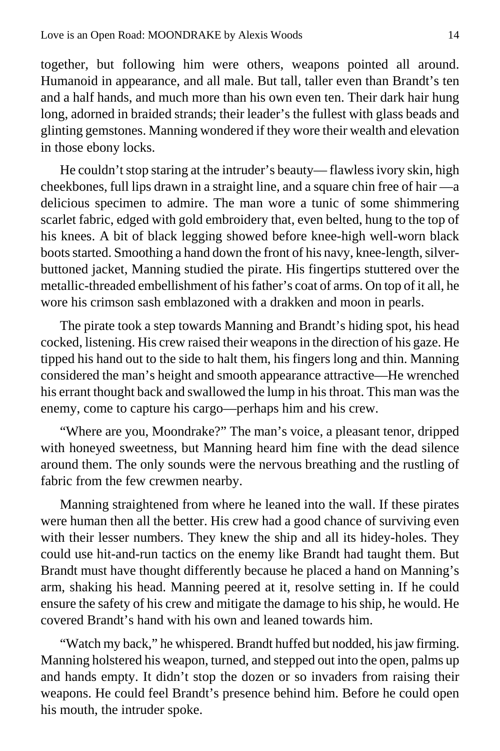together, but following him were others, weapons pointed all around. Humanoid in appearance, and all male. But tall, taller even than Brandt's ten and a half hands, and much more than his own even ten. Their dark hair hung long, adorned in braided strands; their leader's the fullest with glass beads and glinting gemstones. Manning wondered if they wore their wealth and elevation in those ebony locks.

He couldn't stop staring at the intruder's beauty— flawless ivory skin, high cheekbones, full lips drawn in a straight line, and a square chin free of hair —a delicious specimen to admire. The man wore a tunic of some shimmering scarlet fabric, edged with gold embroidery that, even belted, hung to the top of his knees. A bit of black legging showed before knee-high well-worn black boots started. Smoothing a hand down the front of his navy, knee-length, silver-buttoned jacket, Manning studied the pirate. His fingertips stuttered over the metallic-threaded embellishment of his father's coat of arms. On top of it all, he wore his crimson sash emblazoned with a drakken and moon in pearls.

The pirate took a step towards Manning and Brandt's hiding spot, his head cocked, listening. His crew raised their weapons in the direction of his gaze. He tipped his hand out to the side to halt them, his fingers long and thin. Manning considered the man's height and smooth appearance attractive—He wrenched his errant thought back and swallowed the lump in his throat. This man was the enemy, come to capture his cargo—perhaps him and his crew.

"Where are you, Moondrake?" The man's voice, a pleasant tenor, dripped with honeyed sweetness, but Manning heard him fine with the dead silence around them. The only sounds were the nervous breathing and the rustling of fabric from the few crewmen nearby.

Manning straightened from where he leaned into the wall. If these pirates were human then all the better. His crew had a good chance of surviving even with their lesser numbers. They knew the ship and all its hidey-holes. They could use hit-and-run tactics on the enemy like Brandt had taught them. But Brandt must have thought differently because he placed a hand on Manning's arm, shaking his head. Manning peered at it, resolve setting in. If he could ensure the safety of his crew and mitigate the damage to his ship, he would. He covered Brandt's hand with his own and leaned towards him.

"Watch my back," he whispered. Brandt huffed but nodded, his jaw firming. Manning holstered his weapon, turned, and stepped out into the open, palms up and hands empty. It didn't stop the dozen or so invaders from raising their weapons. He could feel Brandt's presence behind him. Before he could open his mouth, the intruder spoke.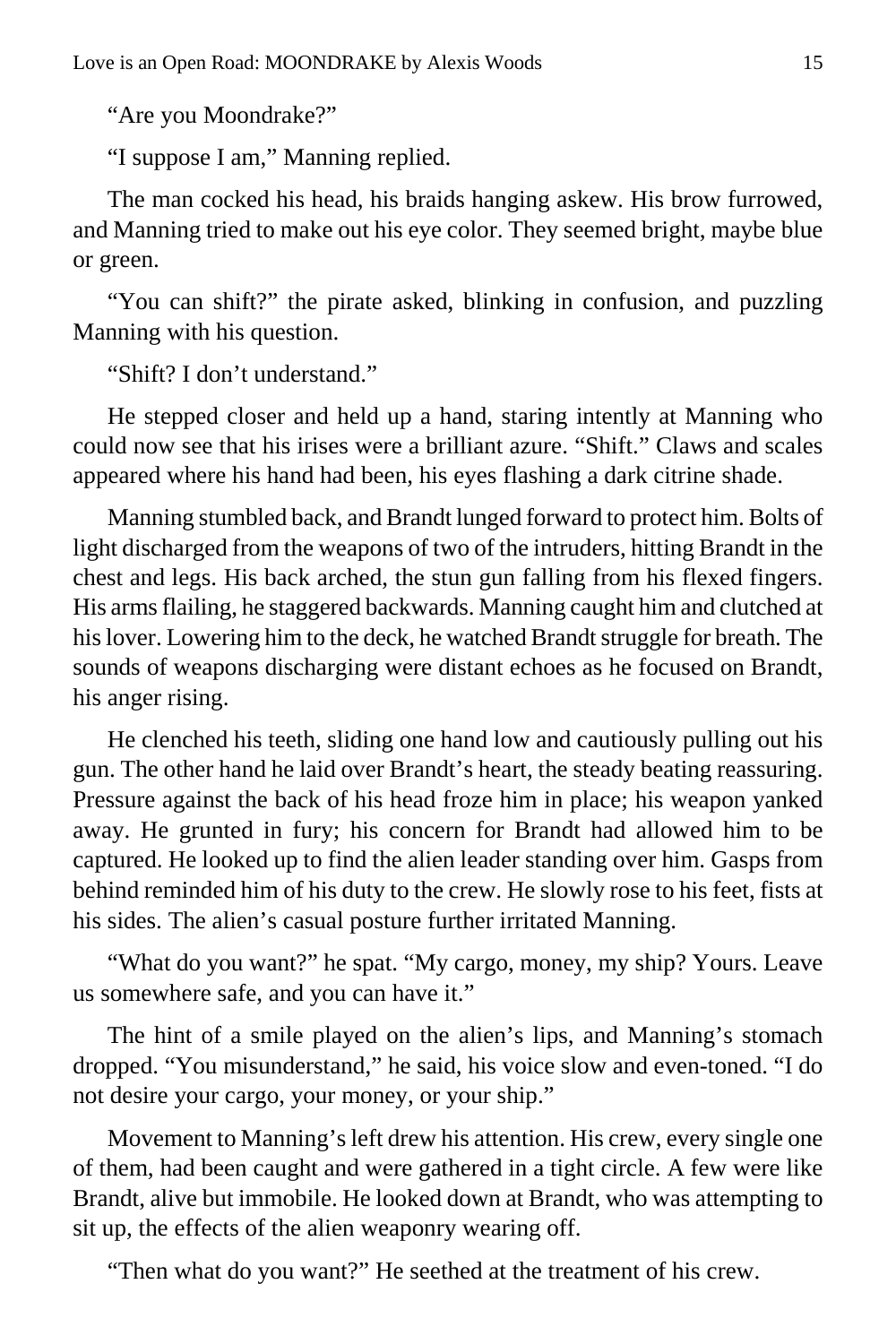"Are you Moondrake?"

"I suppose I am," Manning replied.

The man cocked his head, his braids hanging askew. His brow furrowed, and Manning tried to make out his eye color. They seemed bright, maybe blue or green.

"You can shift?" the pirate asked, blinking in confusion, and puzzling Manning with his question.

"Shift? I don't understand."

He stepped closer and held up a hand, staring intently at Manning who could now see that his irises were a brilliant azure. "Shift." Claws and scales appeared where his hand had been, his eyes flashing a dark citrine shade.

Manning stumbled back, and Brandt lunged forward to protect him. Bolts of light discharged from the weapons of two of the intruders, hitting Brandt in the chest and legs. His back arched, the stun gun falling from his flexed fingers. His arms flailing, he staggered backwards. Manning caught him and clutched at his lover. Lowering him to the deck, he watched Brandt struggle for breath. The sounds of weapons discharging were distant echoes as he focused on Brandt, his anger rising.

He clenched his teeth, sliding one hand low and cautiously pulling out his gun. The other hand he laid over Brandt's heart, the steady beating reassuring. Pressure against the back of his head froze him in place; his weapon yanked away. He grunted in fury; his concern for Brandt had allowed him to be captured. He looked up to find the alien leader standing over him. Gasps from behind reminded him of his duty to the crew. He slowly rose to his feet, fists at his sides. The alien's casual posture further irritated Manning.

"What do you want?" he spat. "My cargo, money, my ship? Yours. Leave us somewhere safe, and you can have it."

The hint of a smile played on the alien's lips, and Manning's stomach dropped. "You misunderstand," he said, his voice slow and even-toned. "I do not desire your cargo, your money, or your ship."

Movement to Manning's left drew his attention. His crew, every single one of them, had been caught and were gathered in a tight circle. A few were like Brandt, alive but immobile. He looked down at Brandt, who was attempting to sit up, the effects of the alien weaponry wearing off.

"Then what do you want?" He seethed at the treatment of his crew.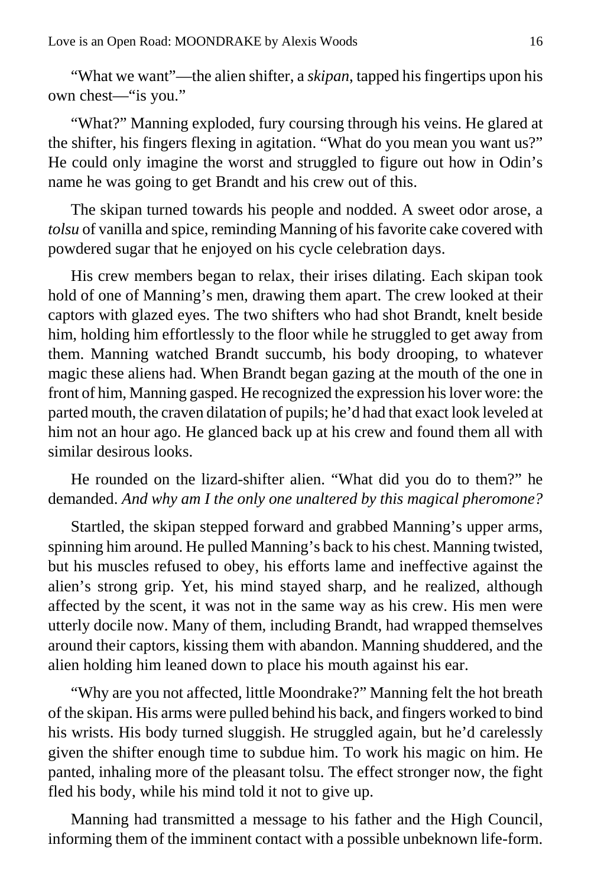“What we want”—the alien shifter, a *skipan*, tapped his fingertips upon his own chest—“is you.”

“What?” Manning exploded, fury coursing through his veins. He glared at the shifter, his fingers flexing in agitation. “What do you mean you want us?” He could only imagine the worst and struggled to figure out how in Odin’s name he was going to get Brandt and his crew out of this.

The skipan turned towards his people and nodded. A sweet odor arose, a *tolsu* of vanilla and spice, reminding Manning of his favorite cake covered with powdered sugar that he enjoyed on his cycle celebration days.

His crew members began to relax, their irises dilating. Each skipan took hold of one of Manning’s men, drawing them apart. The crew looked at their captors with glazed eyes. The two shifters who had shot Brandt, knelt beside him, holding him effortlessly to the floor while he struggled to get away from them. Manning watched Brandt succumb, his body drooping, to whatever magic these aliens had. When Brandt began gazing at the mouth of the one in front of him, Manning gasped. He recognized the expression his lover wore: the parted mouth, the craven dilatation of pupils; he’d had that exact look leveled at him not an hour ago. He glanced back up at his crew and found them all with similar desirous looks.

He rounded on the lizard-shifter alien. “What did you do to them?” he demanded. *And why am I the only one unaltered by this magical pheromone?*

Startled, the skipan stepped forward and grabbed Manning’s upper arms, spinning him around. He pulled Manning’s back to his chest. Manning twisted, but his muscles refused to obey, his efforts lame and ineffective against the alien’s strong grip. Yet, his mind stayed sharp, and he realized, although affected by the scent, it was not in the same way as his crew. His men were utterly docile now. Many of them, including Brandt, had wrapped themselves around their captors, kissing them with abandon. Manning shuddered, and the alien holding him leaned down to place his mouth against his ear.

“Why are you not affected, little Moondrake?” Manning felt the hot breath of the skipan. His arms were pulled behind his back, and fingers worked to bind his wrists. His body turned sluggish. He struggled again, but he’d carelessly given the shifter enough time to subdue him. To work his magic on him. He panted, inhaling more of the pleasant tolsu. The effect stronger now, the fight fled his body, while his mind told it not to give up.

Manning had transmitted a message to his father and the High Council, informing them of the imminent contact with a possible unbeknown life-form.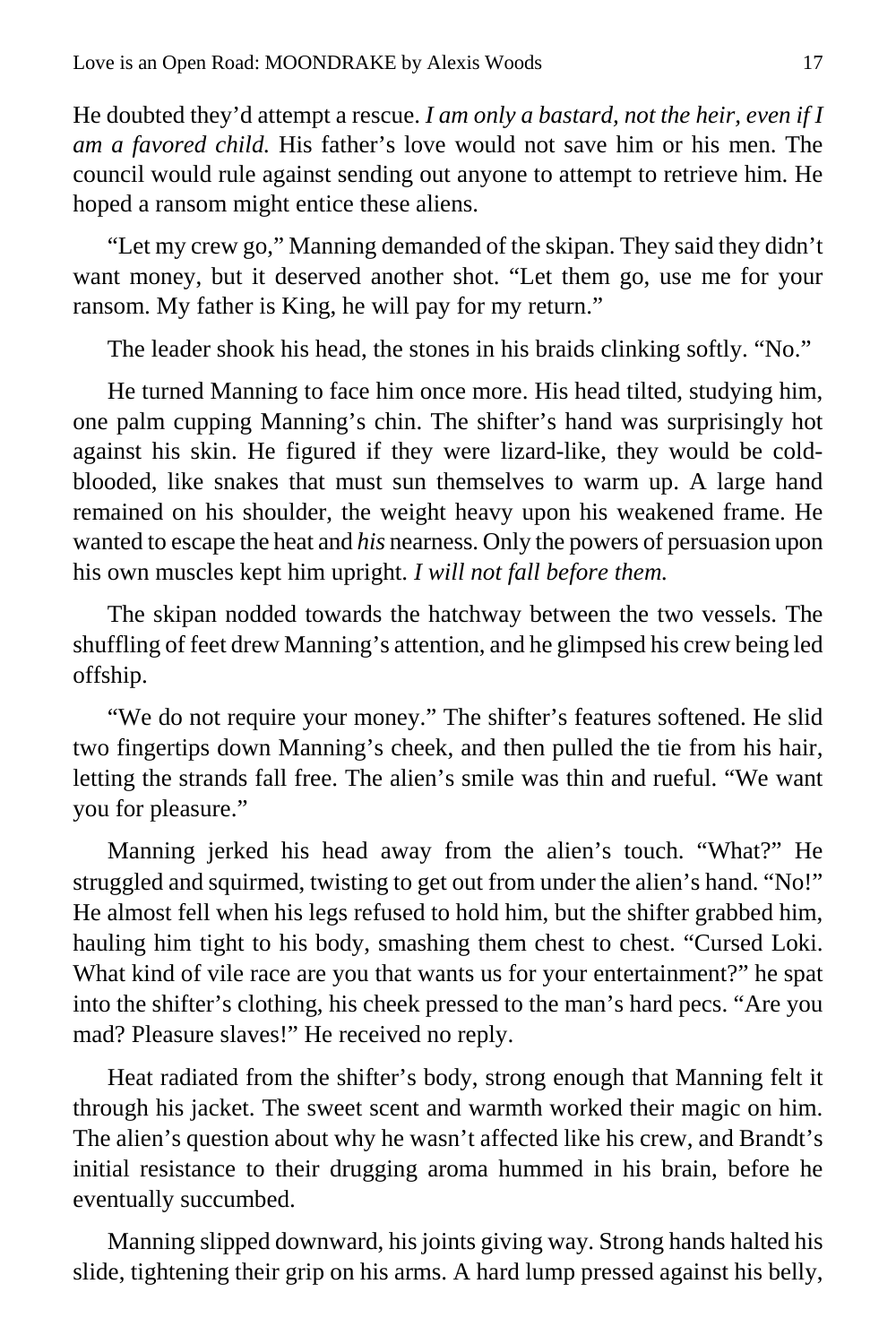He doubted they'd attempt a rescue. *I am only a bastard, not the heir, even if I am a favored child.* His father's love would not save him or his men. The council would rule against sending out anyone to attempt to retrieve him. He hoped a ransom might entice these aliens.

"Let my crew go," Manning demanded of the skipan. They said they didn't want money, but it deserved another shot. "Let them go, use me for your ransom. My father is King, he will pay for my return."

The leader shook his head, the stones in his braids clinking softly. "No."

He turned Manning to face him once more. His head tilted, studying him, one palm cupping Manning's chin. The shifter's hand was surprisingly hot against his skin. He figured if they were lizard-like, they would be cold-blooded, like snakes that must sun themselves to warm up. A large hand remained on his shoulder, the weight heavy upon his weakened frame. He wanted to escape the heat and *his* nearness. Only the powers of persuasion upon his own muscles kept him upright. *I will not fall before them.*

The skipan nodded towards the hatchway between the two vessels. The shuffling of feet drew Manning's attention, and he glimpsed his crew being led offship.

"We do not require your money." The shifter's features softened. He slid two fingertips down Manning's cheek, and then pulled the tie from his hair, letting the strands fall free. The alien's smile was thin and rueful. "We want you for pleasure."

Manning jerked his head away from the alien's touch. "What?" He struggled and squirmed, twisting to get out from under the alien's hand. "No!" He almost fell when his legs refused to hold him, but the shifter grabbed him, hauling him tight to his body, smashing them chest to chest. "Cursed Loki. What kind of vile race are you that wants us for your entertainment?" he spat into the shifter's clothing, his cheek pressed to the man's hard pecs. "Are you mad? Pleasure slaves!" He received no reply.

Heat radiated from the shifter's body, strong enough that Manning felt it through his jacket. The sweet scent and warmth worked their magic on him. The alien's question about why he wasn't affected like his crew, and Brandt's initial resistance to their drugging aroma hummed in his brain, before he eventually succumbed.

Manning slipped downward, his joints giving way. Strong hands halted his slide, tightening their grip on his arms. A hard lump pressed against his belly,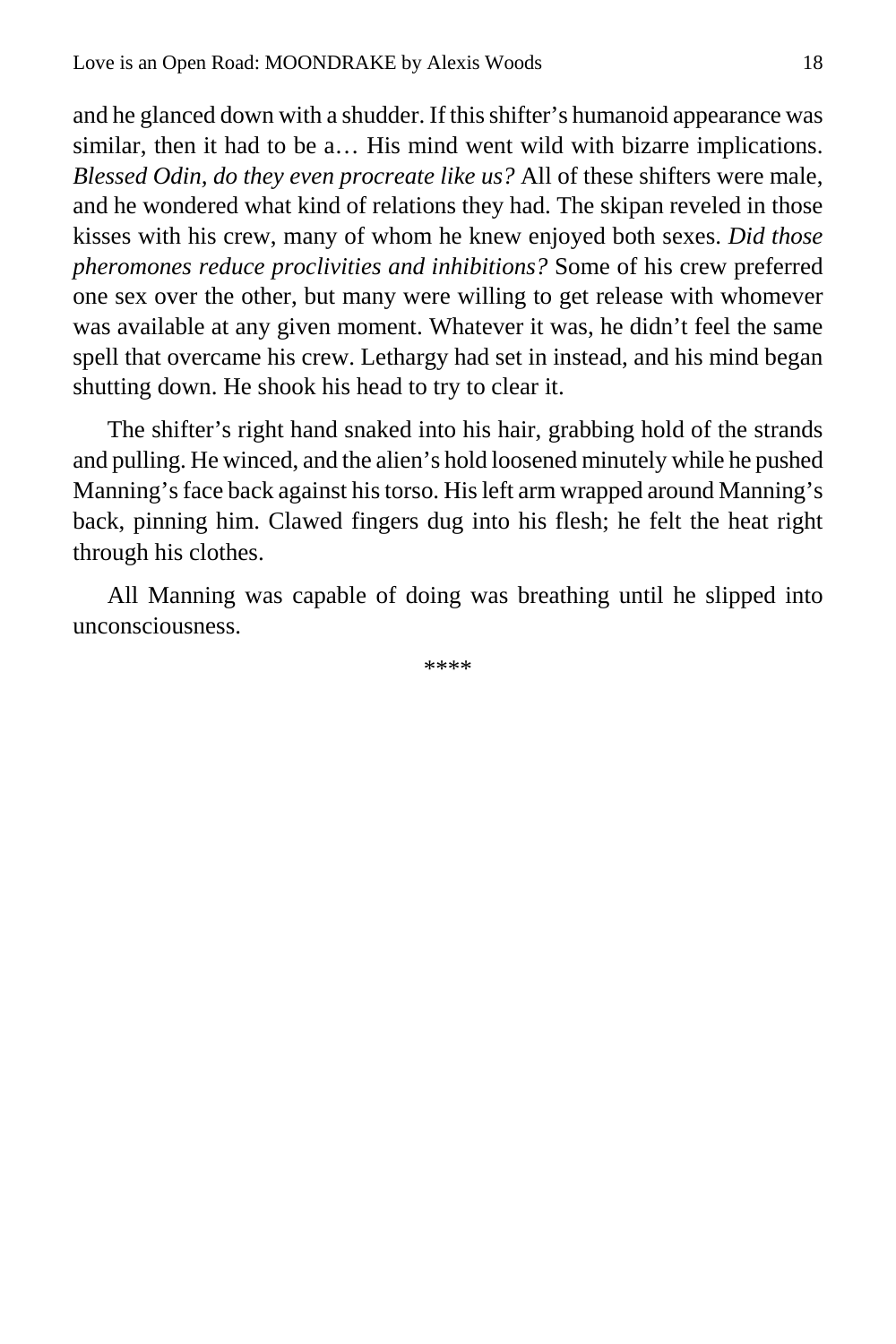and he glanced down with a shudder. If this shifter's humanoid appearance was similar, then it had to be a… His mind went wild with bizarre implications. *Blessed Odin, do they even procreate like us?* All of these shifters were male, and he wondered what kind of relations they had. The skipan reveled in those kisses with his crew, many of whom he knew enjoyed both sexes. *Did those pheromones reduce proclivities and inhibitions?* Some of his crew preferred one sex over the other, but many were willing to get release with whomever was available at any given moment. Whatever it was, he didn't feel the same spell that overcame his crew. Lethargy had set in instead, and his mind began shutting down. He shook his head to try to clear it.

The shifter's right hand snaked into his hair, grabbing hold of the strands and pulling. He winced, and the alien's hold loosened minutely while he pushed Manning's face back against his torso. His left arm wrapped around Manning's back, pinning him. Clawed fingers dug into his flesh; he felt the heat right through his clothes.

All Manning was capable of doing was breathing until he slipped into unconsciousness.

****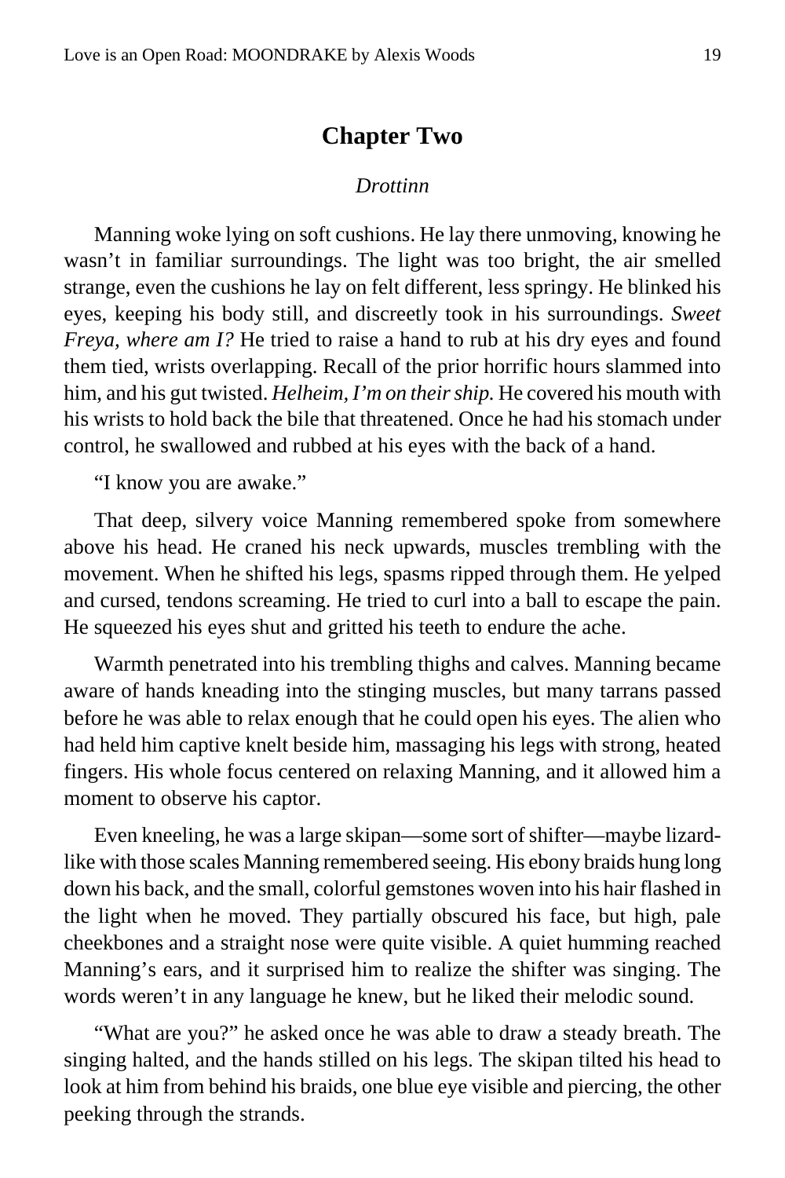# Chapter Two

*Drottinn*

Manning woke lying on soft cushions. He lay there unmoving, knowing he wasn't in familiar surroundings. The light was too bright, the air smelled strange, even the cushions he lay on felt different, less springy. He blinked his eyes, keeping his body still, and discreetly took in his surroundings. *Sweet Freya, where am I?* He tried to raise a hand to rub at his dry eyes and found them tied, wrists overlapping. Recall of the prior horrific hours slammed into him, and his gut twisted. *Helheim, I'm on their ship.* He covered his mouth with his wrists to hold back the bile that threatened. Once he had his stomach under control, he swallowed and rubbed at his eyes with the back of a hand.

"I know you are awake."

That deep, silvery voice Manning remembered spoke from somewhere above his head. He craned his neck upwards, muscles trembling with the movement. When he shifted his legs, spasms ripped through them. He yelped and cursed, tendons screaming. He tried to curl into a ball to escape the pain. He squeezed his eyes shut and gritted his teeth to endure the ache.

Warmth penetrated into his trembling thighs and calves. Manning became aware of hands kneading into the stinging muscles, but many tarrans passed before he was able to relax enough that he could open his eyes. The alien who had held him captive knelt beside him, massaging his legs with strong, heated fingers. His whole focus centered on relaxing Manning, and it allowed him a moment to observe his captor.

Even kneeling, he was a large skipan—some sort of shifter—maybe lizard-like with those scales Manning remembered seeing. His ebony braids hung long down his back, and the small, colorful gemstones woven into his hair flashed in the light when he moved. They partially obscured his face, but high, pale cheekbones and a straight nose were quite visible. A quiet humming reached Manning's ears, and it surprised him to realize the shifter was singing. The words weren't in any language he knew, but he liked their melodic sound.

"What are you?" he asked once he was able to draw a steady breath. The singing halted, and the hands stilled on his legs. The skipan tilted his head to look at him from behind his braids, one blue eye visible and piercing, the other peeking through the strands.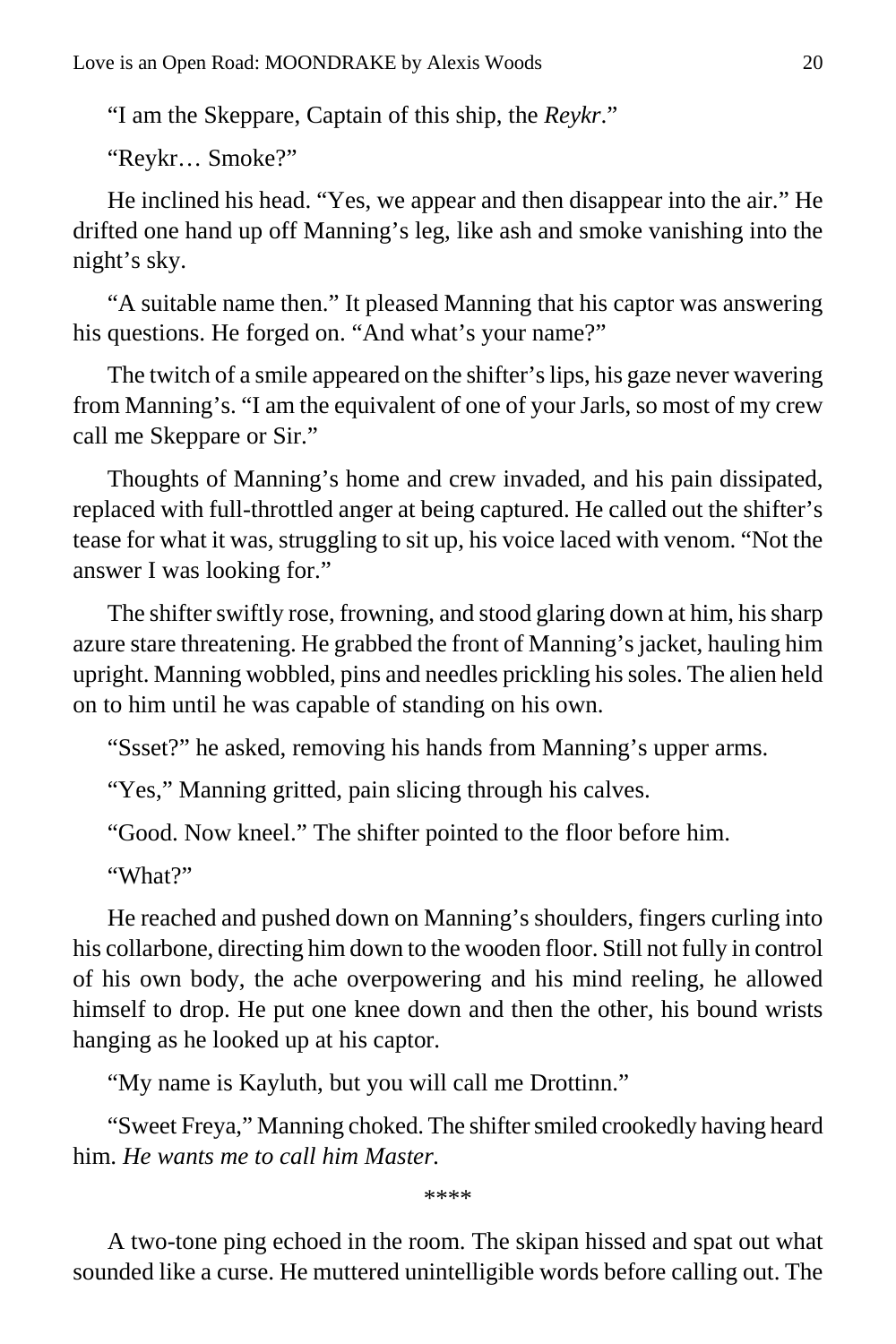“I am the Skeppare, Captain of this ship, the *Reykr*.”

“Reykr… Smoke?”

He inclined his head. “Yes, we appear and then disappear into the air.” He drifted one hand up off Manning’s leg, like ash and smoke vanishing into the night’s sky.

“A suitable name then.” It pleased Manning that his captor was answering his questions. He forged on. “And what’s your name?”

The twitch of a smile appeared on the shifter’s lips, his gaze never wavering from Manning’s. “I am the equivalent of one of your Jarls, so most of my crew call me Skeppare or Sir.”

Thoughts of Manning’s home and crew invaded, and his pain dissipated, replaced with full-throttled anger at being captured. He called out the shifter’s tease for what it was, struggling to sit up, his voice laced with venom. “Not the answer I was looking for.”

The shifter swiftly rose, frowning, and stood glaring down at him, his sharp azure stare threatening. He grabbed the front of Manning’s jacket, hauling him upright. Manning wobbled, pins and needles prickling his soles. The alien held on to him until he was capable of standing on his own.

“Ssset?” he asked, removing his hands from Manning’s upper arms.

“Yes,” Manning gritted, pain slicing through his calves.

“Good. Now kneel.” The shifter pointed to the floor before him.

“What?”

He reached and pushed down on Manning’s shoulders, fingers curling into his collarbone, directing him down to the wooden floor. Still not fully in control of his own body, the ache overpowering and his mind reeling, he allowed himself to drop. He put one knee down and then the other, his bound wrists hanging as he looked up at his captor.

“My name is Kayluth, but you will call me Drottinn.”

“Sweet Freya,” Manning choked. The shifter smiled crookedly having heard him. *He wants me to call him Master.*

****

A two-tone ping echoed in the room. The skipan hissed and spat out what sounded like a curse. He muttered unintelligible words before calling out. The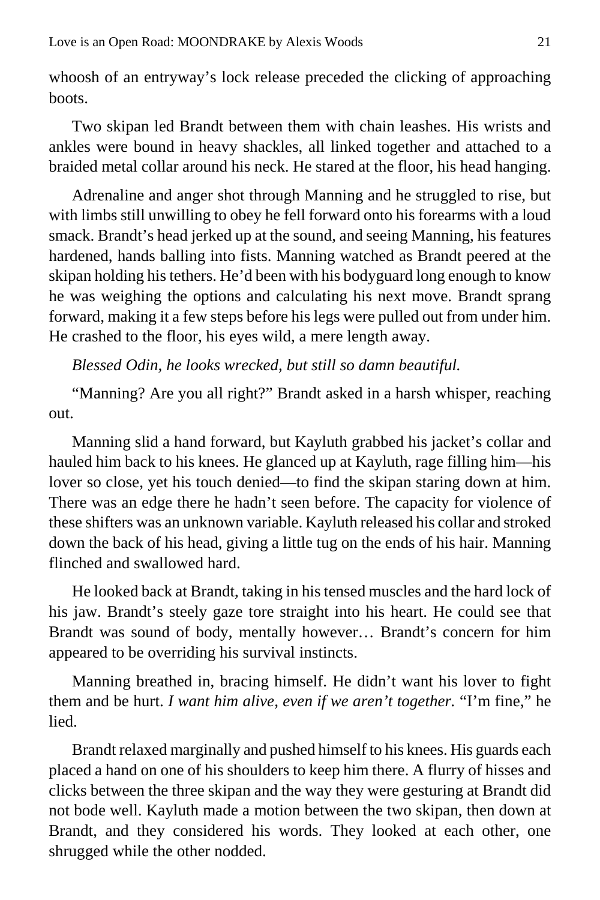whoosh of an entryway's lock release preceded the clicking of approaching boots.

Two skipan led Brandt between them with chain leashes. His wrists and ankles were bound in heavy shackles, all linked together and attached to a braided metal collar around his neck. He stared at the floor, his head hanging.

Adrenaline and anger shot through Manning and he struggled to rise, but with limbs still unwilling to obey he fell forward onto his forearms with a loud smack. Brandt's head jerked up at the sound, and seeing Manning, his features hardened, hands balling into fists. Manning watched as Brandt peered at the skipan holding his tethers. He'd been with his bodyguard long enough to know he was weighing the options and calculating his next move. Brandt sprang forward, making it a few steps before his legs were pulled out from under him. He crashed to the floor, his eyes wild, a mere length away.

*Blessed Odin, he looks wrecked, but still so damn beautiful.*

"Manning? Are you all right?" Brandt asked in a harsh whisper, reaching out.

Manning slid a hand forward, but Kayluth grabbed his jacket's collar and hauled him back to his knees. He glanced up at Kayluth, rage filling him—his lover so close, yet his touch denied—to find the skipan staring down at him. There was an edge there he hadn't seen before. The capacity for violence of these shifters was an unknown variable. Kayluth released his collar and stroked down the back of his head, giving a little tug on the ends of his hair. Manning flinched and swallowed hard.

He looked back at Brandt, taking in his tensed muscles and the hard lock of his jaw. Brandt's steely gaze tore straight into his heart. He could see that Brandt was sound of body, mentally however… Brandt's concern for him appeared to be overriding his survival instincts.

Manning breathed in, bracing himself. He didn't want his lover to fight them and be hurt. *I want him alive, even if we aren't together.* "I'm fine," he lied.

Brandt relaxed marginally and pushed himself to his knees. His guards each placed a hand on one of his shoulders to keep him there. A flurry of hisses and clicks between the three skipan and the way they were gesturing at Brandt did not bode well. Kayluth made a motion between the two skipan, then down at Brandt, and they considered his words. They looked at each other, one shrugged while the other nodded.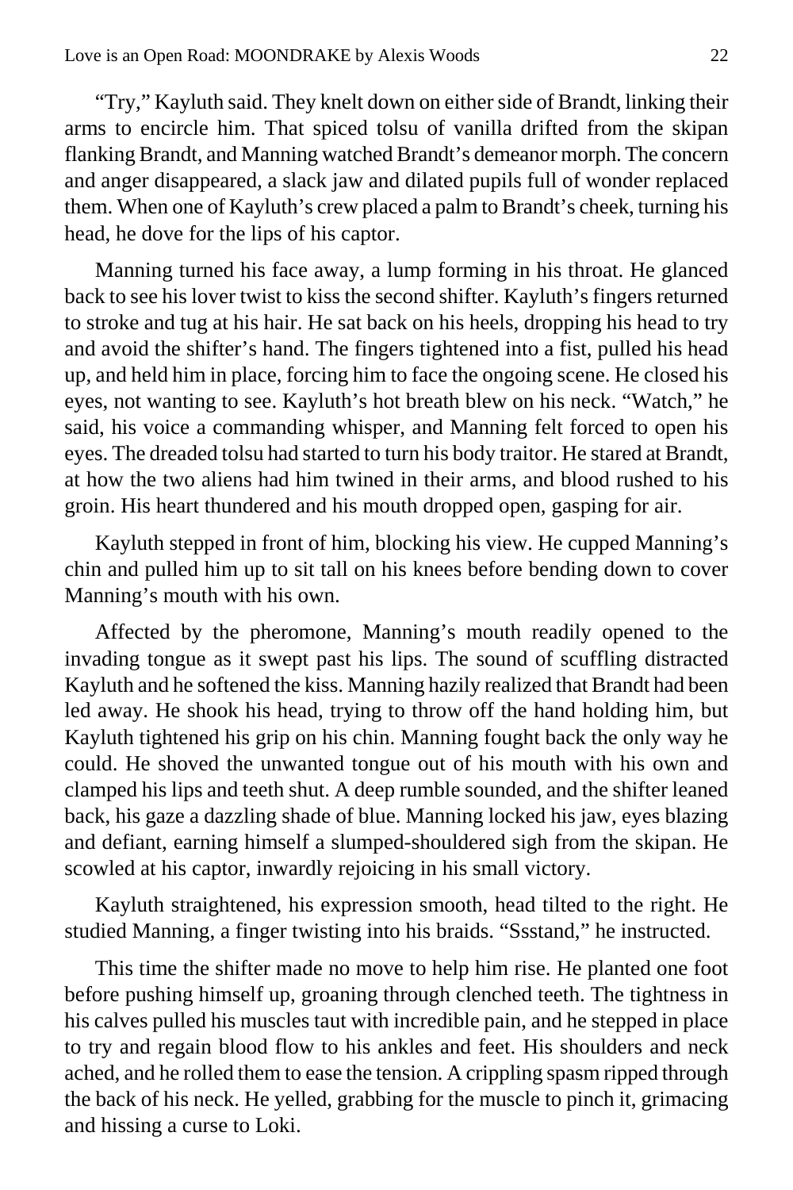"Try," Kayluth said. They knelt down on either side of Brandt, linking their arms to encircle him. That spiced tolsu of vanilla drifted from the skipan flanking Brandt, and Manning watched Brandt's demeanor morph. The concern and anger disappeared, a slack jaw and dilated pupils full of wonder replaced them. When one of Kayluth's crew placed a palm to Brandt's cheek, turning his head, he dove for the lips of his captor.

Manning turned his face away, a lump forming in his throat. He glanced back to see his lover twist to kiss the second shifter. Kayluth's fingers returned to stroke and tug at his hair. He sat back on his heels, dropping his head to try and avoid the shifter's hand. The fingers tightened into a fist, pulled his head up, and held him in place, forcing him to face the ongoing scene. He closed his eyes, not wanting to see. Kayluth's hot breath blew on his neck. "Watch," he said, his voice a commanding whisper, and Manning felt forced to open his eyes. The dreaded tolsu had started to turn his body traitor. He stared at Brandt, at how the two aliens had him twined in their arms, and blood rushed to his groin. His heart thundered and his mouth dropped open, gasping for air.

Kayluth stepped in front of him, blocking his view. He cupped Manning's chin and pulled him up to sit tall on his knees before bending down to cover Manning's mouth with his own.

Affected by the pheromone, Manning's mouth readily opened to the invading tongue as it swept past his lips. The sound of scuffling distracted Kayluth and he softened the kiss. Manning hazily realized that Brandt had been led away. He shook his head, trying to throw off the hand holding him, but Kayluth tightened his grip on his chin. Manning fought back the only way he could. He shoved the unwanted tongue out of his mouth with his own and clamped his lips and teeth shut. A deep rumble sounded, and the shifter leaned back, his gaze a dazzling shade of blue. Manning locked his jaw, eyes blazing and defiant, earning himself a slumped-shouldered sigh from the skipan. He scowled at his captor, inwardly rejoicing in his small victory.

Kayluth straightened, his expression smooth, head tilted to the right. He studied Manning, a finger twisting into his braids. "Ssstand," he instructed.

This time the shifter made no move to help him rise. He planted one foot before pushing himself up, groaning through clenched teeth. The tightness in his calves pulled his muscles taut with incredible pain, and he stepped in place to try and regain blood flow to his ankles and feet. His shoulders and neck ached, and he rolled them to ease the tension. A crippling spasm ripped through the back of his neck. He yelled, grabbing for the muscle to pinch it, grimacing and hissing a curse to Loki.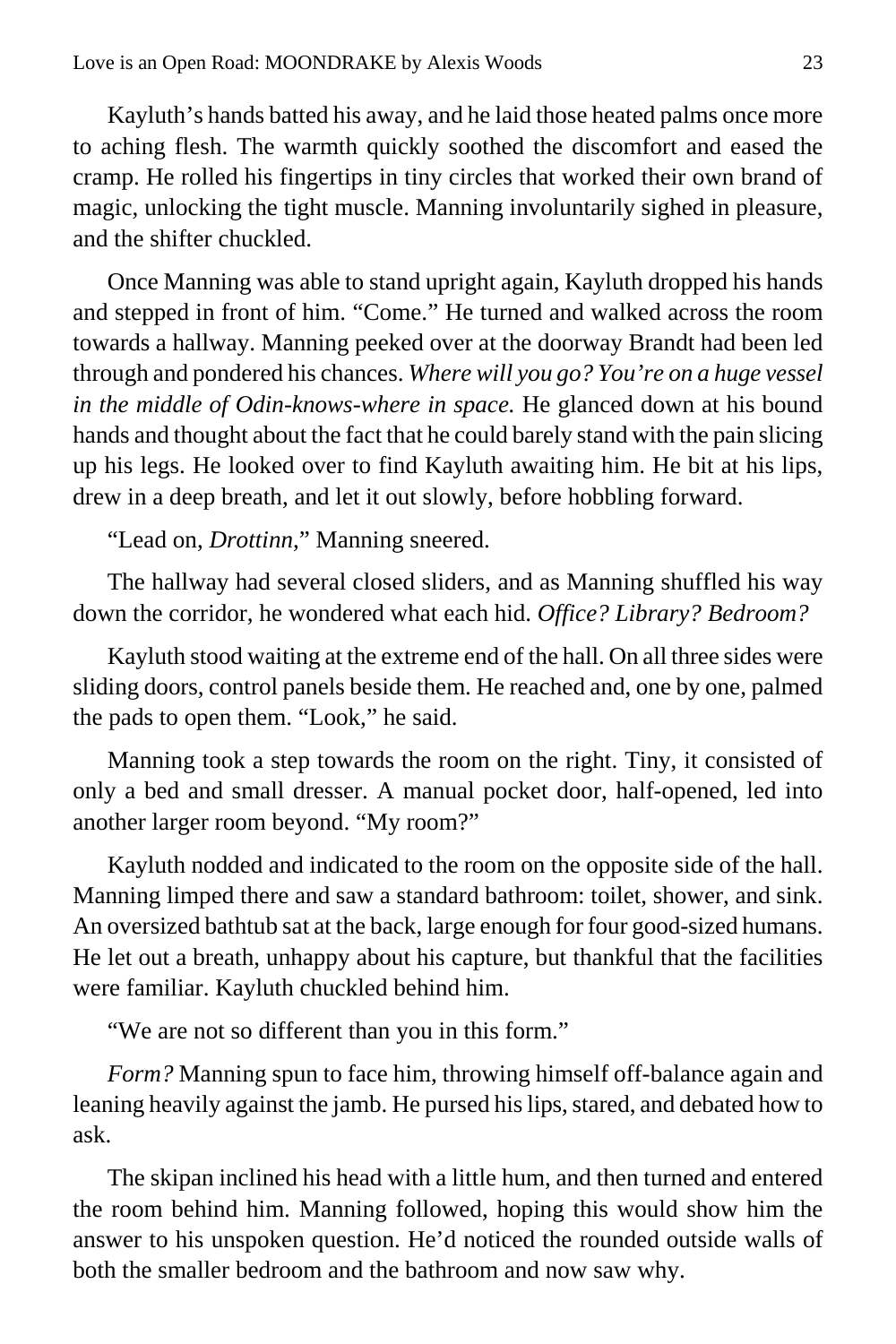Kayluth's hands batted his away, and he laid those heated palms once more to aching flesh. The warmth quickly soothed the discomfort and eased the cramp. He rolled his fingertips in tiny circles that worked their own brand of magic, unlocking the tight muscle. Manning involuntarily sighed in pleasure, and the shifter chuckled.

Once Manning was able to stand upright again, Kayluth dropped his hands and stepped in front of him. "Come." He turned and walked across the room towards a hallway. Manning peeked over at the doorway Brandt had been led through and pondered his chances. *Where will you go? You're on a huge vessel in the middle of Odin-knows-where in space.* He glanced down at his bound hands and thought about the fact that he could barely stand with the pain slicing up his legs. He looked over to find Kayluth awaiting him. He bit at his lips, drew in a deep breath, and let it out slowly, before hobbling forward.

"Lead on, *Drottinn*," Manning sneered.

The hallway had several closed sliders, and as Manning shuffled his way down the corridor, he wondered what each hid. *Office? Library? Bedroom?*

Kayluth stood waiting at the extreme end of the hall. On all three sides were sliding doors, control panels beside them. He reached and, one by one, palmed the pads to open them. "Look," he said.

Manning took a step towards the room on the right. Tiny, it consisted of only a bed and small dresser. A manual pocket door, half-opened, led into another larger room beyond. "My room?"

Kayluth nodded and indicated to the room on the opposite side of the hall. Manning limped there and saw a standard bathroom: toilet, shower, and sink. An oversized bathtub sat at the back, large enough for four good-sized humans. He let out a breath, unhappy about his capture, but thankful that the facilities were familiar. Kayluth chuckled behind him.

"We are not so different than you in this form."

*Form?* Manning spun to face him, throwing himself off-balance again and leaning heavily against the jamb. He pursed his lips, stared, and debated how to ask.

The skipan inclined his head with a little hum, and then turned and entered the room behind him. Manning followed, hoping this would show him the answer to his unspoken question. He'd noticed the rounded outside walls of both the smaller bedroom and the bathroom and now saw why.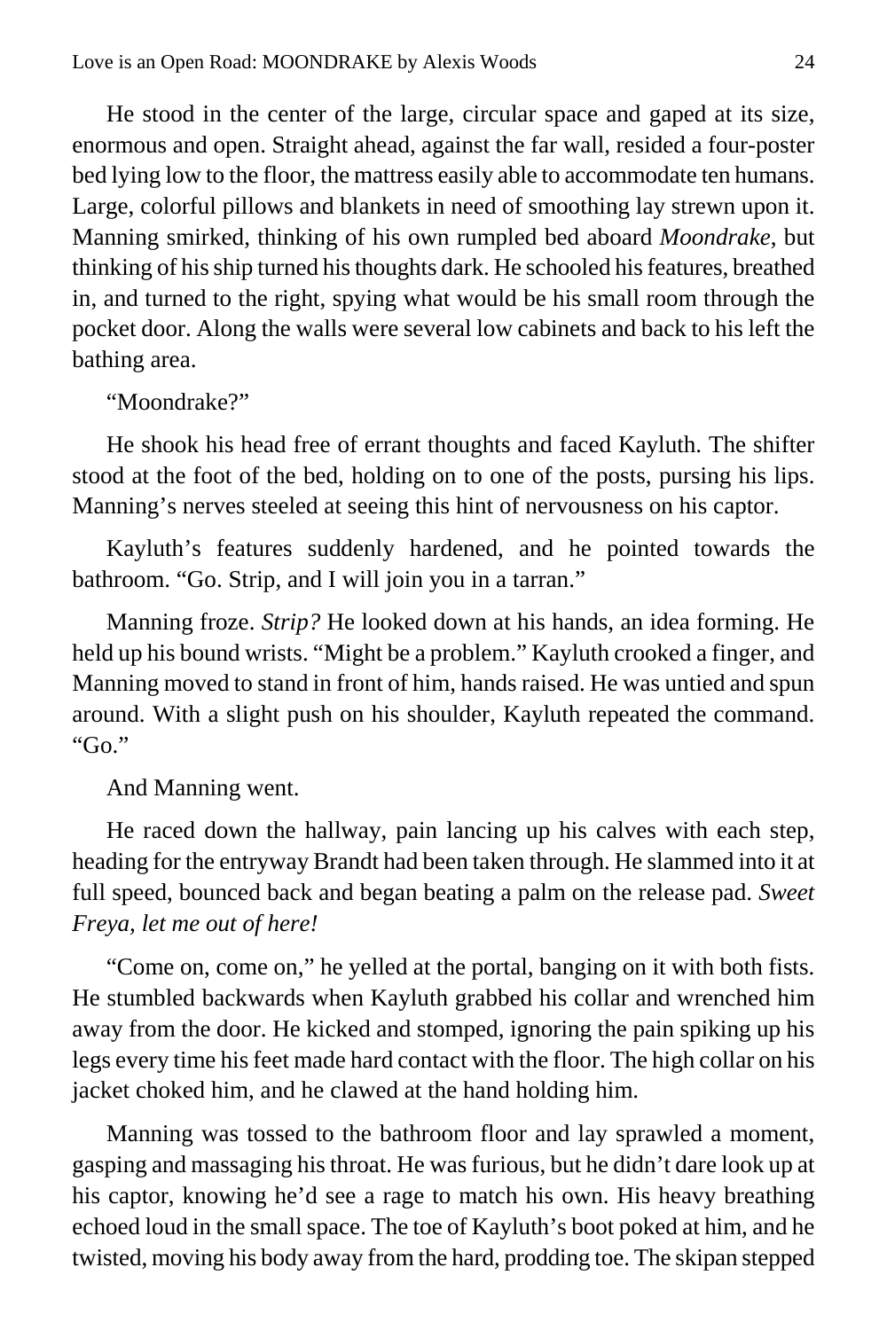He stood in the center of the large, circular space and gaped at its size, enormous and open. Straight ahead, against the far wall, resided a four-poster bed lying low to the floor, the mattress easily able to accommodate ten humans. Large, colorful pillows and blankets in need of smoothing lay strewn upon it. Manning smirked, thinking of his own rumpled bed aboard *Moondrake*, but thinking of his ship turned his thoughts dark. He schooled his features, breathed in, and turned to the right, spying what would be his small room through the pocket door. Along the walls were several low cabinets and back to his left the bathing area.

"Moondrake?"

He shook his head free of errant thoughts and faced Kayluth. The shifter stood at the foot of the bed, holding on to one of the posts, pursing his lips. Manning's nerves steeled at seeing this hint of nervousness on his captor.

Kayluth's features suddenly hardened, and he pointed towards the bathroom. "Go. Strip, and I will join you in a tarran."

Manning froze. *Strip?* He looked down at his hands, an idea forming. He held up his bound wrists. "Might be a problem." Kayluth crooked a finger, and Manning moved to stand in front of him, hands raised. He was untied and spun around. With a slight push on his shoulder, Kayluth repeated the command. "Go."

And Manning went.

He raced down the hallway, pain lancing up his calves with each step, heading for the entryway Brandt had been taken through. He slammed into it at full speed, bounced back and began beating a palm on the release pad. *Sweet Freya, let me out of here!*

"Come on, come on," he yelled at the portal, banging on it with both fists. He stumbled backwards when Kayluth grabbed his collar and wrenched him away from the door. He kicked and stomped, ignoring the pain spiking up his legs every time his feet made hard contact with the floor. The high collar on his jacket choked him, and he clawed at the hand holding him.

Manning was tossed to the bathroom floor and lay sprawled a moment, gasping and massaging his throat. He was furious, but he didn't dare look up at his captor, knowing he'd see a rage to match his own. His heavy breathing echoed loud in the small space. The toe of Kayluth's boot poked at him, and he twisted, moving his body away from the hard, prodding toe. The skipan stepped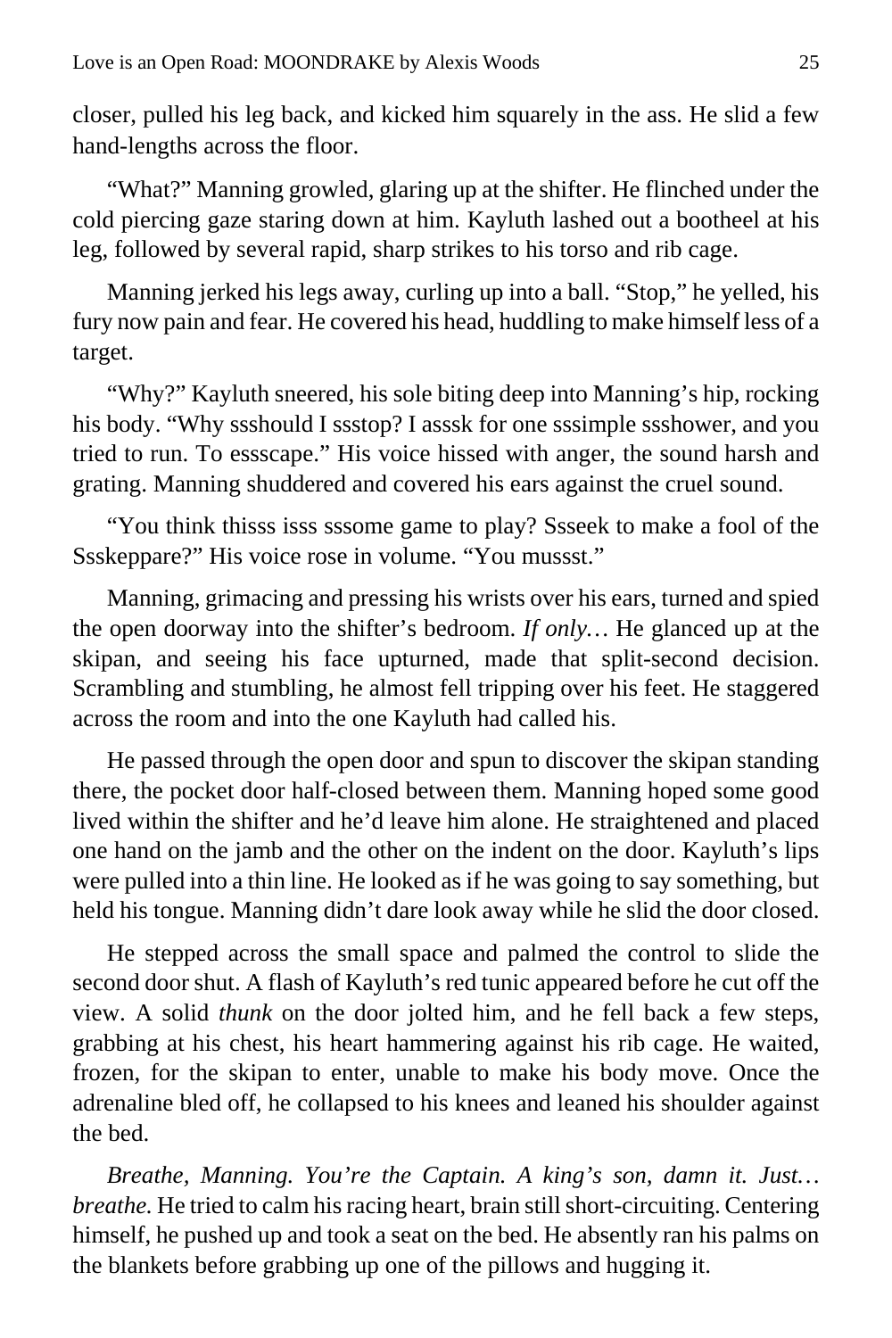closer, pulled his leg back, and kicked him squarely in the ass. He slid a few hand-lengths across the floor.

"What?" Manning growled, glaring up at the shifter. He flinched under the cold piercing gaze staring down at him. Kayluth lashed out a bootheel at his leg, followed by several rapid, sharp strikes to his torso and rib cage.

Manning jerked his legs away, curling up into a ball. "Stop," he yelled, his fury now pain and fear. He covered his head, huddling to make himself less of a target.

"Why?" Kayluth sneered, his sole biting deep into Manning's hip, rocking his body. "Why ssshould I ssstop? I asssk for one sssimple ssshower, and you tried to run. To essscape." His voice hissed with anger, the sound harsh and grating. Manning shuddered and covered his ears against the cruel sound.

"You think thisss isss sssome game to play? Ssseek to make a fool of the Ssskeppare?" His voice rose in volume. "You mussst."

Manning, grimacing and pressing his wrists over his ears, turned and spied the open doorway into the shifter's bedroom. *If only…* He glanced up at the skipan, and seeing his face upturned, made that split-second decision. Scrambling and stumbling, he almost fell tripping over his feet. He staggered across the room and into the one Kayluth had called his.

He passed through the open door and spun to discover the skipan standing there, the pocket door half-closed between them. Manning hoped some good lived within the shifter and he'd leave him alone. He straightened and placed one hand on the jamb and the other on the indent on the door. Kayluth's lips were pulled into a thin line. He looked as if he was going to say something, but held his tongue. Manning didn't dare look away while he slid the door closed.

He stepped across the small space and palmed the control to slide the second door shut. A flash of Kayluth's red tunic appeared before he cut off the view. A solid *thunk* on the door jolted him, and he fell back a few steps, grabbing at his chest, his heart hammering against his rib cage. He waited, frozen, for the skipan to enter, unable to make his body move. Once the adrenaline bled off, he collapsed to his knees and leaned his shoulder against the bed.

*Breathe, Manning. You're the Captain. A king's son, damn it. Just… breathe.* He tried to calm his racing heart, brain still short-circuiting. Centering himself, he pushed up and took a seat on the bed. He absently ran his palms on the blankets before grabbing up one of the pillows and hugging it.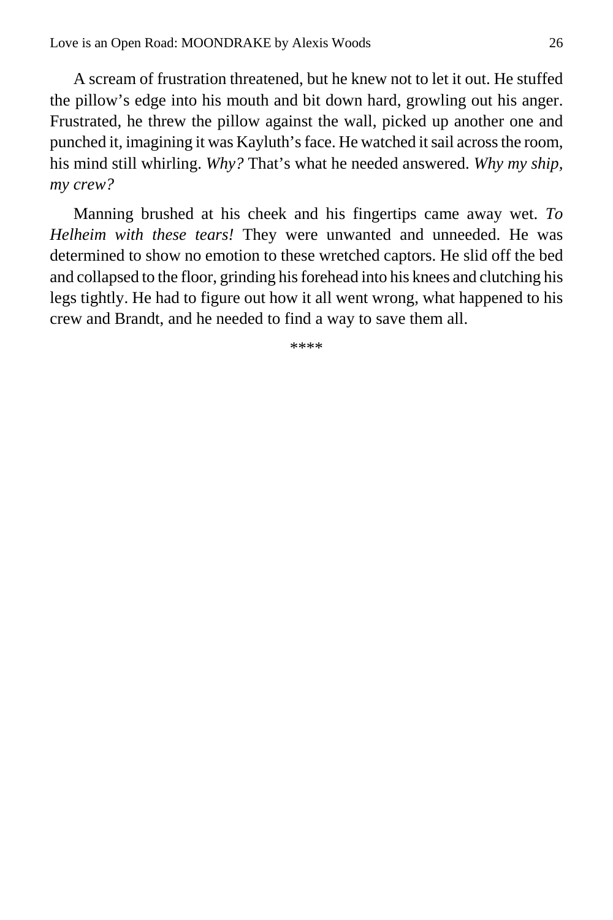A scream of frustration threatened, but he knew not to let it out. He stuffed the pillow's edge into his mouth and bit down hard, growling out his anger. Frustrated, he threw the pillow against the wall, picked up another one and punched it, imagining it was Kayluth's face. He watched it sail across the room, his mind still whirling. *Why?* That's what he needed answered. *Why my ship, my crew?*

Manning brushed at his cheek and his fingertips came away wet. *To Helheim with these tears!* They were unwanted and unneeded. He was determined to show no emotion to these wretched captors. He slid off the bed and collapsed to the floor, grinding his forehead into his knees and clutching his legs tightly. He had to figure out how it all went wrong, what happened to his crew and Brandt, and he needed to find a way to save them all.

****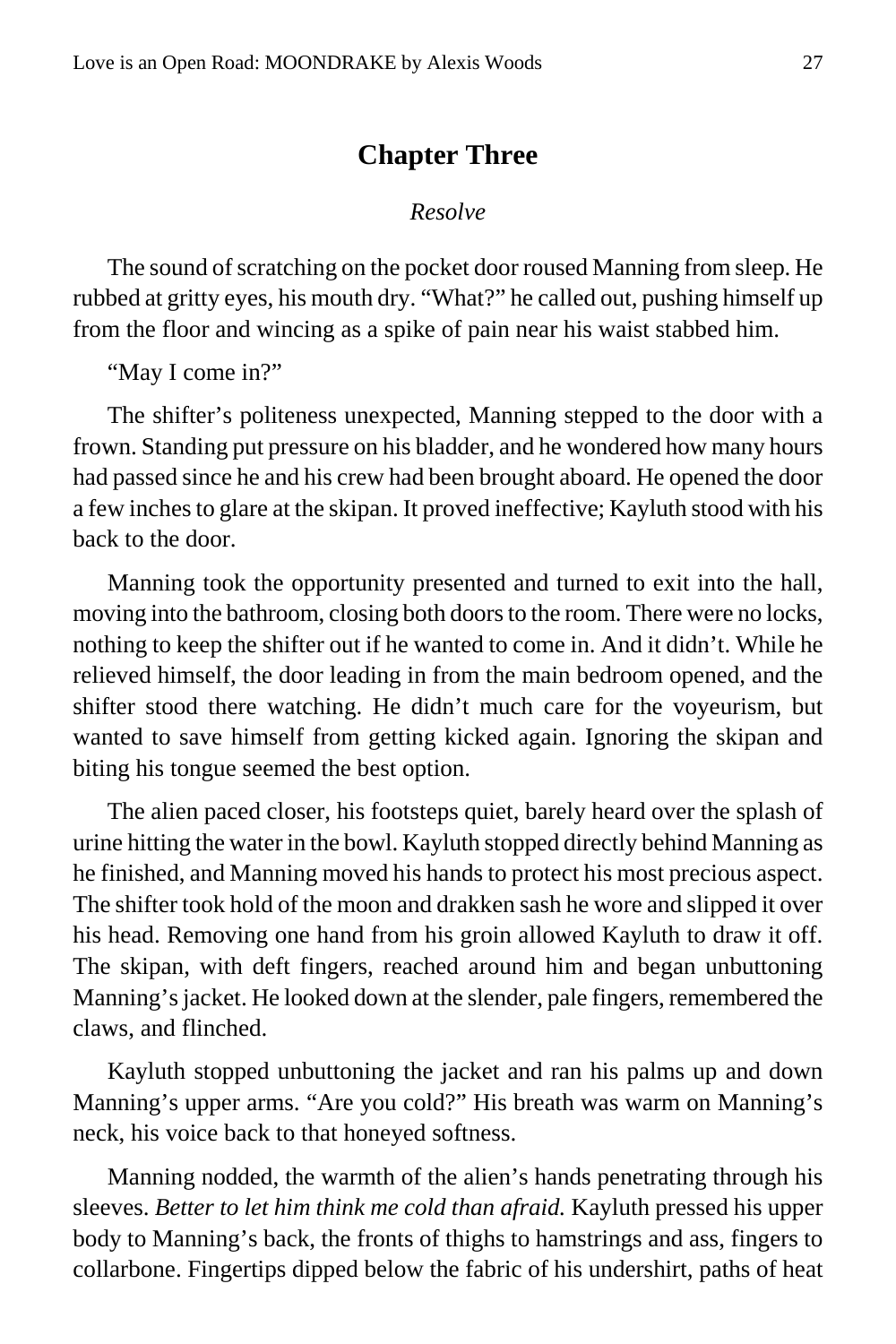## Chapter Three

*Resolve*

The sound of scratching on the pocket door roused Manning from sleep. He rubbed at gritty eyes, his mouth dry. "What?" he called out, pushing himself up from the floor and wincing as a spike of pain near his waist stabbed him.

"May I come in?"

The shifter's politeness unexpected, Manning stepped to the door with a frown. Standing put pressure on his bladder, and he wondered how many hours had passed since he and his crew had been brought aboard. He opened the door a few inches to glare at the skipan. It proved ineffective; Kayluth stood with his back to the door.

Manning took the opportunity presented and turned to exit into the hall, moving into the bathroom, closing both doors to the room. There were no locks, nothing to keep the shifter out if he wanted to come in. And it didn't. While he relieved himself, the door leading in from the main bedroom opened, and the shifter stood there watching. He didn't much care for the voyeurism, but wanted to save himself from getting kicked again. Ignoring the skipan and biting his tongue seemed the best option.

The alien paced closer, his footsteps quiet, barely heard over the splash of urine hitting the water in the bowl. Kayluth stopped directly behind Manning as he finished, and Manning moved his hands to protect his most precious aspect. The shifter took hold of the moon and drakken sash he wore and slipped it over his head. Removing one hand from his groin allowed Kayluth to draw it off. The skipan, with deft fingers, reached around him and began unbuttoning Manning's jacket. He looked down at the slender, pale fingers, remembered the claws, and flinched.

Kayluth stopped unbuttoning the jacket and ran his palms up and down Manning's upper arms. "Are you cold?" His breath was warm on Manning's neck, his voice back to that honeyed softness.

Manning nodded, the warmth of the alien's hands penetrating through his sleeves. *Better to let him think me cold than afraid.* Kayluth pressed his upper body to Manning's back, the fronts of thighs to hamstrings and ass, fingers to collarbone. Fingertips dipped below the fabric of his undershirt, paths of heat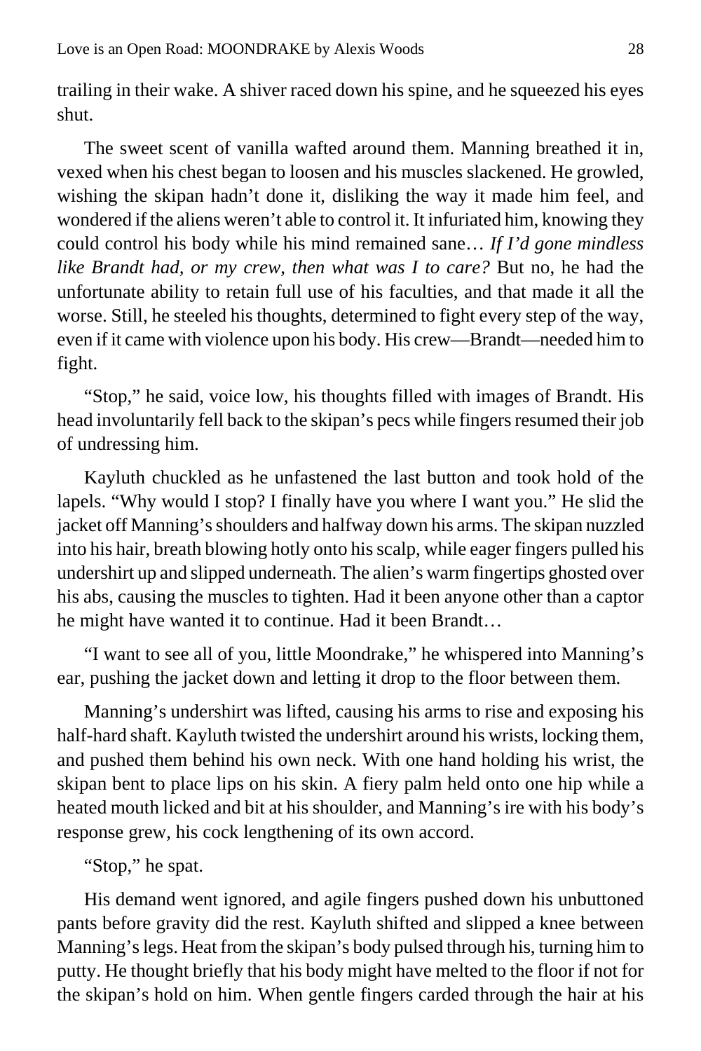trailing in their wake. A shiver raced down his spine, and he squeezed his eyes shut.

The sweet scent of vanilla wafted around them. Manning breathed it in, vexed when his chest began to loosen and his muscles slackened. He growled, wishing the skipan hadn't done it, disliking the way it made him feel, and wondered if the aliens weren't able to control it. It infuriated him, knowing they could control his body while his mind remained sane… *If I'd gone mindless like Brandt had, or my crew, then what was I to care?* But no, he had the unfortunate ability to retain full use of his faculties, and that made it all the worse. Still, he steeled his thoughts, determined to fight every step of the way, even if it came with violence upon his body. His crew—Brandt—needed him to fight.

"Stop," he said, voice low, his thoughts filled with images of Brandt. His head involuntarily fell back to the skipan's pecs while fingers resumed their job of undressing him.

Kayluth chuckled as he unfastened the last button and took hold of the lapels. "Why would I stop? I finally have you where I want you." He slid the jacket off Manning's shoulders and halfway down his arms. The skipan nuzzled into his hair, breath blowing hotly onto his scalp, while eager fingers pulled his undershirt up and slipped underneath. The alien's warm fingertips ghosted over his abs, causing the muscles to tighten. Had it been anyone other than a captor he might have wanted it to continue. Had it been Brandt…

"I want to see all of you, little Moondrake," he whispered into Manning's ear, pushing the jacket down and letting it drop to the floor between them.

Manning's undershirt was lifted, causing his arms to rise and exposing his half-hard shaft. Kayluth twisted the undershirt around his wrists, locking them, and pushed them behind his own neck. With one hand holding his wrist, the skipan bent to place lips on his skin. A fiery palm held onto one hip while a heated mouth licked and bit at his shoulder, and Manning's ire with his body's response grew, his cock lengthening of its own accord.

"Stop," he spat.

His demand went ignored, and agile fingers pushed down his unbuttoned pants before gravity did the rest. Kayluth shifted and slipped a knee between Manning's legs. Heat from the skipan's body pulsed through his, turning him to putty. He thought briefly that his body might have melted to the floor if not for the skipan's hold on him. When gentle fingers carded through the hair at his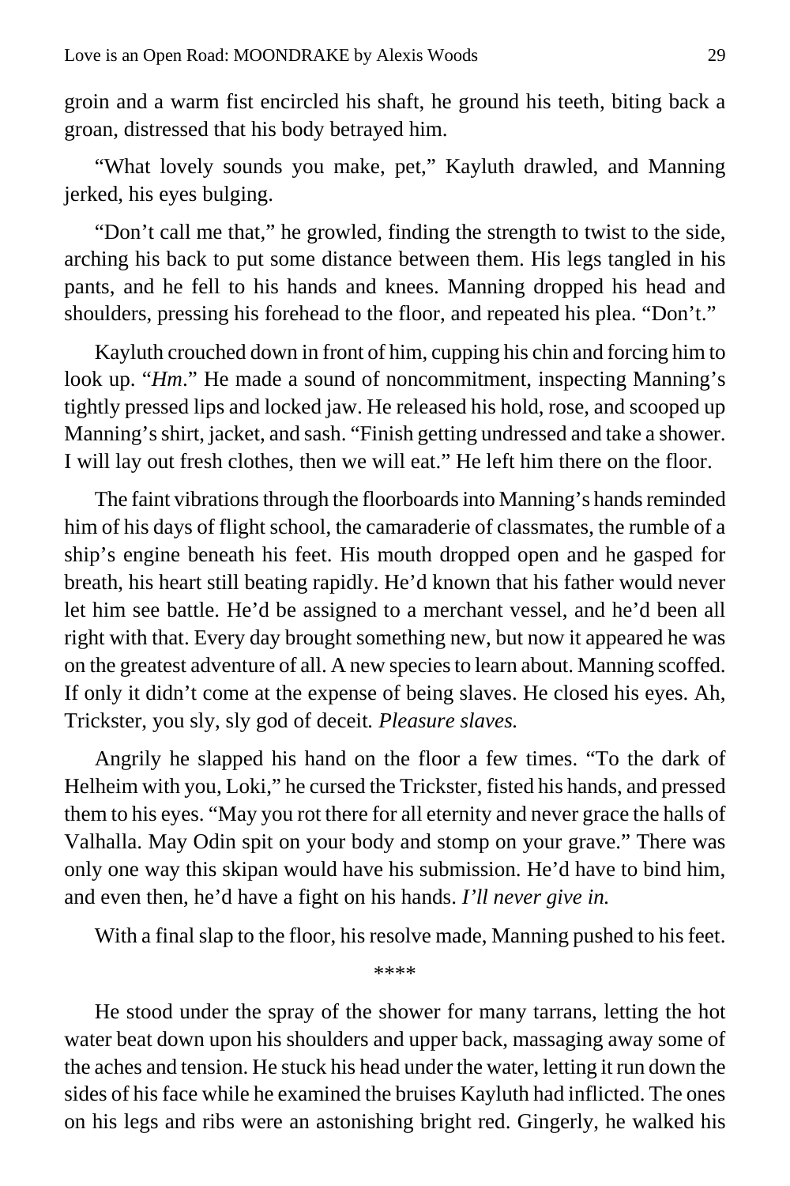groin and a warm fist encircled his shaft, he ground his teeth, biting back a groan, distressed that his body betrayed him.

"What lovely sounds you make, pet," Kayluth drawled, and Manning jerked, his eyes bulging.

"Don't call me that," he growled, finding the strength to twist to the side, arching his back to put some distance between them. His legs tangled in his pants, and he fell to his hands and knees. Manning dropped his head and shoulders, pressing his forehead to the floor, and repeated his plea. "Don't."

Kayluth crouched down in front of him, cupping his chin and forcing him to look up. "*Hm*." He made a sound of noncommitment, inspecting Manning's tightly pressed lips and locked jaw. He released his hold, rose, and scooped up Manning's shirt, jacket, and sash. "Finish getting undressed and take a shower. I will lay out fresh clothes, then we will eat." He left him there on the floor.

The faint vibrations through the floorboards into Manning's hands reminded him of his days of flight school, the camaraderie of classmates, the rumble of a ship's engine beneath his feet. His mouth dropped open and he gasped for breath, his heart still beating rapidly. He'd known that his father would never let him see battle. He'd be assigned to a merchant vessel, and he'd been all right with that. Every day brought something new, but now it appeared he was on the greatest adventure of all. A new species to learn about. Manning scoffed. If only it didn't come at the expense of being slaves. He closed his eyes. Ah, Trickster, you sly, sly god of deceit. *Pleasure slaves.*

Angrily he slapped his hand on the floor a few times. "To the dark of Helheim with you, Loki," he cursed the Trickster, fisted his hands, and pressed them to his eyes. "May you rot there for all eternity and never grace the halls of Valhalla. May Odin spit on your body and stomp on your grave." There was only one way this skipan would have his submission. He'd have to bind him, and even then, he'd have a fight on his hands. *I'll never give in.*

With a final slap to the floor, his resolve made, Manning pushed to his feet.

****

He stood under the spray of the shower for many tarrans, letting the hot water beat down upon his shoulders and upper back, massaging away some of the aches and tension. He stuck his head under the water, letting it run down the sides of his face while he examined the bruises Kayluth had inflicted. The ones on his legs and ribs were an astonishing bright red. Gingerly, he walked his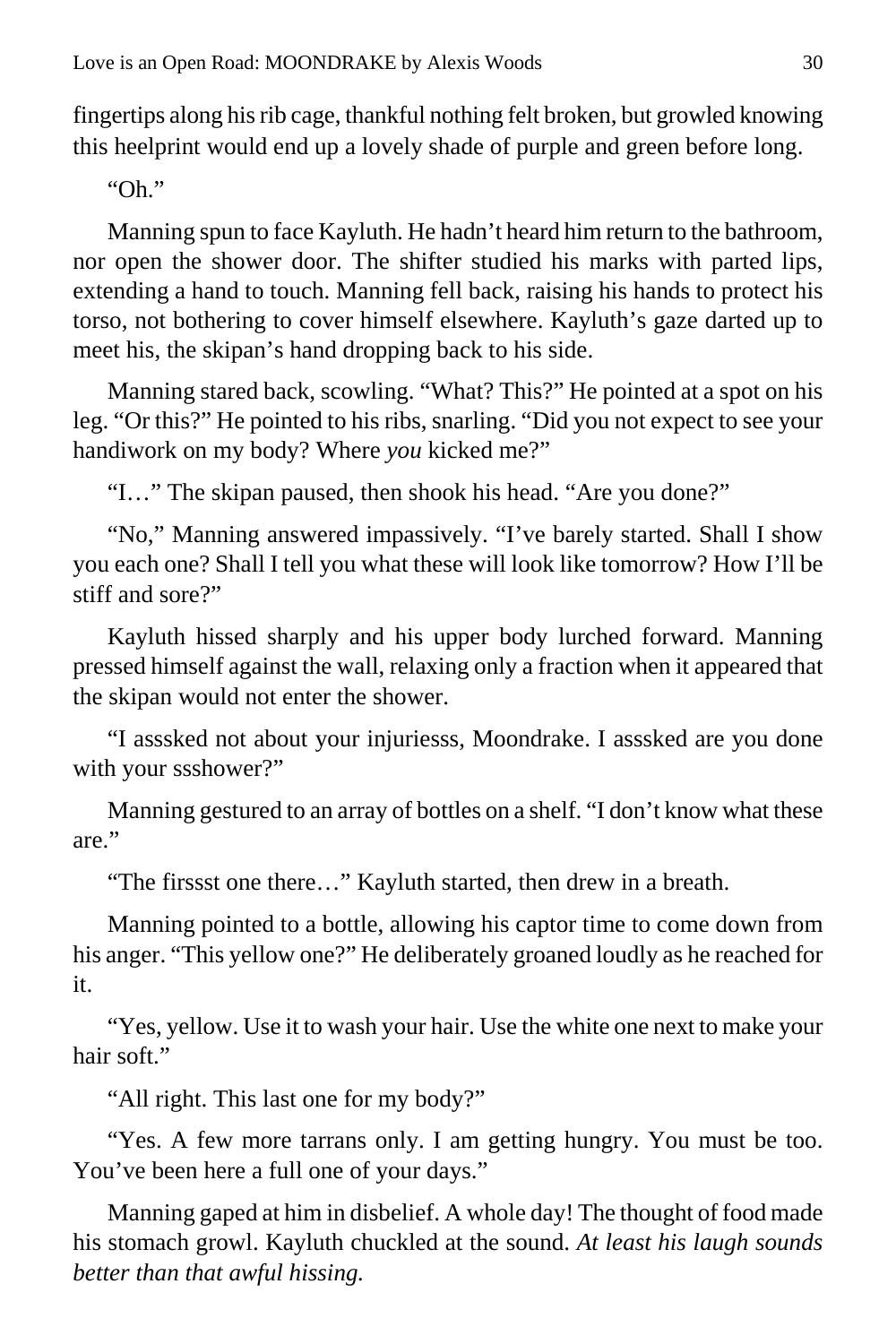fingertips along his rib cage, thankful nothing felt broken, but growled knowing this heelprint would end up a lovely shade of purple and green before long.

"Oh."

Manning spun to face Kayluth. He hadn't heard him return to the bathroom, nor open the shower door. The shifter studied his marks with parted lips, extending a hand to touch. Manning fell back, raising his hands to protect his torso, not bothering to cover himself elsewhere. Kayluth's gaze darted up to meet his, the skipan's hand dropping back to his side.

Manning stared back, scowling. "What? This?" He pointed at a spot on his leg. "Or this?" He pointed to his ribs, snarling. "Did you not expect to see your handiwork on my body? Where *you* kicked me?"

"I…" The skipan paused, then shook his head. "Are you done?"

"No," Manning answered impassively. "I've barely started. Shall I show you each one? Shall I tell you what these will look like tomorrow? How I'll be stiff and sore?"

Kayluth hissed sharply and his upper body lurched forward. Manning pressed himself against the wall, relaxing only a fraction when it appeared that the skipan would not enter the shower.

"I asssked not about your injuriesss, Moondrake. I asssked are you done with your ssshower?"

Manning gestured to an array of bottles on a shelf. "I don't know what these are."

"The firssst one there…" Kayluth started, then drew in a breath.

Manning pointed to a bottle, allowing his captor time to come down from his anger. "This yellow one?" He deliberately groaned loudly as he reached for it.

"Yes, yellow. Use it to wash your hair. Use the white one next to make your hair soft."

"All right. This last one for my body?"

"Yes. A few more tarrans only. I am getting hungry. You must be too. You've been here a full one of your days."

Manning gaped at him in disbelief. A whole day! The thought of food made his stomach growl. Kayluth chuckled at the sound. *At least his laugh sounds better than that awful hissing.*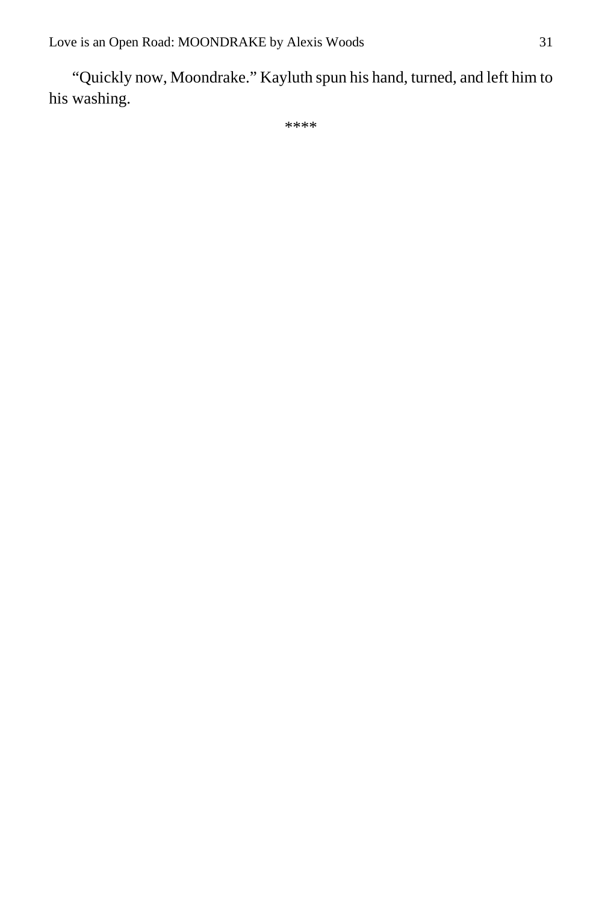"Quickly now, Moondrake." Kayluth spun his hand, turned, and left him to his washing.

****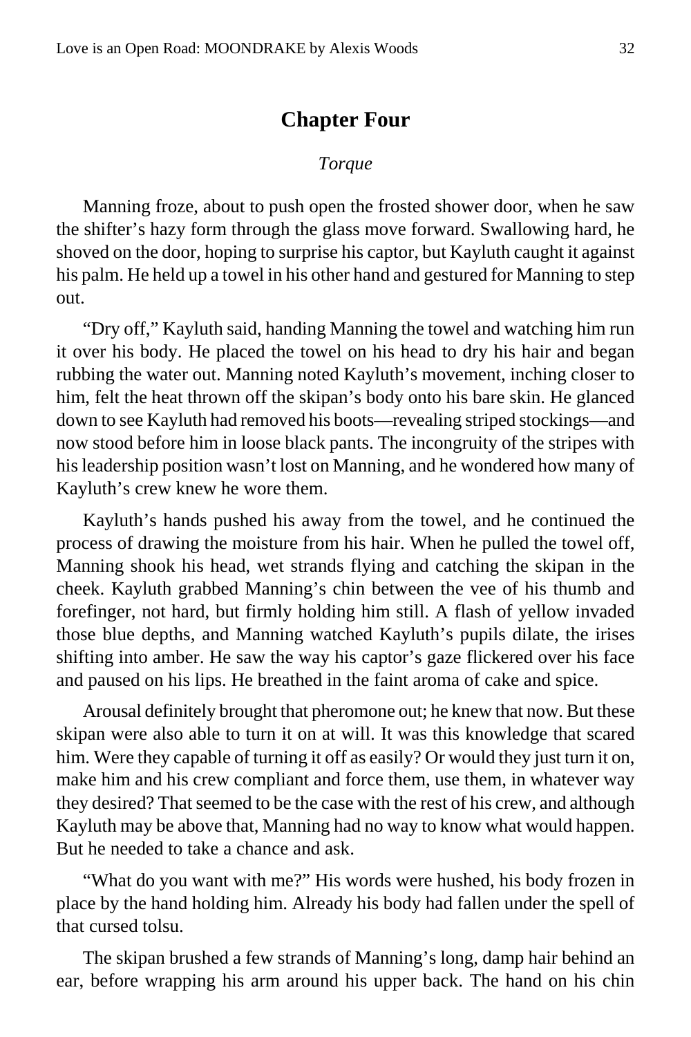## Chapter Four

*Torque*

Manning froze, about to push open the frosted shower door, when he saw the shifter's hazy form through the glass move forward. Swallowing hard, he shoved on the door, hoping to surprise his captor, but Kayluth caught it against his palm. He held up a towel in his other hand and gestured for Manning to step out.

"Dry off," Kayluth said, handing Manning the towel and watching him run it over his body. He placed the towel on his head to dry his hair and began rubbing the water out. Manning noted Kayluth's movement, inching closer to him, felt the heat thrown off the skipan's body onto his bare skin. He glanced down to see Kayluth had removed his boots—revealing striped stockings—and now stood before him in loose black pants. The incongruity of the stripes with his leadership position wasn't lost on Manning, and he wondered how many of Kayluth's crew knew he wore them.

Kayluth's hands pushed his away from the towel, and he continued the process of drawing the moisture from his hair. When he pulled the towel off, Manning shook his head, wet strands flying and catching the skipan in the cheek. Kayluth grabbed Manning's chin between the vee of his thumb and forefinger, not hard, but firmly holding him still. A flash of yellow invaded those blue depths, and Manning watched Kayluth's pupils dilate, the irises shifting into amber. He saw the way his captor's gaze flickered over his face and paused on his lips. He breathed in the faint aroma of cake and spice.

Arousal definitely brought that pheromone out; he knew that now. But these skipan were also able to turn it on at will. It was this knowledge that scared him. Were they capable of turning it off as easily? Or would they just turn it on, make him and his crew compliant and force them, use them, in whatever way they desired? That seemed to be the case with the rest of his crew, and although Kayluth may be above that, Manning had no way to know what would happen. But he needed to take a chance and ask.

"What do you want with me?" His words were hushed, his body frozen in place by the hand holding him. Already his body had fallen under the spell of that cursed tolsu.

The skipan brushed a few strands of Manning's long, damp hair behind an ear, before wrapping his arm around his upper back. The hand on his chin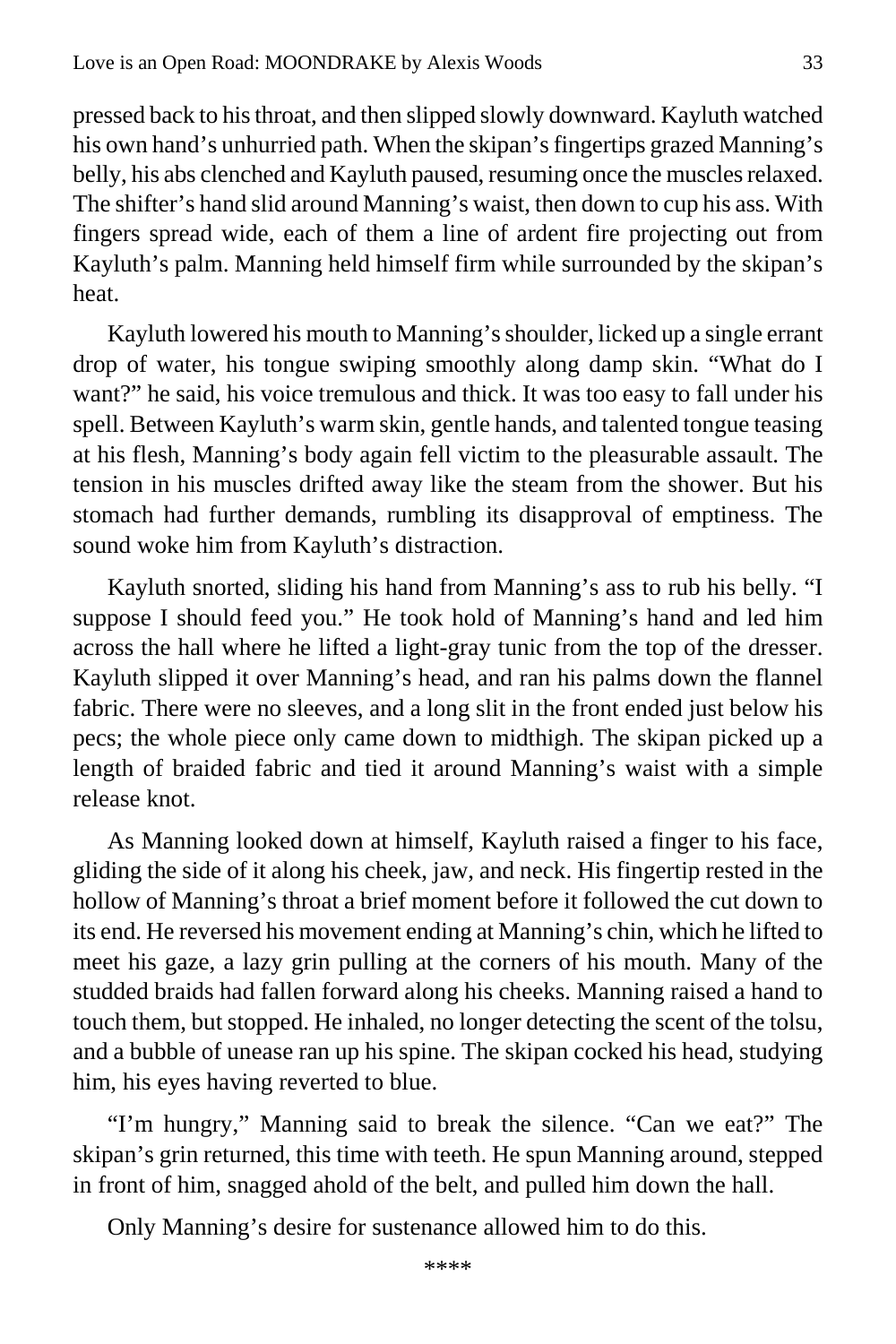pressed back to his throat, and then slipped slowly downward. Kayluth watched his own hand's unhurried path. When the skipan's fingertips grazed Manning's belly, his abs clenched and Kayluth paused, resuming once the muscles relaxed. The shifter's hand slid around Manning's waist, then down to cup his ass. With fingers spread wide, each of them a line of ardent fire projecting out from Kayluth's palm. Manning held himself firm while surrounded by the skipan's heat.

Kayluth lowered his mouth to Manning's shoulder, licked up a single errant drop of water, his tongue swiping smoothly along damp skin. "What do I want?" he said, his voice tremulous and thick. It was too easy to fall under his spell. Between Kayluth's warm skin, gentle hands, and talented tongue teasing at his flesh, Manning's body again fell victim to the pleasurable assault. The tension in his muscles drifted away like the steam from the shower. But his stomach had further demands, rumbling its disapproval of emptiness. The sound woke him from Kayluth's distraction.

Kayluth snorted, sliding his hand from Manning's ass to rub his belly. "I suppose I should feed you." He took hold of Manning's hand and led him across the hall where he lifted a light-gray tunic from the top of the dresser. Kayluth slipped it over Manning's head, and ran his palms down the flannel fabric. There were no sleeves, and a long slit in the front ended just below his pecs; the whole piece only came down to midthigh. The skipan picked up a length of braided fabric and tied it around Manning's waist with a simple release knot.

As Manning looked down at himself, Kayluth raised a finger to his face, gliding the side of it along his cheek, jaw, and neck. His fingertip rested in the hollow of Manning's throat a brief moment before it followed the cut down to its end. He reversed his movement ending at Manning's chin, which he lifted to meet his gaze, a lazy grin pulling at the corners of his mouth. Many of the studded braids had fallen forward along his cheeks. Manning raised a hand to touch them, but stopped. He inhaled, no longer detecting the scent of the tolsu, and a bubble of unease ran up his spine. The skipan cocked his head, studying him, his eyes having reverted to blue.

"I'm hungry," Manning said to break the silence. "Can we eat?" The skipan's grin returned, this time with teeth. He spun Manning around, stepped in front of him, snagged ahold of the belt, and pulled him down the hall.

Only Manning's desire for sustenance allowed him to do this.

****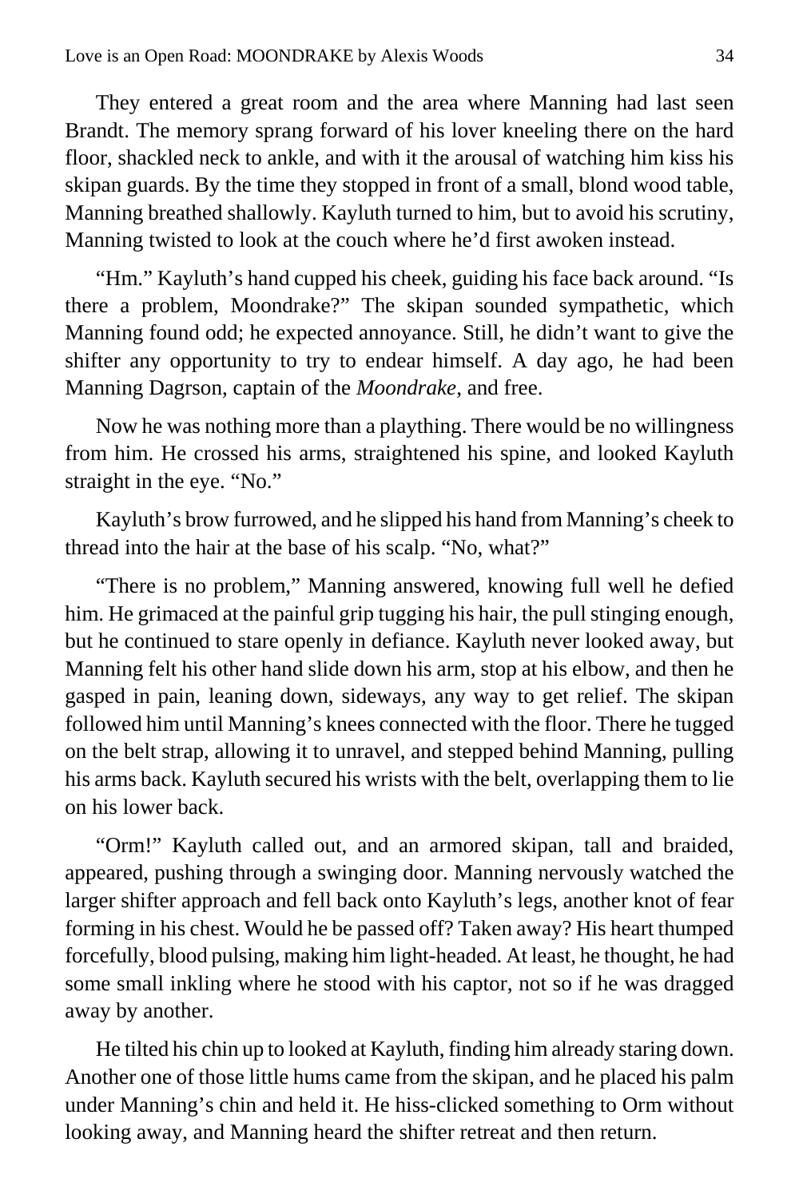They entered a great room and the area where Manning had last seen Brandt. The memory sprang forward of his lover kneeling there on the hard floor, shackled neck to ankle, and with it the arousal of watching him kiss his skipan guards. By the time they stopped in front of a small, blond wood table, Manning breathed shallowly. Kayluth turned to him, but to avoid his scrutiny, Manning twisted to look at the couch where he'd first awoken instead.

"Hm." Kayluth's hand cupped his cheek, guiding his face back around. "Is there a problem, Moondrake?" The skipan sounded sympathetic, which Manning found odd; he expected annoyance. Still, he didn't want to give the shifter any opportunity to try to endear himself. A day ago, he had been Manning Dagrson, captain of the *Moondrake*, and free.

Now he was nothing more than a plaything. There would be no willingness from him. He crossed his arms, straightened his spine, and looked Kayluth straight in the eye. "No."

Kayluth's brow furrowed, and he slipped his hand from Manning's cheek to thread into the hair at the base of his scalp. "No, what?"

"There is no problem," Manning answered, knowing full well he defied him. He grimaced at the painful grip tugging his hair, the pull stinging enough, but he continued to stare openly in defiance. Kayluth never looked away, but Manning felt his other hand slide down his arm, stop at his elbow, and then he gasped in pain, leaning down, sideways, any way to get relief. The skipan followed him until Manning's knees connected with the floor. There he tugged on the belt strap, allowing it to unravel, and stepped behind Manning, pulling his arms back. Kayluth secured his wrists with the belt, overlapping them to lie on his lower back.

"Orm!" Kayluth called out, and an armored skipan, tall and braided, appeared, pushing through a swinging door. Manning nervously watched the larger shifter approach and fell back onto Kayluth's legs, another knot of fear forming in his chest. Would he be passed off? Taken away? His heart thumped forcefully, blood pulsing, making him light-headed. At least, he thought, he had some small inkling where he stood with his captor, not so if he was dragged away by another.

He tilted his chin up to looked at Kayluth, finding him already staring down. Another one of those little hums came from the skipan, and he placed his palm under Manning's chin and held it. He hiss-clicked something to Orm without looking away, and Manning heard the shifter retreat and then return.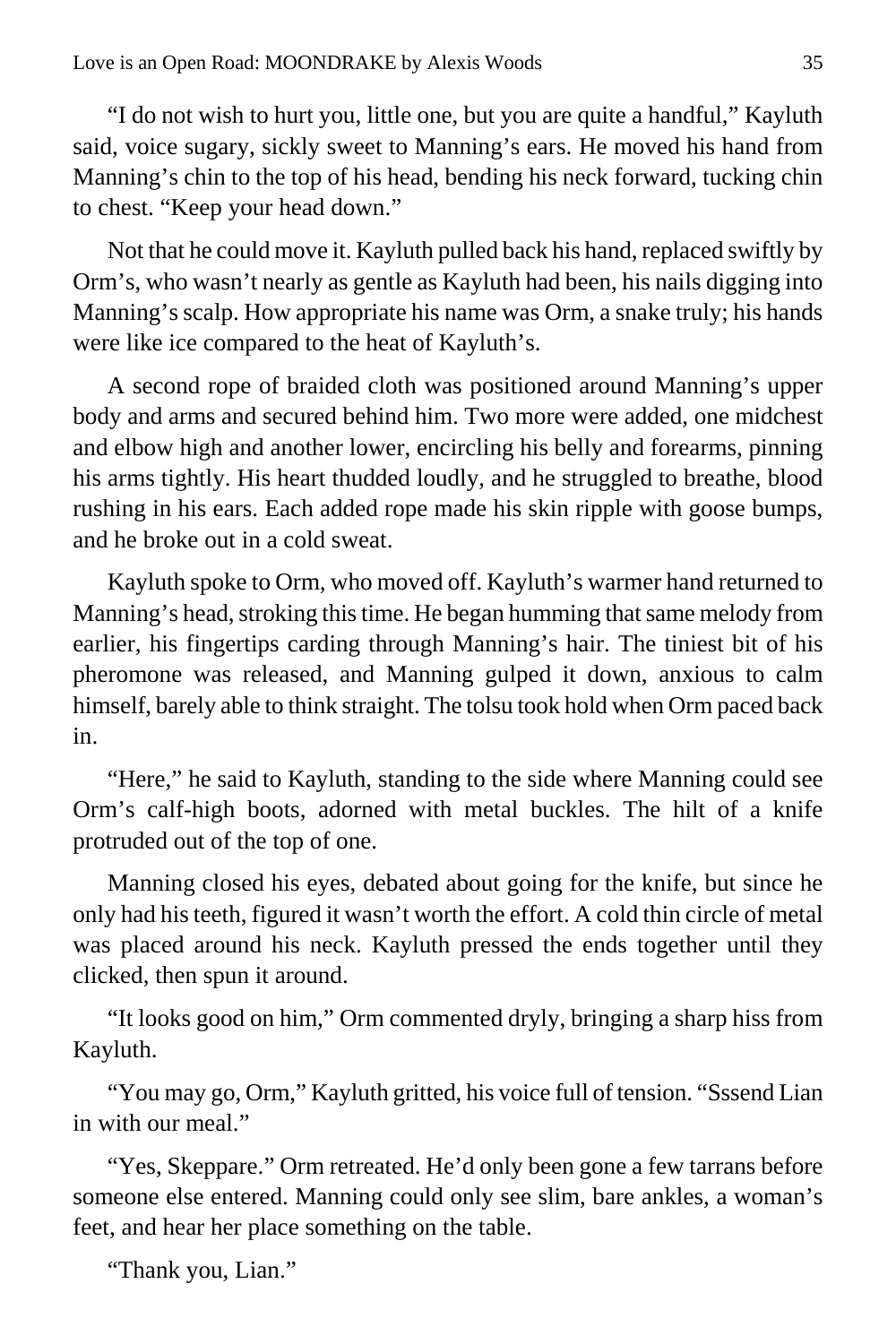“I do not wish to hurt you, little one, but you are quite a handful,” Kayluth said, voice sugary, sickly sweet to Manning’s ears. He moved his hand from Manning’s chin to the top of his head, bending his neck forward, tucking chin to chest. “Keep your head down.”

Not that he could move it. Kayluth pulled back his hand, replaced swiftly by Orm’s, who wasn’t nearly as gentle as Kayluth had been, his nails digging into Manning’s scalp. How appropriate his name was Orm, a snake truly; his hands were like ice compared to the heat of Kayluth’s.

A second rope of braided cloth was positioned around Manning’s upper body and arms and secured behind him. Two more were added, one midchest and elbow high and another lower, encircling his belly and forearms, pinning his arms tightly. His heart thudded loudly, and he struggled to breathe, blood rushing in his ears. Each added rope made his skin ripple with goose bumps, and he broke out in a cold sweat.

Kayluth spoke to Orm, who moved off. Kayluth’s warmer hand returned to Manning’s head, stroking this time. He began humming that same melody from earlier, his fingertips carding through Manning’s hair. The tiniest bit of his pheromone was released, and Manning gulped it down, anxious to calm himself, barely able to think straight. The tolsu took hold when Orm paced back in.

“Here,” he said to Kayluth, standing to the side where Manning could see Orm’s calf-high boots, adorned with metal buckles. The hilt of a knife protruded out of the top of one.

Manning closed his eyes, debated about going for the knife, but since he only had his teeth, figured it wasn’t worth the effort. A cold thin circle of metal was placed around his neck. Kayluth pressed the ends together until they clicked, then spun it around.

“It looks good on him,” Orm commented dryly, bringing a sharp hiss from Kayluth.

“You may go, Orm,” Kayluth gritted, his voice full of tension. “Sssend Lian in with our meal.”

“Yes, Skeppare.” Orm retreated. He’d only been gone a few tarrans before someone else entered. Manning could only see slim, bare ankles, a woman’s feet, and hear her place something on the table.

“Thank you, Lian.”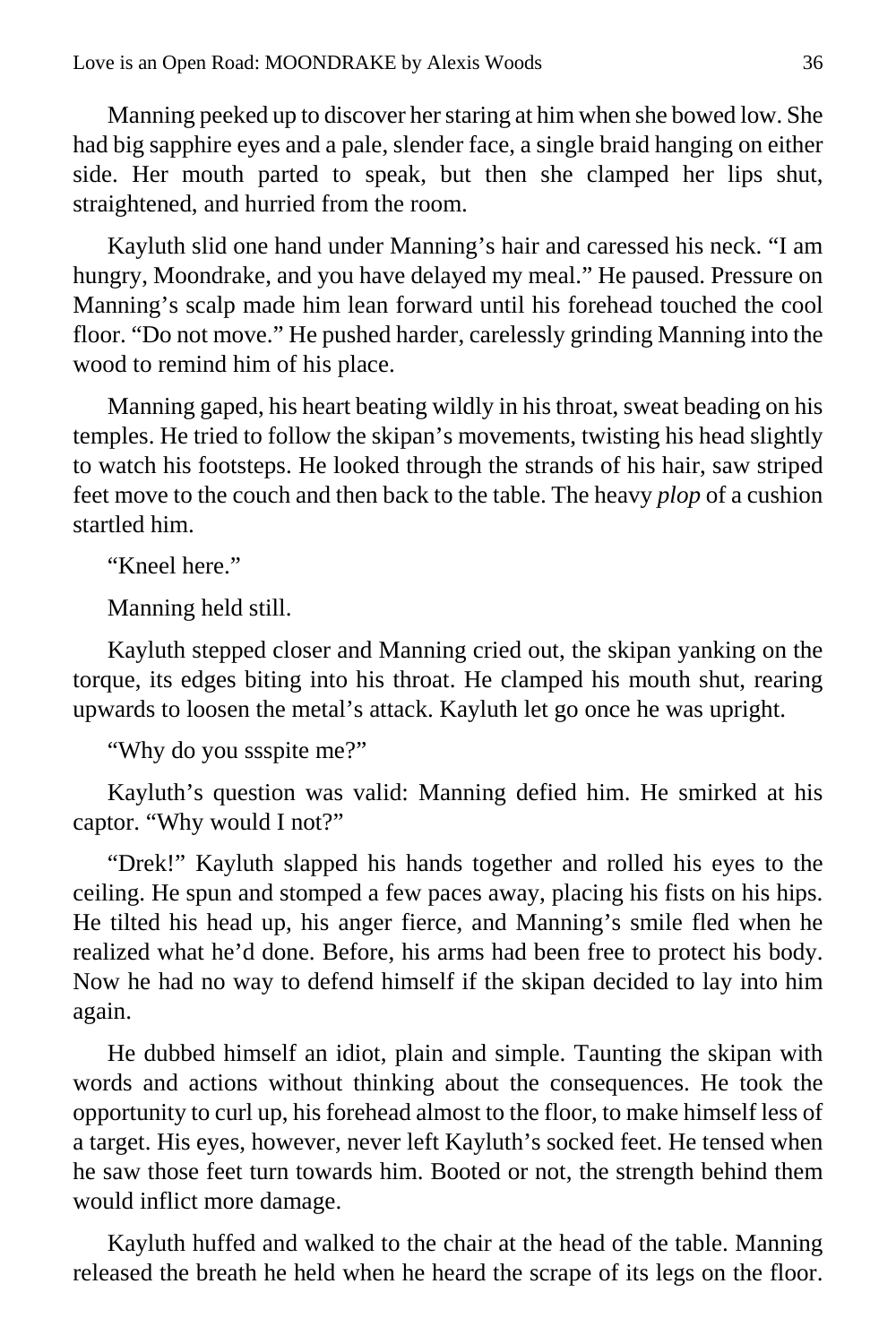Manning peeked up to discover her staring at him when she bowed low. She had big sapphire eyes and a pale, slender face, a single braid hanging on either side. Her mouth parted to speak, but then she clamped her lips shut, straightened, and hurried from the room.

Kayluth slid one hand under Manning's hair and caressed his neck. "I am hungry, Moondrake, and you have delayed my meal." He paused. Pressure on Manning's scalp made him lean forward until his forehead touched the cool floor. "Do not move." He pushed harder, carelessly grinding Manning into the wood to remind him of his place.

Manning gaped, his heart beating wildly in his throat, sweat beading on his temples. He tried to follow the skipan's movements, twisting his head slightly to watch his footsteps. He looked through the strands of his hair, saw striped feet move to the couch and then back to the table. The heavy *plop* of a cushion startled him.

"Kneel here."

Manning held still.

Kayluth stepped closer and Manning cried out, the skipan yanking on the torque, its edges biting into his throat. He clamped his mouth shut, rearing upwards to loosen the metal's attack. Kayluth let go once he was upright.

"Why do you ssspite me?"

Kayluth's question was valid: Manning defied him. He smirked at his captor. "Why would I not?"

"Drek!" Kayluth slapped his hands together and rolled his eyes to the ceiling. He spun and stomped a few paces away, placing his fists on his hips. He tilted his head up, his anger fierce, and Manning's smile fled when he realized what he'd done. Before, his arms had been free to protect his body. Now he had no way to defend himself if the skipan decided to lay into him again.

He dubbed himself an idiot, plain and simple. Taunting the skipan with words and actions without thinking about the consequences. He took the opportunity to curl up, his forehead almost to the floor, to make himself less of a target. His eyes, however, never left Kayluth's socked feet. He tensed when he saw those feet turn towards him. Booted or not, the strength behind them would inflict more damage.

Kayluth huffed and walked to the chair at the head of the table. Manning released the breath he held when he heard the scrape of its legs on the floor.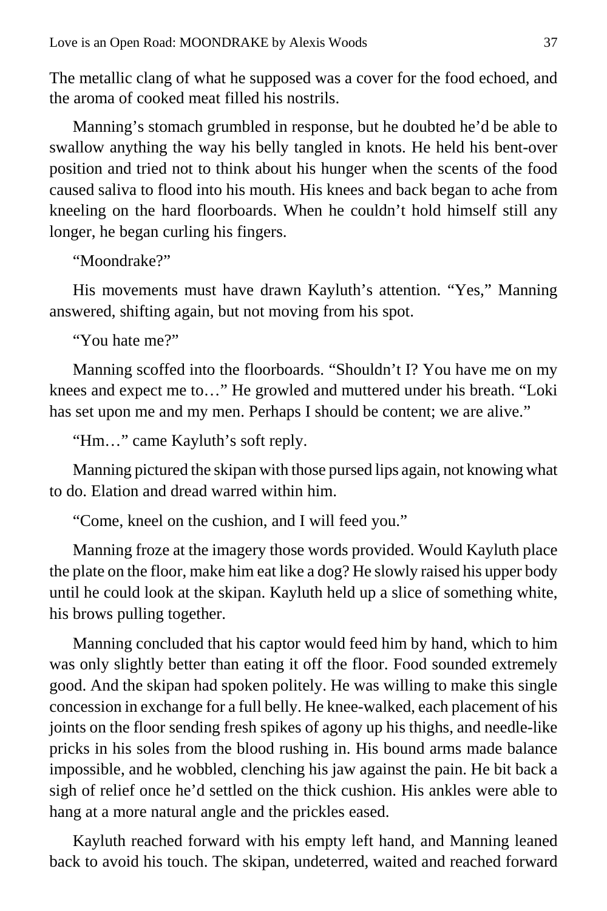The metallic clang of what he supposed was a cover for the food echoed, and the aroma of cooked meat filled his nostrils.

Manning's stomach grumbled in response, but he doubted he'd be able to swallow anything the way his belly tangled in knots. He held his bent-over position and tried not to think about his hunger when the scents of the food caused saliva to flood into his mouth. His knees and back began to ache from kneeling on the hard floorboards. When he couldn't hold himself still any longer, he began curling his fingers.

"Moondrake?"

His movements must have drawn Kayluth's attention. "Yes," Manning answered, shifting again, but not moving from his spot.

"You hate me?"

Manning scoffed into the floorboards. "Shouldn't I? You have me on my knees and expect me to…" He growled and muttered under his breath. "Loki has set upon me and my men. Perhaps I should be content; we are alive."

"Hm…" came Kayluth's soft reply.

Manning pictured the skipan with those pursed lips again, not knowing what to do. Elation and dread warred within him.

"Come, kneel on the cushion, and I will feed you."

Manning froze at the imagery those words provided. Would Kayluth place the plate on the floor, make him eat like a dog? He slowly raised his upper body until he could look at the skipan. Kayluth held up a slice of something white, his brows pulling together.

Manning concluded that his captor would feed him by hand, which to him was only slightly better than eating it off the floor. Food sounded extremely good. And the skipan had spoken politely. He was willing to make this single concession in exchange for a full belly. He knee-walked, each placement of his joints on the floor sending fresh spikes of agony up his thighs, and needle-like pricks in his soles from the blood rushing in. His bound arms made balance impossible, and he wobbled, clenching his jaw against the pain. He bit back a sigh of relief once he'd settled on the thick cushion. His ankles were able to hang at a more natural angle and the prickles eased.

Kayluth reached forward with his empty left hand, and Manning leaned back to avoid his touch. The skipan, undeterred, waited and reached forward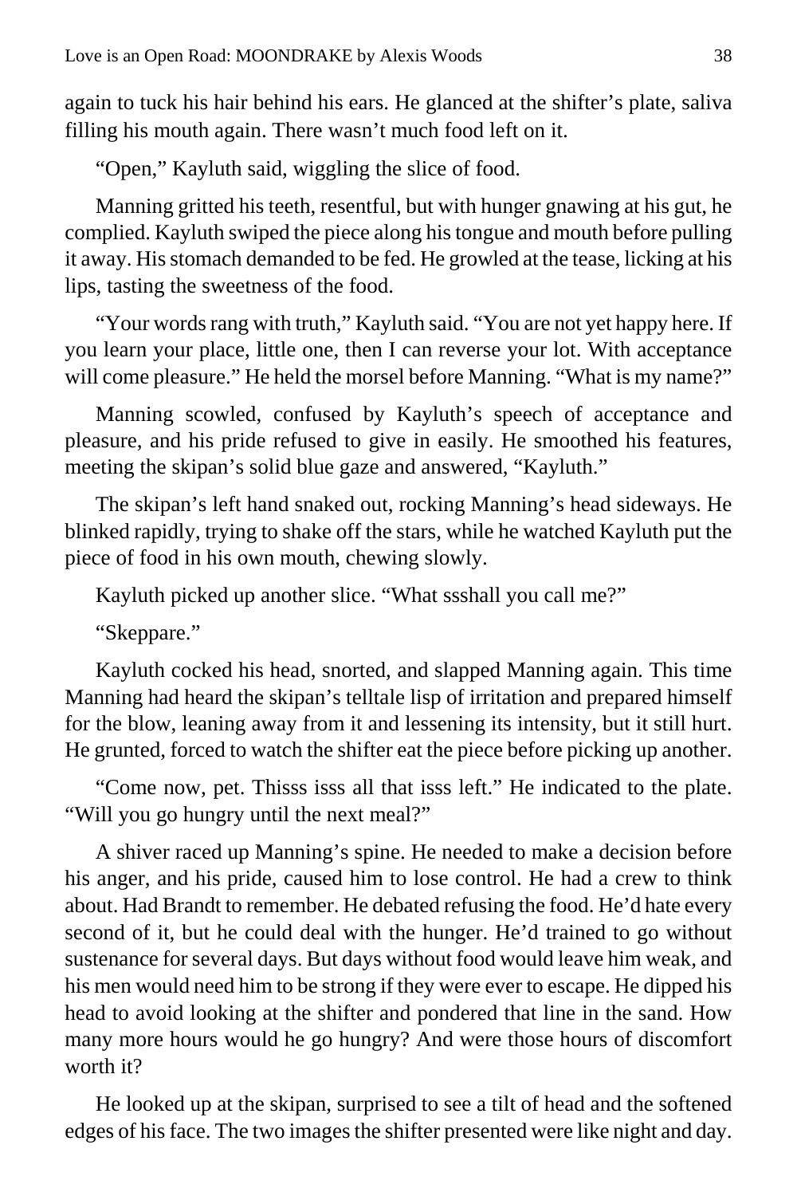again to tuck his hair behind his ears. He glanced at the shifter's plate, saliva filling his mouth again. There wasn't much food left on it.

"Open," Kayluth said, wiggling the slice of food.

Manning gritted his teeth, resentful, but with hunger gnawing at his gut, he complied. Kayluth swiped the piece along his tongue and mouth before pulling it away. His stomach demanded to be fed. He growled at the tease, licking at his lips, tasting the sweetness of the food.

"Your words rang with truth," Kayluth said. "You are not yet happy here. If you learn your place, little one, then I can reverse your lot. With acceptance will come pleasure." He held the morsel before Manning. "What is my name?"

Manning scowled, confused by Kayluth's speech of acceptance and pleasure, and his pride refused to give in easily. He smoothed his features, meeting the skipan's solid blue gaze and answered, "Kayluth."

The skipan's left hand snaked out, rocking Manning's head sideways. He blinked rapidly, trying to shake off the stars, while he watched Kayluth put the piece of food in his own mouth, chewing slowly.

Kayluth picked up another slice. "What ssshall you call me?"

"Skeppare."

Kayluth cocked his head, snorted, and slapped Manning again. This time Manning had heard the skipan's telltale lisp of irritation and prepared himself for the blow, leaning away from it and lessening its intensity, but it still hurt. He grunted, forced to watch the shifter eat the piece before picking up another.

"Come now, pet. Thisss isss all that isss left." He indicated to the plate. "Will you go hungry until the next meal?"

A shiver raced up Manning's spine. He needed to make a decision before his anger, and his pride, caused him to lose control. He had a crew to think about. Had Brandt to remember. He debated refusing the food. He'd hate every second of it, but he could deal with the hunger. He'd trained to go without sustenance for several days. But days without food would leave him weak, and his men would need him to be strong if they were ever to escape. He dipped his head to avoid looking at the shifter and pondered that line in the sand. How many more hours would he go hungry? And were those hours of discomfort worth it?

He looked up at the skipan, surprised to see a tilt of head and the softened edges of his face. The two images the shifter presented were like night and day.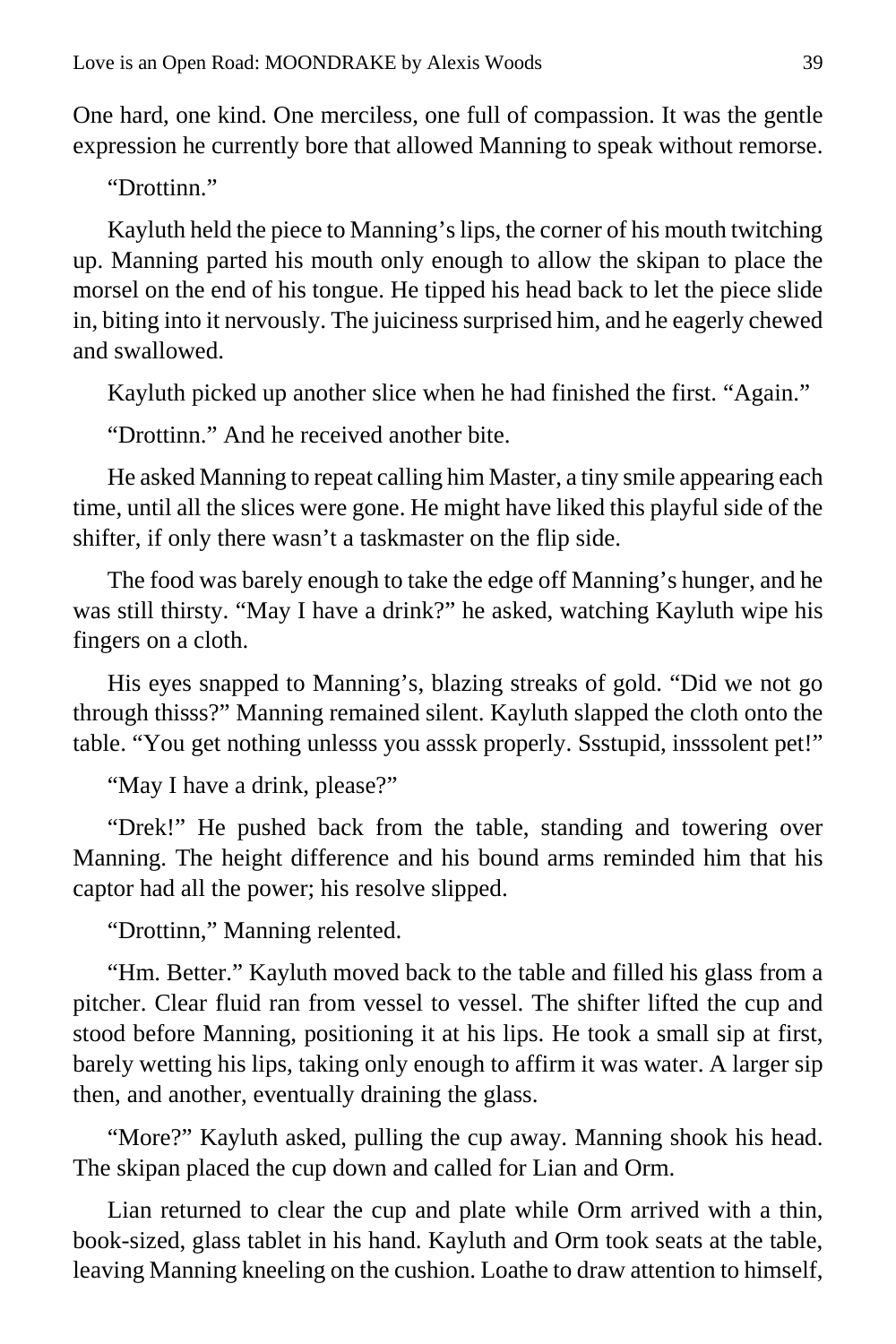One hard, one kind. One merciless, one full of compassion. It was the gentle expression he currently bore that allowed Manning to speak without remorse.

"Drottinn."

Kayluth held the piece to Manning's lips, the corner of his mouth twitching up. Manning parted his mouth only enough to allow the skipan to place the morsel on the end of his tongue. He tipped his head back to let the piece slide in, biting into it nervously. The juiciness surprised him, and he eagerly chewed and swallowed.

Kayluth picked up another slice when he had finished the first. "Again."

"Drottinn." And he received another bite.

He asked Manning to repeat calling him Master, a tiny smile appearing each time, until all the slices were gone. He might have liked this playful side of the shifter, if only there wasn't a taskmaster on the flip side.

The food was barely enough to take the edge off Manning's hunger, and he was still thirsty. "May I have a drink?" he asked, watching Kayluth wipe his fingers on a cloth.

His eyes snapped to Manning's, blazing streaks of gold. "Did we not go through thisss?" Manning remained silent. Kayluth slapped the cloth onto the table. "You get nothing unlesss you asssk properly. Ssstupid, insssolent pet!"

"May I have a drink, please?"

"Drek!" He pushed back from the table, standing and towering over Manning. The height difference and his bound arms reminded him that his captor had all the power; his resolve slipped.

"Drottinn," Manning relented.

"Hm. Better." Kayluth moved back to the table and filled his glass from a pitcher. Clear fluid ran from vessel to vessel. The shifter lifted the cup and stood before Manning, positioning it at his lips. He took a small sip at first, barely wetting his lips, taking only enough to affirm it was water. A larger sip then, and another, eventually draining the glass.

"More?" Kayluth asked, pulling the cup away. Manning shook his head. The skipan placed the cup down and called for Lian and Orm.

Lian returned to clear the cup and plate while Orm arrived with a thin, book-sized, glass tablet in his hand. Kayluth and Orm took seats at the table, leaving Manning kneeling on the cushion. Loathe to draw attention to himself,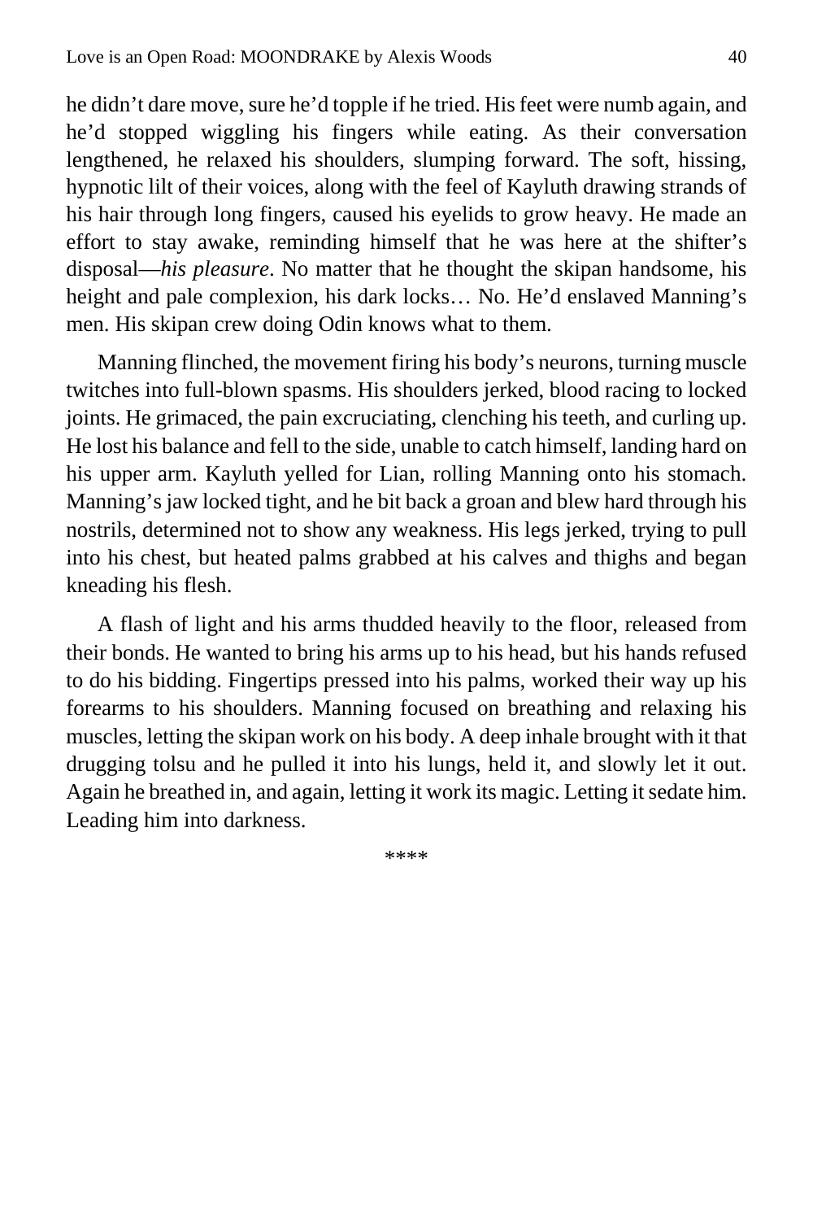he didn't dare move, sure he'd topple if he tried. His feet were numb again, and he'd stopped wiggling his fingers while eating. As their conversation lengthened, he relaxed his shoulders, slumping forward. The soft, hissing, hypnotic lilt of their voices, along with the feel of Kayluth drawing strands of his hair through long fingers, caused his eyelids to grow heavy. He made an effort to stay awake, reminding himself that he was here at the shifter's disposal—*his pleasure*. No matter that he thought the skipan handsome, his height and pale complexion, his dark locks… No. He'd enslaved Manning's men. His skipan crew doing Odin knows what to them.

Manning flinched, the movement firing his body's neurons, turning muscle twitches into full-blown spasms. His shoulders jerked, blood racing to locked joints. He grimaced, the pain excruciating, clenching his teeth, and curling up. He lost his balance and fell to the side, unable to catch himself, landing hard on his upper arm. Kayluth yelled for Lian, rolling Manning onto his stomach. Manning's jaw locked tight, and he bit back a groan and blew hard through his nostrils, determined not to show any weakness. His legs jerked, trying to pull into his chest, but heated palms grabbed at his calves and thighs and began kneading his flesh.

A flash of light and his arms thudded heavily to the floor, released from their bonds. He wanted to bring his arms up to his head, but his hands refused to do his bidding. Fingertips pressed into his palms, worked their way up his forearms to his shoulders. Manning focused on breathing and relaxing his muscles, letting the skipan work on his body. A deep inhale brought with it that drugging tolsu and he pulled it into his lungs, held it, and slowly let it out. Again he breathed in, and again, letting it work its magic. Letting it sedate him. Leading him into darkness.

****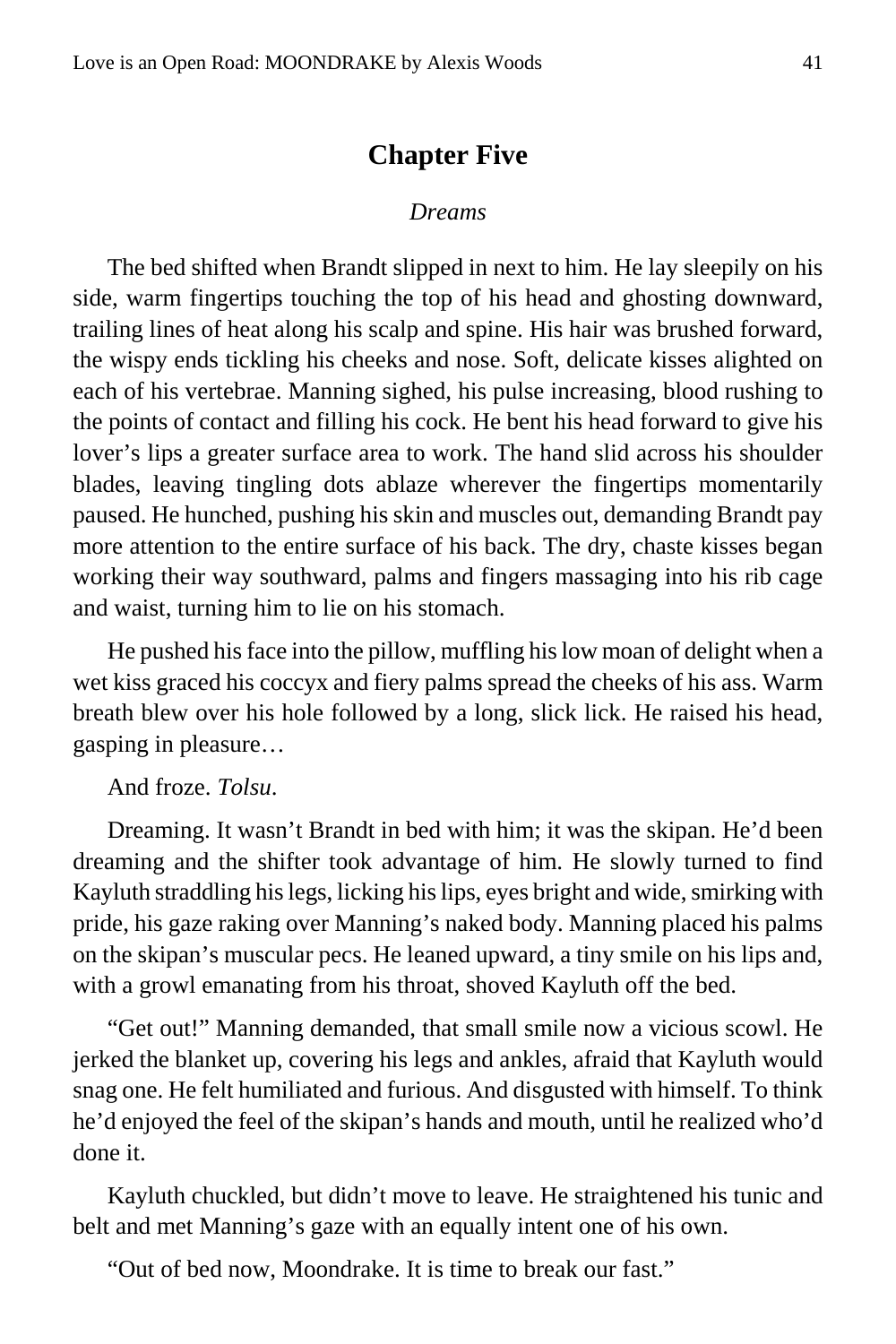# Chapter Five

*Dreams*

The bed shifted when Brandt slipped in next to him. He lay sleepily on his side, warm fingertips touching the top of his head and ghosting downward, trailing lines of heat along his scalp and spine. His hair was brushed forward, the wispy ends tickling his cheeks and nose. Soft, delicate kisses alighted on each of his vertebrae. Manning sighed, his pulse increasing, blood rushing to the points of contact and filling his cock. He bent his head forward to give his lover's lips a greater surface area to work. The hand slid across his shoulder blades, leaving tingling dots ablaze wherever the fingertips momentarily paused. He hunched, pushing his skin and muscles out, demanding Brandt pay more attention to the entire surface of his back. The dry, chaste kisses began working their way southward, palms and fingers massaging into his rib cage and waist, turning him to lie on his stomach.

He pushed his face into the pillow, muffling his low moan of delight when a wet kiss graced his coccyx and fiery palms spread the cheeks of his ass. Warm breath blew over his hole followed by a long, slick lick. He raised his head, gasping in pleasure…

And froze. *Tolsu*.

Dreaming. It wasn't Brandt in bed with him; it was the skipan. He'd been dreaming and the shifter took advantage of him. He slowly turned to find Kayluth straddling his legs, licking his lips, eyes bright and wide, smirking with pride, his gaze raking over Manning's naked body. Manning placed his palms on the skipan's muscular pecs. He leaned upward, a tiny smile on his lips and, with a growl emanating from his throat, shoved Kayluth off the bed.

"Get out!" Manning demanded, that small smile now a vicious scowl. He jerked the blanket up, covering his legs and ankles, afraid that Kayluth would snag one. He felt humiliated and furious. And disgusted with himself. To think he'd enjoyed the feel of the skipan's hands and mouth, until he realized who'd done it.

Kayluth chuckled, but didn't move to leave. He straightened his tunic and belt and met Manning's gaze with an equally intent one of his own.

"Out of bed now, Moondrake. It is time to break our fast."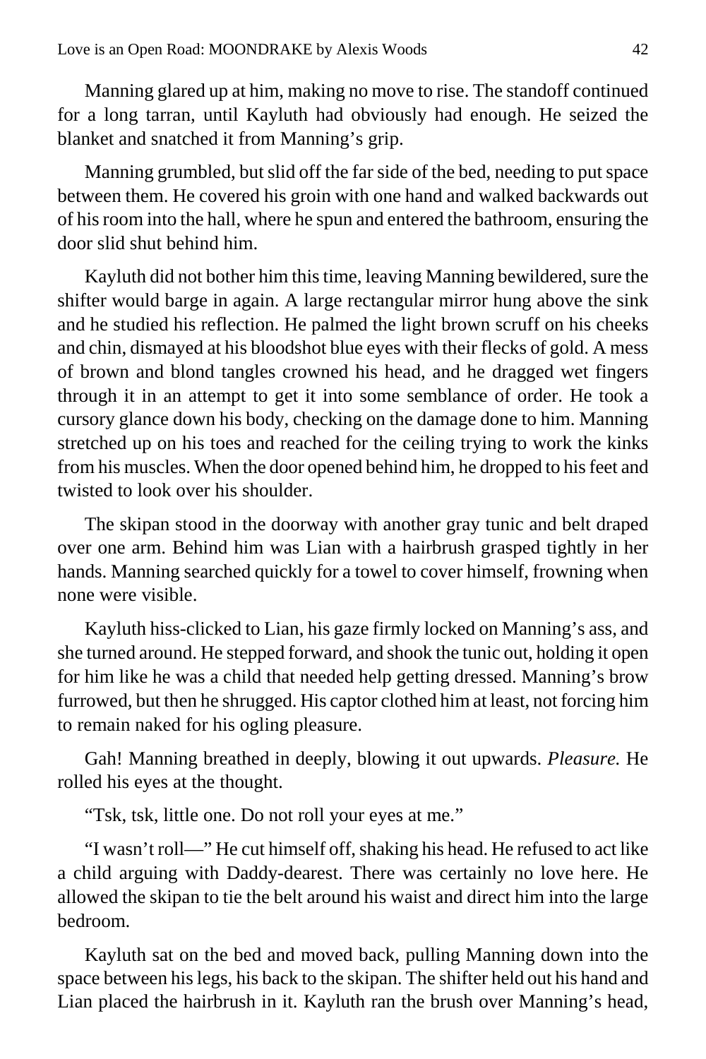Manning glared up at him, making no move to rise. The standoff continued for a long tarran, until Kayluth had obviously had enough. He seized the blanket and snatched it from Manning's grip.

Manning grumbled, but slid off the far side of the bed, needing to put space between them. He covered his groin with one hand and walked backwards out of his room into the hall, where he spun and entered the bathroom, ensuring the door slid shut behind him.

Kayluth did not bother him this time, leaving Manning bewildered, sure the shifter would barge in again. A large rectangular mirror hung above the sink and he studied his reflection. He palmed the light brown scruff on his cheeks and chin, dismayed at his bloodshot blue eyes with their flecks of gold. A mess of brown and blond tangles crowned his head, and he dragged wet fingers through it in an attempt to get it into some semblance of order. He took a cursory glance down his body, checking on the damage done to him. Manning stretched up on his toes and reached for the ceiling trying to work the kinks from his muscles. When the door opened behind him, he dropped to his feet and twisted to look over his shoulder.

The skipan stood in the doorway with another gray tunic and belt draped over one arm. Behind him was Lian with a hairbrush grasped tightly in her hands. Manning searched quickly for a towel to cover himself, frowning when none were visible.

Kayluth hiss-clicked to Lian, his gaze firmly locked on Manning's ass, and she turned around. He stepped forward, and shook the tunic out, holding it open for him like he was a child that needed help getting dressed. Manning's brow furrowed, but then he shrugged. His captor clothed him at least, not forcing him to remain naked for his ogling pleasure.

Gah! Manning breathed in deeply, blowing it out upwards. *Pleasure.* He rolled his eyes at the thought.

"Tsk, tsk, little one. Do not roll your eyes at me."

"I wasn't roll—" He cut himself off, shaking his head. He refused to act like a child arguing with Daddy-dearest. There was certainly no love here. He allowed the skipan to tie the belt around his waist and direct him into the large bedroom.

Kayluth sat on the bed and moved back, pulling Manning down into the space between his legs, his back to the skipan. The shifter held out his hand and Lian placed the hairbrush in it. Kayluth ran the brush over Manning's head,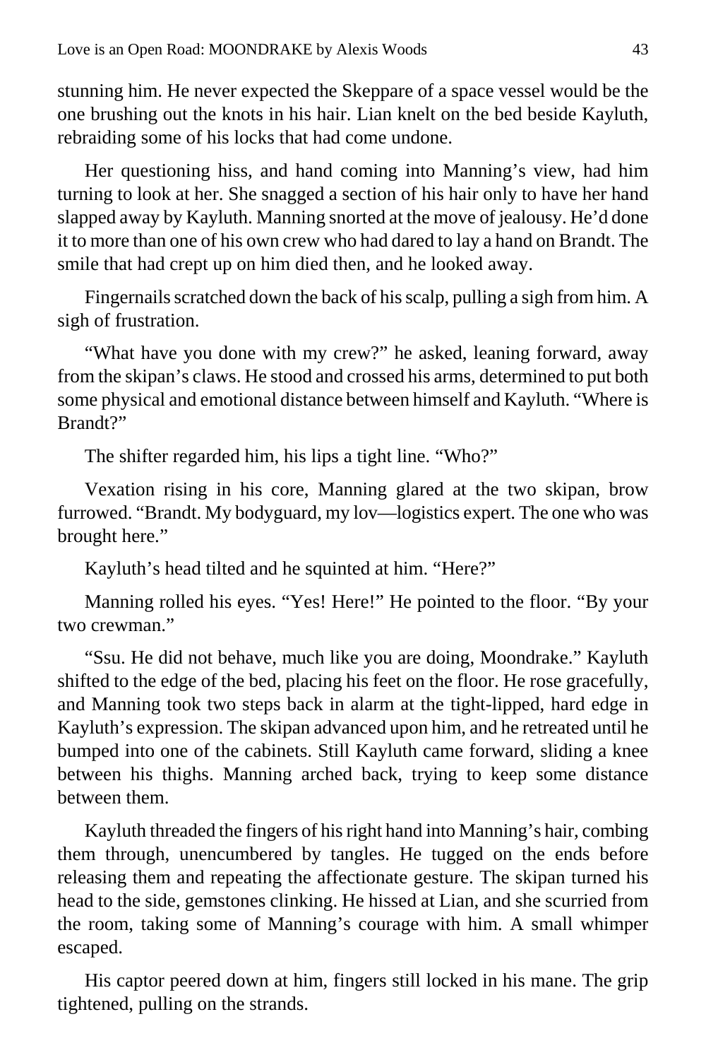stunning him. He never expected the Skeppare of a space vessel would be the one brushing out the knots in his hair. Lian knelt on the bed beside Kayluth, rebraiding some of his locks that had come undone.

Her questioning hiss, and hand coming into Manning's view, had him turning to look at her. She snagged a section of his hair only to have her hand slapped away by Kayluth. Manning snorted at the move of jealousy. He'd done it to more than one of his own crew who had dared to lay a hand on Brandt. The smile that had crept up on him died then, and he looked away.

Fingernails scratched down the back of his scalp, pulling a sigh from him. A sigh of frustration.

"What have you done with my crew?" he asked, leaning forward, away from the skipan's claws. He stood and crossed his arms, determined to put both some physical and emotional distance between himself and Kayluth. "Where is Brandt?"

The shifter regarded him, his lips a tight line. "Who?"

Vexation rising in his core, Manning glared at the two skipan, brow furrowed. "Brandt. My bodyguard, my lov—logistics expert. The one who was brought here."

Kayluth's head tilted and he squinted at him. "Here?"

Manning rolled his eyes. "Yes! Here!" He pointed to the floor. "By your two crewman."

"Ssu. He did not behave, much like you are doing, Moondrake." Kayluth shifted to the edge of the bed, placing his feet on the floor. He rose gracefully, and Manning took two steps back in alarm at the tight-lipped, hard edge in Kayluth's expression. The skipan advanced upon him, and he retreated until he bumped into one of the cabinets. Still Kayluth came forward, sliding a knee between his thighs. Manning arched back, trying to keep some distance between them.

Kayluth threaded the fingers of his right hand into Manning's hair, combing them through, unencumbered by tangles. He tugged on the ends before releasing them and repeating the affectionate gesture. The skipan turned his head to the side, gemstones clinking. He hissed at Lian, and she scurried from the room, taking some of Manning's courage with him. A small whimper escaped.

His captor peered down at him, fingers still locked in his mane. The grip tightened, pulling on the strands.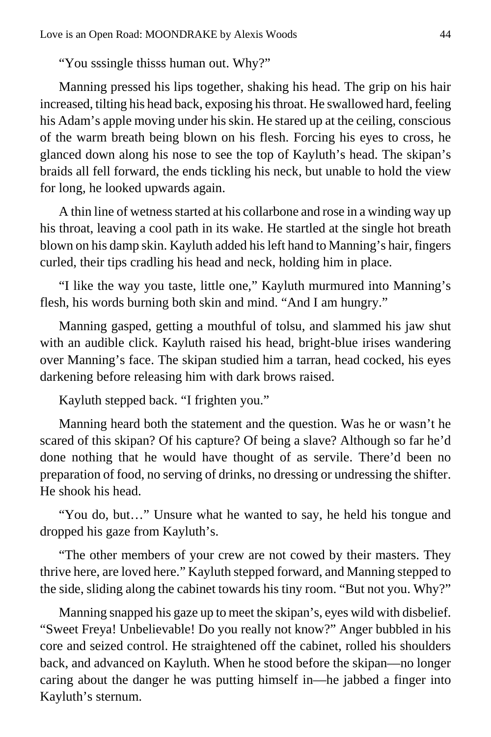"You sssingle thisss human out. Why?"

Manning pressed his lips together, shaking his head. The grip on his hair increased, tilting his head back, exposing his throat. He swallowed hard, feeling his Adam's apple moving under his skin. He stared up at the ceiling, conscious of the warm breath being blown on his flesh. Forcing his eyes to cross, he glanced down along his nose to see the top of Kayluth's head. The skipan's braids all fell forward, the ends tickling his neck, but unable to hold the view for long, he looked upwards again.

A thin line of wetness started at his collarbone and rose in a winding way up his throat, leaving a cool path in its wake. He startled at the single hot breath blown on his damp skin. Kayluth added his left hand to Manning's hair, fingers curled, their tips cradling his head and neck, holding him in place.

"I like the way you taste, little one," Kayluth murmured into Manning's flesh, his words burning both skin and mind. "And I am hungry."

Manning gasped, getting a mouthful of tolsu, and slammed his jaw shut with an audible click. Kayluth raised his head, bright-blue irises wandering over Manning's face. The skipan studied him a tarran, head cocked, his eyes darkening before releasing him with dark brows raised.

Kayluth stepped back. "I frighten you."

Manning heard both the statement and the question. Was he or wasn't he scared of this skipan? Of his capture? Of being a slave? Although so far he'd done nothing that he would have thought of as servile. There'd been no preparation of food, no serving of drinks, no dressing or undressing the shifter. He shook his head.

"You do, but…" Unsure what he wanted to say, he held his tongue and dropped his gaze from Kayluth's.

"The other members of your crew are not cowed by their masters. They thrive here, are loved here." Kayluth stepped forward, and Manning stepped to the side, sliding along the cabinet towards his tiny room. "But not you. Why?"

Manning snapped his gaze up to meet the skipan's, eyes wild with disbelief. "Sweet Freya! Unbelievable! Do you really not know?" Anger bubbled in his core and seized control. He straightened off the cabinet, rolled his shoulders back, and advanced on Kayluth. When he stood before the skipan—no longer caring about the danger he was putting himself in—he jabbed a finger into Kayluth's sternum.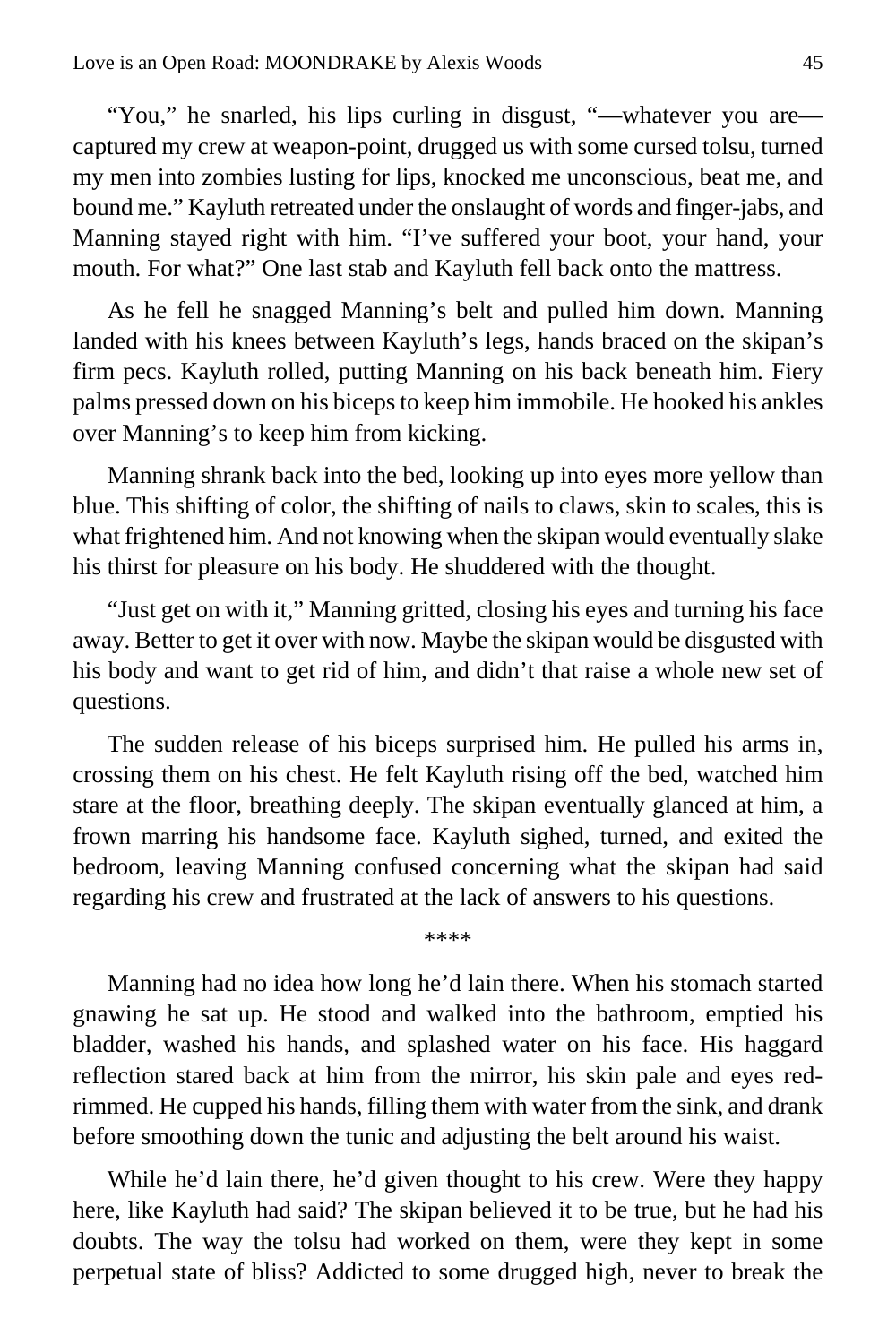"You," he snarled, his lips curling in disgust, "—whatever you are—captured my crew at weapon-point, drugged us with some cursed tolsu, turned my men into zombies lusting for lips, knocked me unconscious, beat me, and bound me." Kayluth retreated under the onslaught of words and finger-jabs, and Manning stayed right with him. "I've suffered your boot, your hand, your mouth. For what?" One last stab and Kayluth fell back onto the mattress.

As he fell he snagged Manning's belt and pulled him down. Manning landed with his knees between Kayluth's legs, hands braced on the skipan's firm pecs. Kayluth rolled, putting Manning on his back beneath him. Fiery palms pressed down on his biceps to keep him immobile. He hooked his ankles over Manning's to keep him from kicking.

Manning shrank back into the bed, looking up into eyes more yellow than blue. This shifting of color, the shifting of nails to claws, skin to scales, this is what frightened him. And not knowing when the skipan would eventually slake his thirst for pleasure on his body. He shuddered with the thought.

"Just get on with it," Manning gritted, closing his eyes and turning his face away. Better to get it over with now. Maybe the skipan would be disgusted with his body and want to get rid of him, and didn't that raise a whole new set of questions.

The sudden release of his biceps surprised him. He pulled his arms in, crossing them on his chest. He felt Kayluth rising off the bed, watched him stare at the floor, breathing deeply. The skipan eventually glanced at him, a frown marring his handsome face. Kayluth sighed, turned, and exited the bedroom, leaving Manning confused concerning what the skipan had said regarding his crew and frustrated at the lack of answers to his questions.

\*\*\*\*

Manning had no idea how long he'd lain there. When his stomach started gnawing he sat up. He stood and walked into the bathroom, emptied his bladder, washed his hands, and splashed water on his face. His haggard reflection stared back at him from the mirror, his skin pale and eyes red-rimmed. He cupped his hands, filling them with water from the sink, and drank before smoothing down the tunic and adjusting the belt around his waist.

While he'd lain there, he'd given thought to his crew. Were they happy here, like Kayluth had said? The skipan believed it to be true, but he had his doubts. The way the tolsu had worked on them, were they kept in some perpetual state of bliss? Addicted to some drugged high, never to break the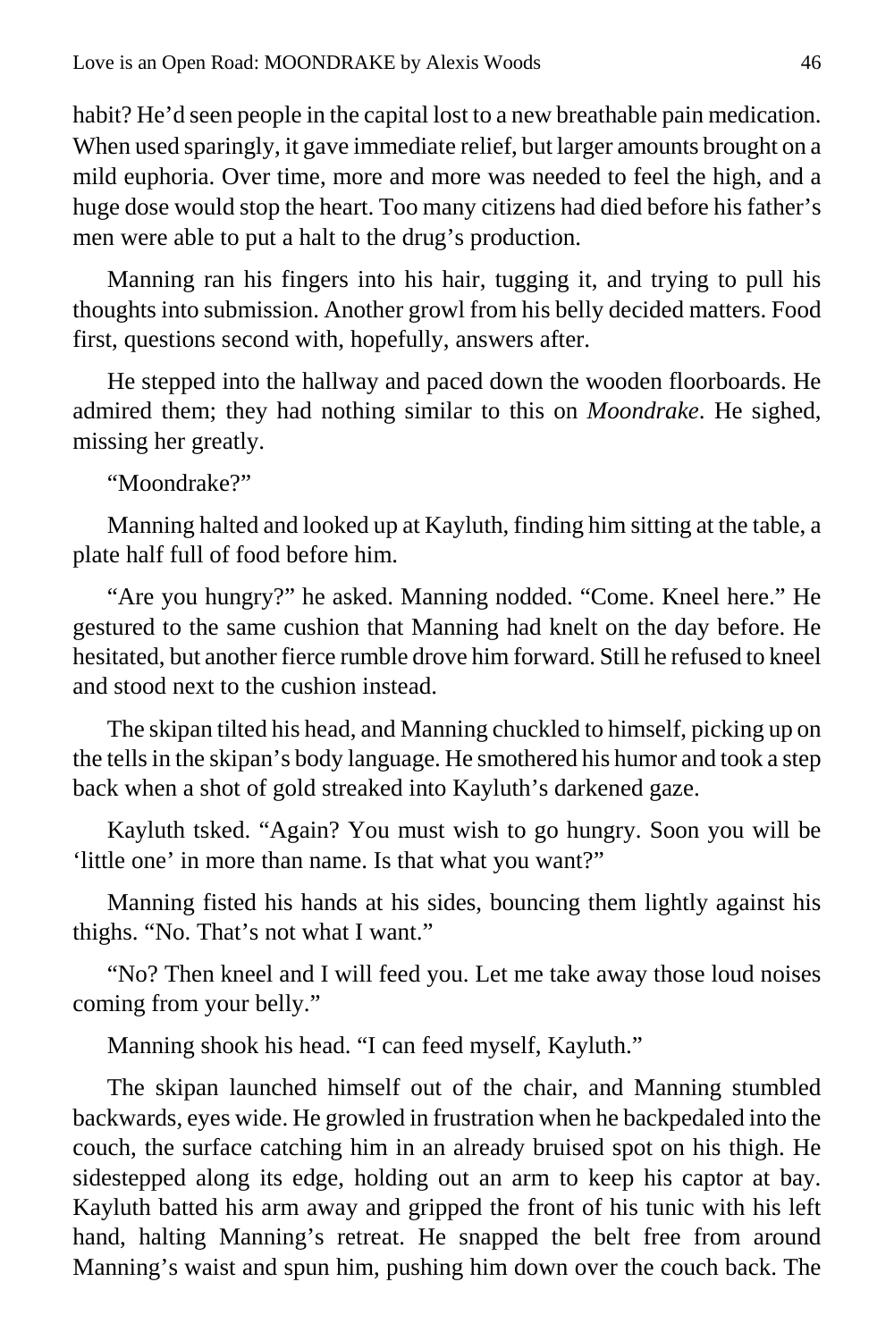habit? He'd seen people in the capital lost to a new breathable pain medication. When used sparingly, it gave immediate relief, but larger amounts brought on a mild euphoria. Over time, more and more was needed to feel the high, and a huge dose would stop the heart. Too many citizens had died before his father's men were able to put a halt to the drug's production.

Manning ran his fingers into his hair, tugging it, and trying to pull his thoughts into submission. Another growl from his belly decided matters. Food first, questions second with, hopefully, answers after.

He stepped into the hallway and paced down the wooden floorboards. He admired them; they had nothing similar to this on *Moondrake*. He sighed, missing her greatly.

"Moondrake?"

Manning halted and looked up at Kayluth, finding him sitting at the table, a plate half full of food before him.

"Are you hungry?" he asked. Manning nodded. "Come. Kneel here." He gestured to the same cushion that Manning had knelt on the day before. He hesitated, but another fierce rumble drove him forward. Still he refused to kneel and stood next to the cushion instead.

The skipan tilted his head, and Manning chuckled to himself, picking up on the tells in the skipan's body language. He smothered his humor and took a step back when a shot of gold streaked into Kayluth's darkened gaze.

Kayluth tsked. "Again? You must wish to go hungry. Soon you will be 'little one' in more than name. Is that what you want?"

Manning fisted his hands at his sides, bouncing them lightly against his thighs. "No. That's not what I want."

"No? Then kneel and I will feed you. Let me take away those loud noises coming from your belly."

Manning shook his head. "I can feed myself, Kayluth."

The skipan launched himself out of the chair, and Manning stumbled backwards, eyes wide. He growled in frustration when he backpedaled into the couch, the surface catching him in an already bruised spot on his thigh. He sidestepped along its edge, holding out an arm to keep his captor at bay. Kayluth batted his arm away and gripped the front of his tunic with his left hand, halting Manning's retreat. He snapped the belt free from around Manning's waist and spun him, pushing him down over the couch back. The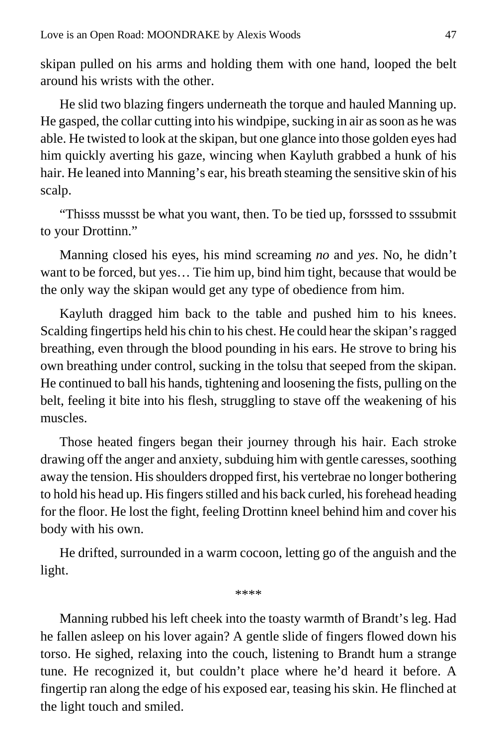skipan pulled on his arms and holding them with one hand, looped the belt around his wrists with the other.

He slid two blazing fingers underneath the torque and hauled Manning up. He gasped, the collar cutting into his windpipe, sucking in air as soon as he was able. He twisted to look at the skipan, but one glance into those golden eyes had him quickly averting his gaze, wincing when Kayluth grabbed a hunk of his hair. He leaned into Manning's ear, his breath steaming the sensitive skin of his scalp.

"Thisss mussst be what you want, then. To be tied up, forsssed to sssubmit to your Drottinn."

Manning closed his eyes, his mind screaming *no* and *yes*. No, he didn't want to be forced, but yes… Tie him up, bind him tight, because that would be the only way the skipan would get any type of obedience from him.

Kayluth dragged him back to the table and pushed him to his knees. Scalding fingertips held his chin to his chest. He could hear the skipan's ragged breathing, even through the blood pounding in his ears. He strove to bring his own breathing under control, sucking in the tolsu that seeped from the skipan. He continued to ball his hands, tightening and loosening the fists, pulling on the belt, feeling it bite into his flesh, struggling to stave off the weakening of his muscles.

Those heated fingers began their journey through his hair. Each stroke drawing off the anger and anxiety, subduing him with gentle caresses, soothing away the tension. His shoulders dropped first, his vertebrae no longer bothering to hold his head up. His fingers stilled and his back curled, his forehead heading for the floor. He lost the fight, feeling Drottinn kneel behind him and cover his body with his own.

He drifted, surrounded in a warm cocoon, letting go of the anguish and the light.

****

Manning rubbed his left cheek into the toasty warmth of Brandt's leg. Had he fallen asleep on his lover again? A gentle slide of fingers flowed down his torso. He sighed, relaxing into the couch, listening to Brandt hum a strange tune. He recognized it, but couldn't place where he'd heard it before. A fingertip ran along the edge of his exposed ear, teasing his skin. He flinched at the light touch and smiled.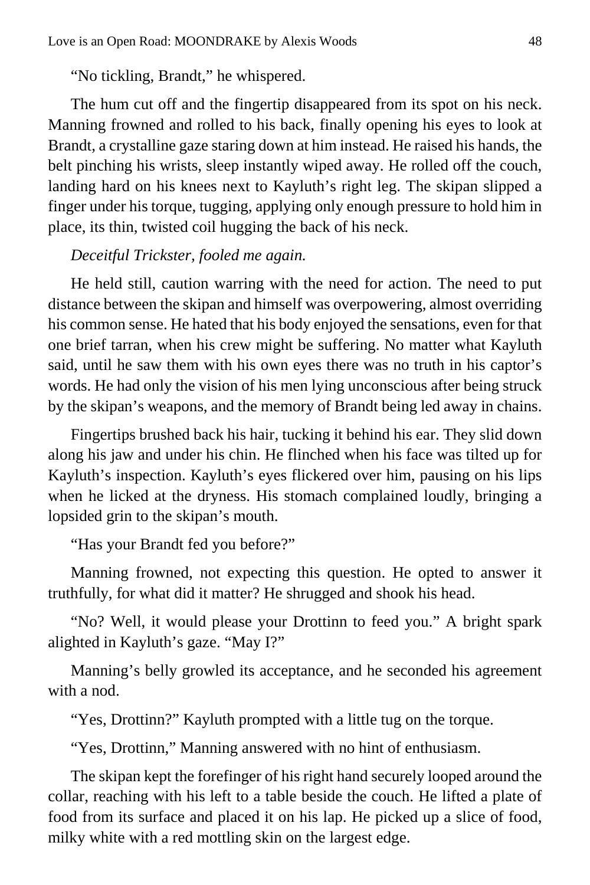"No tickling, Brandt," he whispered.

The hum cut off and the fingertip disappeared from its spot on his neck. Manning frowned and rolled to his back, finally opening his eyes to look at Brandt, a crystalline gaze staring down at him instead. He raised his hands, the belt pinching his wrists, sleep instantly wiped away. He rolled off the couch, landing hard on his knees next to Kayluth's right leg. The skipan slipped a finger under his torque, tugging, applying only enough pressure to hold him in place, its thin, twisted coil hugging the back of his neck.

*Deceitful Trickster, fooled me again.*

He held still, caution warring with the need for action. The need to put distance between the skipan and himself was overpowering, almost overriding his common sense. He hated that his body enjoyed the sensations, even for that one brief tarran, when his crew might be suffering. No matter what Kayluth said, until he saw them with his own eyes there was no truth in his captor's words. He had only the vision of his men lying unconscious after being struck by the skipan's weapons, and the memory of Brandt being led away in chains.

Fingertips brushed back his hair, tucking it behind his ear. They slid down along his jaw and under his chin. He flinched when his face was tilted up for Kayluth's inspection. Kayluth's eyes flickered over him, pausing on his lips when he licked at the dryness. His stomach complained loudly, bringing a lopsided grin to the skipan's mouth.

"Has your Brandt fed you before?"

Manning frowned, not expecting this question. He opted to answer it truthfully, for what did it matter? He shrugged and shook his head.

"No? Well, it would please your Drottinn to feed you." A bright spark alighted in Kayluth's gaze. "May I?"

Manning's belly growled its acceptance, and he seconded his agreement with a nod.

"Yes, Drottinn?" Kayluth prompted with a little tug on the torque.

"Yes, Drottinn," Manning answered with no hint of enthusiasm.

The skipan kept the forefinger of his right hand securely looped around the collar, reaching with his left to a table beside the couch. He lifted a plate of food from its surface and placed it on his lap. He picked up a slice of food, milky white with a red mottling skin on the largest edge.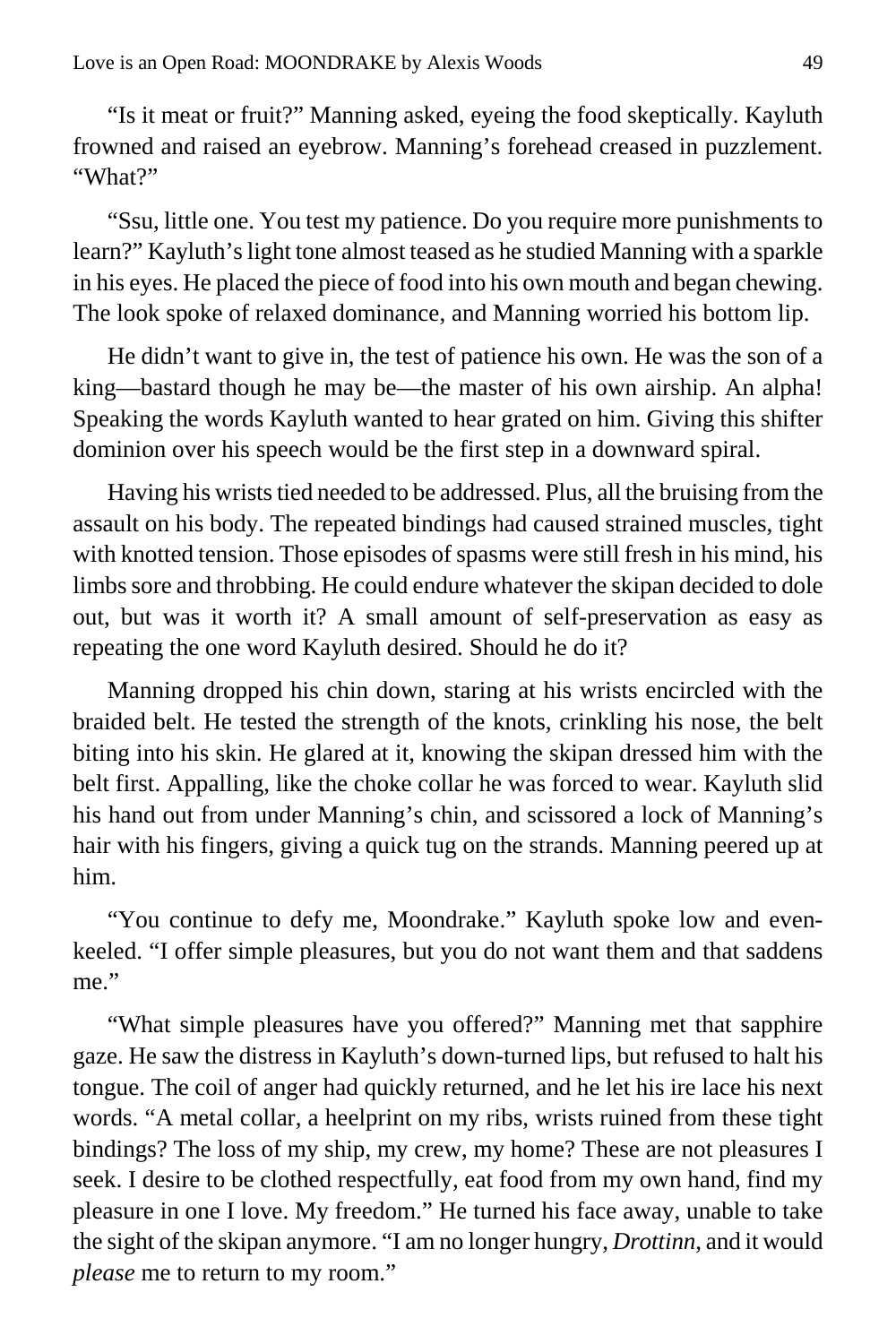"Is it meat or fruit?" Manning asked, eyeing the food skeptically. Kayluth frowned and raised an eyebrow. Manning's forehead creased in puzzlement. "What?"

"Ssu, little one. You test my patience. Do you require more punishments to learn?" Kayluth's light tone almost teased as he studied Manning with a sparkle in his eyes. He placed the piece of food into his own mouth and began chewing. The look spoke of relaxed dominance, and Manning worried his bottom lip.

He didn't want to give in, the test of patience his own. He was the son of a king—bastard though he may be—the master of his own airship. An alpha! Speaking the words Kayluth wanted to hear grated on him. Giving this shifter dominion over his speech would be the first step in a downward spiral.

Having his wrists tied needed to be addressed. Plus, all the bruising from the assault on his body. The repeated bindings had caused strained muscles, tight with knotted tension. Those episodes of spasms were still fresh in his mind, his limbs sore and throbbing. He could endure whatever the skipan decided to dole out, but was it worth it? A small amount of self-preservation as easy as repeating the one word Kayluth desired. Should he do it?

Manning dropped his chin down, staring at his wrists encircled with the braided belt. He tested the strength of the knots, crinkling his nose, the belt biting into his skin. He glared at it, knowing the skipan dressed him with the belt first. Appalling, like the choke collar he was forced to wear. Kayluth slid his hand out from under Manning's chin, and scissored a lock of Manning's hair with his fingers, giving a quick tug on the strands. Manning peered up at him.

"You continue to defy me, Moondrake." Kayluth spoke low and even-keeled. "I offer simple pleasures, but you do not want them and that saddens me."

"What simple pleasures have you offered?" Manning met that sapphire gaze. He saw the distress in Kayluth's down-turned lips, but refused to halt his tongue. The coil of anger had quickly returned, and he let his ire lace his next words. "A metal collar, a heelprint on my ribs, wrists ruined from these tight bindings? The loss of my ship, my crew, my home? These are not pleasures I seek. I desire to be clothed respectfully, eat food from my own hand, find my pleasure in one I love. My freedom." He turned his face away, unable to take the sight of the skipan anymore. "I am no longer hungry, *Drottinn*, and it would *please* me to return to my room."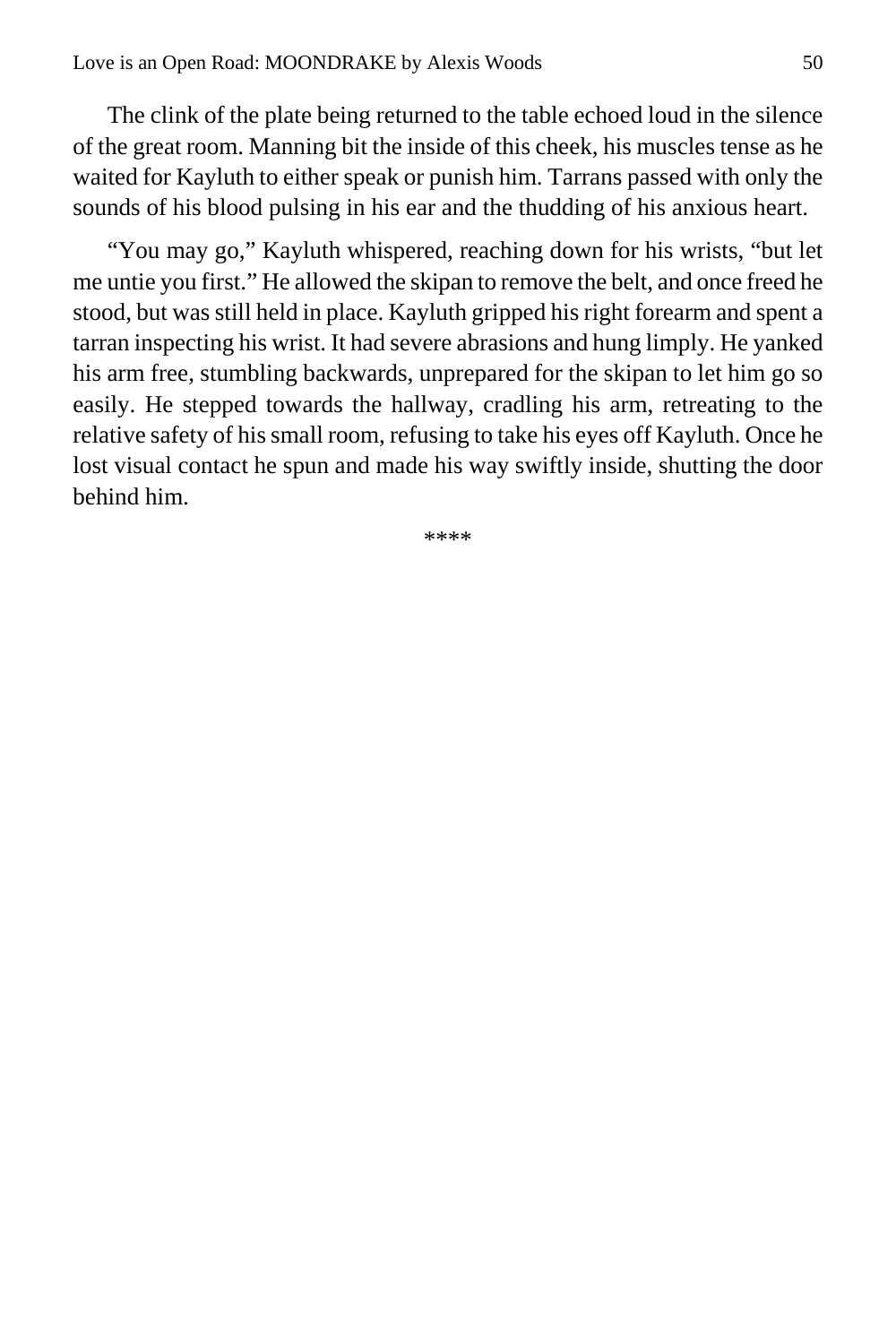The clink of the plate being returned to the table echoed loud in the silence of the great room. Manning bit the inside of this cheek, his muscles tense as he waited for Kayluth to either speak or punish him. Tarrans passed with only the sounds of his blood pulsing in his ear and the thudding of his anxious heart.

"You may go," Kayluth whispered, reaching down for his wrists, "but let me untie you first." He allowed the skipan to remove the belt, and once freed he stood, but was still held in place. Kayluth gripped his right forearm and spent a tarran inspecting his wrist. It had severe abrasions and hung limply. He yanked his arm free, stumbling backwards, unprepared for the skipan to let him go so easily. He stepped towards the hallway, cradling his arm, retreating to the relative safety of his small room, refusing to take his eyes off Kayluth. Once he lost visual contact he spun and made his way swiftly inside, shutting the door behind him.

****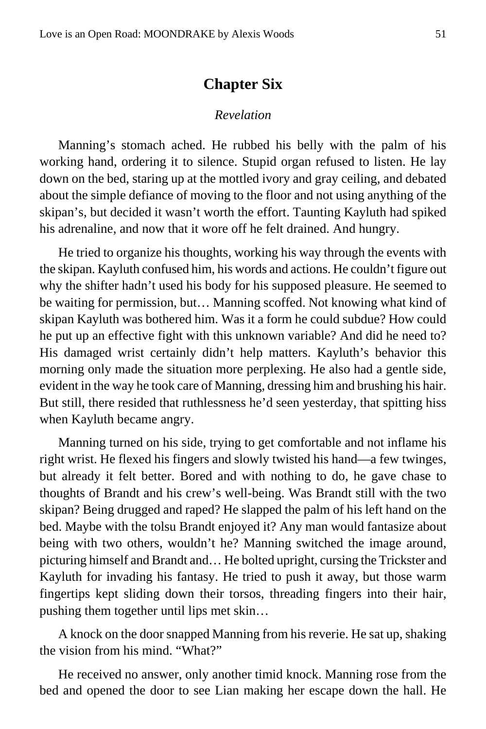## Chapter Six

*Revelation*

Manning's stomach ached. He rubbed his belly with the palm of his working hand, ordering it to silence. Stupid organ refused to listen. He lay down on the bed, staring up at the mottled ivory and gray ceiling, and debated about the simple defiance of moving to the floor and not using anything of the skipan's, but decided it wasn't worth the effort. Taunting Kayluth had spiked his adrenaline, and now that it wore off he felt drained. And hungry.

He tried to organize his thoughts, working his way through the events with the skipan. Kayluth confused him, his words and actions. He couldn't figure out why the shifter hadn't used his body for his supposed pleasure. He seemed to be waiting for permission, but… Manning scoffed. Not knowing what kind of skipan Kayluth was bothered him. Was it a form he could subdue? How could he put up an effective fight with this unknown variable? And did he need to? His damaged wrist certainly didn't help matters. Kayluth's behavior this morning only made the situation more perplexing. He also had a gentle side, evident in the way he took care of Manning, dressing him and brushing his hair. But still, there resided that ruthlessness he'd seen yesterday, that spitting hiss when Kayluth became angry.

Manning turned on his side, trying to get comfortable and not inflame his right wrist. He flexed his fingers and slowly twisted his hand—a few twinges, but already it felt better. Bored and with nothing to do, he gave chase to thoughts of Brandt and his crew's well-being. Was Brandt still with the two skipan? Being drugged and raped? He slapped the palm of his left hand on the bed. Maybe with the tolsu Brandt enjoyed it? Any man would fantasize about being with two others, wouldn't he? Manning switched the image around, picturing himself and Brandt and… He bolted upright, cursing the Trickster and Kayluth for invading his fantasy. He tried to push it away, but those warm fingertips kept sliding down their torsos, threading fingers into their hair, pushing them together until lips met skin…

A knock on the door snapped Manning from his reverie. He sat up, shaking the vision from his mind. "What?"

He received no answer, only another timid knock. Manning rose from the bed and opened the door to see Lian making her escape down the hall. He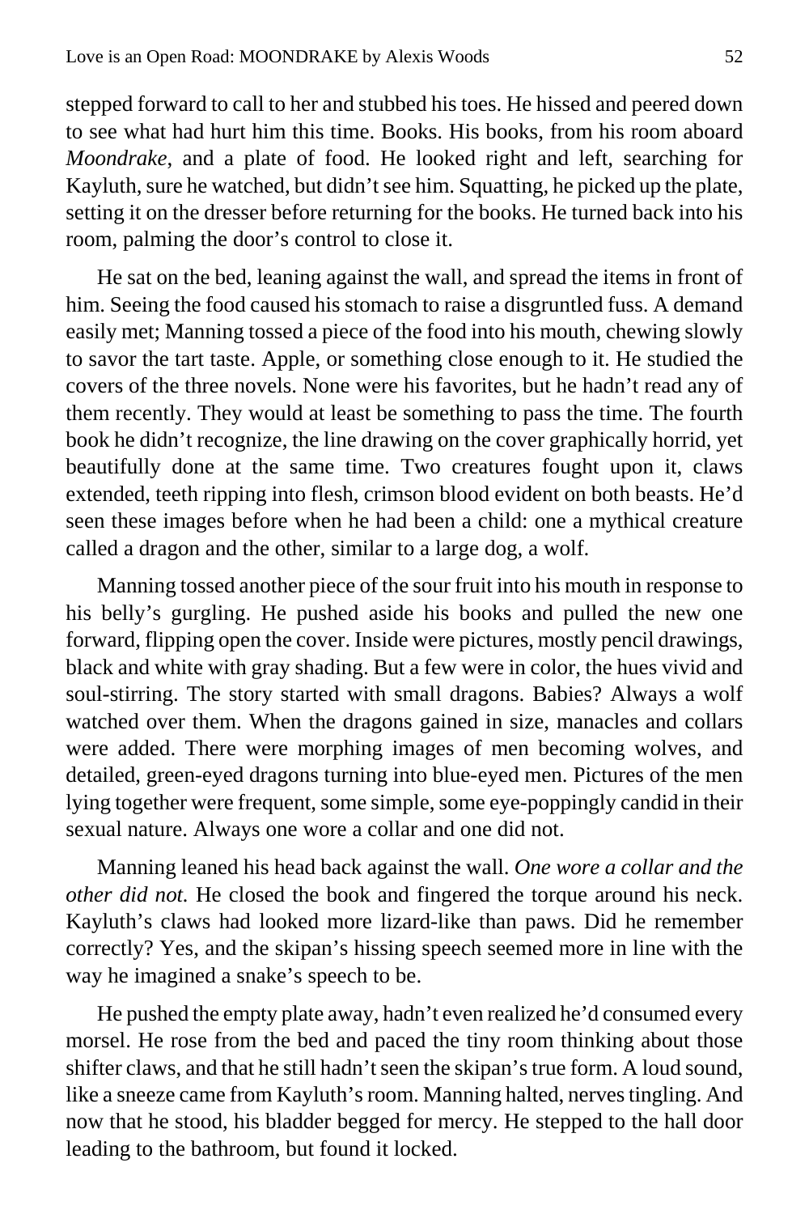stepped forward to call to her and stubbed his toes. He hissed and peered down to see what had hurt him this time. Books. His books, from his room aboard *Moondrake*, and a plate of food. He looked right and left, searching for Kayluth, sure he watched, but didn't see him. Squatting, he picked up the plate, setting it on the dresser before returning for the books. He turned back into his room, palming the door's control to close it.

He sat on the bed, leaning against the wall, and spread the items in front of him. Seeing the food caused his stomach to raise a disgruntled fuss. A demand easily met; Manning tossed a piece of the food into his mouth, chewing slowly to savor the tart taste. Apple, or something close enough to it. He studied the covers of the three novels. None were his favorites, but he hadn't read any of them recently. They would at least be something to pass the time. The fourth book he didn't recognize, the line drawing on the cover graphically horrid, yet beautifully done at the same time. Two creatures fought upon it, claws extended, teeth ripping into flesh, crimson blood evident on both beasts. He'd seen these images before when he had been a child: one a mythical creature called a dragon and the other, similar to a large dog, a wolf.

Manning tossed another piece of the sour fruit into his mouth in response to his belly's gurgling. He pushed aside his books and pulled the new one forward, flipping open the cover. Inside were pictures, mostly pencil drawings, black and white with gray shading. But a few were in color, the hues vivid and soul-stirring. The story started with small dragons. Babies? Always a wolf watched over them. When the dragons gained in size, manacles and collars were added. There were morphing images of men becoming wolves, and detailed, green-eyed dragons turning into blue-eyed men. Pictures of the men lying together were frequent, some simple, some eye-poppingly candid in their sexual nature. Always one wore a collar and one did not.

Manning leaned his head back against the wall. *One wore a collar and the other did not.* He closed the book and fingered the torque around his neck. Kayluth's claws had looked more lizard-like than paws. Did he remember correctly? Yes, and the skipan's hissing speech seemed more in line with the way he imagined a snake's speech to be.

He pushed the empty plate away, hadn't even realized he'd consumed every morsel. He rose from the bed and paced the tiny room thinking about those shifter claws, and that he still hadn't seen the skipan's true form. A loud sound, like a sneeze came from Kayluth's room. Manning halted, nerves tingling. And now that he stood, his bladder begged for mercy. He stepped to the hall door leading to the bathroom, but found it locked.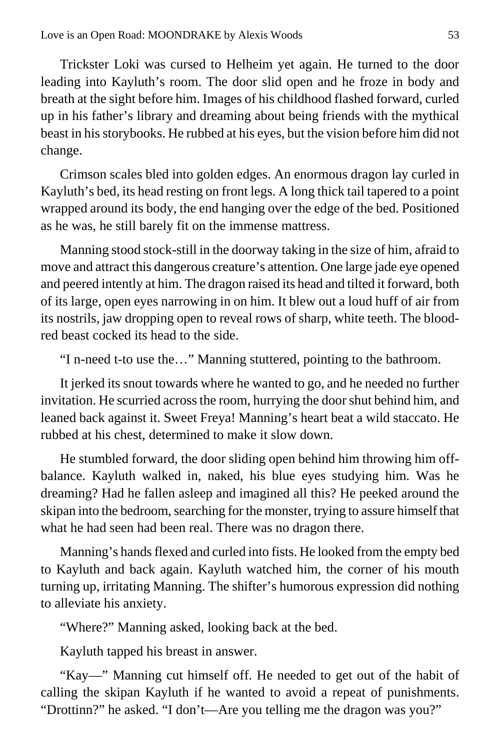Trickster Loki was cursed to Helheim yet again. He turned to the door leading into Kayluth's room. The door slid open and he froze in body and breath at the sight before him. Images of his childhood flashed forward, curled up in his father's library and dreaming about being friends with the mythical beast in his storybooks. He rubbed at his eyes, but the vision before him did not change.

Crimson scales bled into golden edges. An enormous dragon lay curled in Kayluth's bed, its head resting on front legs. A long thick tail tapered to a point wrapped around its body, the end hanging over the edge of the bed. Positioned as he was, he still barely fit on the immense mattress.

Manning stood stock-still in the doorway taking in the size of him, afraid to move and attract this dangerous creature's attention. One large jade eye opened and peered intently at him. The dragon raised its head and tilted it forward, both of its large, open eyes narrowing in on him. It blew out a loud huff of air from its nostrils, jaw dropping open to reveal rows of sharp, white teeth. The blood-red beast cocked its head to the side.

"I n-need t-to use the…" Manning stuttered, pointing to the bathroom.

It jerked its snout towards where he wanted to go, and he needed no further invitation. He scurried across the room, hurrying the door shut behind him, and leaned back against it. Sweet Freya! Manning's heart beat a wild staccato. He rubbed at his chest, determined to make it slow down.

He stumbled forward, the door sliding open behind him throwing him off-balance. Kayluth walked in, naked, his blue eyes studying him. Was he dreaming? Had he fallen asleep and imagined all this? He peeked around the skipan into the bedroom, searching for the monster, trying to assure himself that what he had seen had been real. There was no dragon there.

Manning's hands flexed and curled into fists. He looked from the empty bed to Kayluth and back again. Kayluth watched him, the corner of his mouth turning up, irritating Manning. The shifter's humorous expression did nothing to alleviate his anxiety.

"Where?" Manning asked, looking back at the bed.

Kayluth tapped his breast in answer.

"Kay—" Manning cut himself off. He needed to get out of the habit of calling the skipan Kayluth if he wanted to avoid a repeat of punishments. "Drottinn?" he asked. "I don't—Are you telling me the dragon was you?"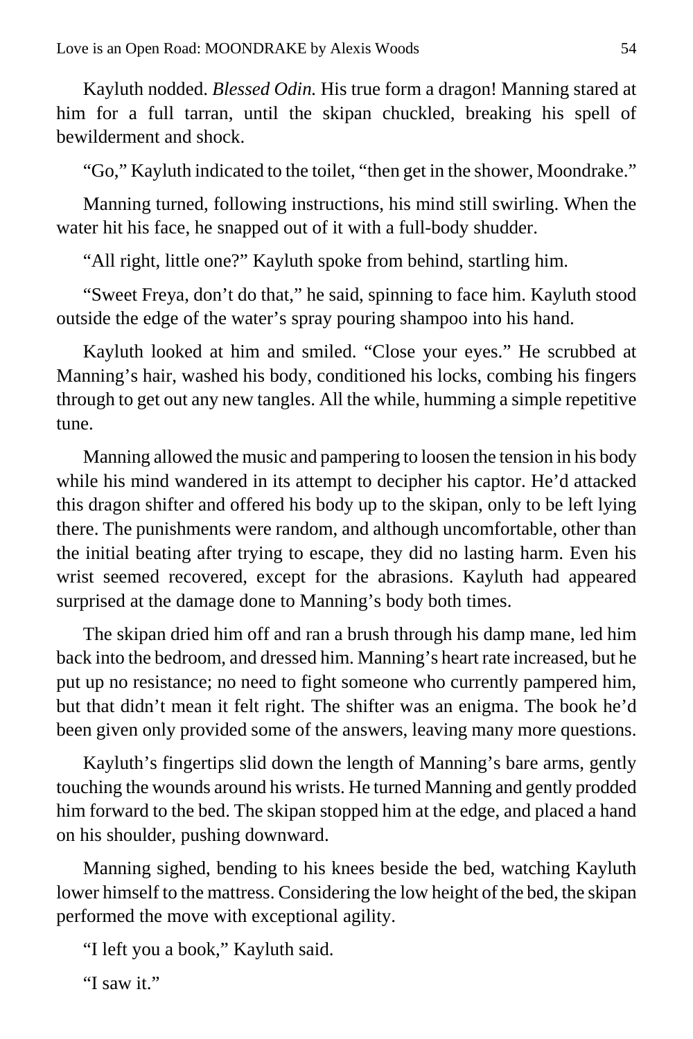Kayluth nodded. *Blessed Odin.* His true form a dragon! Manning stared at him for a full tarran, until the skipan chuckled, breaking his spell of bewilderment and shock.

"Go," Kayluth indicated to the toilet, "then get in the shower, Moondrake."

Manning turned, following instructions, his mind still swirling. When the water hit his face, he snapped out of it with a full-body shudder.

"All right, little one?" Kayluth spoke from behind, startling him.

"Sweet Freya, don't do that," he said, spinning to face him. Kayluth stood outside the edge of the water's spray pouring shampoo into his hand.

Kayluth looked at him and smiled. "Close your eyes." He scrubbed at Manning's hair, washed his body, conditioned his locks, combing his fingers through to get out any new tangles. All the while, humming a simple repetitive tune.

Manning allowed the music and pampering to loosen the tension in his body while his mind wandered in its attempt to decipher his captor. He'd attacked this dragon shifter and offered his body up to the skipan, only to be left lying there. The punishments were random, and although uncomfortable, other than the initial beating after trying to escape, they did no lasting harm. Even his wrist seemed recovered, except for the abrasions. Kayluth had appeared surprised at the damage done to Manning's body both times.

The skipan dried him off and ran a brush through his damp mane, led him back into the bedroom, and dressed him. Manning's heart rate increased, but he put up no resistance; no need to fight someone who currently pampered him, but that didn't mean it felt right. The shifter was an enigma. The book he'd been given only provided some of the answers, leaving many more questions.

Kayluth's fingertips slid down the length of Manning's bare arms, gently touching the wounds around his wrists. He turned Manning and gently prodded him forward to the bed. The skipan stopped him at the edge, and placed a hand on his shoulder, pushing downward.

Manning sighed, bending to his knees beside the bed, watching Kayluth lower himself to the mattress. Considering the low height of the bed, the skipan performed the move with exceptional agility.

"I left you a book," Kayluth said.

"I saw it."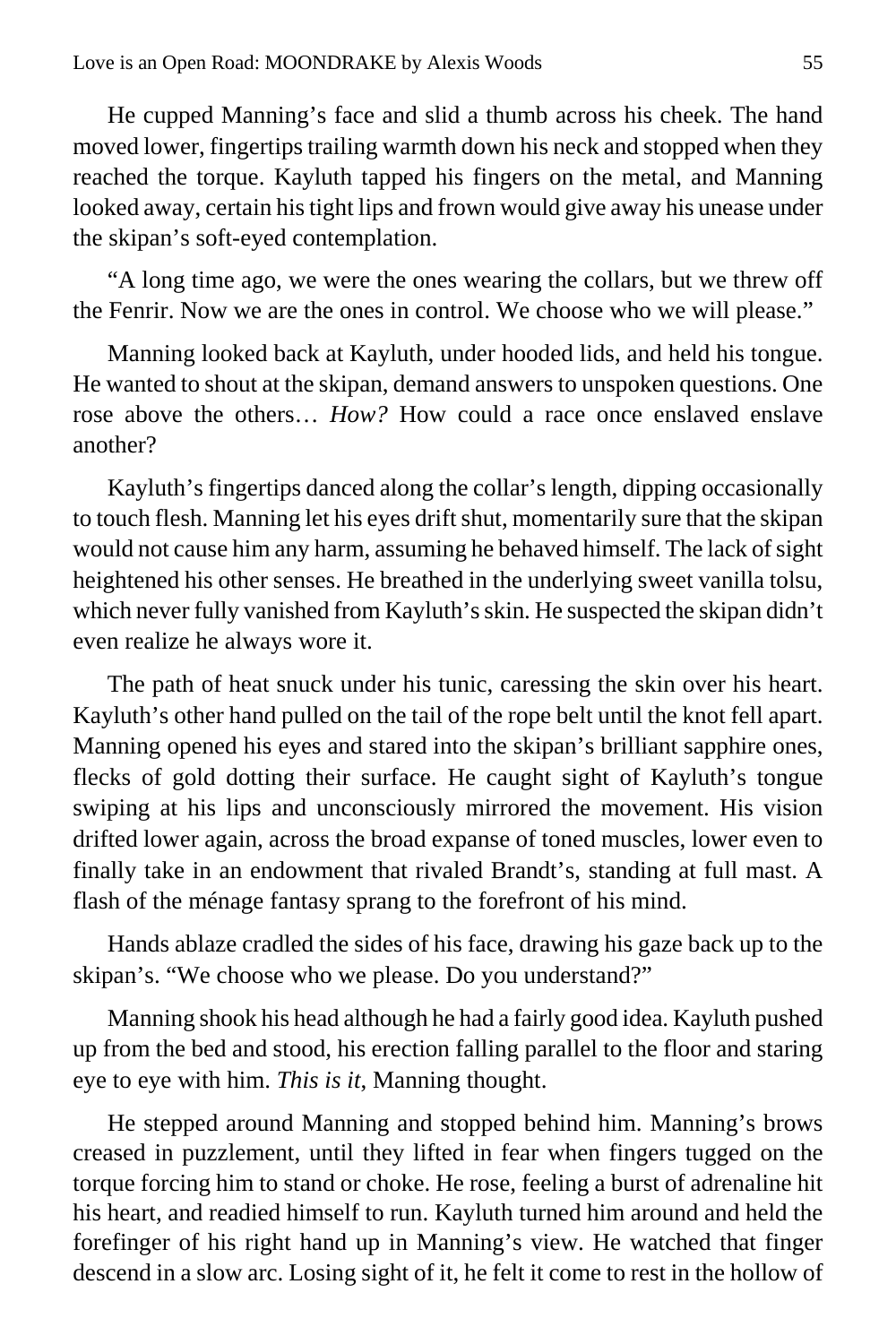He cupped Manning's face and slid a thumb across his cheek. The hand moved lower, fingertips trailing warmth down his neck and stopped when they reached the torque. Kayluth tapped his fingers on the metal, and Manning looked away, certain his tight lips and frown would give away his unease under the skipan's soft-eyed contemplation.

"A long time ago, we were the ones wearing the collars, but we threw off the Fenrir. Now we are the ones in control. We choose who we will please."

Manning looked back at Kayluth, under hooded lids, and held his tongue. He wanted to shout at the skipan, demand answers to unspoken questions. One rose above the others… *How?* How could a race once enslaved enslave another?

Kayluth's fingertips danced along the collar's length, dipping occasionally to touch flesh. Manning let his eyes drift shut, momentarily sure that the skipan would not cause him any harm, assuming he behaved himself. The lack of sight heightened his other senses. He breathed in the underlying sweet vanilla tolsu, which never fully vanished from Kayluth's skin. He suspected the skipan didn't even realize he always wore it.

The path of heat snuck under his tunic, caressing the skin over his heart. Kayluth's other hand pulled on the tail of the rope belt until the knot fell apart. Manning opened his eyes and stared into the skipan's brilliant sapphire ones, flecks of gold dotting their surface. He caught sight of Kayluth's tongue swiping at his lips and unconsciously mirrored the movement. His vision drifted lower again, across the broad expanse of toned muscles, lower even to finally take in an endowment that rivaled Brandt's, standing at full mast. A flash of the ménage fantasy sprang to the forefront of his mind.

Hands ablaze cradled the sides of his face, drawing his gaze back up to the skipan's. "We choose who we please. Do you understand?"

Manning shook his head although he had a fairly good idea. Kayluth pushed up from the bed and stood, his erection falling parallel to the floor and staring eye to eye with him. *This is it,* Manning thought.

He stepped around Manning and stopped behind him. Manning's brows creased in puzzlement, until they lifted in fear when fingers tugged on the torque forcing him to stand or choke. He rose, feeling a burst of adrenaline hit his heart, and readied himself to run. Kayluth turned him around and held the forefinger of his right hand up in Manning's view. He watched that finger descend in a slow arc. Losing sight of it, he felt it come to rest in the hollow of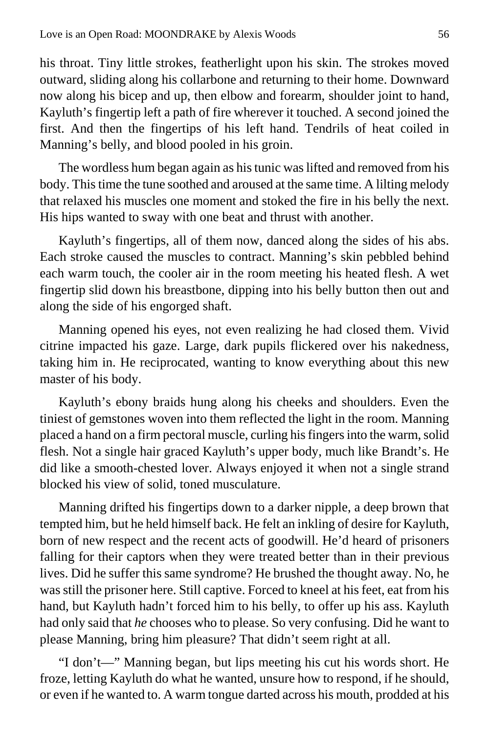his throat. Tiny little strokes, featherlight upon his skin. The strokes moved outward, sliding along his collarbone and returning to their home. Downward now along his bicep and up, then elbow and forearm, shoulder joint to hand, Kayluth's fingertip left a path of fire wherever it touched. A second joined the first. And then the fingertips of his left hand. Tendrils of heat coiled in Manning's belly, and blood pooled in his groin.

The wordless hum began again as his tunic was lifted and removed from his body. This time the tune soothed and aroused at the same time. A lilting melody that relaxed his muscles one moment and stoked the fire in his belly the next. His hips wanted to sway with one beat and thrust with another.

Kayluth's fingertips, all of them now, danced along the sides of his abs. Each stroke caused the muscles to contract. Manning's skin pebbled behind each warm touch, the cooler air in the room meeting his heated flesh. A wet fingertip slid down his breastbone, dipping into his belly button then out and along the side of his engorged shaft.

Manning opened his eyes, not even realizing he had closed them. Vivid citrine impacted his gaze. Large, dark pupils flickered over his nakedness, taking him in. He reciprocated, wanting to know everything about this new master of his body.

Kayluth's ebony braids hung along his cheeks and shoulders. Even the tiniest of gemstones woven into them reflected the light in the room. Manning placed a hand on a firm pectoral muscle, curling his fingers into the warm, solid flesh. Not a single hair graced Kayluth's upper body, much like Brandt's. He did like a smooth-chested lover. Always enjoyed it when not a single strand blocked his view of solid, toned musculature.

Manning drifted his fingertips down to a darker nipple, a deep brown that tempted him, but he held himself back. He felt an inkling of desire for Kayluth, born of new respect and the recent acts of goodwill. He'd heard of prisoners falling for their captors when they were treated better than in their previous lives. Did he suffer this same syndrome? He brushed the thought away. No, he was still the prisoner here. Still captive. Forced to kneel at his feet, eat from his hand, but Kayluth hadn't forced him to his belly, to offer up his ass. Kayluth had only said that *he* chooses who to please. So very confusing. Did he want to please Manning, bring him pleasure? That didn't seem right at all.

"I don't—" Manning began, but lips meeting his cut his words short. He froze, letting Kayluth do what he wanted, unsure how to respond, if he should, or even if he wanted to. A warm tongue darted across his mouth, prodded at his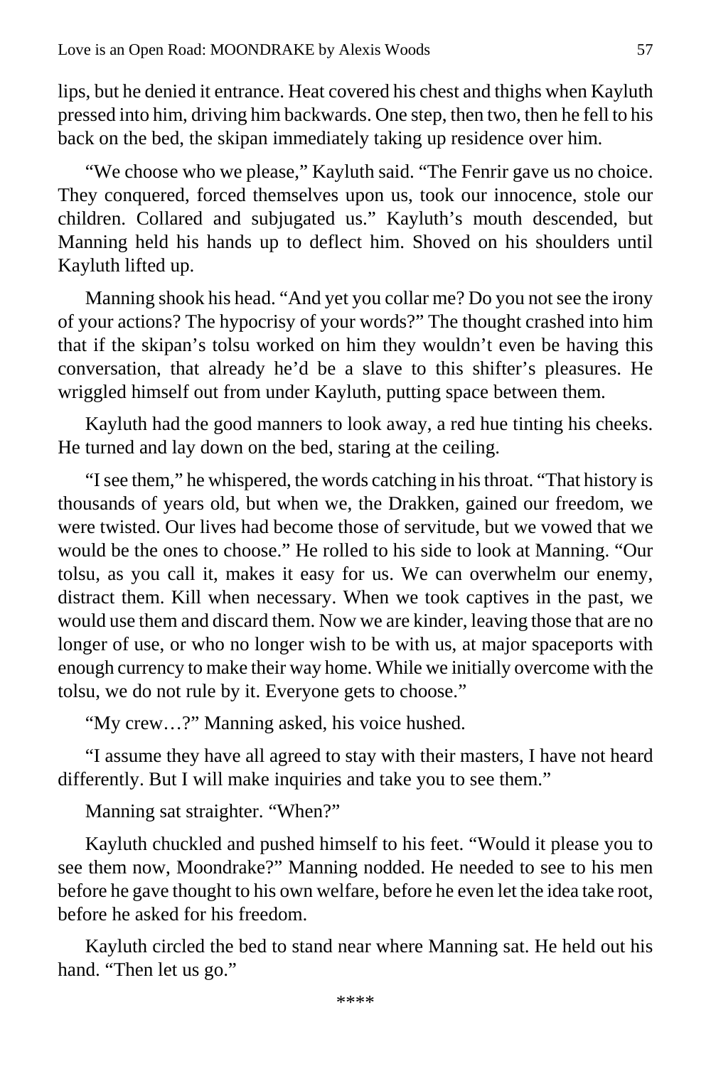lips, but he denied it entrance. Heat covered his chest and thighs when Kayluth pressed into him, driving him backwards. One step, then two, then he fell to his back on the bed, the skipan immediately taking up residence over him.

"We choose who we please," Kayluth said. "The Fenrir gave us no choice. They conquered, forced themselves upon us, took our innocence, stole our children. Collared and subjugated us." Kayluth's mouth descended, but Manning held his hands up to deflect him. Shoved on his shoulders until Kayluth lifted up.

Manning shook his head. "And yet you collar me? Do you not see the irony of your actions? The hypocrisy of your words?" The thought crashed into him that if the skipan's tolsu worked on him they wouldn't even be having this conversation, that already he'd be a slave to this shifter's pleasures. He wriggled himself out from under Kayluth, putting space between them.

Kayluth had the good manners to look away, a red hue tinting his cheeks. He turned and lay down on the bed, staring at the ceiling.

"I see them," he whispered, the words catching in his throat. "That history is thousands of years old, but when we, the Drakken, gained our freedom, we were twisted. Our lives had become those of servitude, but we vowed that we would be the ones to choose." He rolled to his side to look at Manning. "Our tolsu, as you call it, makes it easy for us. We can overwhelm our enemy, distract them. Kill when necessary. When we took captives in the past, we would use them and discard them. Now we are kinder, leaving those that are no longer of use, or who no longer wish to be with us, at major spaceports with enough currency to make their way home. While we initially overcome with the tolsu, we do not rule by it. Everyone gets to choose."

"My crew…?" Manning asked, his voice hushed.

"I assume they have all agreed to stay with their masters, I have not heard differently. But I will make inquiries and take you to see them."

Manning sat straighter. "When?"

Kayluth chuckled and pushed himself to his feet. "Would it please you to see them now, Moondrake?" Manning nodded. He needed to see to his men before he gave thought to his own welfare, before he even let the idea take root, before he asked for his freedom.

Kayluth circled the bed to stand near where Manning sat. He held out his hand. "Then let us go."

****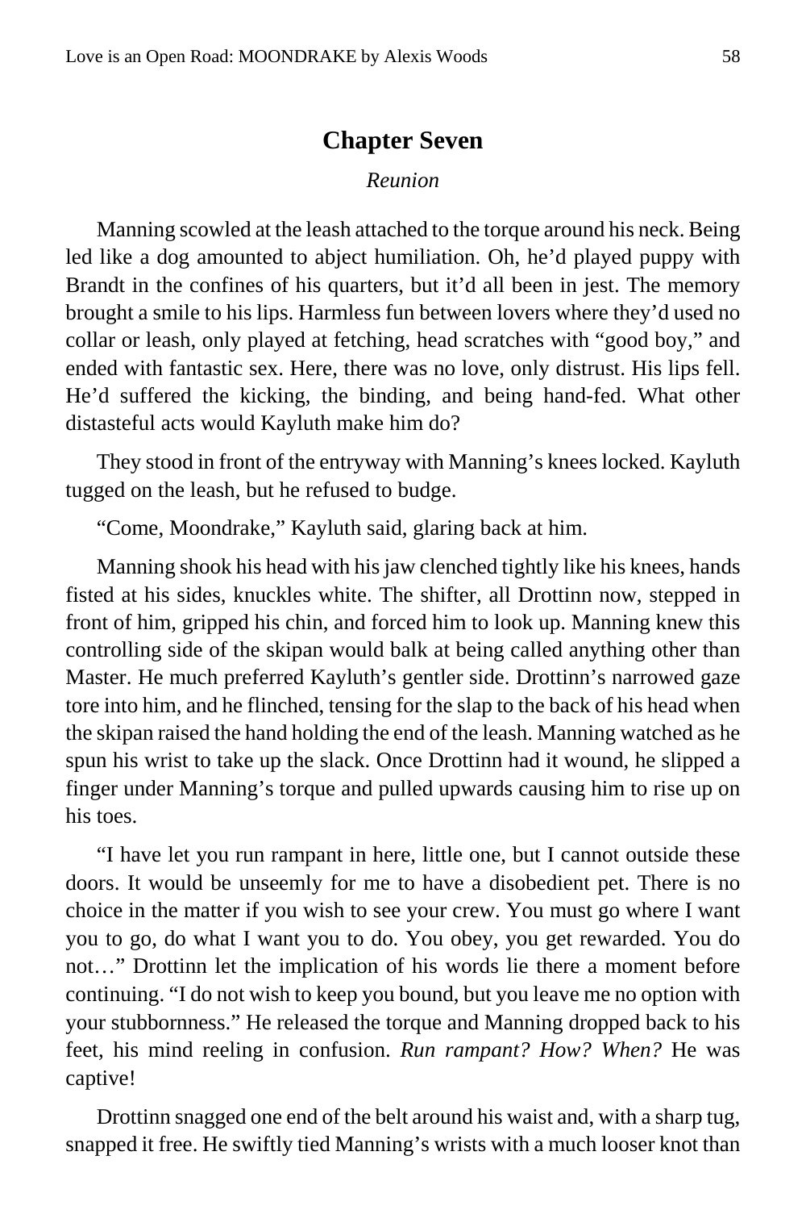## Chapter Seven

*Reunion*

Manning scowled at the leash attached to the torque around his neck. Being led like a dog amounted to abject humiliation. Oh, he'd played puppy with Brandt in the confines of his quarters, but it'd all been in jest. The memory brought a smile to his lips. Harmless fun between lovers where they'd used no collar or leash, only played at fetching, head scratches with "good boy," and ended with fantastic sex. Here, there was no love, only distrust. His lips fell. He'd suffered the kicking, the binding, and being hand-fed. What other distasteful acts would Kayluth make him do?

They stood in front of the entryway with Manning's knees locked. Kayluth tugged on the leash, but he refused to budge.

"Come, Moondrake," Kayluth said, glaring back at him.

Manning shook his head with his jaw clenched tightly like his knees, hands fisted at his sides, knuckles white. The shifter, all Drottinn now, stepped in front of him, gripped his chin, and forced him to look up. Manning knew this controlling side of the skipan would balk at being called anything other than Master. He much preferred Kayluth's gentler side. Drottinn's narrowed gaze tore into him, and he flinched, tensing for the slap to the back of his head when the skipan raised the hand holding the end of the leash. Manning watched as he spun his wrist to take up the slack. Once Drottinn had it wound, he slipped a finger under Manning's torque and pulled upwards causing him to rise up on his toes.

"I have let you run rampant in here, little one, but I cannot outside these doors. It would be unseemly for me to have a disobedient pet. There is no choice in the matter if you wish to see your crew. You must go where I want you to go, do what I want you to do. You obey, you get rewarded. You do not…" Drottinn let the implication of his words lie there a moment before continuing. "I do not wish to keep you bound, but you leave me no option with your stubbornness." He released the torque and Manning dropped back to his feet, his mind reeling in confusion. *Run rampant? How? When?* He was captive!

Drottinn snagged one end of the belt around his waist and, with a sharp tug, snapped it free. He swiftly tied Manning's wrists with a much looser knot than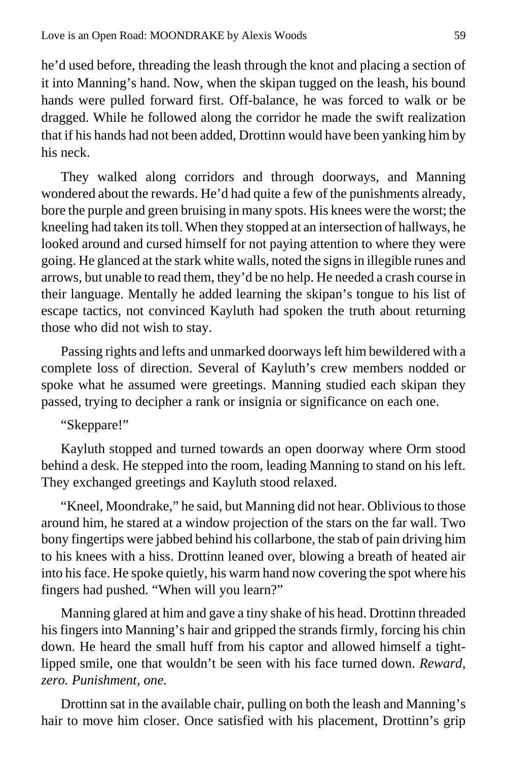he'd used before, threading the leash through the knot and placing a section of it into Manning's hand. Now, when the skipan tugged on the leash, his bound hands were pulled forward first. Off-balance, he was forced to walk or be dragged. While he followed along the corridor he made the swift realization that if his hands had not been added, Drottinn would have been yanking him by his neck.

They walked along corridors and through doorways, and Manning wondered about the rewards. He'd had quite a few of the punishments already, bore the purple and green bruising in many spots. His knees were the worst; the kneeling had taken its toll. When they stopped at an intersection of hallways, he looked around and cursed himself for not paying attention to where they were going. He glanced at the stark white walls, noted the signs in illegible runes and arrows, but unable to read them, they'd be no help. He needed a crash course in their language. Mentally he added learning the skipan's tongue to his list of escape tactics, not convinced Kayluth had spoken the truth about returning those who did not wish to stay.

Passing rights and lefts and unmarked doorways left him bewildered with a complete loss of direction. Several of Kayluth's crew members nodded or spoke what he assumed were greetings. Manning studied each skipan they passed, trying to decipher a rank or insignia or significance on each one.

"Skeppare!"

Kayluth stopped and turned towards an open doorway where Orm stood behind a desk. He stepped into the room, leading Manning to stand on his left. They exchanged greetings and Kayluth stood relaxed.

"Kneel, Moondrake," he said, but Manning did not hear. Oblivious to those around him, he stared at a window projection of the stars on the far wall. Two bony fingertips were jabbed behind his collarbone, the stab of pain driving him to his knees with a hiss. Drottinn leaned over, blowing a breath of heated air into his face. He spoke quietly, his warm hand now covering the spot where his fingers had pushed. "When will you learn?"

Manning glared at him and gave a tiny shake of his head. Drottinn threaded his fingers into Manning's hair and gripped the strands firmly, forcing his chin down. He heard the small huff from his captor and allowed himself a tight-lipped smile, one that wouldn't be seen with his face turned down. *Reward, zero. Punishment, one.*

Drottinn sat in the available chair, pulling on both the leash and Manning's hair to move him closer. Once satisfied with his placement, Drottinn's grip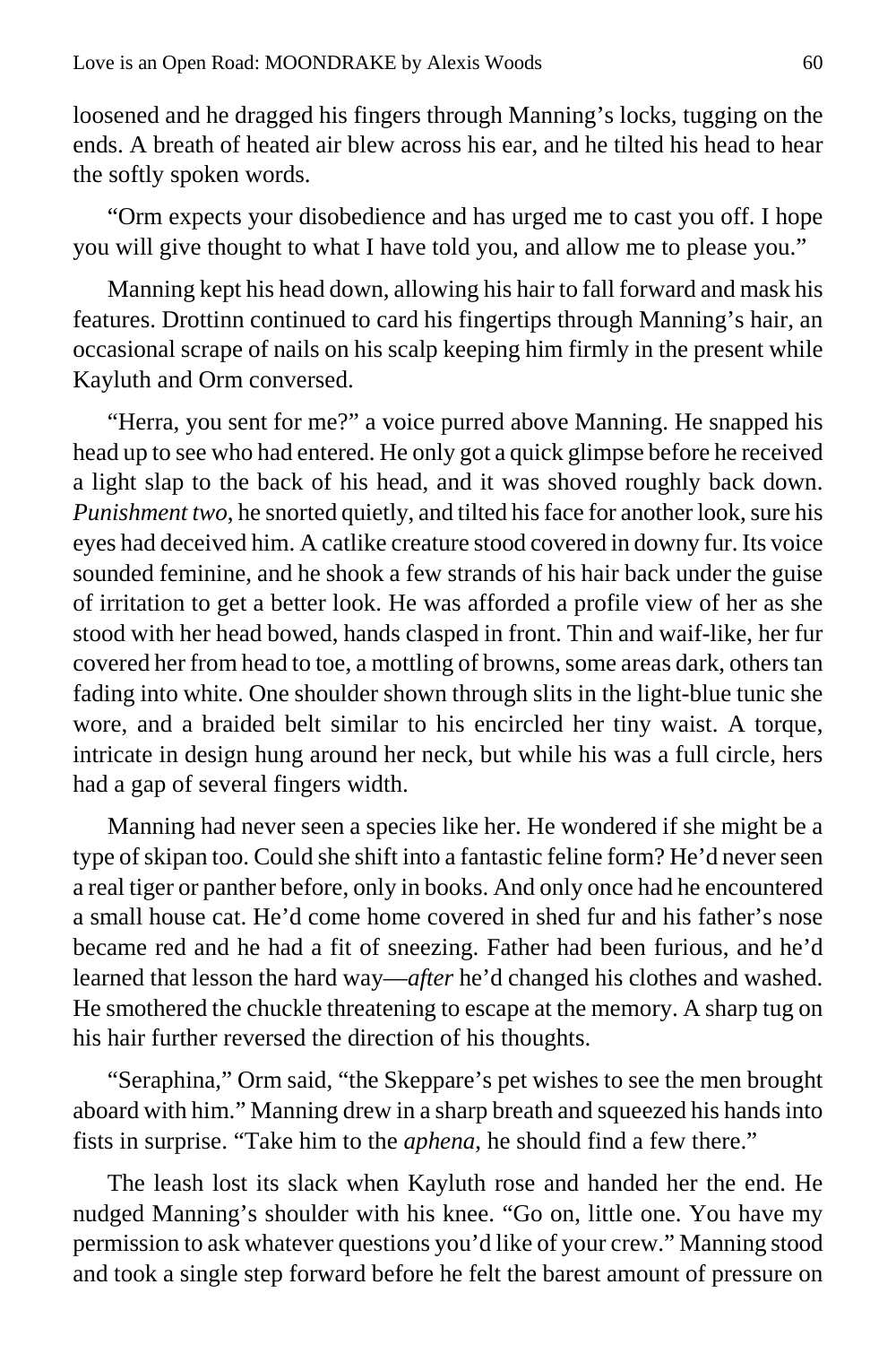loosened and he dragged his fingers through Manning's locks, tugging on the ends. A breath of heated air blew across his ear, and he tilted his head to hear the softly spoken words.

"Orm expects your disobedience and has urged me to cast you off. I hope you will give thought to what I have told you, and allow me to please you."

Manning kept his head down, allowing his hair to fall forward and mask his features. Drottinn continued to card his fingertips through Manning's hair, an occasional scrape of nails on his scalp keeping him firmly in the present while Kayluth and Orm conversed.

"Herra, you sent for me?" a voice purred above Manning. He snapped his head up to see who had entered. He only got a quick glimpse before he received a light slap to the back of his head, and it was shoved roughly back down. *Punishment two*, he snorted quietly, and tilted his face for another look, sure his eyes had deceived him. A catlike creature stood covered in downy fur. Its voice sounded feminine, and he shook a few strands of his hair back under the guise of irritation to get a better look. He was afforded a profile view of her as she stood with her head bowed, hands clasped in front. Thin and waif-like, her fur covered her from head to toe, a mottling of browns, some areas dark, others tan fading into white. One shoulder shown through slits in the light-blue tunic she wore, and a braided belt similar to his encircled her tiny waist. A torque, intricate in design hung around her neck, but while his was a full circle, hers had a gap of several fingers width.

Manning had never seen a species like her. He wondered if she might be a type of skipan too. Could she shift into a fantastic feline form? He'd never seen a real tiger or panther before, only in books. And only once had he encountered a small house cat. He'd come home covered in shed fur and his father's nose became red and he had a fit of sneezing. Father had been furious, and he'd learned that lesson the hard way—*after* he'd changed his clothes and washed. He smothered the chuckle threatening to escape at the memory. A sharp tug on his hair further reversed the direction of his thoughts.

"Seraphina," Orm said, "the Skeppare's pet wishes to see the men brought aboard with him." Manning drew in a sharp breath and squeezed his hands into fists in surprise. "Take him to the *aphena*, he should find a few there."

The leash lost its slack when Kayluth rose and handed her the end. He nudged Manning's shoulder with his knee. "Go on, little one. You have my permission to ask whatever questions you'd like of your crew." Manning stood and took a single step forward before he felt the barest amount of pressure on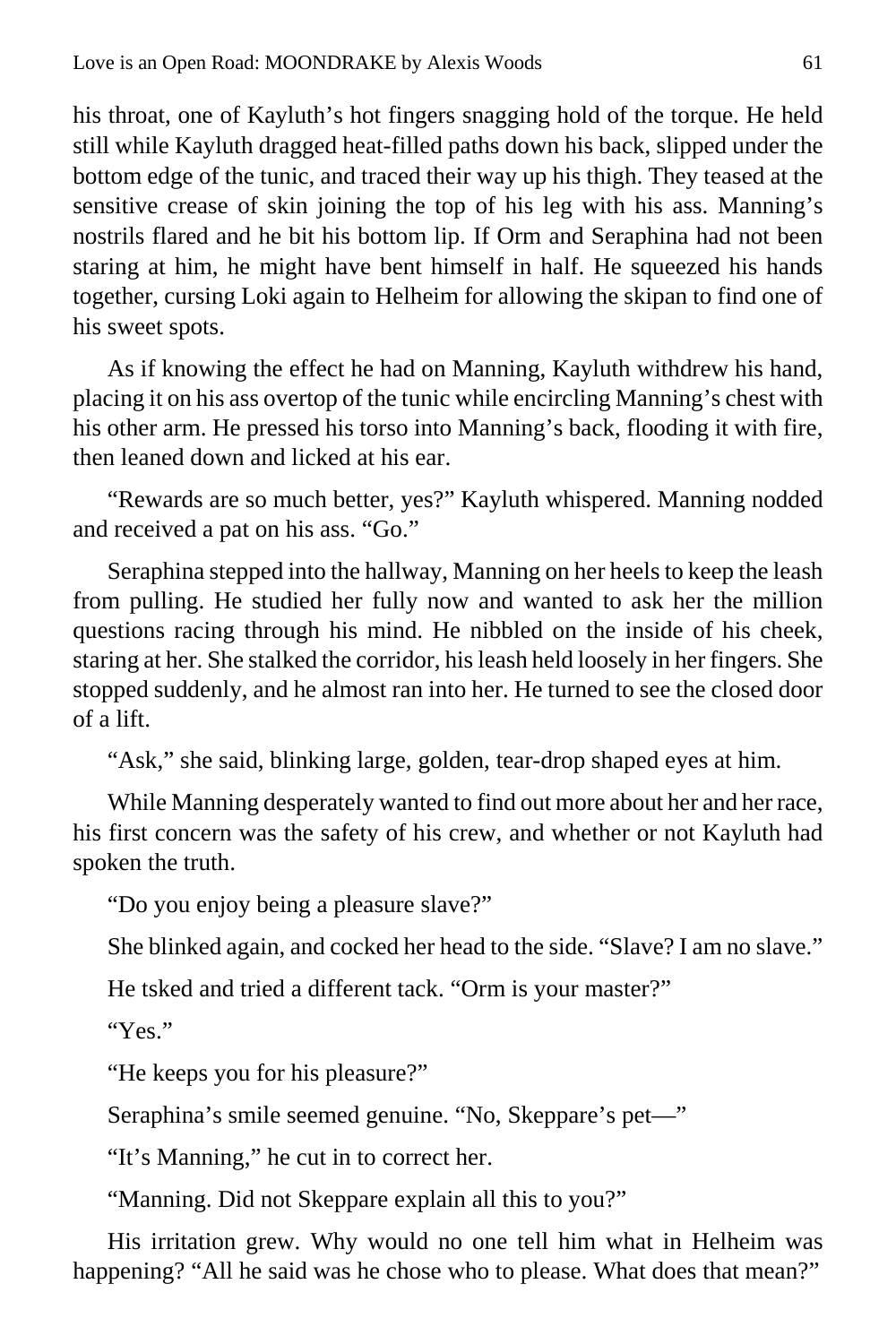his throat, one of Kayluth's hot fingers snagging hold of the torque. He held still while Kayluth dragged heat-filled paths down his back, slipped under the bottom edge of the tunic, and traced their way up his thigh. They teased at the sensitive crease of skin joining the top of his leg with his ass. Manning's nostrils flared and he bit his bottom lip. If Orm and Seraphina had not been staring at him, he might have bent himself in half. He squeezed his hands together, cursing Loki again to Helheim for allowing the skipan to find one of his sweet spots.

As if knowing the effect he had on Manning, Kayluth withdrew his hand, placing it on his ass overtop of the tunic while encircling Manning's chest with his other arm. He pressed his torso into Manning's back, flooding it with fire, then leaned down and licked at his ear.

"Rewards are so much better, yes?" Kayluth whispered. Manning nodded and received a pat on his ass. "Go."

Seraphina stepped into the hallway, Manning on her heels to keep the leash from pulling. He studied her fully now and wanted to ask her the million questions racing through his mind. He nibbled on the inside of his cheek, staring at her. She stalked the corridor, his leash held loosely in her fingers. She stopped suddenly, and he almost ran into her. He turned to see the closed door of a lift.

"Ask," she said, blinking large, golden, tear-drop shaped eyes at him.

While Manning desperately wanted to find out more about her and her race, his first concern was the safety of his crew, and whether or not Kayluth had spoken the truth.

"Do you enjoy being a pleasure slave?"

She blinked again, and cocked her head to the side. "Slave? I am no slave."

He tsked and tried a different tack. "Orm is your master?"

"Yes."

"He keeps you for his pleasure?"

Seraphina's smile seemed genuine. "No, Skeppare's pet—"

"It's Manning," he cut in to correct her.

"Manning. Did not Skeppare explain all this to you?"

His irritation grew. Why would no one tell him what in Helheim was happening? "All he said was he chose who to please. What does that mean?"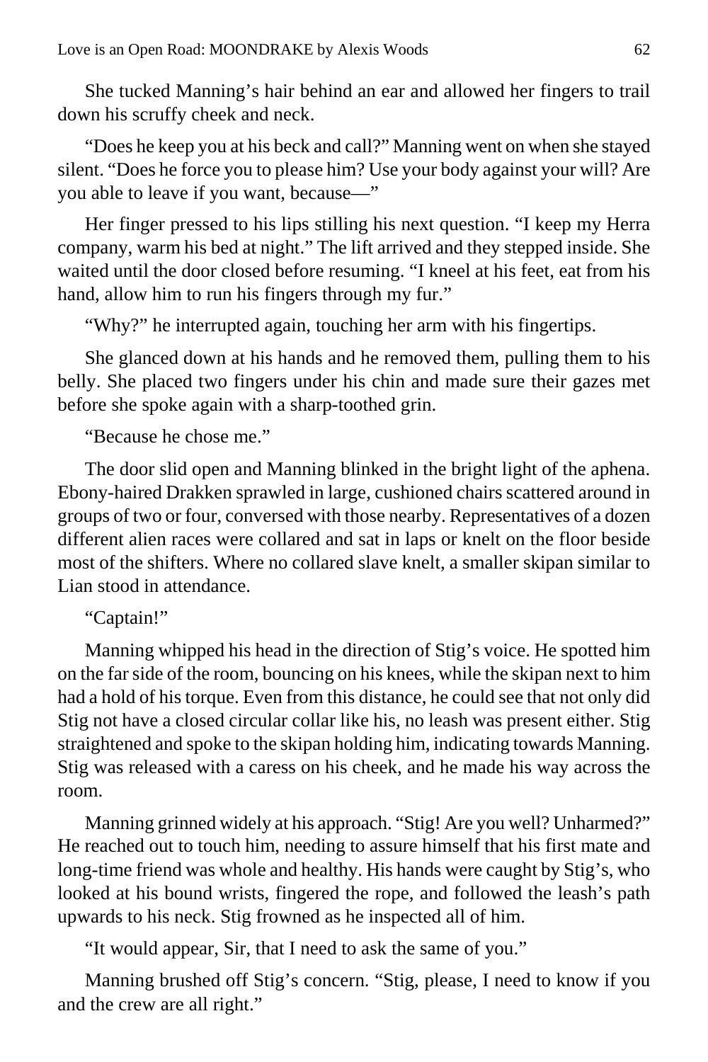She tucked Manning's hair behind an ear and allowed her fingers to trail down his scruffy cheek and neck.

"Does he keep you at his beck and call?" Manning went on when she stayed silent. "Does he force you to please him? Use your body against your will? Are you able to leave if you want, because—"

Her finger pressed to his lips stilling his next question. "I keep my Herra company, warm his bed at night." The lift arrived and they stepped inside. She waited until the door closed before resuming. "I kneel at his feet, eat from his hand, allow him to run his fingers through my fur."

"Why?" he interrupted again, touching her arm with his fingertips.

She glanced down at his hands and he removed them, pulling them to his belly. She placed two fingers under his chin and made sure their gazes met before she spoke again with a sharp-toothed grin.

"Because he chose me."

The door slid open and Manning blinked in the bright light of the aphena. Ebony-haired Drakken sprawled in large, cushioned chairs scattered around in groups of two or four, conversed with those nearby. Representatives of a dozen different alien races were collared and sat in laps or knelt on the floor beside most of the shifters. Where no collared slave knelt, a smaller skipan similar to Lian stood in attendance.

"Captain!"

Manning whipped his head in the direction of Stig's voice. He spotted him on the far side of the room, bouncing on his knees, while the skipan next to him had a hold of his torque. Even from this distance, he could see that not only did Stig not have a closed circular collar like his, no leash was present either. Stig straightened and spoke to the skipan holding him, indicating towards Manning. Stig was released with a caress on his cheek, and he made his way across the room.

Manning grinned widely at his approach. "Stig! Are you well? Unharmed?" He reached out to touch him, needing to assure himself that his first mate and long-time friend was whole and healthy. His hands were caught by Stig's, who looked at his bound wrists, fingered the rope, and followed the leash's path upwards to his neck. Stig frowned as he inspected all of him.

"It would appear, Sir, that I need to ask the same of you."

Manning brushed off Stig's concern. "Stig, please, I need to know if you and the crew are all right."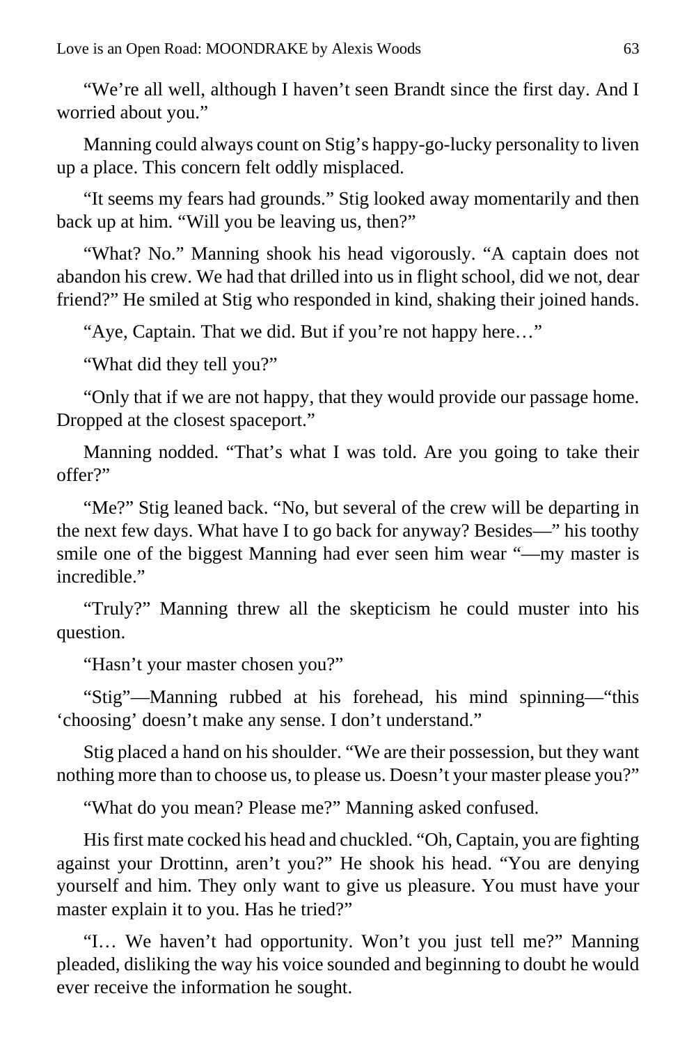"We're all well, although I haven't seen Brandt since the first day. And I worried about you."

Manning could always count on Stig's happy-go-lucky personality to liven up a place. This concern felt oddly misplaced.

"It seems my fears had grounds." Stig looked away momentarily and then back up at him. "Will you be leaving us, then?"

"What? No." Manning shook his head vigorously. "A captain does not abandon his crew. We had that drilled into us in flight school, did we not, dear friend?" He smiled at Stig who responded in kind, shaking their joined hands.

"Aye, Captain. That we did. But if you're not happy here…"

"What did they tell you?"

"Only that if we are not happy, that they would provide our passage home. Dropped at the closest spaceport."

Manning nodded. "That's what I was told. Are you going to take their offer?"

"Me?" Stig leaned back. "No, but several of the crew will be departing in the next few days. What have I to go back for anyway? Besides—" his toothy smile one of the biggest Manning had ever seen him wear "—my master is incredible."

"Truly?" Manning threw all the skepticism he could muster into his question.

"Hasn't your master chosen you?"

"Stig"—Manning rubbed at his forehead, his mind spinning—"this 'choosing' doesn't make any sense. I don't understand."

Stig placed a hand on his shoulder. "We are their possession, but they want nothing more than to choose us, to please us. Doesn't your master please you?"

"What do you mean? Please me?" Manning asked confused.

His first mate cocked his head and chuckled. "Oh, Captain, you are fighting against your Drottinn, aren't you?" He shook his head. "You are denying yourself and him. They only want to give us pleasure. You must have your master explain it to you. Has he tried?"

"I… We haven't had opportunity. Won't you just tell me?" Manning pleaded, disliking the way his voice sounded and beginning to doubt he would ever receive the information he sought.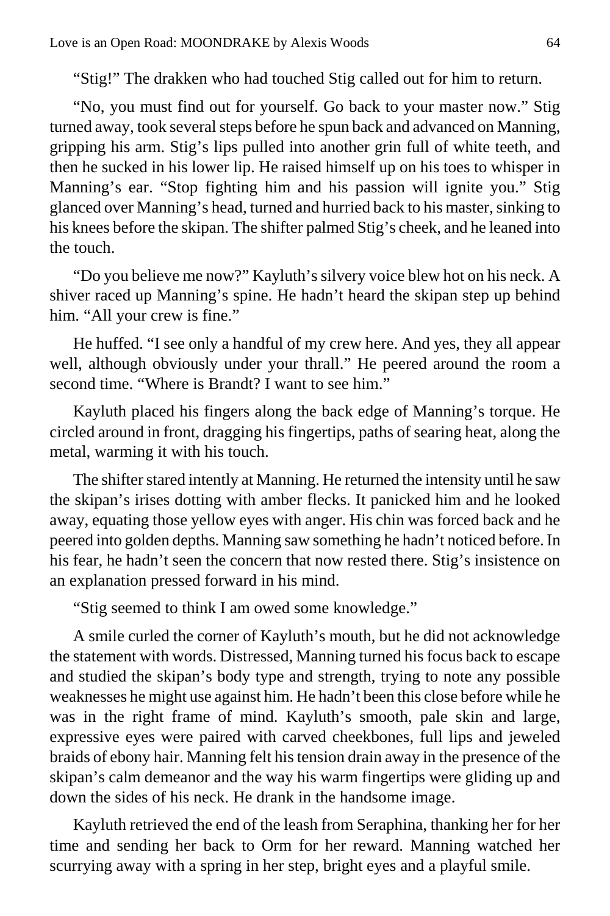"Stig!" The drakken who had touched Stig called out for him to return.

"No, you must find out for yourself. Go back to your master now." Stig turned away, took several steps before he spun back and advanced on Manning, gripping his arm. Stig's lips pulled into another grin full of white teeth, and then he sucked in his lower lip. He raised himself up on his toes to whisper in Manning's ear. "Stop fighting him and his passion will ignite you." Stig glanced over Manning's head, turned and hurried back to his master, sinking to his knees before the skipan. The shifter palmed Stig's cheek, and he leaned into the touch.

"Do you believe me now?" Kayluth's silvery voice blew hot on his neck. A shiver raced up Manning's spine. He hadn't heard the skipan step up behind him. "All your crew is fine."

He huffed. "I see only a handful of my crew here. And yes, they all appear well, although obviously under your thrall." He peered around the room a second time. "Where is Brandt? I want to see him."

Kayluth placed his fingers along the back edge of Manning's torque. He circled around in front, dragging his fingertips, paths of searing heat, along the metal, warming it with his touch.

The shifter stared intently at Manning. He returned the intensity until he saw the skipan's irises dotting with amber flecks. It panicked him and he looked away, equating those yellow eyes with anger. His chin was forced back and he peered into golden depths. Manning saw something he hadn't noticed before. In his fear, he hadn't seen the concern that now rested there. Stig's insistence on an explanation pressed forward in his mind.

"Stig seemed to think I am owed some knowledge."

A smile curled the corner of Kayluth's mouth, but he did not acknowledge the statement with words. Distressed, Manning turned his focus back to escape and studied the skipan's body type and strength, trying to note any possible weaknesses he might use against him. He hadn't been this close before while he was in the right frame of mind. Kayluth's smooth, pale skin and large, expressive eyes were paired with carved cheekbones, full lips and jeweled braids of ebony hair. Manning felt his tension drain away in the presence of the skipan's calm demeanor and the way his warm fingertips were gliding up and down the sides of his neck. He drank in the handsome image.

Kayluth retrieved the end of the leash from Seraphina, thanking her for her time and sending her back to Orm for her reward. Manning watched her scurrying away with a spring in her step, bright eyes and a playful smile.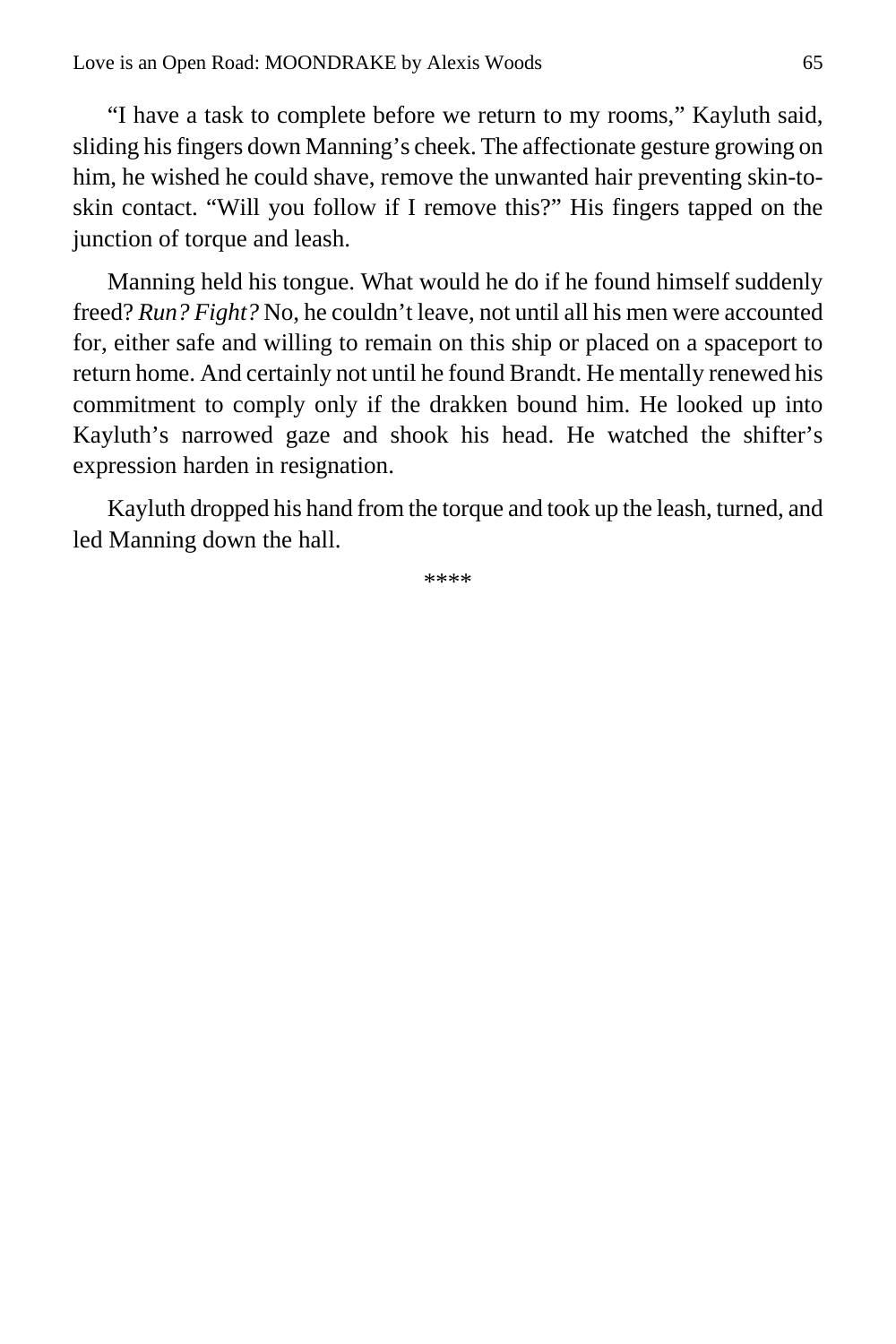"I have a task to complete before we return to my rooms," Kayluth said, sliding his fingers down Manning's cheek. The affectionate gesture growing on him, he wished he could shave, remove the unwanted hair preventing skin-to-skin contact. "Will you follow if I remove this?" His fingers tapped on the junction of torque and leash.

Manning held his tongue. What would he do if he found himself suddenly freed? *Run? Fight?* No, he couldn't leave, not until all his men were accounted for, either safe and willing to remain on this ship or placed on a spaceport to return home. And certainly not until he found Brandt. He mentally renewed his commitment to comply only if the drakken bound him. He looked up into Kayluth's narrowed gaze and shook his head. He watched the shifter's expression harden in resignation.

Kayluth dropped his hand from the torque and took up the leash, turned, and led Manning down the hall.

****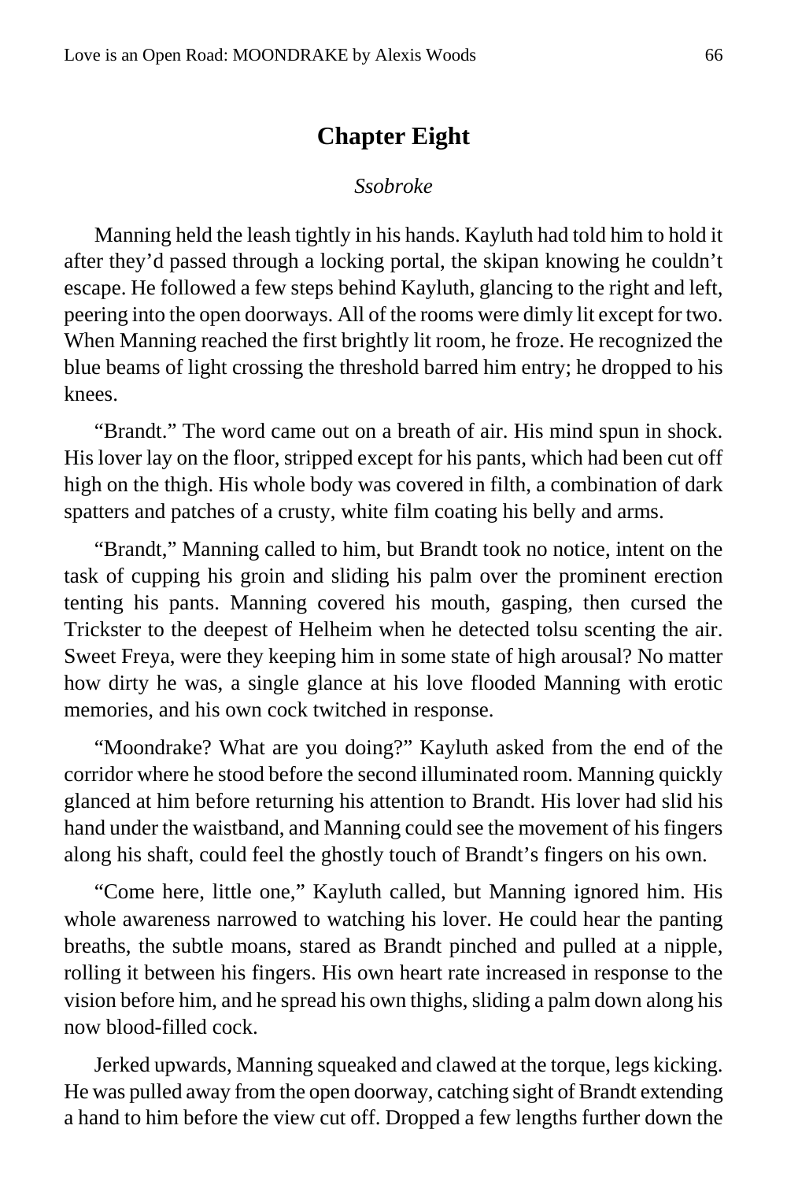# Chapter Eight

*Ssobroke*

Manning held the leash tightly in his hands. Kayluth had told him to hold it after they'd passed through a locking portal, the skipan knowing he couldn't escape. He followed a few steps behind Kayluth, glancing to the right and left, peering into the open doorways. All of the rooms were dimly lit except for two. When Manning reached the first brightly lit room, he froze. He recognized the blue beams of light crossing the threshold barred him entry; he dropped to his knees.

"Brandt." The word came out on a breath of air. His mind spun in shock. His lover lay on the floor, stripped except for his pants, which had been cut off high on the thigh. His whole body was covered in filth, a combination of dark spatters and patches of a crusty, white film coating his belly and arms.

"Brandt," Manning called to him, but Brandt took no notice, intent on the task of cupping his groin and sliding his palm over the prominent erection tenting his pants. Manning covered his mouth, gasping, then cursed the Trickster to the deepest of Helheim when he detected tolsu scenting the air. Sweet Freya, were they keeping him in some state of high arousal? No matter how dirty he was, a single glance at his love flooded Manning with erotic memories, and his own cock twitched in response.

"Moondrake? What are you doing?" Kayluth asked from the end of the corridor where he stood before the second illuminated room. Manning quickly glanced at him before returning his attention to Brandt. His lover had slid his hand under the waistband, and Manning could see the movement of his fingers along his shaft, could feel the ghostly touch of Brandt's fingers on his own.

"Come here, little one," Kayluth called, but Manning ignored him. His whole awareness narrowed to watching his lover. He could hear the panting breaths, the subtle moans, stared as Brandt pinched and pulled at a nipple, rolling it between his fingers. His own heart rate increased in response to the vision before him, and he spread his own thighs, sliding a palm down along his now blood-filled cock.

Jerked upwards, Manning squeaked and clawed at the torque, legs kicking. He was pulled away from the open doorway, catching sight of Brandt extending a hand to him before the view cut off. Dropped a few lengths further down the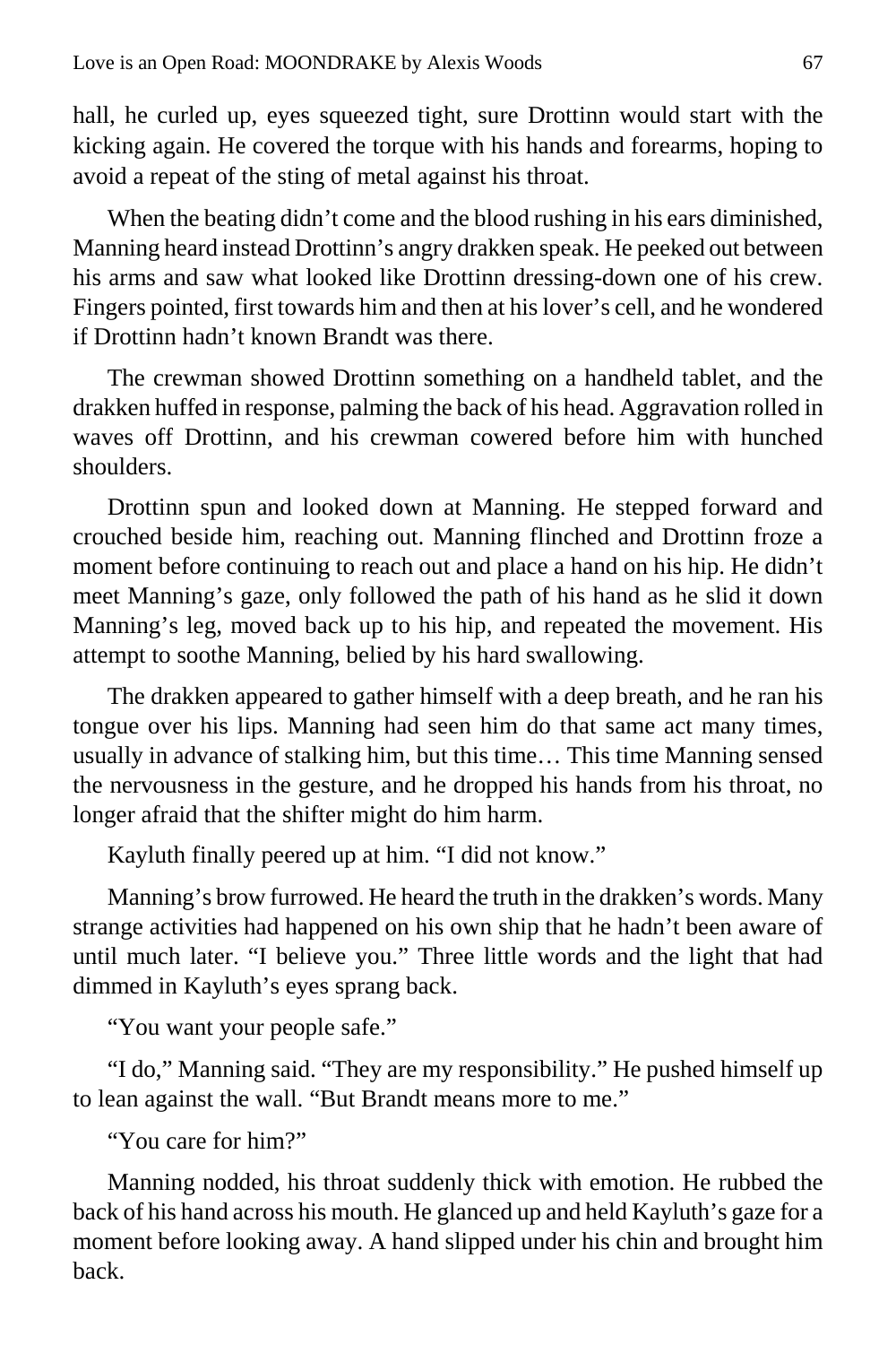hall, he curled up, eyes squeezed tight, sure Drottinn would start with the kicking again. He covered the torque with his hands and forearms, hoping to avoid a repeat of the sting of metal against his throat.

When the beating didn't come and the blood rushing in his ears diminished, Manning heard instead Drottinn's angry drakken speak. He peeked out between his arms and saw what looked like Drottinn dressing-down one of his crew. Fingers pointed, first towards him and then at his lover's cell, and he wondered if Drottinn hadn't known Brandt was there.

The crewman showed Drottinn something on a handheld tablet, and the drakken huffed in response, palming the back of his head. Aggravation rolled in waves off Drottinn, and his crewman cowered before him with hunched shoulders.

Drottinn spun and looked down at Manning. He stepped forward and crouched beside him, reaching out. Manning flinched and Drottinn froze a moment before continuing to reach out and place a hand on his hip. He didn't meet Manning's gaze, only followed the path of his hand as he slid it down Manning's leg, moved back up to his hip, and repeated the movement. His attempt to soothe Manning, belied by his hard swallowing.

The drakken appeared to gather himself with a deep breath, and he ran his tongue over his lips. Manning had seen him do that same act many times, usually in advance of stalking him, but this time… This time Manning sensed the nervousness in the gesture, and he dropped his hands from his throat, no longer afraid that the shifter might do him harm.

Kayluth finally peered up at him. "I did not know."

Manning's brow furrowed. He heard the truth in the drakken's words. Many strange activities had happened on his own ship that he hadn't been aware of until much later. "I believe you." Three little words and the light that had dimmed in Kayluth's eyes sprang back.

"You want your people safe."

"I do," Manning said. "They are my responsibility." He pushed himself up to lean against the wall. "But Brandt means more to me."

"You care for him?"

Manning nodded, his throat suddenly thick with emotion. He rubbed the back of his hand across his mouth. He glanced up and held Kayluth's gaze for a moment before looking away. A hand slipped under his chin and brought him back.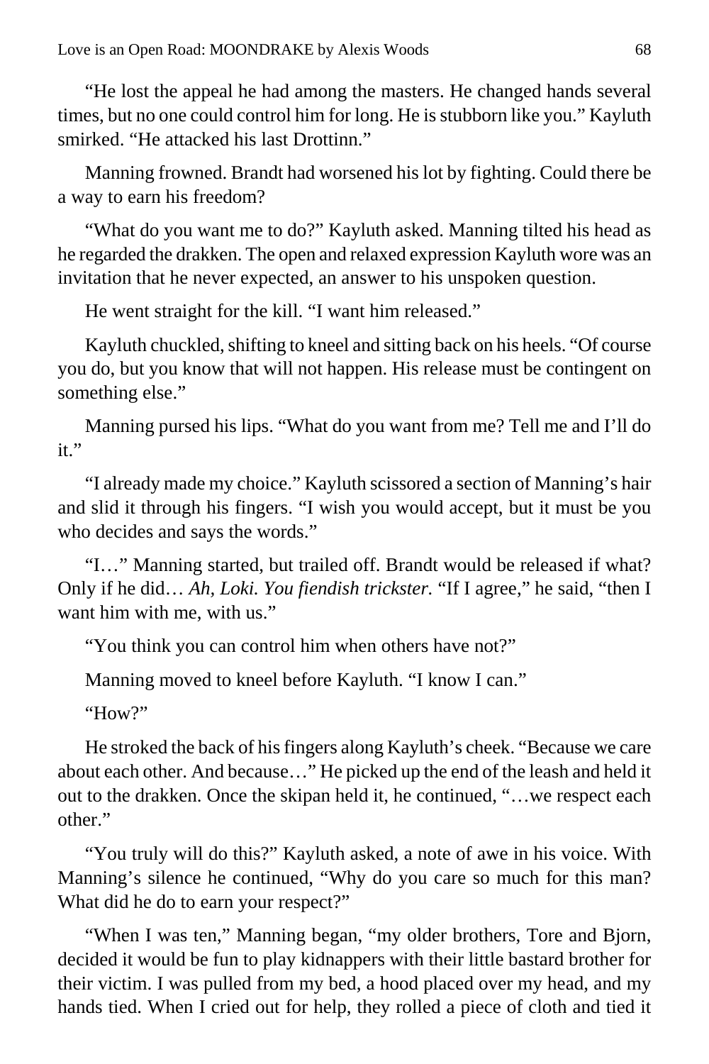"He lost the appeal he had among the masters. He changed hands several times, but no one could control him for long. He is stubborn like you." Kayluth smirked. "He attacked his last Drottinn."

Manning frowned. Brandt had worsened his lot by fighting. Could there be a way to earn his freedom?

"What do you want me to do?" Kayluth asked. Manning tilted his head as he regarded the drakken. The open and relaxed expression Kayluth wore was an invitation that he never expected, an answer to his unspoken question.

He went straight for the kill. "I want him released."

Kayluth chuckled, shifting to kneel and sitting back on his heels. "Of course you do, but you know that will not happen. His release must be contingent on something else."

Manning pursed his lips. "What do you want from me? Tell me and I'll do it."

"I already made my choice." Kayluth scissored a section of Manning's hair and slid it through his fingers. "I wish you would accept, but it must be you who decides and says the words."

"I…" Manning started, but trailed off. Brandt would be released if what? Only if he did… *Ah, Loki. You fiendish trickster.* "If I agree," he said, "then I want him with me, with us."

"You think you can control him when others have not?"

Manning moved to kneel before Kayluth. "I know I can."

"How?"

He stroked the back of his fingers along Kayluth's cheek. "Because we care about each other. And because…" He picked up the end of the leash and held it out to the drakken. Once the skipan held it, he continued, "…we respect each other."

"You truly will do this?" Kayluth asked, a note of awe in his voice. With Manning's silence he continued, "Why do you care so much for this man? What did he do to earn your respect?"

"When I was ten," Manning began, "my older brothers, Tore and Bjorn, decided it would be fun to play kidnappers with their little bastard brother for their victim. I was pulled from my bed, a hood placed over my head, and my hands tied. When I cried out for help, they rolled a piece of cloth and tied it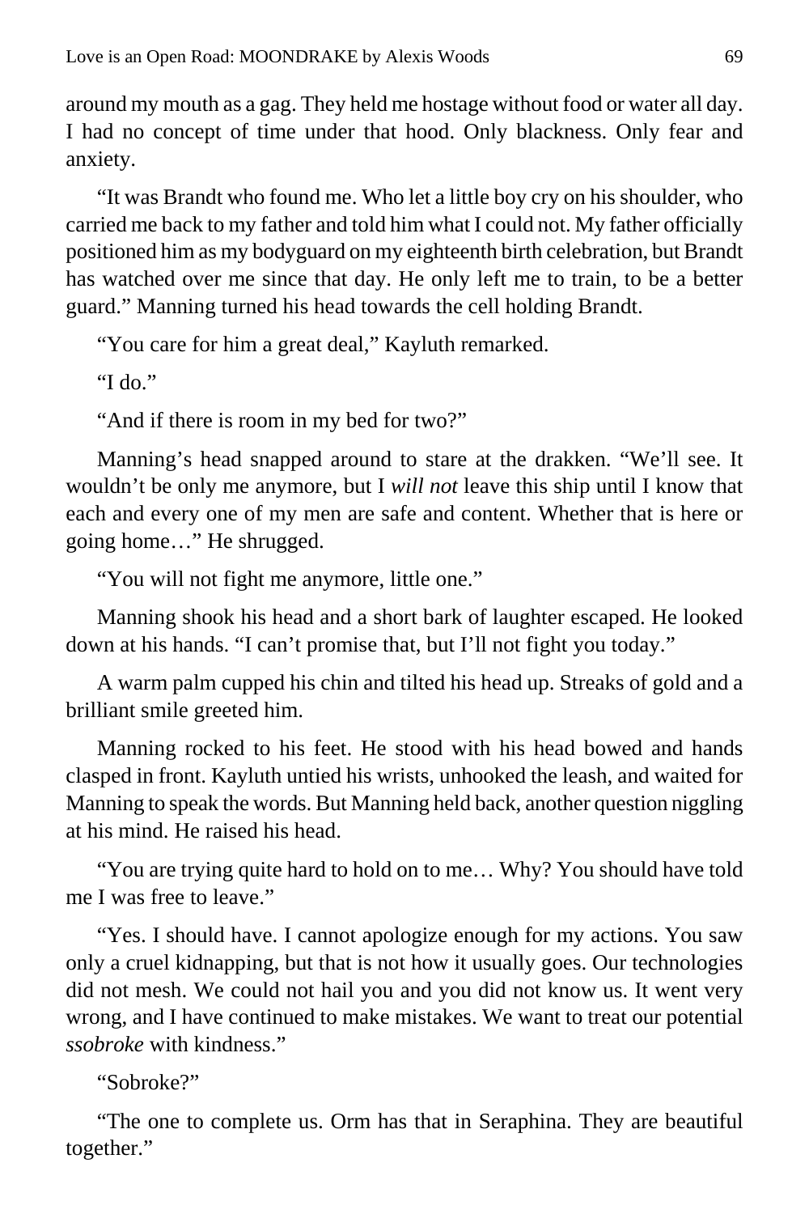around my mouth as a gag. They held me hostage without food or water all day. I had no concept of time under that hood. Only blackness. Only fear and anxiety.

"It was Brandt who found me. Who let a little boy cry on his shoulder, who carried me back to my father and told him what I could not. My father officially positioned him as my bodyguard on my eighteenth birth celebration, but Brandt has watched over me since that day. He only left me to train, to be a better guard." Manning turned his head towards the cell holding Brandt.

"You care for him a great deal," Kayluth remarked.

"I do."

"And if there is room in my bed for two?"

Manning's head snapped around to stare at the drakken. "We'll see. It wouldn't be only me anymore, but I *will not* leave this ship until I know that each and every one of my men are safe and content. Whether that is here or going home…" He shrugged.

"You will not fight me anymore, little one."

Manning shook his head and a short bark of laughter escaped. He looked down at his hands. "I can't promise that, but I'll not fight you today."

A warm palm cupped his chin and tilted his head up. Streaks of gold and a brilliant smile greeted him.

Manning rocked to his feet. He stood with his head bowed and hands clasped in front. Kayluth untied his wrists, unhooked the leash, and waited for Manning to speak the words. But Manning held back, another question niggling at his mind. He raised his head.

"You are trying quite hard to hold on to me… Why? You should have told me I was free to leave."

"Yes. I should have. I cannot apologize enough for my actions. You saw only a cruel kidnapping, but that is not how it usually goes. Our technologies did not mesh. We could not hail you and you did not know us. It went very wrong, and I have continued to make mistakes. We want to treat our potential *ssobroke* with kindness."

"Sobroke?"

"The one to complete us. Orm has that in Seraphina. They are beautiful together."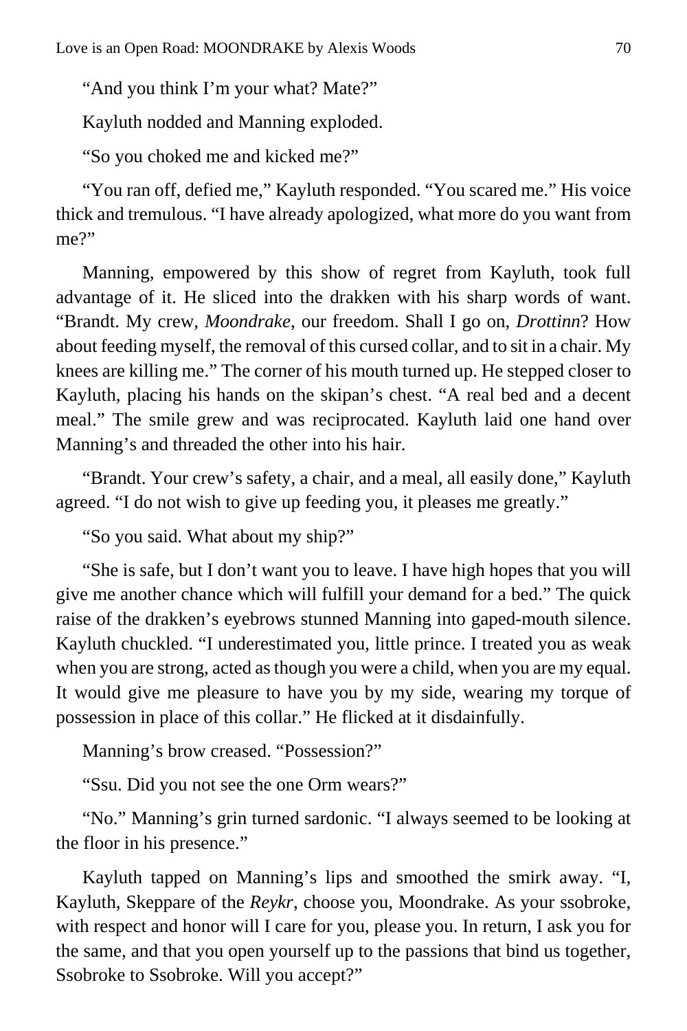"And you think I'm your what? Mate?"

Kayluth nodded and Manning exploded.

"So you choked me and kicked me?"

"You ran off, defied me," Kayluth responded. "You scared me." His voice thick and tremulous. "I have already apologized, what more do you want from me?"

Manning, empowered by this show of regret from Kayluth, took full advantage of it. He sliced into the drakken with his sharp words of want. "Brandt. My crew, *Moondrake*, our freedom. Shall I go on, *Drottinn*? How about feeding myself, the removal of this cursed collar, and to sit in a chair. My knees are killing me." The corner of his mouth turned up. He stepped closer to Kayluth, placing his hands on the skipan's chest. "A real bed and a decent meal." The smile grew and was reciprocated. Kayluth laid one hand over Manning's and threaded the other into his hair.

"Brandt. Your crew's safety, a chair, and a meal, all easily done," Kayluth agreed. "I do not wish to give up feeding you, it pleases me greatly."

"So you said. What about my ship?"

"She is safe, but I don't want you to leave. I have high hopes that you will give me another chance which will fulfill your demand for a bed." The quick raise of the drakken's eyebrows stunned Manning into gaped-mouth silence. Kayluth chuckled. "I underestimated you, little prince. I treated you as weak when you are strong, acted as though you were a child, when you are my equal. It would give me pleasure to have you by my side, wearing my torque of possession in place of this collar." He flicked at it disdainfully.

Manning's brow creased. "Possession?"

"Ssu. Did you not see the one Orm wears?"

"No." Manning's grin turned sardonic. "I always seemed to be looking at the floor in his presence."

Kayluth tapped on Manning's lips and smoothed the smirk away. "I, Kayluth, Skeppare of the *Reykr*, choose you, Moondrake. As your ssobroke, with respect and honor will I care for you, please you. In return, I ask you for the same, and that you open yourself up to the passions that bind us together, Ssobroke to Ssobroke. Will you accept?"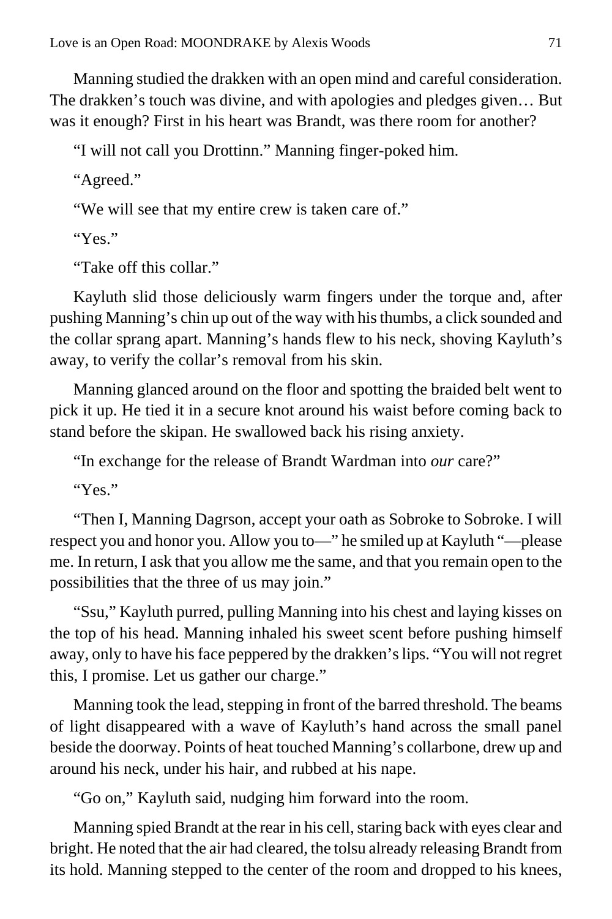Manning studied the drakken with an open mind and careful consideration. The drakken's touch was divine, and with apologies and pledges given… But was it enough? First in his heart was Brandt, was there room for another?

"I will not call you Drottinn." Manning finger-poked him.

"Agreed."

"We will see that my entire crew is taken care of."

"Yes."

"Take off this collar."

Kayluth slid those deliciously warm fingers under the torque and, after pushing Manning's chin up out of the way with his thumbs, a click sounded and the collar sprang apart. Manning's hands flew to his neck, shoving Kayluth's away, to verify the collar's removal from his skin.

Manning glanced around on the floor and spotting the braided belt went to pick it up. He tied it in a secure knot around his waist before coming back to stand before the skipan. He swallowed back his rising anxiety.

"In exchange for the release of Brandt Wardman into *our* care?"

"Yes."

"Then I, Manning Dagrson, accept your oath as Sobroke to Sobroke. I will respect you and honor you. Allow you to—" he smiled up at Kayluth "—please me. In return, I ask that you allow me the same, and that you remain open to the possibilities that the three of us may join."

"Ssu," Kayluth purred, pulling Manning into his chest and laying kisses on the top of his head. Manning inhaled his sweet scent before pushing himself away, only to have his face peppered by the drakken's lips. "You will not regret this, I promise. Let us gather our charge."

Manning took the lead, stepping in front of the barred threshold. The beams of light disappeared with a wave of Kayluth's hand across the small panel beside the doorway. Points of heat touched Manning's collarbone, drew up and around his neck, under his hair, and rubbed at his nape.

"Go on," Kayluth said, nudging him forward into the room.

Manning spied Brandt at the rear in his cell, staring back with eyes clear and bright. He noted that the air had cleared, the tolsu already releasing Brandt from its hold. Manning stepped to the center of the room and dropped to his knees,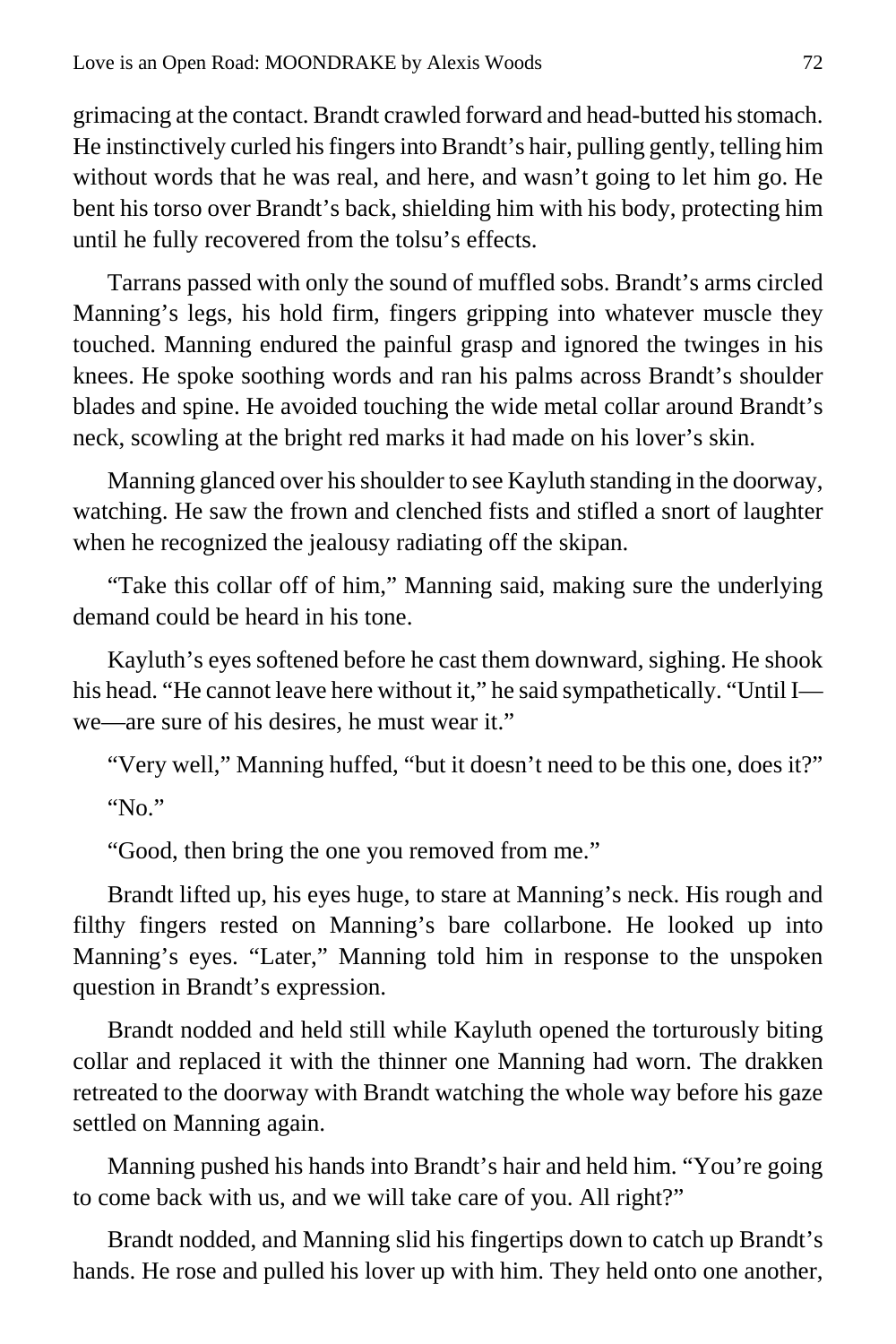grimacing at the contact. Brandt crawled forward and head-butted his stomach. He instinctively curled his fingers into Brandt's hair, pulling gently, telling him without words that he was real, and here, and wasn't going to let him go. He bent his torso over Brandt's back, shielding him with his body, protecting him until he fully recovered from the tolsu's effects.

Tarrans passed with only the sound of muffled sobs. Brandt's arms circled Manning's legs, his hold firm, fingers gripping into whatever muscle they touched. Manning endured the painful grasp and ignored the twinges in his knees. He spoke soothing words and ran his palms across Brandt's shoulder blades and spine. He avoided touching the wide metal collar around Brandt's neck, scowling at the bright red marks it had made on his lover's skin.

Manning glanced over his shoulder to see Kayluth standing in the doorway, watching. He saw the frown and clenched fists and stifled a snort of laughter when he recognized the jealousy radiating off the skipan.

"Take this collar off of him," Manning said, making sure the underlying demand could be heard in his tone.

Kayluth's eyes softened before he cast them downward, sighing. He shook his head. "He cannot leave here without it," he said sympathetically. "Until I—we—are sure of his desires, he must wear it."

"Very well," Manning huffed, "but it doesn't need to be this one, does it?"

"No."

"Good, then bring the one you removed from me."

Brandt lifted up, his eyes huge, to stare at Manning's neck. His rough and filthy fingers rested on Manning's bare collarbone. He looked up into Manning's eyes. "Later," Manning told him in response to the unspoken question in Brandt's expression.

Brandt nodded and held still while Kayluth opened the torturously biting collar and replaced it with the thinner one Manning had worn. The drakken retreated to the doorway with Brandt watching the whole way before his gaze settled on Manning again.

Manning pushed his hands into Brandt's hair and held him. "You're going to come back with us, and we will take care of you. All right?"

Brandt nodded, and Manning slid his fingertips down to catch up Brandt's hands. He rose and pulled his lover up with him. They held onto one another,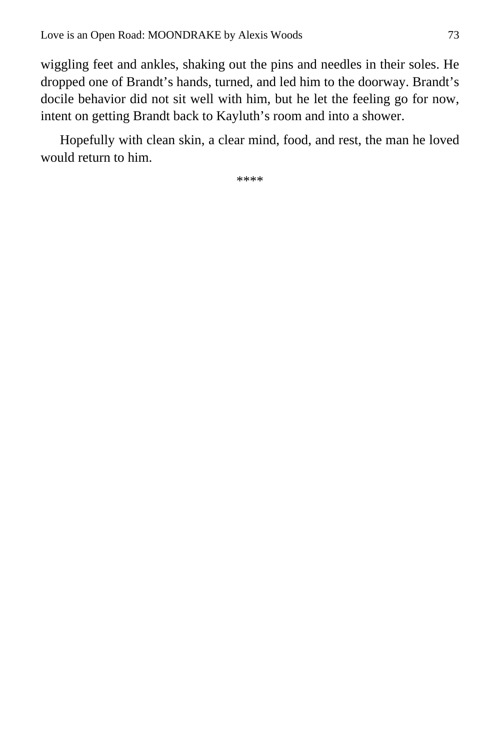wiggling feet and ankles, shaking out the pins and needles in their soles. He dropped one of Brandt's hands, turned, and led him to the doorway. Brandt's docile behavior did not sit well with him, but he let the feeling go for now, intent on getting Brandt back to Kayluth's room and into a shower.

Hopefully with clean skin, a clear mind, food, and rest, the man he loved would return to him.

****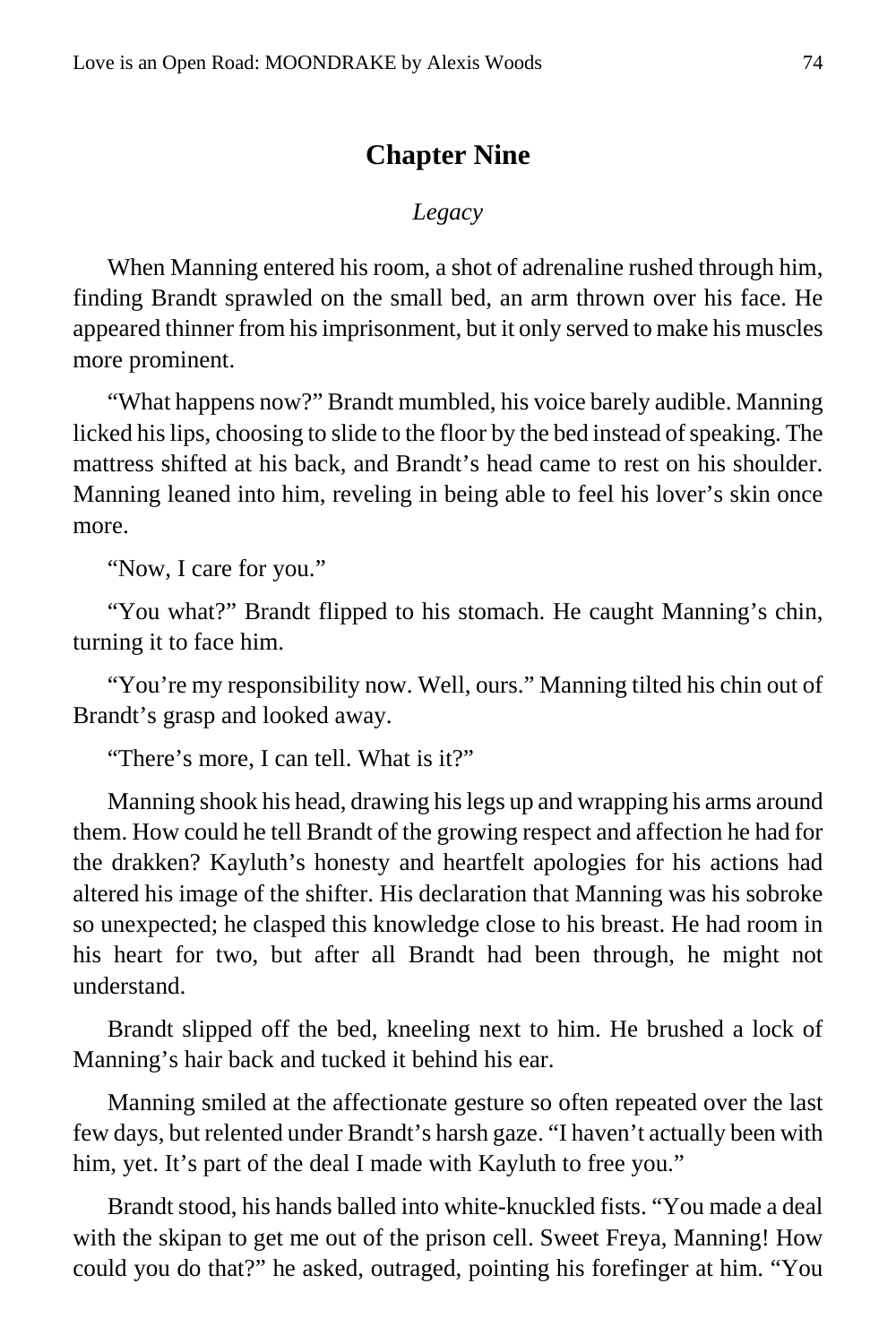## Chapter Nine

*Legacy*

When Manning entered his room, a shot of adrenaline rushed through him, finding Brandt sprawled on the small bed, an arm thrown over his face. He appeared thinner from his imprisonment, but it only served to make his muscles more prominent.

"What happens now?" Brandt mumbled, his voice barely audible. Manning licked his lips, choosing to slide to the floor by the bed instead of speaking. The mattress shifted at his back, and Brandt's head came to rest on his shoulder. Manning leaned into him, reveling in being able to feel his lover's skin once more.

"Now, I care for you."

"You what?" Brandt flipped to his stomach. He caught Manning's chin, turning it to face him.

"You're my responsibility now. Well, ours." Manning tilted his chin out of Brandt's grasp and looked away.

"There's more, I can tell. What is it?"

Manning shook his head, drawing his legs up and wrapping his arms around them. How could he tell Brandt of the growing respect and affection he had for the drakken? Kayluth's honesty and heartfelt apologies for his actions had altered his image of the shifter. His declaration that Manning was his sobroke so unexpected; he clasped this knowledge close to his breast. He had room in his heart for two, but after all Brandt had been through, he might not understand.

Brandt slipped off the bed, kneeling next to him. He brushed a lock of Manning's hair back and tucked it behind his ear.

Manning smiled at the affectionate gesture so often repeated over the last few days, but relented under Brandt's harsh gaze. "I haven't actually been with him, yet. It's part of the deal I made with Kayluth to free you."

Brandt stood, his hands balled into white-knuckled fists. "You made a deal with the skipan to get me out of the prison cell. Sweet Freya, Manning! How could you do that?" he asked, outraged, pointing his forefinger at him. "You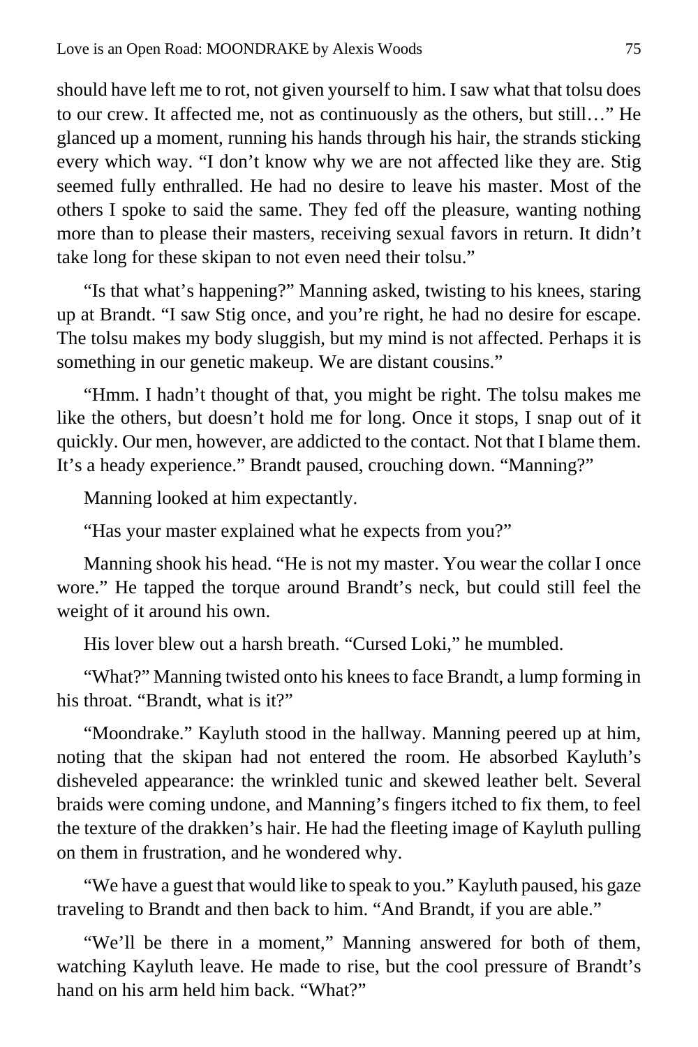should have left me to rot, not given yourself to him. I saw what that tolsu does to our crew. It affected me, not as continuously as the others, but still…" He glanced up a moment, running his hands through his hair, the strands sticking every which way. "I don't know why we are not affected like they are. Stig seemed fully enthralled. He had no desire to leave his master. Most of the others I spoke to said the same. They fed off the pleasure, wanting nothing more than to please their masters, receiving sexual favors in return. It didn't take long for these skipan to not even need their tolsu."

"Is that what's happening?" Manning asked, twisting to his knees, staring up at Brandt. "I saw Stig once, and you're right, he had no desire for escape. The tolsu makes my body sluggish, but my mind is not affected. Perhaps it is something in our genetic makeup. We are distant cousins."

"Hmm. I hadn't thought of that, you might be right. The tolsu makes me like the others, but doesn't hold me for long. Once it stops, I snap out of it quickly. Our men, however, are addicted to the contact. Not that I blame them. It's a heady experience." Brandt paused, crouching down. "Manning?"

Manning looked at him expectantly.

"Has your master explained what he expects from you?"

Manning shook his head. "He is not my master. You wear the collar I once wore." He tapped the torque around Brandt's neck, but could still feel the weight of it around his own.

His lover blew out a harsh breath. "Cursed Loki," he mumbled.

"What?" Manning twisted onto his knees to face Brandt, a lump forming in his throat. "Brandt, what is it?"

"Moondrake." Kayluth stood in the hallway. Manning peered up at him, noting that the skipan had not entered the room. He absorbed Kayluth's disheveled appearance: the wrinkled tunic and skewed leather belt. Several braids were coming undone, and Manning's fingers itched to fix them, to feel the texture of the drakken's hair. He had the fleeting image of Kayluth pulling on them in frustration, and he wondered why.

"We have a guest that would like to speak to you." Kayluth paused, his gaze traveling to Brandt and then back to him. "And Brandt, if you are able."

"We'll be there in a moment," Manning answered for both of them, watching Kayluth leave. He made to rise, but the cool pressure of Brandt's hand on his arm held him back. "What?"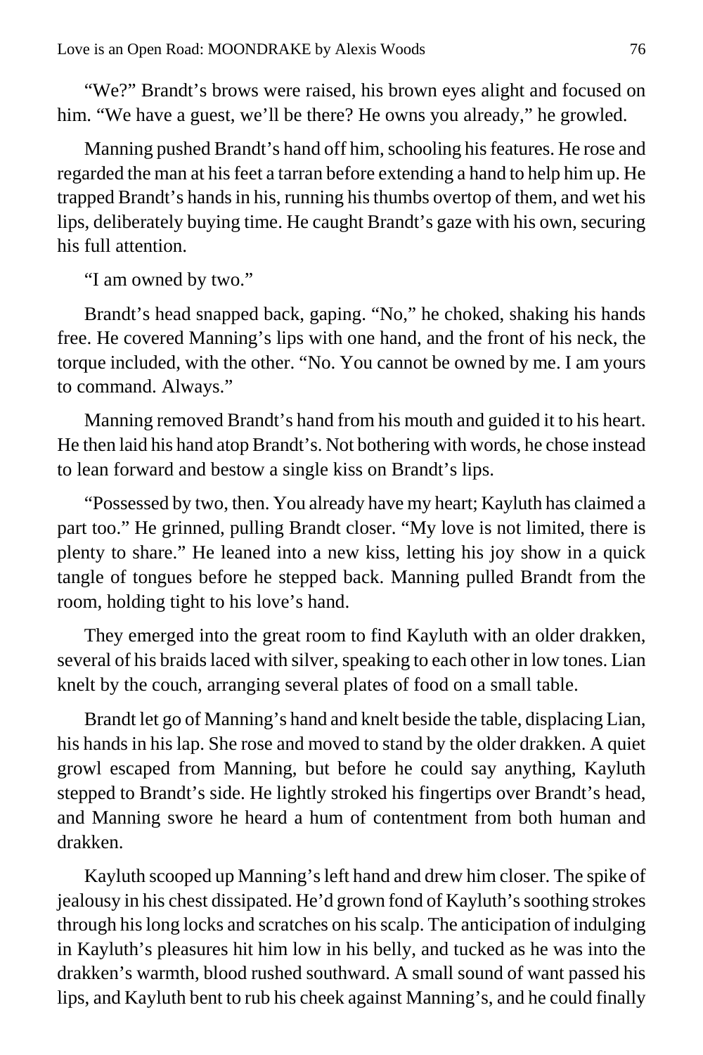"We?" Brandt's brows were raised, his brown eyes alight and focused on him. "We have a guest, we'll be there? He owns you already," he growled.

Manning pushed Brandt's hand off him, schooling his features. He rose and regarded the man at his feet a tarran before extending a hand to help him up. He trapped Brandt's hands in his, running his thumbs overtop of them, and wet his lips, deliberately buying time. He caught Brandt's gaze with his own, securing his full attention.

"I am owned by two."

Brandt's head snapped back, gaping. "No," he choked, shaking his hands free. He covered Manning's lips with one hand, and the front of his neck, the torque included, with the other. "No. You cannot be owned by me. I am yours to command. Always."

Manning removed Brandt's hand from his mouth and guided it to his heart. He then laid his hand atop Brandt's. Not bothering with words, he chose instead to lean forward and bestow a single kiss on Brandt's lips.

"Possessed by two, then. You already have my heart; Kayluth has claimed a part too." He grinned, pulling Brandt closer. "My love is not limited, there is plenty to share." He leaned into a new kiss, letting his joy show in a quick tangle of tongues before he stepped back. Manning pulled Brandt from the room, holding tight to his love's hand.

They emerged into the great room to find Kayluth with an older drakken, several of his braids laced with silver, speaking to each other in low tones. Lian knelt by the couch, arranging several plates of food on a small table.

Brandt let go of Manning's hand and knelt beside the table, displacing Lian, his hands in his lap. She rose and moved to stand by the older drakken. A quiet growl escaped from Manning, but before he could say anything, Kayluth stepped to Brandt's side. He lightly stroked his fingertips over Brandt's head, and Manning swore he heard a hum of contentment from both human and drakken.

Kayluth scooped up Manning's left hand and drew him closer. The spike of jealousy in his chest dissipated. He'd grown fond of Kayluth's soothing strokes through his long locks and scratches on his scalp. The anticipation of indulging in Kayluth's pleasures hit him low in his belly, and tucked as he was into the drakken's warmth, blood rushed southward. A small sound of want passed his lips, and Kayluth bent to rub his cheek against Manning's, and he could finally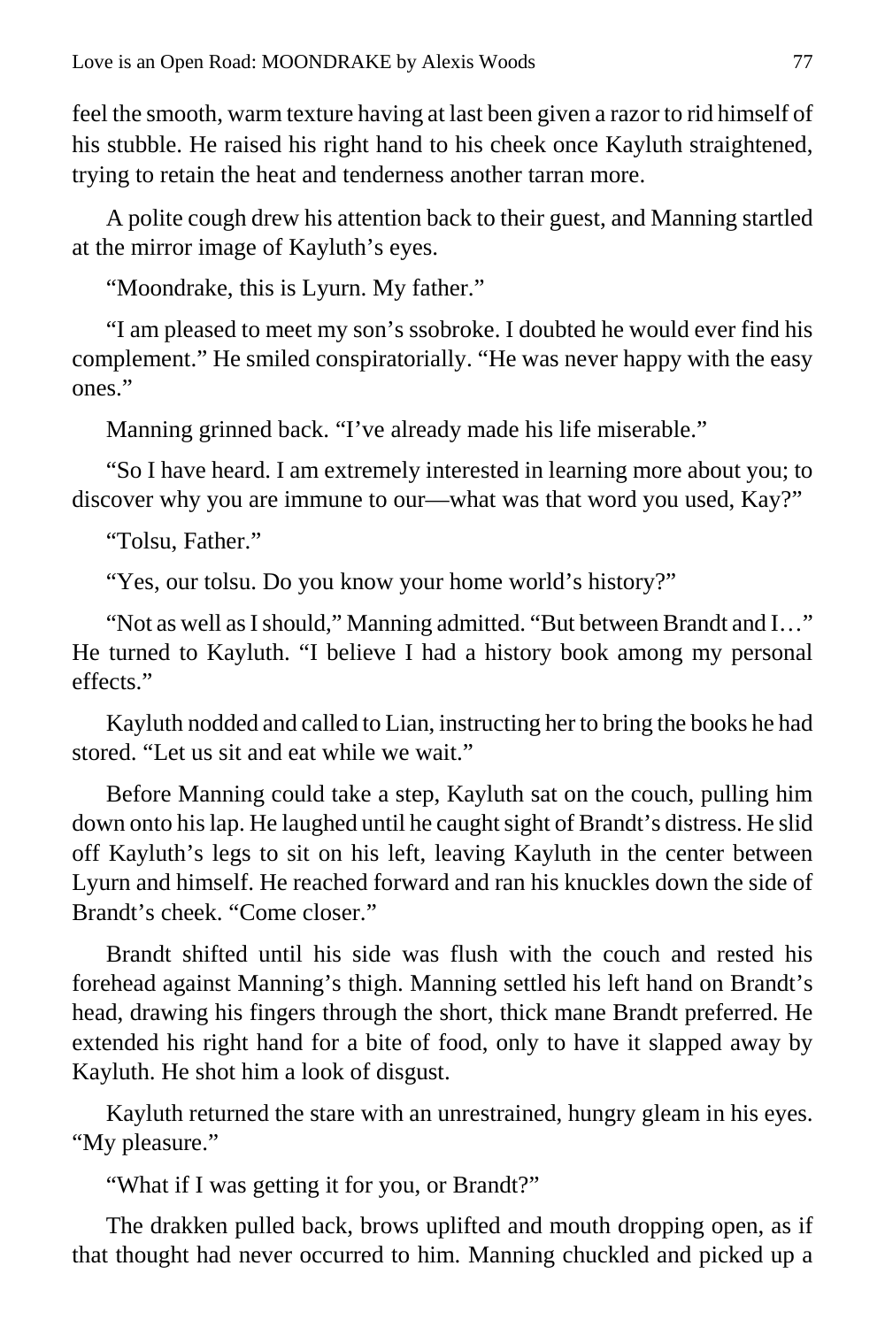feel the smooth, warm texture having at last been given a razor to rid himself of his stubble. He raised his right hand to his cheek once Kayluth straightened, trying to retain the heat and tenderness another tarran more.

A polite cough drew his attention back to their guest, and Manning startled at the mirror image of Kayluth's eyes.

"Moondrake, this is Lyurn. My father."

"I am pleased to meet my son's ssobroke. I doubted he would ever find his complement." He smiled conspiratorially. "He was never happy with the easy ones."

Manning grinned back. "I've already made his life miserable."

"So I have heard. I am extremely interested in learning more about you; to discover why you are immune to our—what was that word you used, Kay?"

"Tolsu, Father."

"Yes, our tolsu. Do you know your home world's history?"

"Not as well as I should," Manning admitted. "But between Brandt and I…" He turned to Kayluth. "I believe I had a history book among my personal effects."

Kayluth nodded and called to Lian, instructing her to bring the books he had stored. "Let us sit and eat while we wait."

Before Manning could take a step, Kayluth sat on the couch, pulling him down onto his lap. He laughed until he caught sight of Brandt's distress. He slid off Kayluth's legs to sit on his left, leaving Kayluth in the center between Lyurn and himself. He reached forward and ran his knuckles down the side of Brandt's cheek. "Come closer."

Brandt shifted until his side was flush with the couch and rested his forehead against Manning's thigh. Manning settled his left hand on Brandt's head, drawing his fingers through the short, thick mane Brandt preferred. He extended his right hand for a bite of food, only to have it slapped away by Kayluth. He shot him a look of disgust.

Kayluth returned the stare with an unrestrained, hungry gleam in his eyes. "My pleasure."

"What if I was getting it for you, or Brandt?"

The drakken pulled back, brows uplifted and mouth dropping open, as if that thought had never occurred to him. Manning chuckled and picked up a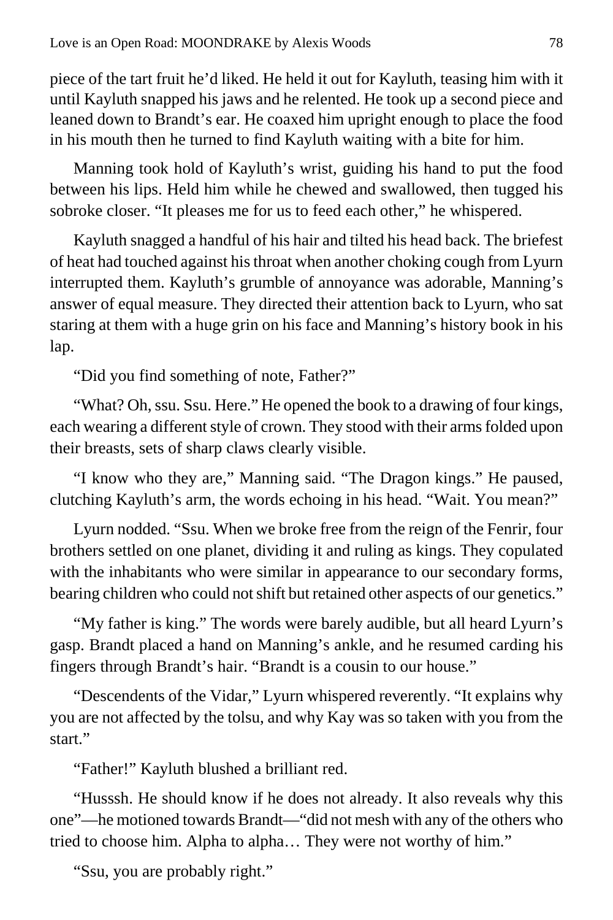piece of the tart fruit he'd liked. He held it out for Kayluth, teasing him with it until Kayluth snapped his jaws and he relented. He took up a second piece and leaned down to Brandt's ear. He coaxed him upright enough to place the food in his mouth then he turned to find Kayluth waiting with a bite for him.

Manning took hold of Kayluth's wrist, guiding his hand to put the food between his lips. Held him while he chewed and swallowed, then tugged his sobroke closer. "It pleases me for us to feed each other," he whispered.

Kayluth snagged a handful of his hair and tilted his head back. The briefest of heat had touched against his throat when another choking cough from Lyurn interrupted them. Kayluth's grumble of annoyance was adorable, Manning's answer of equal measure. They directed their attention back to Lyurn, who sat staring at them with a huge grin on his face and Manning's history book in his lap.

"Did you find something of note, Father?"

"What? Oh, ssu. Ssu. Here." He opened the book to a drawing of four kings, each wearing a different style of crown. They stood with their arms folded upon their breasts, sets of sharp claws clearly visible.

"I know who they are," Manning said. "The Dragon kings." He paused, clutching Kayluth's arm, the words echoing in his head. "Wait. You mean?"

Lyurn nodded. "Ssu. When we broke free from the reign of the Fenrir, four brothers settled on one planet, dividing it and ruling as kings. They copulated with the inhabitants who were similar in appearance to our secondary forms, bearing children who could not shift but retained other aspects of our genetics."

"My father is king." The words were barely audible, but all heard Lyurn's gasp. Brandt placed a hand on Manning's ankle, and he resumed carding his fingers through Brandt's hair. "Brandt is a cousin to our house."

"Descendents of the Vidar," Lyurn whispered reverently. "It explains why you are not affected by the tolsu, and why Kay was so taken with you from the start."

"Father!" Kayluth blushed a brilliant red.

"Husssh. He should know if he does not already. It also reveals why this one"—he motioned towards Brandt—"did not mesh with any of the others who tried to choose him. Alpha to alpha… They were not worthy of him."

"Ssu, you are probably right."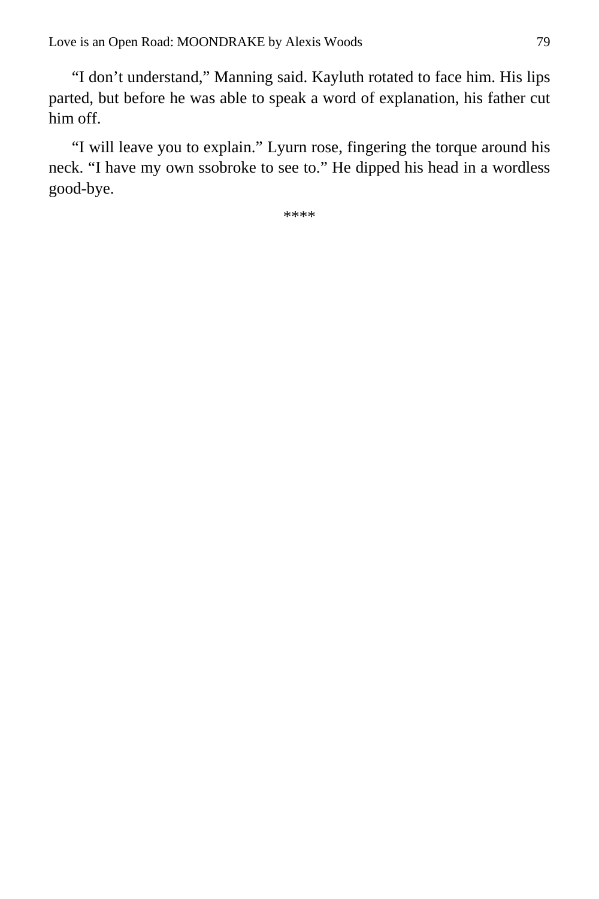“I don’t understand,” Manning said. Kayluth rotated to face him. His lips parted, but before he was able to speak a word of explanation, his father cut him off.

“I will leave you to explain.” Lyurn rose, fingering the torque around his neck. “I have my own ssobroke to see to.” He dipped his head in a wordless good-bye.

****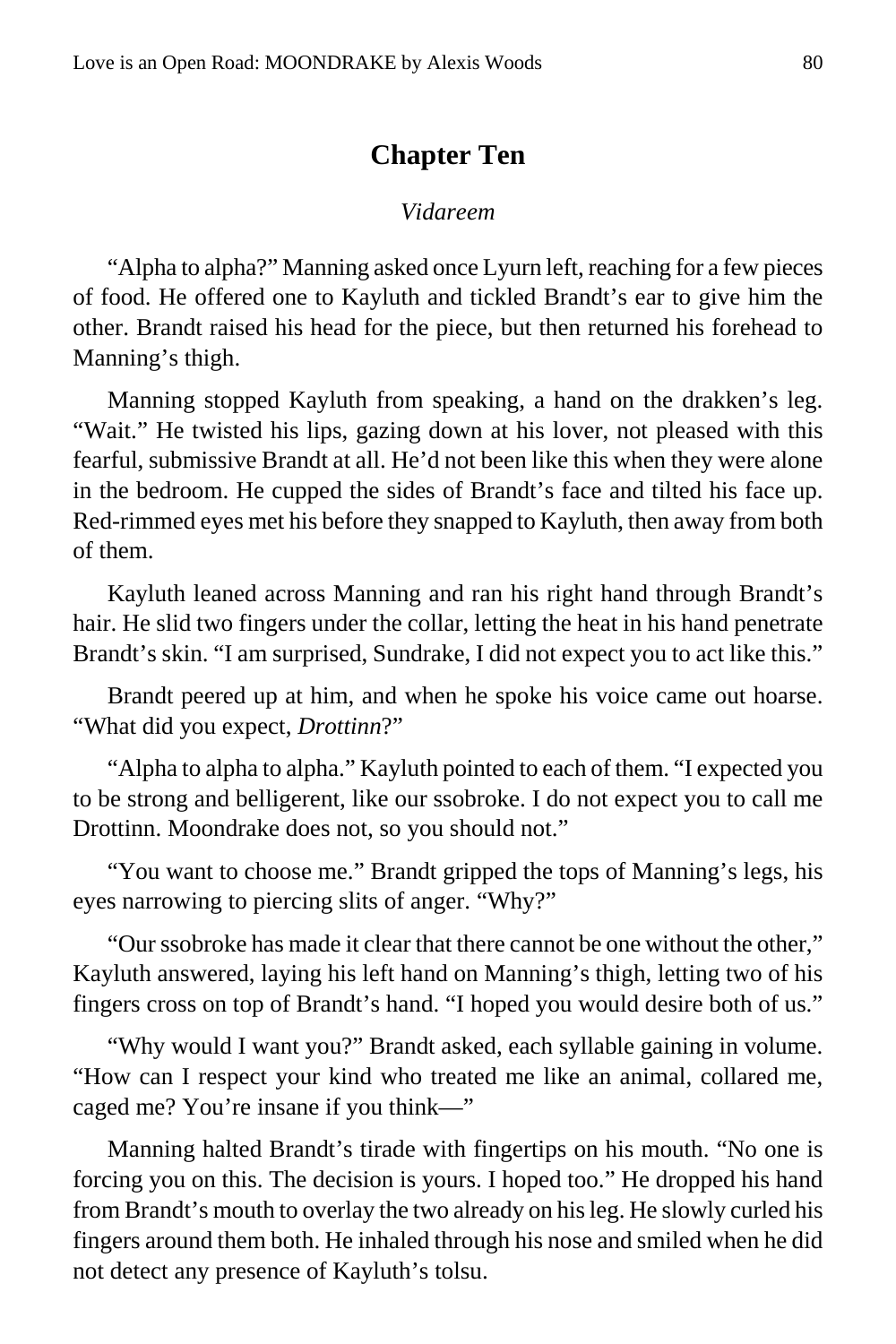# Chapter Ten

*Vidareem*

"Alpha to alpha?" Manning asked once Lyurn left, reaching for a few pieces of food. He offered one to Kayluth and tickled Brandt's ear to give him the other. Brandt raised his head for the piece, but then returned his forehead to Manning's thigh.

Manning stopped Kayluth from speaking, a hand on the drakken's leg. "Wait." He twisted his lips, gazing down at his lover, not pleased with this fearful, submissive Brandt at all. He'd not been like this when they were alone in the bedroom. He cupped the sides of Brandt's face and tilted his face up. Red-rimmed eyes met his before they snapped to Kayluth, then away from both of them.

Kayluth leaned across Manning and ran his right hand through Brandt's hair. He slid two fingers under the collar, letting the heat in his hand penetrate Brandt's skin. "I am surprised, Sundrake, I did not expect you to act like this."

Brandt peered up at him, and when he spoke his voice came out hoarse. "What did you expect, *Drottinn*?"

"Alpha to alpha to alpha." Kayluth pointed to each of them. "I expected you to be strong and belligerent, like our ssobroke. I do not expect you to call me Drottinn. Moondrake does not, so you should not."

"You want to choose me." Brandt gripped the tops of Manning's legs, his eyes narrowing to piercing slits of anger. "Why?"

"Our ssobroke has made it clear that there cannot be one without the other," Kayluth answered, laying his left hand on Manning's thigh, letting two of his fingers cross on top of Brandt's hand. "I hoped you would desire both of us."

"Why would I want you?" Brandt asked, each syllable gaining in volume. "How can I respect your kind who treated me like an animal, collared me, caged me? You're insane if you think—"

Manning halted Brandt's tirade with fingertips on his mouth. "No one is forcing you on this. The decision is yours. I hoped too." He dropped his hand from Brandt's mouth to overlay the two already on his leg. He slowly curled his fingers around them both. He inhaled through his nose and smiled when he did not detect any presence of Kayluth's tolsu.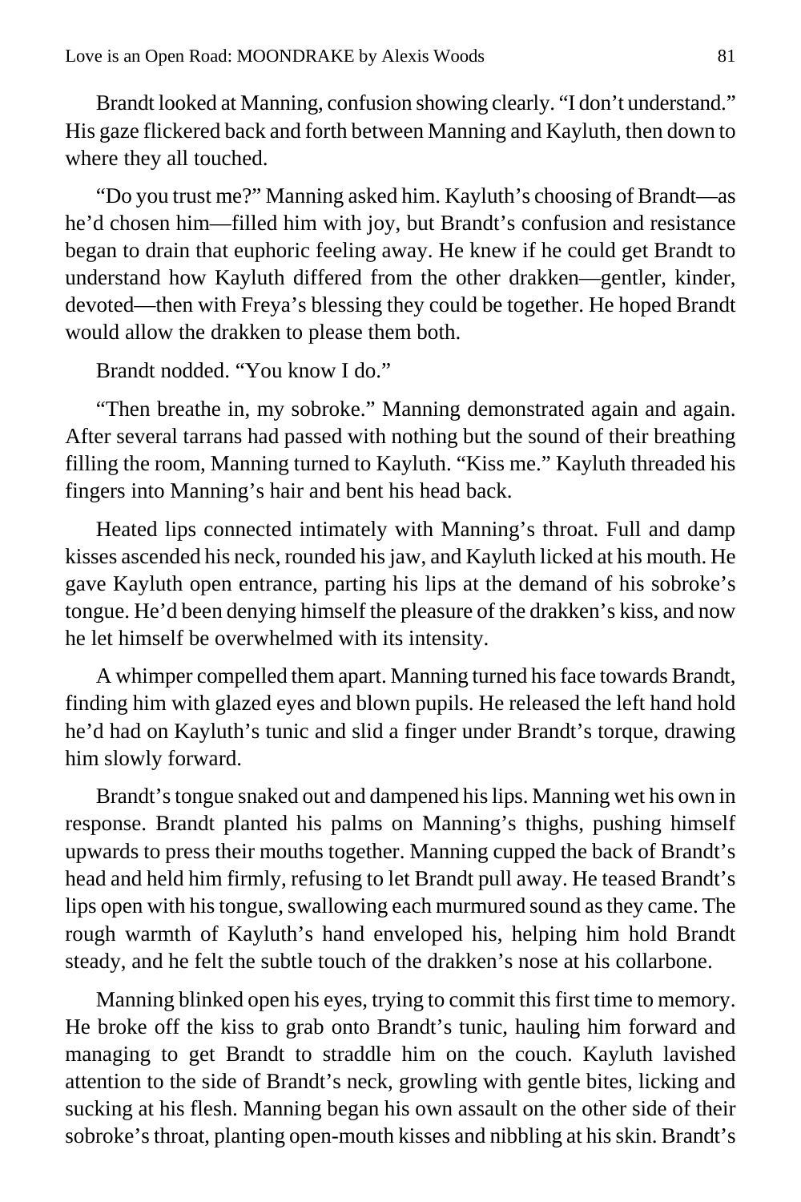Brandt looked at Manning, confusion showing clearly. "I don't understand." His gaze flickered back and forth between Manning and Kayluth, then down to where they all touched.

"Do you trust me?" Manning asked him. Kayluth's choosing of Brandt—as he'd chosen him—filled him with joy, but Brandt's confusion and resistance began to drain that euphoric feeling away. He knew if he could get Brandt to understand how Kayluth differed from the other drakken—gentler, kinder, devoted—then with Freya's blessing they could be together. He hoped Brandt would allow the drakken to please them both.

Brandt nodded. "You know I do."

"Then breathe in, my sobroke." Manning demonstrated again and again. After several tarrans had passed with nothing but the sound of their breathing filling the room, Manning turned to Kayluth. "Kiss me." Kayluth threaded his fingers into Manning's hair and bent his head back.

Heated lips connected intimately with Manning's throat. Full and damp kisses ascended his neck, rounded his jaw, and Kayluth licked at his mouth. He gave Kayluth open entrance, parting his lips at the demand of his sobroke's tongue. He'd been denying himself the pleasure of the drakken's kiss, and now he let himself be overwhelmed with its intensity.

A whimper compelled them apart. Manning turned his face towards Brandt, finding him with glazed eyes and blown pupils. He released the left hand hold he'd had on Kayluth's tunic and slid a finger under Brandt's torque, drawing him slowly forward.

Brandt's tongue snaked out and dampened his lips. Manning wet his own in response. Brandt planted his palms on Manning's thighs, pushing himself upwards to press their mouths together. Manning cupped the back of Brandt's head and held him firmly, refusing to let Brandt pull away. He teased Brandt's lips open with his tongue, swallowing each murmured sound as they came. The rough warmth of Kayluth's hand enveloped his, helping him hold Brandt steady, and he felt the subtle touch of the drakken's nose at his collarbone.

Manning blinked open his eyes, trying to commit this first time to memory. He broke off the kiss to grab onto Brandt's tunic, hauling him forward and managing to get Brandt to straddle him on the couch. Kayluth lavished attention to the side of Brandt's neck, growling with gentle bites, licking and sucking at his flesh. Manning began his own assault on the other side of their sobroke's throat, planting open-mouth kisses and nibbling at his skin. Brandt's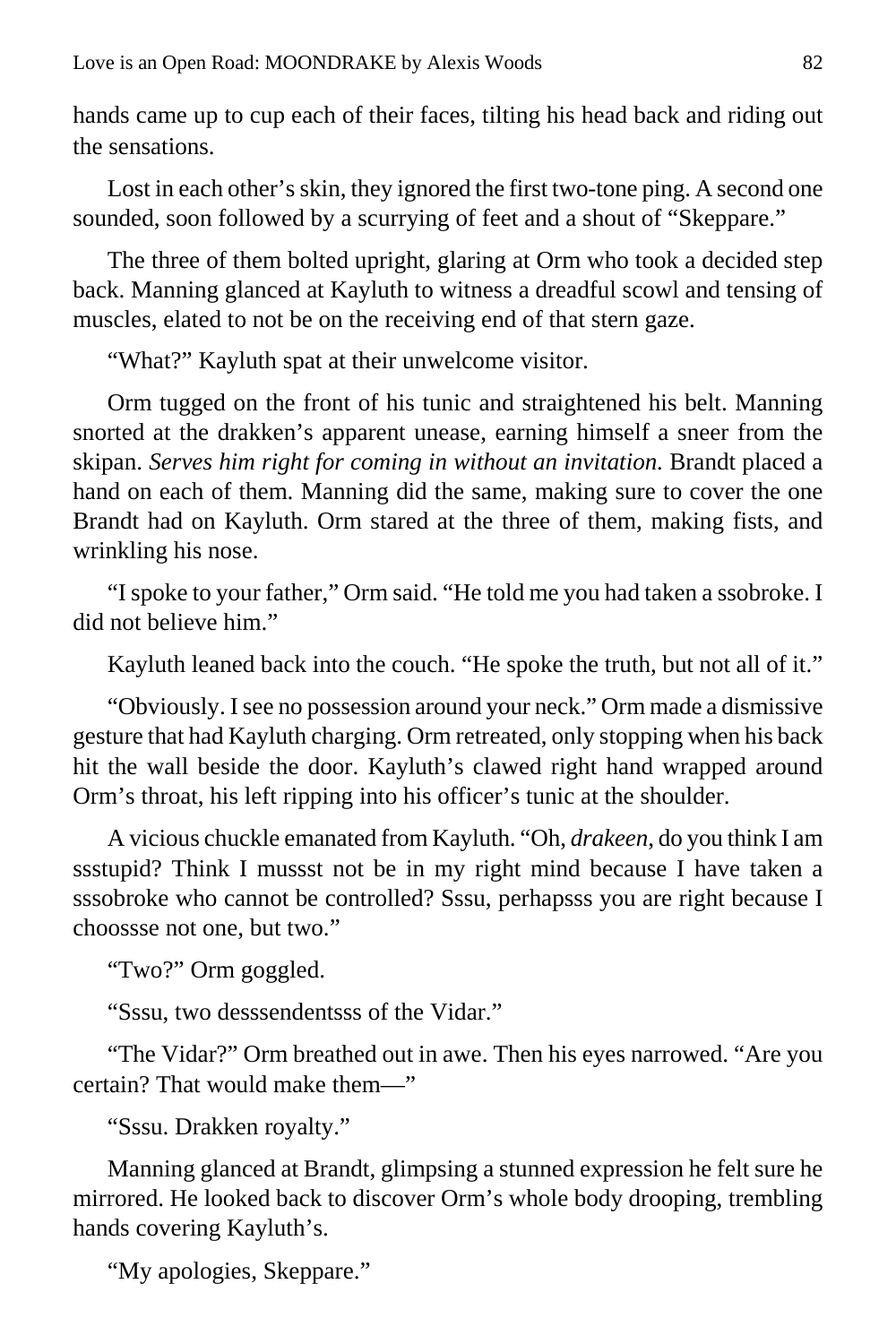hands came up to cup each of their faces, tilting his head back and riding out the sensations.

Lost in each other's skin, they ignored the first two-tone ping. A second one sounded, soon followed by a scurrying of feet and a shout of "Skeppare."

The three of them bolted upright, glaring at Orm who took a decided step back. Manning glanced at Kayluth to witness a dreadful scowl and tensing of muscles, elated to not be on the receiving end of that stern gaze.

"What?" Kayluth spat at their unwelcome visitor.

Orm tugged on the front of his tunic and straightened his belt. Manning snorted at the drakken's apparent unease, earning himself a sneer from the skipan. *Serves him right for coming in without an invitation.* Brandt placed a hand on each of them. Manning did the same, making sure to cover the one Brandt had on Kayluth. Orm stared at the three of them, making fists, and wrinkling his nose.

"I spoke to your father," Orm said. "He told me you had taken a ssobroke. I did not believe him."

Kayluth leaned back into the couch. "He spoke the truth, but not all of it."

"Obviously. I see no possession around your neck." Orm made a dismissive gesture that had Kayluth charging. Orm retreated, only stopping when his back hit the wall beside the door. Kayluth's clawed right hand wrapped around Orm's throat, his left ripping into his officer's tunic at the shoulder.

A vicious chuckle emanated from Kayluth. "Oh, *drakeen,* do you think I am ssstupid? Think I mussst not be in my right mind because I have taken a sssobroke who cannot be controlled? Sssu, perhapsss you are right because I choossse not one, but two."

"Two?" Orm goggled.

"Sssu, two desssendentsss of the Vidar."

"The Vidar?" Orm breathed out in awe. Then his eyes narrowed. "Are you certain? That would make them—"

"Sssu. Drakken royalty."

Manning glanced at Brandt, glimpsing a stunned expression he felt sure he mirrored. He looked back to discover Orm's whole body drooping, trembling hands covering Kayluth's.

"My apologies, Skeppare."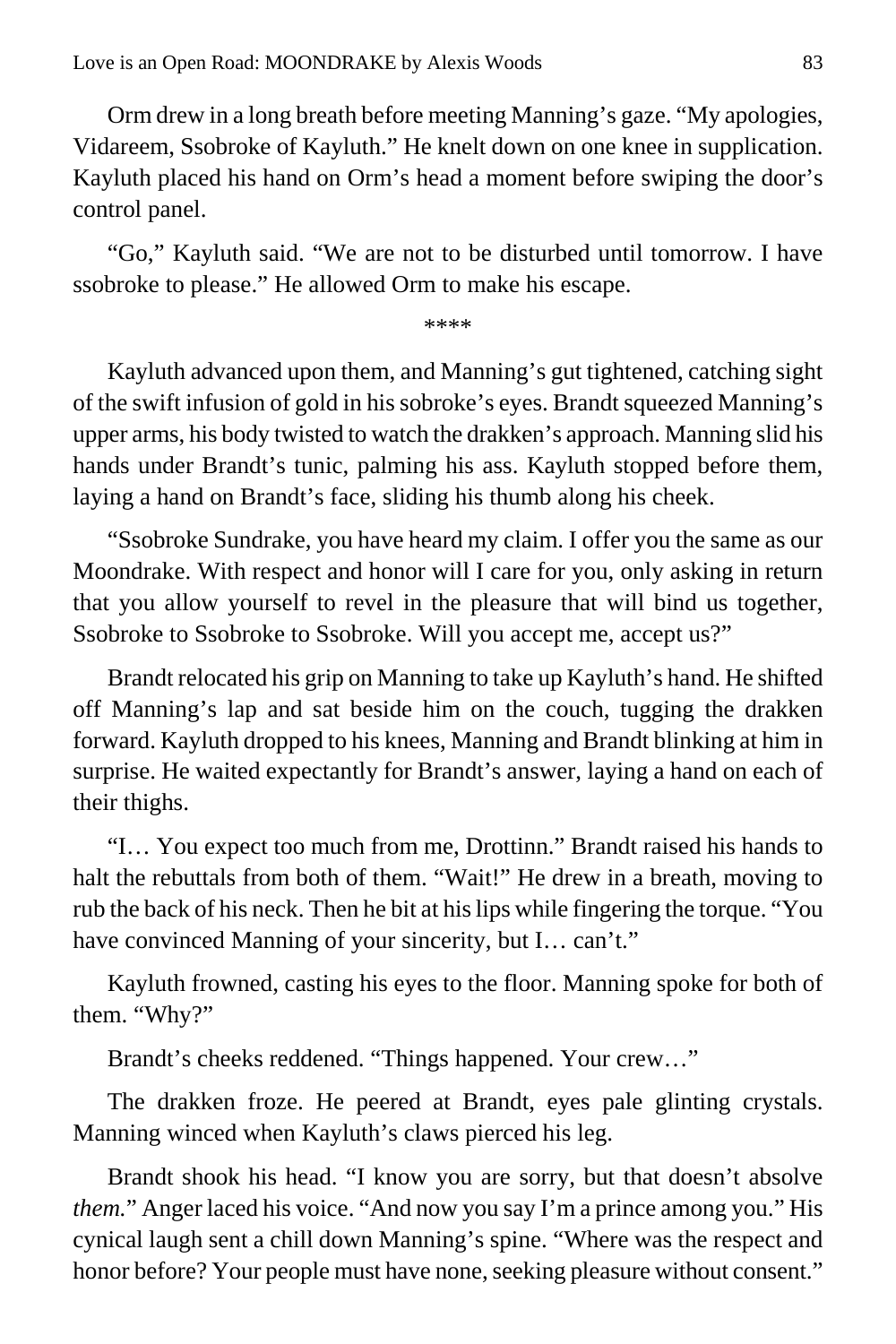Orm drew in a long breath before meeting Manning's gaze. "My apologies, Vidareem, Ssobroke of Kayluth." He knelt down on one knee in supplication. Kayluth placed his hand on Orm's head a moment before swiping the door's control panel.

"Go," Kayluth said. "We are not to be disturbed until tomorrow. I have ssobroke to please." He allowed Orm to make his escape.

\*\*\*\*

Kayluth advanced upon them, and Manning's gut tightened, catching sight of the swift infusion of gold in his sobroke's eyes. Brandt squeezed Manning's upper arms, his body twisted to watch the drakken's approach. Manning slid his hands under Brandt's tunic, palming his ass. Kayluth stopped before them, laying a hand on Brandt's face, sliding his thumb along his cheek.

"Ssobroke Sundrake, you have heard my claim. I offer you the same as our Moondrake. With respect and honor will I care for you, only asking in return that you allow yourself to revel in the pleasure that will bind us together, Ssobroke to Ssobroke to Ssobroke. Will you accept me, accept us?"

Brandt relocated his grip on Manning to take up Kayluth's hand. He shifted off Manning's lap and sat beside him on the couch, tugging the drakken forward. Kayluth dropped to his knees, Manning and Brandt blinking at him in surprise. He waited expectantly for Brandt's answer, laying a hand on each of their thighs.

"I… You expect too much from me, Drottinn." Brandt raised his hands to halt the rebuttals from both of them. "Wait!" He drew in a breath, moving to rub the back of his neck. Then he bit at his lips while fingering the torque. "You have convinced Manning of your sincerity, but I… can't."

Kayluth frowned, casting his eyes to the floor. Manning spoke for both of them. "Why?"

Brandt's cheeks reddened. "Things happened. Your crew…"

The drakken froze. He peered at Brandt, eyes pale glinting crystals. Manning winced when Kayluth's claws pierced his leg.

Brandt shook his head. "I know you are sorry, but that doesn't absolve *them.*" Anger laced his voice. "And now you say I'm a prince among you." His cynical laugh sent a chill down Manning's spine. "Where was the respect and honor before? Your people must have none, seeking pleasure without consent."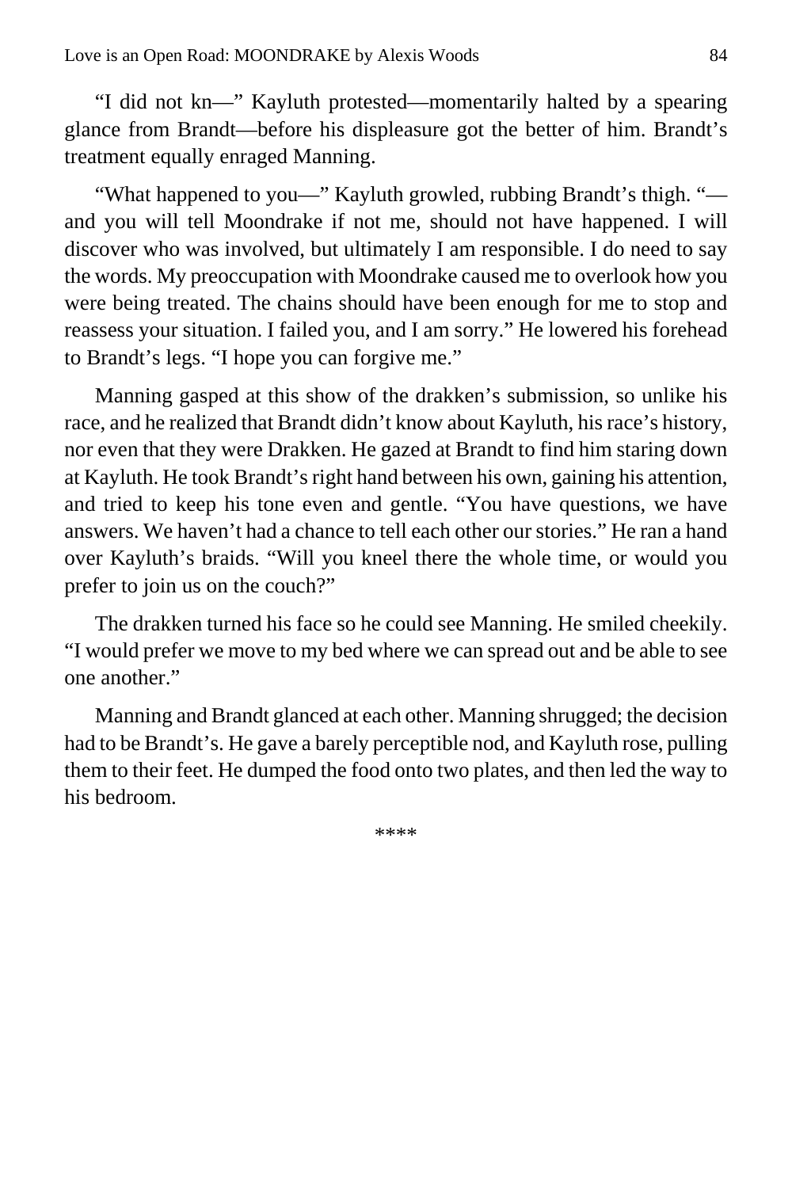"I did not kn—" Kayluth protested—momentarily halted by a spearing glance from Brandt—before his displeasure got the better of him. Brandt's treatment equally enraged Manning.

"What happened to you—" Kayluth growled, rubbing Brandt's thigh. "—and you will tell Moondrake if not me, should not have happened. I will discover who was involved, but ultimately I am responsible. I do need to say the words. My preoccupation with Moondrake caused me to overlook how you were being treated. The chains should have been enough for me to stop and reassess your situation. I failed you, and I am sorry." He lowered his forehead to Brandt's legs. "I hope you can forgive me."

Manning gasped at this show of the drakken's submission, so unlike his race, and he realized that Brandt didn't know about Kayluth, his race's history, nor even that they were Drakken. He gazed at Brandt to find him staring down at Kayluth. He took Brandt's right hand between his own, gaining his attention, and tried to keep his tone even and gentle. "You have questions, we have answers. We haven't had a chance to tell each other our stories." He ran a hand over Kayluth's braids. "Will you kneel there the whole time, or would you prefer to join us on the couch?"

The drakken turned his face so he could see Manning. He smiled cheekily. "I would prefer we move to my bed where we can spread out and be able to see one another."

Manning and Brandt glanced at each other. Manning shrugged; the decision had to be Brandt's. He gave a barely perceptible nod, and Kayluth rose, pulling them to their feet. He dumped the food onto two plates, and then led the way to his bedroom.

****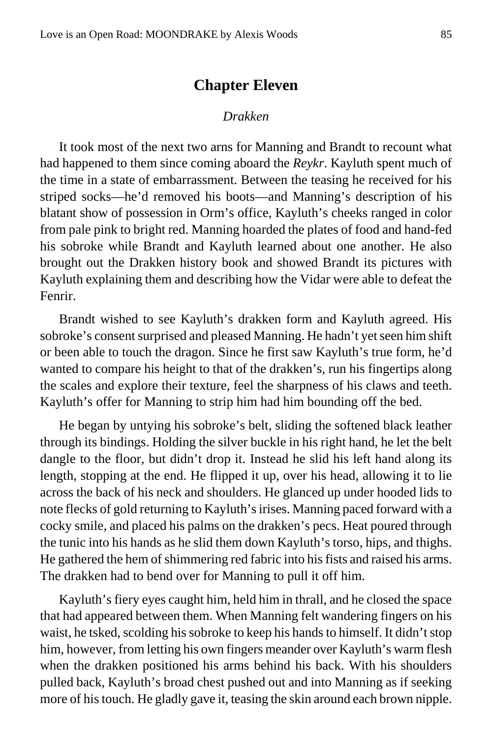# Chapter Eleven

*Drakken*

It took most of the next two arns for Manning and Brandt to recount what had happened to them since coming aboard the *Reykr*. Kayluth spent much of the time in a state of embarrassment. Between the teasing he received for his striped socks—he'd removed his boots—and Manning's description of his blatant show of possession in Orm's office, Kayluth's cheeks ranged in color from pale pink to bright red. Manning hoarded the plates of food and hand-fed his sobroke while Brandt and Kayluth learned about one another. He also brought out the Drakken history book and showed Brandt its pictures with Kayluth explaining them and describing how the Vidar were able to defeat the Fenrir.

Brandt wished to see Kayluth's drakken form and Kayluth agreed. His sobroke's consent surprised and pleased Manning. He hadn't yet seen him shift or been able to touch the dragon. Since he first saw Kayluth's true form, he'd wanted to compare his height to that of the drakken's, run his fingertips along the scales and explore their texture, feel the sharpness of his claws and teeth. Kayluth's offer for Manning to strip him had him bounding off the bed.

He began by untying his sobroke's belt, sliding the softened black leather through its bindings. Holding the silver buckle in his right hand, he let the belt dangle to the floor, but didn't drop it. Instead he slid his left hand along its length, stopping at the end. He flipped it up, over his head, allowing it to lie across the back of his neck and shoulders. He glanced up under hooded lids to note flecks of gold returning to Kayluth's irises. Manning paced forward with a cocky smile, and placed his palms on the drakken's pecs. Heat poured through the tunic into his hands as he slid them down Kayluth's torso, hips, and thighs. He gathered the hem of shimmering red fabric into his fists and raised his arms. The drakken had to bend over for Manning to pull it off him.

Kayluth's fiery eyes caught him, held him in thrall, and he closed the space that had appeared between them. When Manning felt wandering fingers on his waist, he tsked, scolding his sobroke to keep his hands to himself. It didn't stop him, however, from letting his own fingers meander over Kayluth's warm flesh when the drakken positioned his arms behind his back. With his shoulders pulled back, Kayluth's broad chest pushed out and into Manning as if seeking more of his touch. He gladly gave it, teasing the skin around each brown nipple.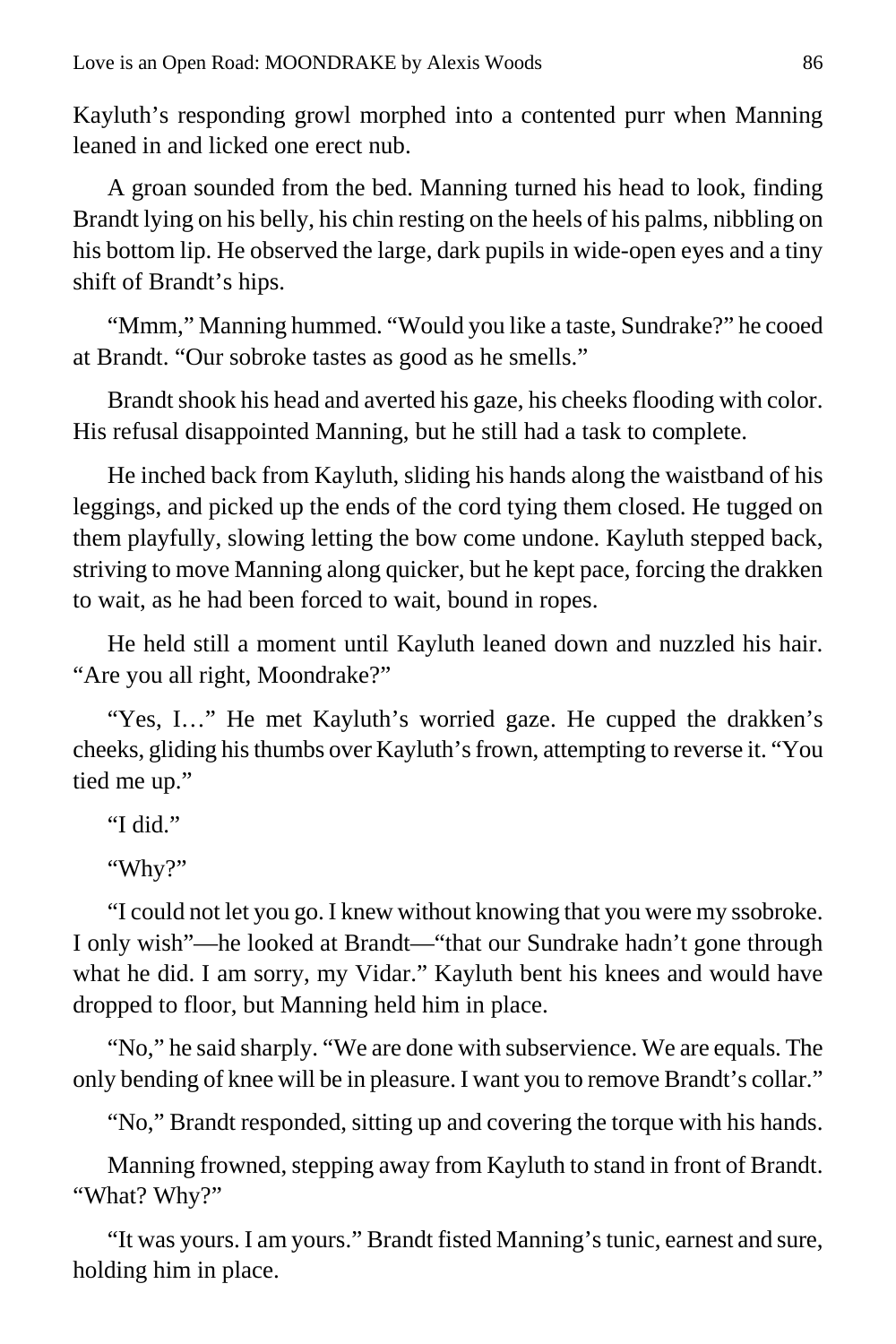Kayluth's responding growl morphed into a contented purr when Manning leaned in and licked one erect nub.

A groan sounded from the bed. Manning turned his head to look, finding Brandt lying on his belly, his chin resting on the heels of his palms, nibbling on his bottom lip. He observed the large, dark pupils in wide-open eyes and a tiny shift of Brandt's hips.

"Mmm," Manning hummed. "Would you like a taste, Sundrake?" he cooed at Brandt. "Our sobroke tastes as good as he smells."

Brandt shook his head and averted his gaze, his cheeks flooding with color. His refusal disappointed Manning, but he still had a task to complete.

He inched back from Kayluth, sliding his hands along the waistband of his leggings, and picked up the ends of the cord tying them closed. He tugged on them playfully, slowing letting the bow come undone. Kayluth stepped back, striving to move Manning along quicker, but he kept pace, forcing the drakken to wait, as he had been forced to wait, bound in ropes.

He held still a moment until Kayluth leaned down and nuzzled his hair. "Are you all right, Moondrake?"

"Yes, I…" He met Kayluth's worried gaze. He cupped the drakken's cheeks, gliding his thumbs over Kayluth's frown, attempting to reverse it. "You tied me up."

"I did."

"Why?"

"I could not let you go. I knew without knowing that you were my ssobroke. I only wish"—he looked at Brandt—"that our Sundrake hadn't gone through what he did. I am sorry, my Vidar." Kayluth bent his knees and would have dropped to floor, but Manning held him in place.

"No," he said sharply. "We are done with subservience. We are equals. The only bending of knee will be in pleasure. I want you to remove Brandt's collar."

"No," Brandt responded, sitting up and covering the torque with his hands.

Manning frowned, stepping away from Kayluth to stand in front of Brandt. "What? Why?"

"It was yours. I am yours." Brandt fisted Manning's tunic, earnest and sure, holding him in place.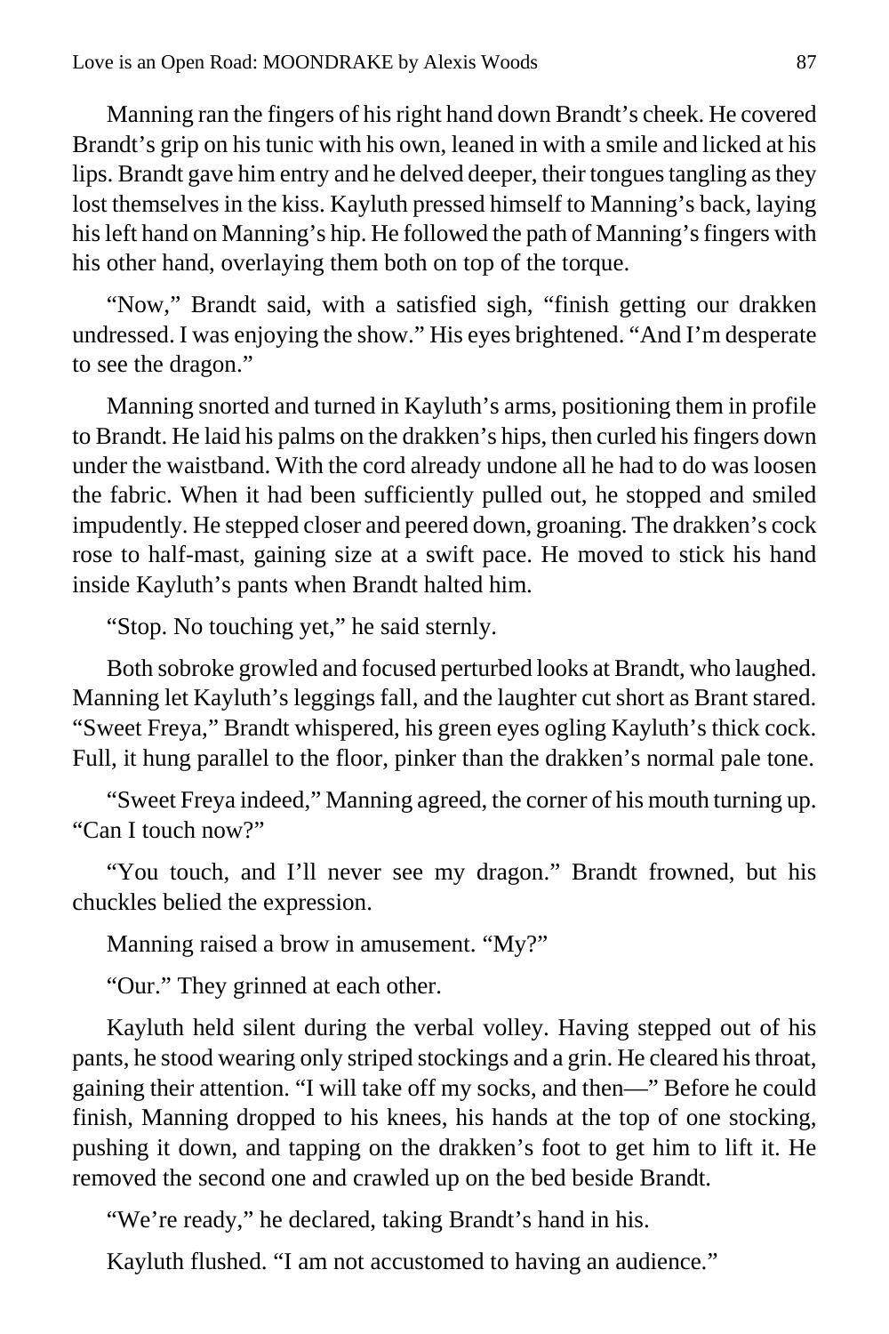Manning ran the fingers of his right hand down Brandt's cheek. He covered Brandt's grip on his tunic with his own, leaned in with a smile and licked at his lips. Brandt gave him entry and he delved deeper, their tongues tangling as they lost themselves in the kiss. Kayluth pressed himself to Manning's back, laying his left hand on Manning's hip. He followed the path of Manning's fingers with his other hand, overlaying them both on top of the torque.

"Now," Brandt said, with a satisfied sigh, "finish getting our drakken undressed. I was enjoying the show." His eyes brightened. "And I'm desperate to see the dragon."

Manning snorted and turned in Kayluth's arms, positioning them in profile to Brandt. He laid his palms on the drakken's hips, then curled his fingers down under the waistband. With the cord already undone all he had to do was loosen the fabric. When it had been sufficiently pulled out, he stopped and smiled impudently. He stepped closer and peered down, groaning. The drakken's cock rose to half-mast, gaining size at a swift pace. He moved to stick his hand inside Kayluth's pants when Brandt halted him.

"Stop. No touching yet," he said sternly.

Both sobroke growled and focused perturbed looks at Brandt, who laughed. Manning let Kayluth's leggings fall, and the laughter cut short as Brant stared. "Sweet Freya," Brandt whispered, his green eyes ogling Kayluth's thick cock. Full, it hung parallel to the floor, pinker than the drakken's normal pale tone.

"Sweet Freya indeed," Manning agreed, the corner of his mouth turning up. "Can I touch now?"

"You touch, and I'll never see my dragon." Brandt frowned, but his chuckles belied the expression.

Manning raised a brow in amusement. "My?"

"Our." They grinned at each other.

Kayluth held silent during the verbal volley. Having stepped out of his pants, he stood wearing only striped stockings and a grin. He cleared his throat, gaining their attention. "I will take off my socks, and then—" Before he could finish, Manning dropped to his knees, his hands at the top of one stocking, pushing it down, and tapping on the drakken's foot to get him to lift it. He removed the second one and crawled up on the bed beside Brandt.

"We're ready," he declared, taking Brandt's hand in his.

Kayluth flushed. "I am not accustomed to having an audience."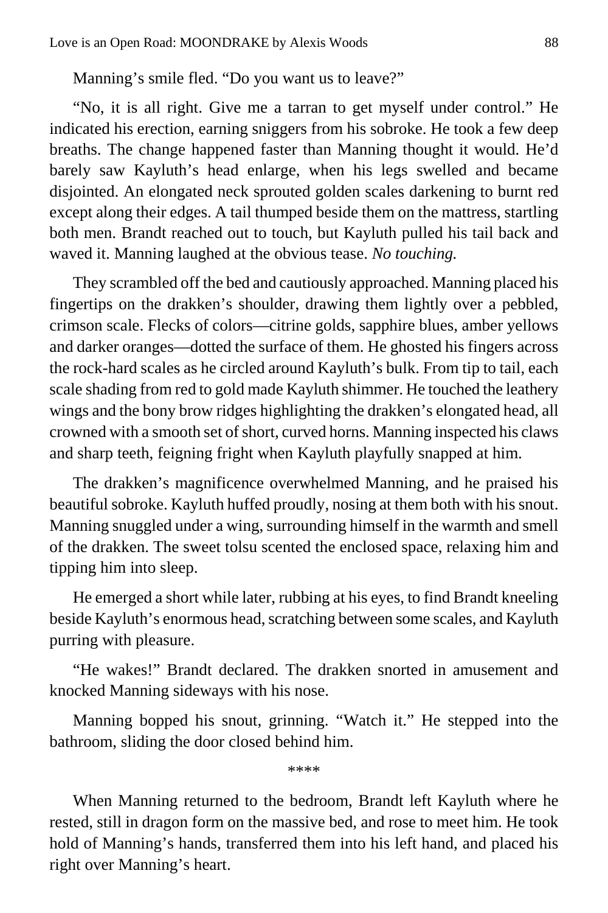Manning's smile fled. "Do you want us to leave?"

"No, it is all right. Give me a tarran to get myself under control." He indicated his erection, earning sniggers from his sobroke. He took a few deep breaths. The change happened faster than Manning thought it would. He'd barely saw Kayluth's head enlarge, when his legs swelled and became disjointed. An elongated neck sprouted golden scales darkening to burnt red except along their edges. A tail thumped beside them on the mattress, startling both men. Brandt reached out to touch, but Kayluth pulled his tail back and waved it. Manning laughed at the obvious tease. *No touching.*

They scrambled off the bed and cautiously approached. Manning placed his fingertips on the drakken's shoulder, drawing them lightly over a pebbled, crimson scale. Flecks of colors—citrine golds, sapphire blues, amber yellows and darker oranges—dotted the surface of them. He ghosted his fingers across the rock-hard scales as he circled around Kayluth's bulk. From tip to tail, each scale shading from red to gold made Kayluth shimmer. He touched the leathery wings and the bony brow ridges highlighting the drakken's elongated head, all crowned with a smooth set of short, curved horns. Manning inspected his claws and sharp teeth, feigning fright when Kayluth playfully snapped at him.

The drakken's magnificence overwhelmed Manning, and he praised his beautiful sobroke. Kayluth huffed proudly, nosing at them both with his snout. Manning snuggled under a wing, surrounding himself in the warmth and smell of the drakken. The sweet tolsu scented the enclosed space, relaxing him and tipping him into sleep.

He emerged a short while later, rubbing at his eyes, to find Brandt kneeling beside Kayluth's enormous head, scratching between some scales, and Kayluth purring with pleasure.

"He wakes!" Brandt declared. The drakken snorted in amusement and knocked Manning sideways with his nose.

Manning bopped his snout, grinning. "Watch it." He stepped into the bathroom, sliding the door closed behind him.

****

When Manning returned to the bedroom, Brandt left Kayluth where he rested, still in dragon form on the massive bed, and rose to meet him. He took hold of Manning's hands, transferred them into his left hand, and placed his right over Manning's heart.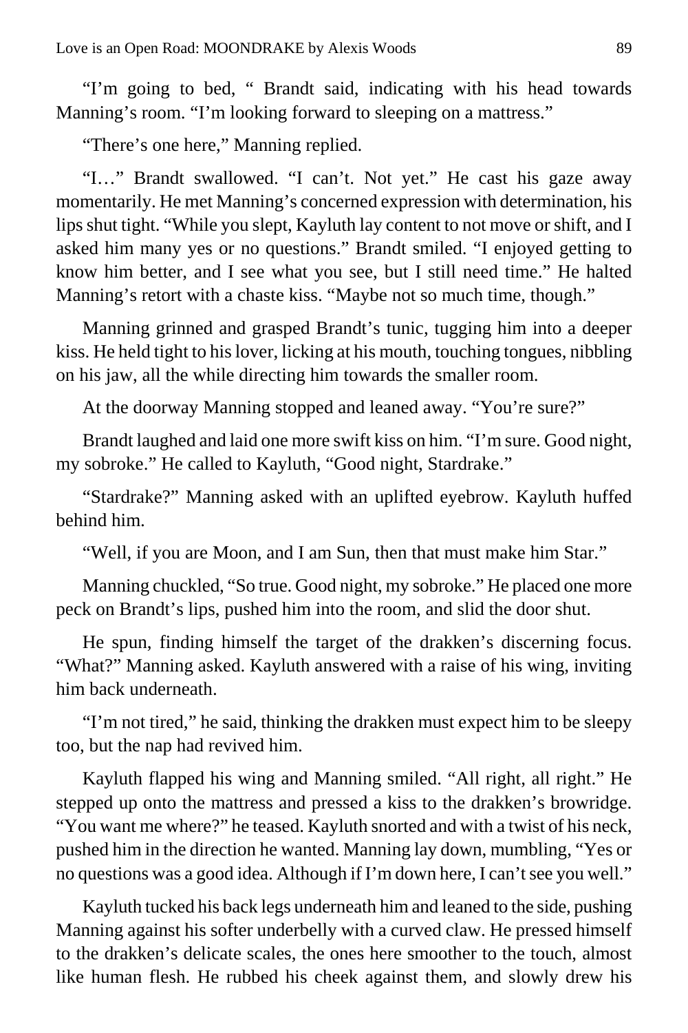"I'm going to bed, " Brandt said, indicating with his head towards Manning's room. "I'm looking forward to sleeping on a mattress."

"There's one here," Manning replied.

"I…" Brandt swallowed. "I can't. Not yet." He cast his gaze away momentarily. He met Manning's concerned expression with determination, his lips shut tight. "While you slept, Kayluth lay content to not move or shift, and I asked him many yes or no questions." Brandt smiled. "I enjoyed getting to know him better, and I see what you see, but I still need time." He halted Manning's retort with a chaste kiss. "Maybe not so much time, though."

Manning grinned and grasped Brandt's tunic, tugging him into a deeper kiss. He held tight to his lover, licking at his mouth, touching tongues, nibbling on his jaw, all the while directing him towards the smaller room.

At the doorway Manning stopped and leaned away. "You're sure?"

Brandt laughed and laid one more swift kiss on him. "I'm sure. Good night, my sobroke." He called to Kayluth, "Good night, Stardrake."

"Stardrake?" Manning asked with an uplifted eyebrow. Kayluth huffed behind him.

"Well, if you are Moon, and I am Sun, then that must make him Star."

Manning chuckled, "So true. Good night, my sobroke." He placed one more peck on Brandt's lips, pushed him into the room, and slid the door shut.

He spun, finding himself the target of the drakken's discerning focus. "What?" Manning asked. Kayluth answered with a raise of his wing, inviting him back underneath.

"I'm not tired," he said, thinking the drakken must expect him to be sleepy too, but the nap had revived him.

Kayluth flapped his wing and Manning smiled. "All right, all right." He stepped up onto the mattress and pressed a kiss to the drakken's browridge. "You want me where?" he teased. Kayluth snorted and with a twist of his neck, pushed him in the direction he wanted. Manning lay down, mumbling, "Yes or no questions was a good idea. Although if I'm down here, I can't see you well."

Kayluth tucked his back legs underneath him and leaned to the side, pushing Manning against his softer underbelly with a curved claw. He pressed himself to the drakken's delicate scales, the ones here smoother to the touch, almost like human flesh. He rubbed his cheek against them, and slowly drew his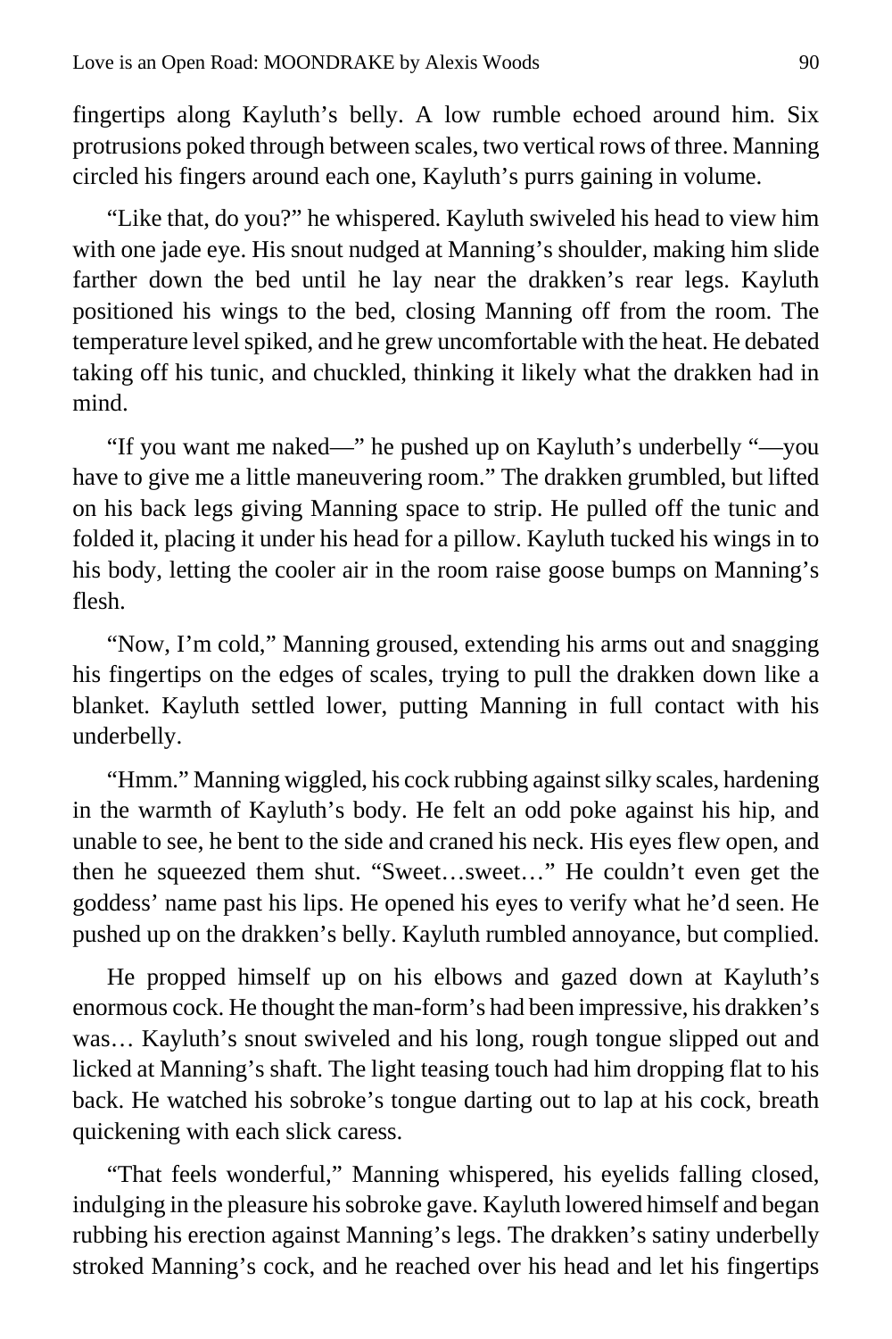fingertips along Kayluth's belly. A low rumble echoed around him. Six protrusions poked through between scales, two vertical rows of three. Manning circled his fingers around each one, Kayluth's purrs gaining in volume.

"Like that, do you?" he whispered. Kayluth swiveled his head to view him with one jade eye. His snout nudged at Manning's shoulder, making him slide farther down the bed until he lay near the drakken's rear legs. Kayluth positioned his wings to the bed, closing Manning off from the room. The temperature level spiked, and he grew uncomfortable with the heat. He debated taking off his tunic, and chuckled, thinking it likely what the drakken had in mind.

"If you want me naked—" he pushed up on Kayluth's underbelly "—you have to give me a little maneuvering room." The drakken grumbled, but lifted on his back legs giving Manning space to strip. He pulled off the tunic and folded it, placing it under his head for a pillow. Kayluth tucked his wings in to his body, letting the cooler air in the room raise goose bumps on Manning's flesh.

"Now, I'm cold," Manning groused, extending his arms out and snagging his fingertips on the edges of scales, trying to pull the drakken down like a blanket. Kayluth settled lower, putting Manning in full contact with his underbelly.

"Hmm." Manning wiggled, his cock rubbing against silky scales, hardening in the warmth of Kayluth's body. He felt an odd poke against his hip, and unable to see, he bent to the side and craned his neck. His eyes flew open, and then he squeezed them shut. "Sweet…sweet…" He couldn't even get the goddess' name past his lips. He opened his eyes to verify what he'd seen. He pushed up on the drakken's belly. Kayluth rumbled annoyance, but complied.

He propped himself up on his elbows and gazed down at Kayluth's enormous cock. He thought the man-form's had been impressive, his drakken's was… Kayluth's snout swiveled and his long, rough tongue slipped out and licked at Manning's shaft. The light teasing touch had him dropping flat to his back. He watched his sobroke's tongue darting out to lap at his cock, breath quickening with each slick caress.

"That feels wonderful," Manning whispered, his eyelids falling closed, indulging in the pleasure his sobroke gave. Kayluth lowered himself and began rubbing his erection against Manning's legs. The drakken's satiny underbelly stroked Manning's cock, and he reached over his head and let his fingertips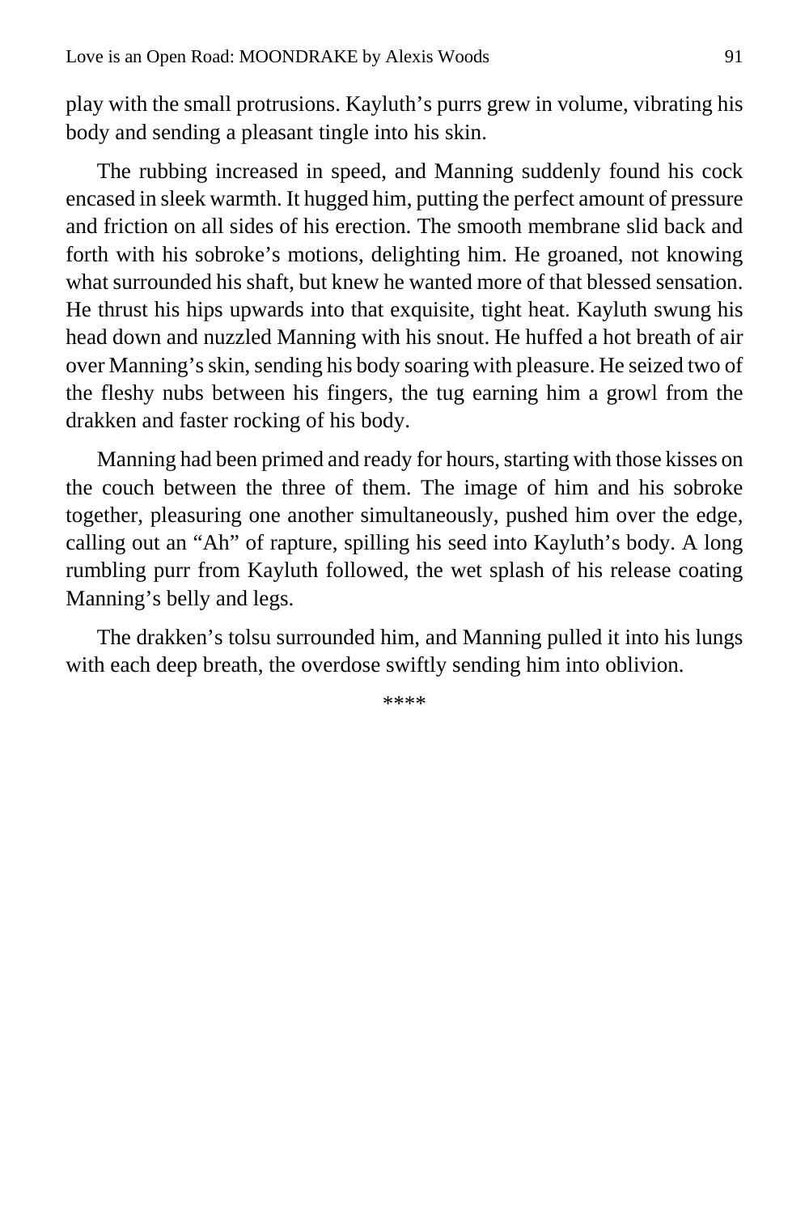play with the small protrusions. Kayluth's purrs grew in volume, vibrating his body and sending a pleasant tingle into his skin.

The rubbing increased in speed, and Manning suddenly found his cock encased in sleek warmth. It hugged him, putting the perfect amount of pressure and friction on all sides of his erection. The smooth membrane slid back and forth with his sobroke's motions, delighting him. He groaned, not knowing what surrounded his shaft, but knew he wanted more of that blessed sensation. He thrust his hips upwards into that exquisite, tight heat. Kayluth swung his head down and nuzzled Manning with his snout. He huffed a hot breath of air over Manning's skin, sending his body soaring with pleasure. He seized two of the fleshy nubs between his fingers, the tug earning him a growl from the drakken and faster rocking of his body.

Manning had been primed and ready for hours, starting with those kisses on the couch between the three of them. The image of him and his sobroke together, pleasuring one another simultaneously, pushed him over the edge, calling out an "Ah" of rapture, spilling his seed into Kayluth's body. A long rumbling purr from Kayluth followed, the wet splash of his release coating Manning's belly and legs.

The drakken's tolsu surrounded him, and Manning pulled it into his lungs with each deep breath, the overdose swiftly sending him into oblivion.

****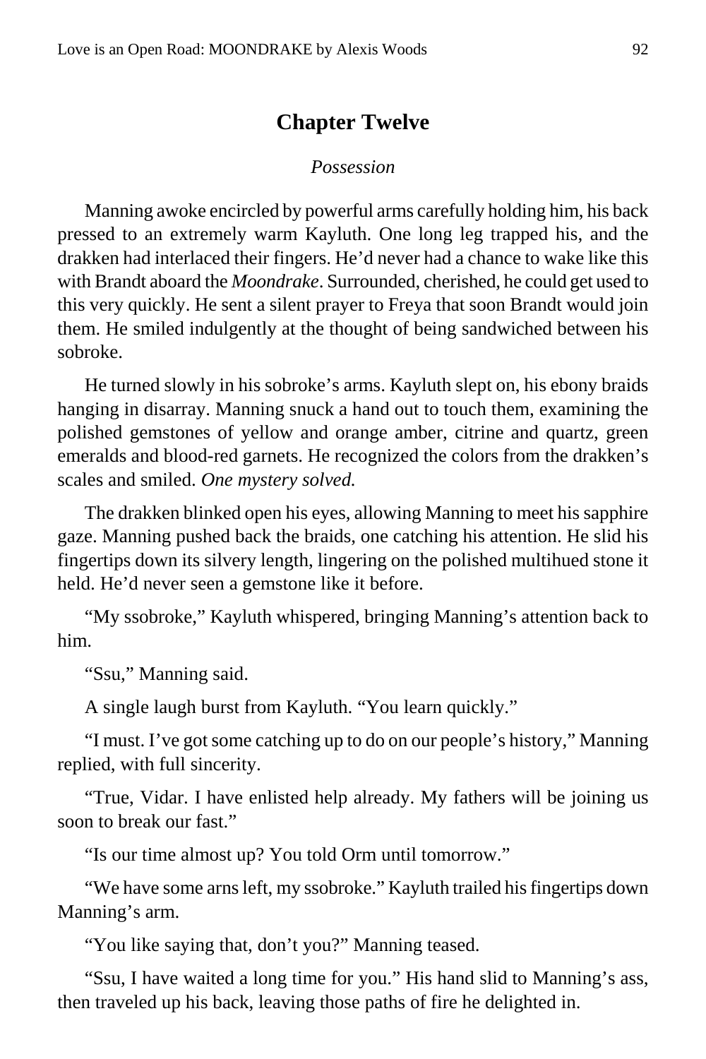# Chapter Twelve

*Possession*

Manning awoke encircled by powerful arms carefully holding him, his back pressed to an extremely warm Kayluth. One long leg trapped his, and the drakken had interlaced their fingers. He'd never had a chance to wake like this with Brandt aboard the *Moondrake*. Surrounded, cherished, he could get used to this very quickly. He sent a silent prayer to Freya that soon Brandt would join them. He smiled indulgently at the thought of being sandwiched between his sobroke.

He turned slowly in his sobroke's arms. Kayluth slept on, his ebony braids hanging in disarray. Manning snuck a hand out to touch them, examining the polished gemstones of yellow and orange amber, citrine and quartz, green emeralds and blood-red garnets. He recognized the colors from the drakken's scales and smiled. *One mystery solved.*

The drakken blinked open his eyes, allowing Manning to meet his sapphire gaze. Manning pushed back the braids, one catching his attention. He slid his fingertips down its silvery length, lingering on the polished multihued stone it held. He'd never seen a gemstone like it before.

"My ssobroke," Kayluth whispered, bringing Manning's attention back to him.

"Ssu," Manning said.

A single laugh burst from Kayluth. "You learn quickly."

"I must. I've got some catching up to do on our people's history," Manning replied, with full sincerity.

"True, Vidar. I have enlisted help already. My fathers will be joining us soon to break our fast."

"Is our time almost up? You told Orm until tomorrow."

"We have some arns left, my ssobroke." Kayluth trailed his fingertips down Manning's arm.

"You like saying that, don't you?" Manning teased.

"Ssu, I have waited a long time for you." His hand slid to Manning's ass, then traveled up his back, leaving those paths of fire he delighted in.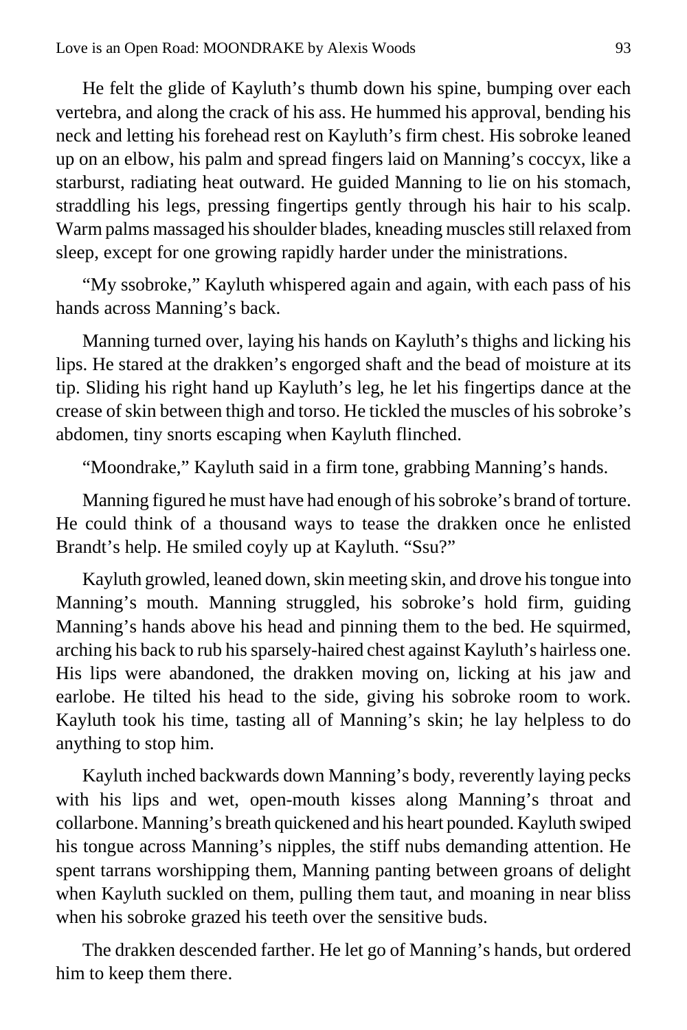He felt the glide of Kayluth's thumb down his spine, bumping over each vertebra, and along the crack of his ass. He hummed his approval, bending his neck and letting his forehead rest on Kayluth's firm chest. His sobroke leaned up on an elbow, his palm and spread fingers laid on Manning's coccyx, like a starburst, radiating heat outward. He guided Manning to lie on his stomach, straddling his legs, pressing fingertips gently through his hair to his scalp. Warm palms massaged his shoulder blades, kneading muscles still relaxed from sleep, except for one growing rapidly harder under the ministrations.

"My ssobroke," Kayluth whispered again and again, with each pass of his hands across Manning's back.

Manning turned over, laying his hands on Kayluth's thighs and licking his lips. He stared at the drakken's engorged shaft and the bead of moisture at its tip. Sliding his right hand up Kayluth's leg, he let his fingertips dance at the crease of skin between thigh and torso. He tickled the muscles of his sobroke's abdomen, tiny snorts escaping when Kayluth flinched.

"Moondrake," Kayluth said in a firm tone, grabbing Manning's hands.

Manning figured he must have had enough of his sobroke's brand of torture. He could think of a thousand ways to tease the drakken once he enlisted Brandt's help. He smiled coyly up at Kayluth. "Ssu?"

Kayluth growled, leaned down, skin meeting skin, and drove his tongue into Manning's mouth. Manning struggled, his sobroke's hold firm, guiding Manning's hands above his head and pinning them to the bed. He squirmed, arching his back to rub his sparsely-haired chest against Kayluth's hairless one. His lips were abandoned, the drakken moving on, licking at his jaw and earlobe. He tilted his head to the side, giving his sobroke room to work. Kayluth took his time, tasting all of Manning's skin; he lay helpless to do anything to stop him.

Kayluth inched backwards down Manning's body, reverently laying pecks with his lips and wet, open-mouth kisses along Manning's throat and collarbone. Manning's breath quickened and his heart pounded. Kayluth swiped his tongue across Manning's nipples, the stiff nubs demanding attention. He spent tarrans worshipping them, Manning panting between groans of delight when Kayluth suckled on them, pulling them taut, and moaning in near bliss when his sobroke grazed his teeth over the sensitive buds.

The drakken descended farther. He let go of Manning's hands, but ordered him to keep them there.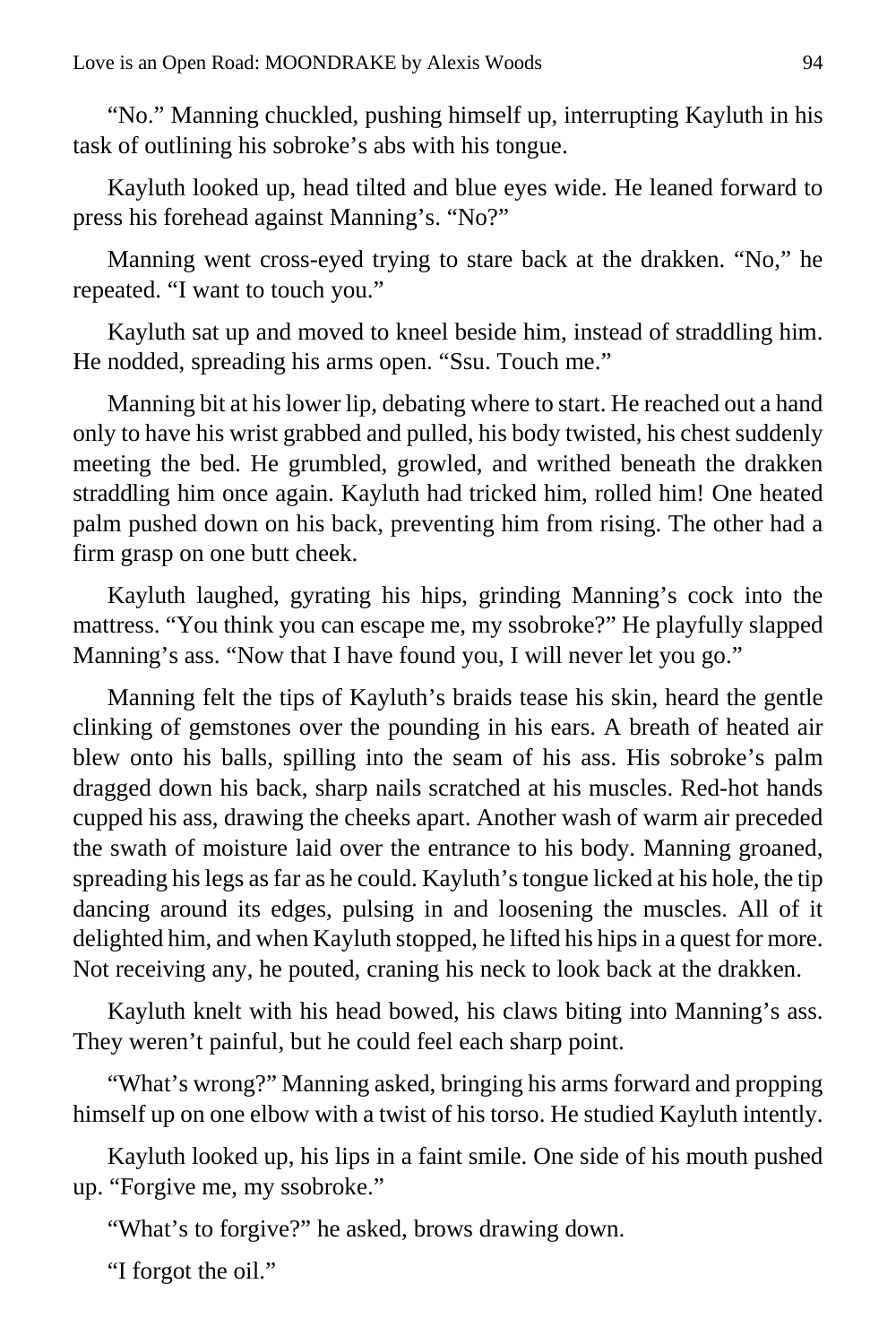"No." Manning chuckled, pushing himself up, interrupting Kayluth in his task of outlining his sobroke's abs with his tongue.

Kayluth looked up, head tilted and blue eyes wide. He leaned forward to press his forehead against Manning's. "No?"

Manning went cross-eyed trying to stare back at the drakken. "No," he repeated. "I want to touch you."

Kayluth sat up and moved to kneel beside him, instead of straddling him. He nodded, spreading his arms open. "Ssu. Touch me."

Manning bit at his lower lip, debating where to start. He reached out a hand only to have his wrist grabbed and pulled, his body twisted, his chest suddenly meeting the bed. He grumbled, growled, and writhed beneath the drakken straddling him once again. Kayluth had tricked him, rolled him! One heated palm pushed down on his back, preventing him from rising. The other had a firm grasp on one butt cheek.

Kayluth laughed, gyrating his hips, grinding Manning's cock into the mattress. "You think you can escape me, my ssobroke?" He playfully slapped Manning's ass. "Now that I have found you, I will never let you go."

Manning felt the tips of Kayluth's braids tease his skin, heard the gentle clinking of gemstones over the pounding in his ears. A breath of heated air blew onto his balls, spilling into the seam of his ass. His sobroke's palm dragged down his back, sharp nails scratched at his muscles. Red-hot hands cupped his ass, drawing the cheeks apart. Another wash of warm air preceded the swath of moisture laid over the entrance to his body. Manning groaned, spreading his legs as far as he could. Kayluth's tongue licked at his hole, the tip dancing around its edges, pulsing in and loosening the muscles. All of it delighted him, and when Kayluth stopped, he lifted his hips in a quest for more. Not receiving any, he pouted, craning his neck to look back at the drakken.

Kayluth knelt with his head bowed, his claws biting into Manning's ass. They weren't painful, but he could feel each sharp point.

"What's wrong?" Manning asked, bringing his arms forward and propping himself up on one elbow with a twist of his torso. He studied Kayluth intently.

Kayluth looked up, his lips in a faint smile. One side of his mouth pushed up. "Forgive me, my ssobroke."

"What's to forgive?" he asked, brows drawing down.

"I forgot the oil."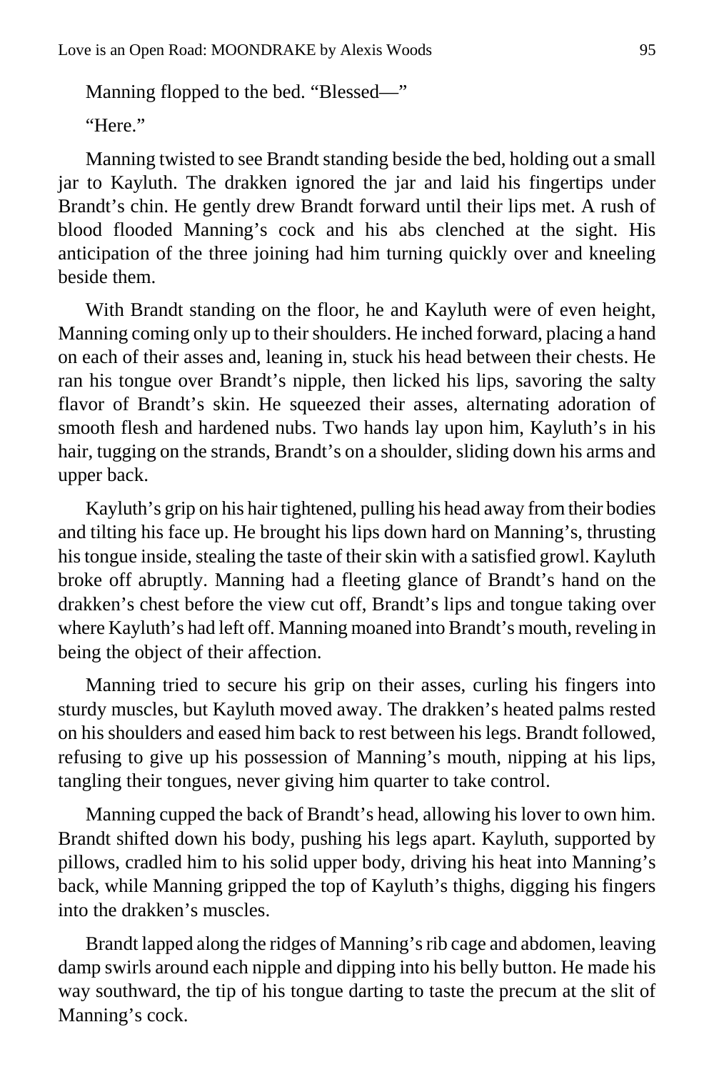Manning flopped to the bed. "Blessed—"

"Here."

Manning twisted to see Brandt standing beside the bed, holding out a small jar to Kayluth. The drakken ignored the jar and laid his fingertips under Brandt's chin. He gently drew Brandt forward until their lips met. A rush of blood flooded Manning's cock and his abs clenched at the sight. His anticipation of the three joining had him turning quickly over and kneeling beside them.

With Brandt standing on the floor, he and Kayluth were of even height, Manning coming only up to their shoulders. He inched forward, placing a hand on each of their asses and, leaning in, stuck his head between their chests. He ran his tongue over Brandt's nipple, then licked his lips, savoring the salty flavor of Brandt's skin. He squeezed their asses, alternating adoration of smooth flesh and hardened nubs. Two hands lay upon him, Kayluth's in his hair, tugging on the strands, Brandt's on a shoulder, sliding down his arms and upper back.

Kayluth's grip on his hair tightened, pulling his head away from their bodies and tilting his face up. He brought his lips down hard on Manning's, thrusting his tongue inside, stealing the taste of their skin with a satisfied growl. Kayluth broke off abruptly. Manning had a fleeting glance of Brandt's hand on the drakken's chest before the view cut off, Brandt's lips and tongue taking over where Kayluth's had left off. Manning moaned into Brandt's mouth, reveling in being the object of their affection.

Manning tried to secure his grip on their asses, curling his fingers into sturdy muscles, but Kayluth moved away. The drakken's heated palms rested on his shoulders and eased him back to rest between his legs. Brandt followed, refusing to give up his possession of Manning's mouth, nipping at his lips, tangling their tongues, never giving him quarter to take control.

Manning cupped the back of Brandt's head, allowing his lover to own him. Brandt shifted down his body, pushing his legs apart. Kayluth, supported by pillows, cradled him to his solid upper body, driving his heat into Manning's back, while Manning gripped the top of Kayluth's thighs, digging his fingers into the drakken's muscles.

Brandt lapped along the ridges of Manning's rib cage and abdomen, leaving damp swirls around each nipple and dipping into his belly button. He made his way southward, the tip of his tongue darting to taste the precum at the slit of Manning's cock.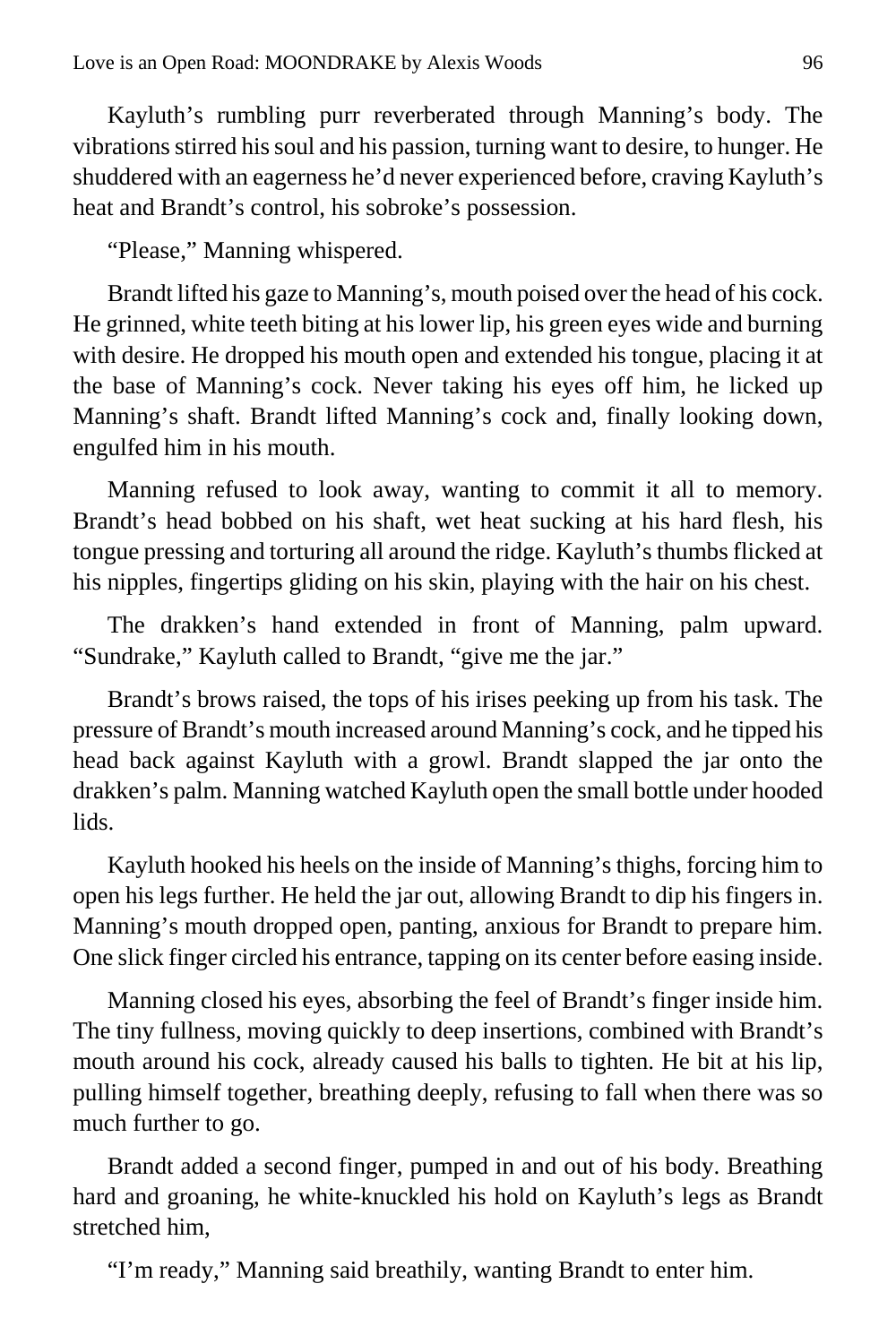Kayluth's rumbling purr reverberated through Manning's body. The vibrations stirred his soul and his passion, turning want to desire, to hunger. He shuddered with an eagerness he'd never experienced before, craving Kayluth's heat and Brandt's control, his sobroke's possession.

"Please," Manning whispered.

Brandt lifted his gaze to Manning's, mouth poised over the head of his cock. He grinned, white teeth biting at his lower lip, his green eyes wide and burning with desire. He dropped his mouth open and extended his tongue, placing it at the base of Manning's cock. Never taking his eyes off him, he licked up Manning's shaft. Brandt lifted Manning's cock and, finally looking down, engulfed him in his mouth.

Manning refused to look away, wanting to commit it all to memory. Brandt's head bobbed on his shaft, wet heat sucking at his hard flesh, his tongue pressing and torturing all around the ridge. Kayluth's thumbs flicked at his nipples, fingertips gliding on his skin, playing with the hair on his chest.

The drakken's hand extended in front of Manning, palm upward. "Sundrake," Kayluth called to Brandt, "give me the jar."

Brandt's brows raised, the tops of his irises peeking up from his task. The pressure of Brandt's mouth increased around Manning's cock, and he tipped his head back against Kayluth with a growl. Brandt slapped the jar onto the drakken's palm. Manning watched Kayluth open the small bottle under hooded lids.

Kayluth hooked his heels on the inside of Manning's thighs, forcing him to open his legs further. He held the jar out, allowing Brandt to dip his fingers in. Manning's mouth dropped open, panting, anxious for Brandt to prepare him. One slick finger circled his entrance, tapping on its center before easing inside.

Manning closed his eyes, absorbing the feel of Brandt's finger inside him. The tiny fullness, moving quickly to deep insertions, combined with Brandt's mouth around his cock, already caused his balls to tighten. He bit at his lip, pulling himself together, breathing deeply, refusing to fall when there was so much further to go.

Brandt added a second finger, pumped in and out of his body. Breathing hard and groaning, he white-knuckled his hold on Kayluth's legs as Brandt stretched him,

"I'm ready," Manning said breathily, wanting Brandt to enter him.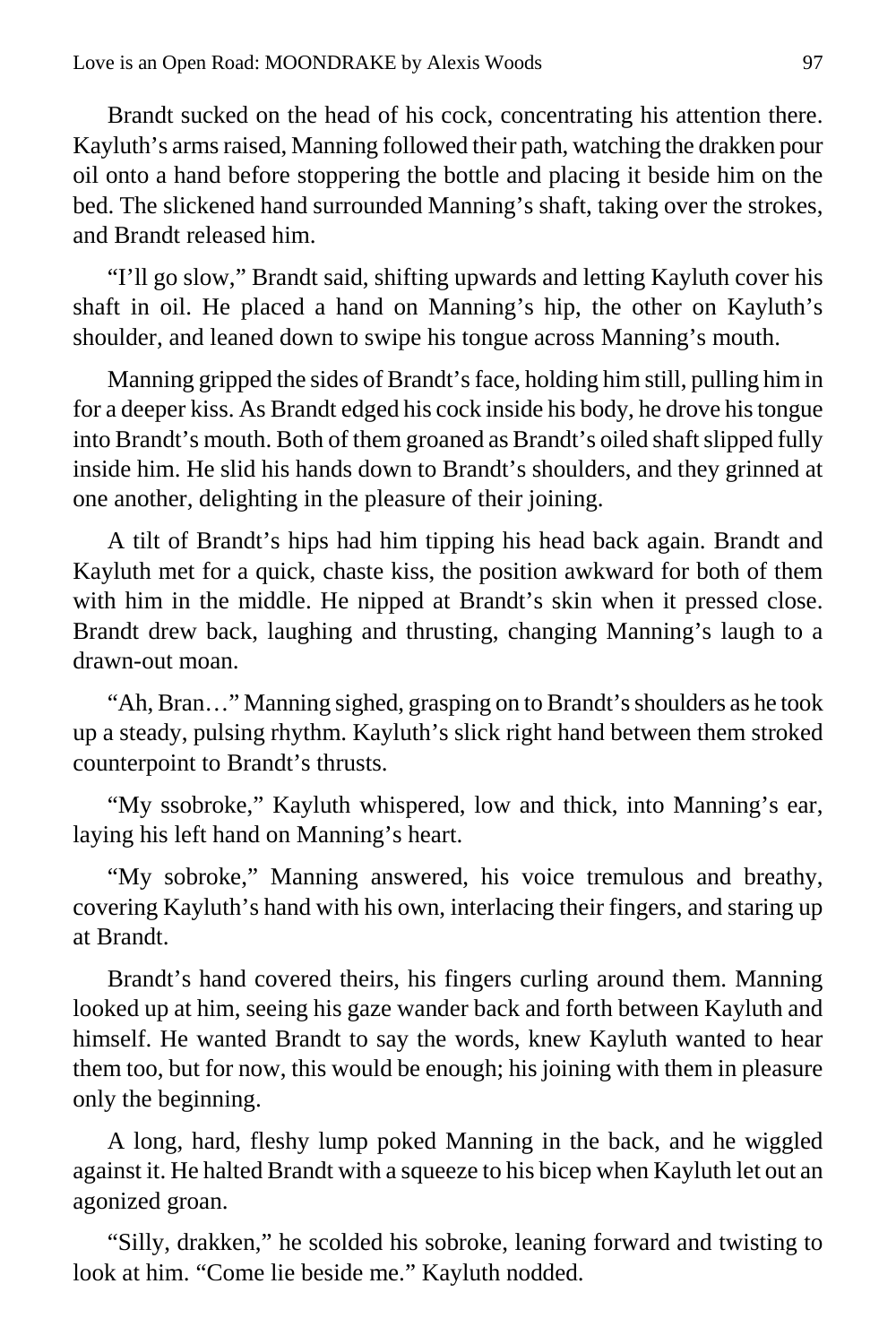Brandt sucked on the head of his cock, concentrating his attention there. Kayluth's arms raised, Manning followed their path, watching the drakken pour oil onto a hand before stoppering the bottle and placing it beside him on the bed. The slickened hand surrounded Manning's shaft, taking over the strokes, and Brandt released him.

"I'll go slow," Brandt said, shifting upwards and letting Kayluth cover his shaft in oil. He placed a hand on Manning's hip, the other on Kayluth's shoulder, and leaned down to swipe his tongue across Manning's mouth.

Manning gripped the sides of Brandt's face, holding him still, pulling him in for a deeper kiss. As Brandt edged his cock inside his body, he drove his tongue into Brandt's mouth. Both of them groaned as Brandt's oiled shaft slipped fully inside him. He slid his hands down to Brandt's shoulders, and they grinned at one another, delighting in the pleasure of their joining.

A tilt of Brandt's hips had him tipping his head back again. Brandt and Kayluth met for a quick, chaste kiss, the position awkward for both of them with him in the middle. He nipped at Brandt's skin when it pressed close. Brandt drew back, laughing and thrusting, changing Manning's laugh to a drawn-out moan.

"Ah, Bran…" Manning sighed, grasping on to Brandt's shoulders as he took up a steady, pulsing rhythm. Kayluth's slick right hand between them stroked counterpoint to Brandt's thrusts.

"My ssobroke," Kayluth whispered, low and thick, into Manning's ear, laying his left hand on Manning's heart.

"My sobroke," Manning answered, his voice tremulous and breathy, covering Kayluth's hand with his own, interlacing their fingers, and staring up at Brandt.

Brandt's hand covered theirs, his fingers curling around them. Manning looked up at him, seeing his gaze wander back and forth between Kayluth and himself. He wanted Brandt to say the words, knew Kayluth wanted to hear them too, but for now, this would be enough; his joining with them in pleasure only the beginning.

A long, hard, fleshy lump poked Manning in the back, and he wiggled against it. He halted Brandt with a squeeze to his bicep when Kayluth let out an agonized groan.

"Silly, drakken," he scolded his sobroke, leaning forward and twisting to look at him. "Come lie beside me." Kayluth nodded.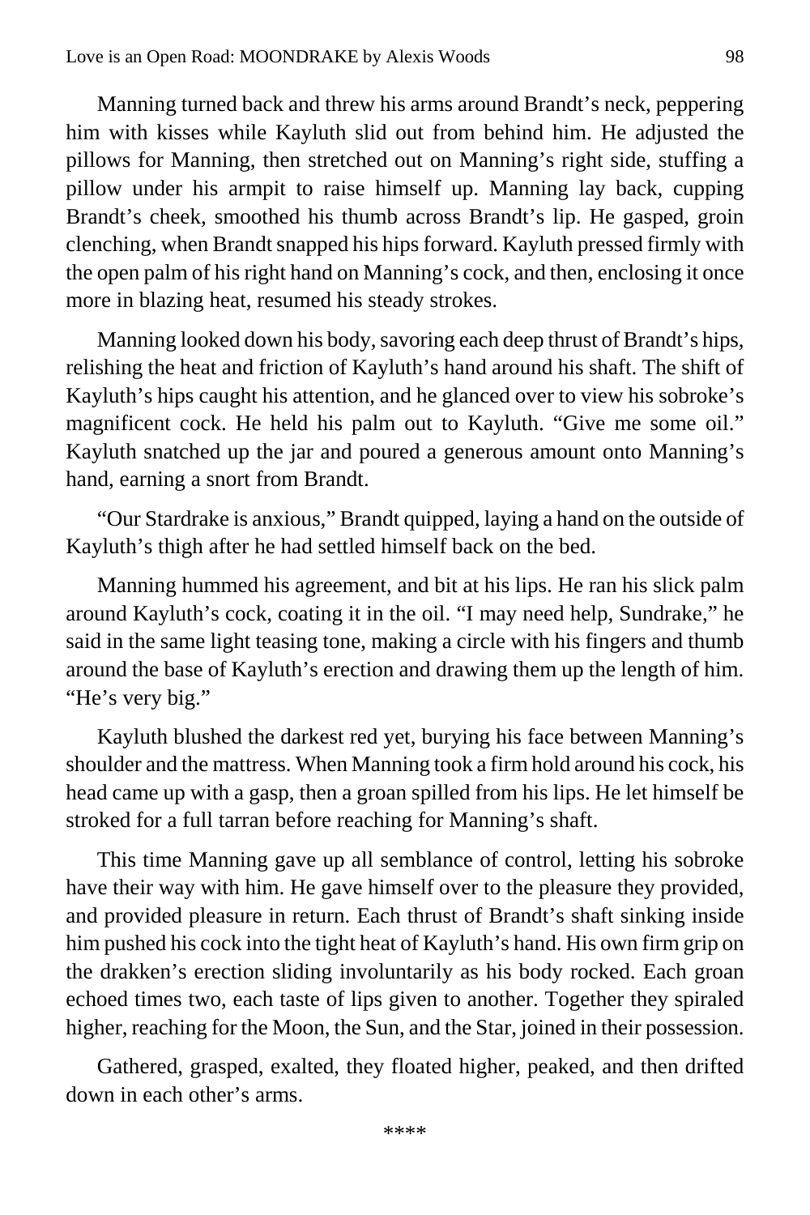Manning turned back and threw his arms around Brandt's neck, peppering him with kisses while Kayluth slid out from behind him. He adjusted the pillows for Manning, then stretched out on Manning's right side, stuffing a pillow under his armpit to raise himself up. Manning lay back, cupping Brandt's cheek, smoothed his thumb across Brandt's lip. He gasped, groin clenching, when Brandt snapped his hips forward. Kayluth pressed firmly with the open palm of his right hand on Manning's cock, and then, enclosing it once more in blazing heat, resumed his steady strokes.

Manning looked down his body, savoring each deep thrust of Brandt's hips, relishing the heat and friction of Kayluth's hand around his shaft. The shift of Kayluth's hips caught his attention, and he glanced over to view his sobroke's magnificent cock. He held his palm out to Kayluth. "Give me some oil." Kayluth snatched up the jar and poured a generous amount onto Manning's hand, earning a snort from Brandt.

"Our Stardrake is anxious," Brandt quipped, laying a hand on the outside of Kayluth's thigh after he had settled himself back on the bed.

Manning hummed his agreement, and bit at his lips. He ran his slick palm around Kayluth's cock, coating it in the oil. "I may need help, Sundrake," he said in the same light teasing tone, making a circle with his fingers and thumb around the base of Kayluth's erection and drawing them up the length of him. "He's very big."

Kayluth blushed the darkest red yet, burying his face between Manning's shoulder and the mattress. When Manning took a firm hold around his cock, his head came up with a gasp, then a groan spilled from his lips. He let himself be stroked for a full tarran before reaching for Manning's shaft.

This time Manning gave up all semblance of control, letting his sobroke have their way with him. He gave himself over to the pleasure they provided, and provided pleasure in return. Each thrust of Brandt's shaft sinking inside him pushed his cock into the tight heat of Kayluth's hand. His own firm grip on the drakken's erection sliding involuntarily as his body rocked. Each groan echoed times two, each taste of lips given to another. Together they spiraled higher, reaching for the Moon, the Sun, and the Star, joined in their possession.

Gathered, grasped, exalted, they floated higher, peaked, and then drifted down in each other's arms.

****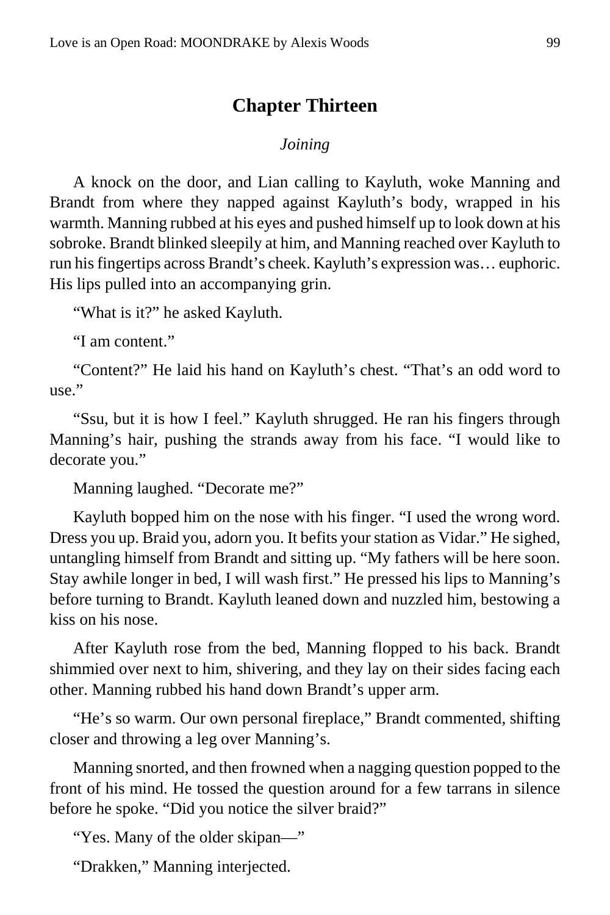## Chapter Thirteen

*Joining*

A knock on the door, and Lian calling to Kayluth, woke Manning and Brandt from where they napped against Kayluth's body, wrapped in his warmth. Manning rubbed at his eyes and pushed himself up to look down at his sobroke. Brandt blinked sleepily at him, and Manning reached over Kayluth to run his fingertips across Brandt's cheek. Kayluth's expression was… euphoric. His lips pulled into an accompanying grin.

"What is it?" he asked Kayluth.

"I am content."

"Content?" He laid his hand on Kayluth's chest. "That's an odd word to use."

"Ssu, but it is how I feel." Kayluth shrugged. He ran his fingers through Manning's hair, pushing the strands away from his face. "I would like to decorate you."

Manning laughed. "Decorate me?"

Kayluth bopped him on the nose with his finger. "I used the wrong word. Dress you up. Braid you, adorn you. It befits your station as Vidar." He sighed, untangling himself from Brandt and sitting up. "My fathers will be here soon. Stay awhile longer in bed, I will wash first." He pressed his lips to Manning's before turning to Brandt. Kayluth leaned down and nuzzled him, bestowing a kiss on his nose.

After Kayluth rose from the bed, Manning flopped to his back. Brandt shimmied over next to him, shivering, and they lay on their sides facing each other. Manning rubbed his hand down Brandt's upper arm.

"He's so warm. Our own personal fireplace," Brandt commented, shifting closer and throwing a leg over Manning's.

Manning snorted, and then frowned when a nagging question popped to the front of his mind. He tossed the question around for a few tarrans in silence before he spoke. "Did you notice the silver braid?"

"Yes. Many of the older skipan—"

"Drakken," Manning interjected.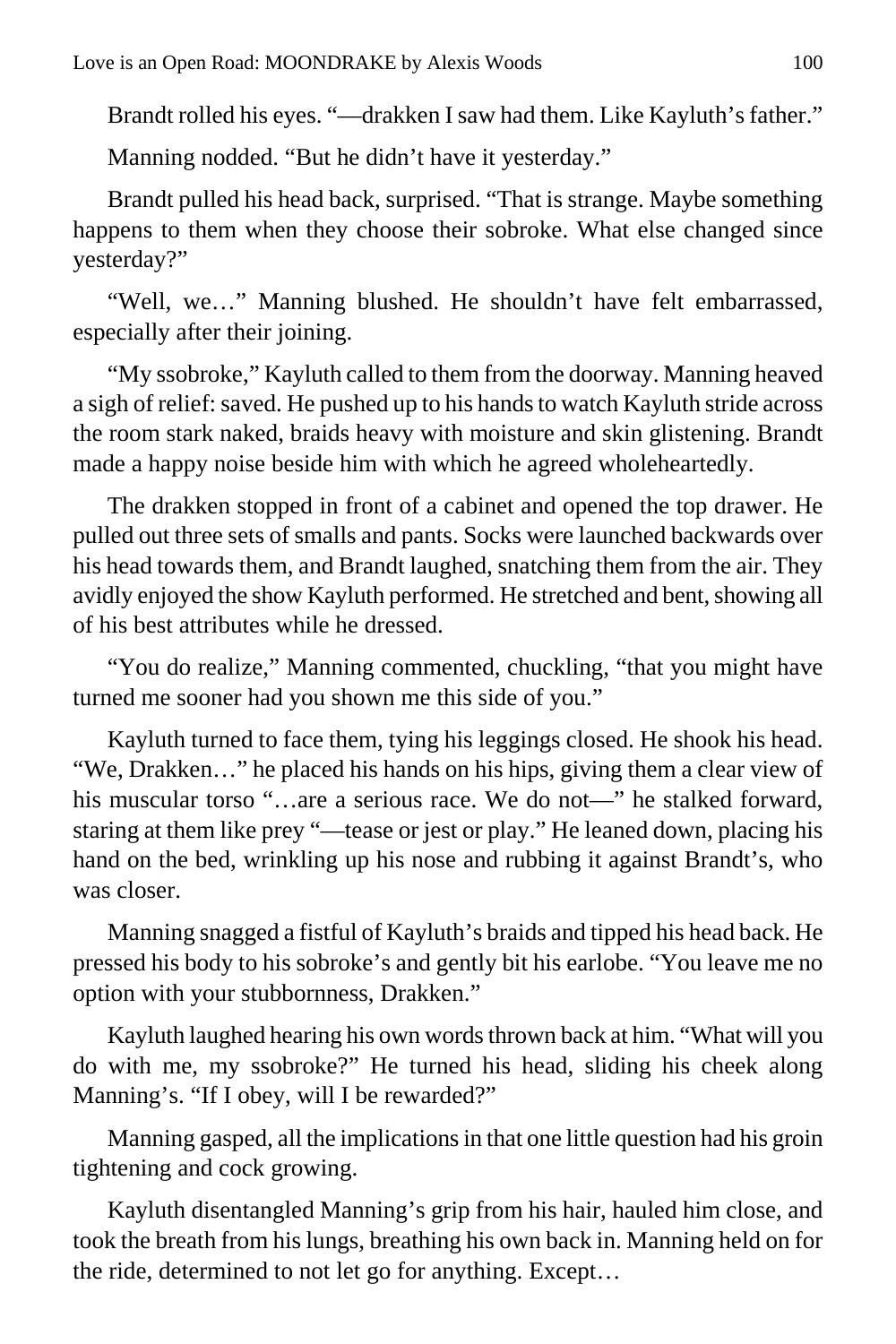Brandt rolled his eyes. "—drakken I saw had them. Like Kayluth's father."

Manning nodded. "But he didn't have it yesterday."

Brandt pulled his head back, surprised. "That is strange. Maybe something happens to them when they choose their sobroke. What else changed since yesterday?"

"Well, we…" Manning blushed. He shouldn't have felt embarrassed, especially after their joining.

"My ssobroke," Kayluth called to them from the doorway. Manning heaved a sigh of relief: saved. He pushed up to his hands to watch Kayluth stride across the room stark naked, braids heavy with moisture and skin glistening. Brandt made a happy noise beside him with which he agreed wholeheartedly.

The drakken stopped in front of a cabinet and opened the top drawer. He pulled out three sets of smalls and pants. Socks were launched backwards over his head towards them, and Brandt laughed, snatching them from the air. They avidly enjoyed the show Kayluth performed. He stretched and bent, showing all of his best attributes while he dressed.

"You do realize," Manning commented, chuckling, "that you might have turned me sooner had you shown me this side of you."

Kayluth turned to face them, tying his leggings closed. He shook his head. "We, Drakken…" he placed his hands on his hips, giving them a clear view of his muscular torso "…are a serious race. We do not—" he stalked forward, staring at them like prey "—tease or jest or play." He leaned down, placing his hand on the bed, wrinkling up his nose and rubbing it against Brandt's, who was closer.

Manning snagged a fistful of Kayluth's braids and tipped his head back. He pressed his body to his sobroke's and gently bit his earlobe. "You leave me no option with your stubbornness, Drakken."

Kayluth laughed hearing his own words thrown back at him. "What will you do with me, my ssobroke?" He turned his head, sliding his cheek along Manning's. "If I obey, will I be rewarded?"

Manning gasped, all the implications in that one little question had his groin tightening and cock growing.

Kayluth disentangled Manning's grip from his hair, hauled him close, and took the breath from his lungs, breathing his own back in. Manning held on for the ride, determined to not let go for anything. Except…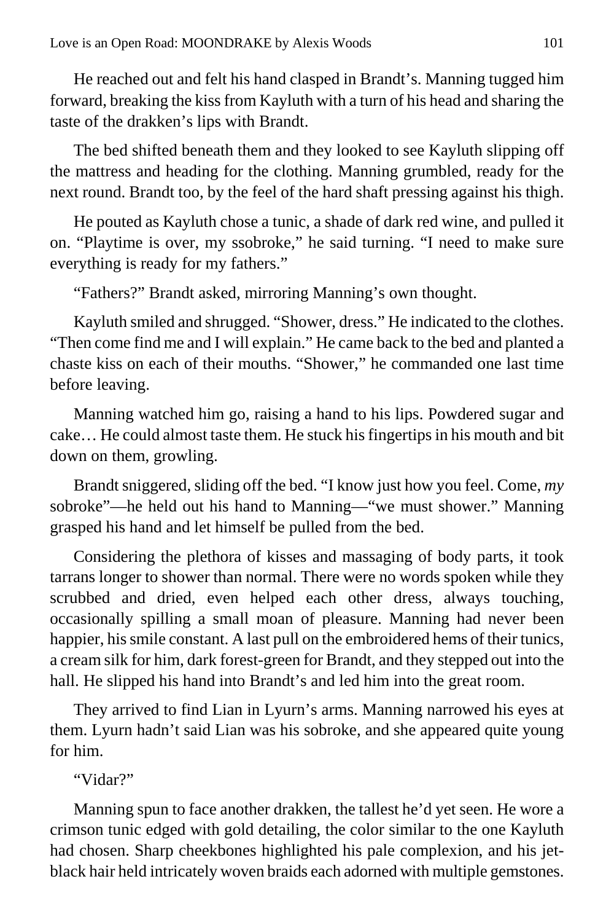He reached out and felt his hand clasped in Brandt's. Manning tugged him forward, breaking the kiss from Kayluth with a turn of his head and sharing the taste of the drakken's lips with Brandt.

The bed shifted beneath them and they looked to see Kayluth slipping off the mattress and heading for the clothing. Manning grumbled, ready for the next round. Brandt too, by the feel of the hard shaft pressing against his thigh.

He pouted as Kayluth chose a tunic, a shade of dark red wine, and pulled it on. "Playtime is over, my ssobroke," he said turning. "I need to make sure everything is ready for my fathers."

"Fathers?" Brandt asked, mirroring Manning's own thought.

Kayluth smiled and shrugged. "Shower, dress." He indicated to the clothes. "Then come find me and I will explain." He came back to the bed and planted a chaste kiss on each of their mouths. "Shower," he commanded one last time before leaving.

Manning watched him go, raising a hand to his lips. Powdered sugar and cake… He could almost taste them. He stuck his fingertips in his mouth and bit down on them, growling.

Brandt sniggered, sliding off the bed. "I know just how you feel. Come, *my* sobroke"—he held out his hand to Manning—"we must shower." Manning grasped his hand and let himself be pulled from the bed.

Considering the plethora of kisses and massaging of body parts, it took tarrans longer to shower than normal. There were no words spoken while they scrubbed and dried, even helped each other dress, always touching, occasionally spilling a small moan of pleasure. Manning had never been happier, his smile constant. A last pull on the embroidered hems of their tunics, a cream silk for him, dark forest-green for Brandt, and they stepped out into the hall. He slipped his hand into Brandt's and led him into the great room.

They arrived to find Lian in Lyurn's arms. Manning narrowed his eyes at them. Lyurn hadn't said Lian was his sobroke, and she appeared quite young for him.

"Vidar?"

Manning spun to face another drakken, the tallest he'd yet seen. He wore a crimson tunic edged with gold detailing, the color similar to the one Kayluth had chosen. Sharp cheekbones highlighted his pale complexion, and his jet-black hair held intricately woven braids each adorned with multiple gemstones.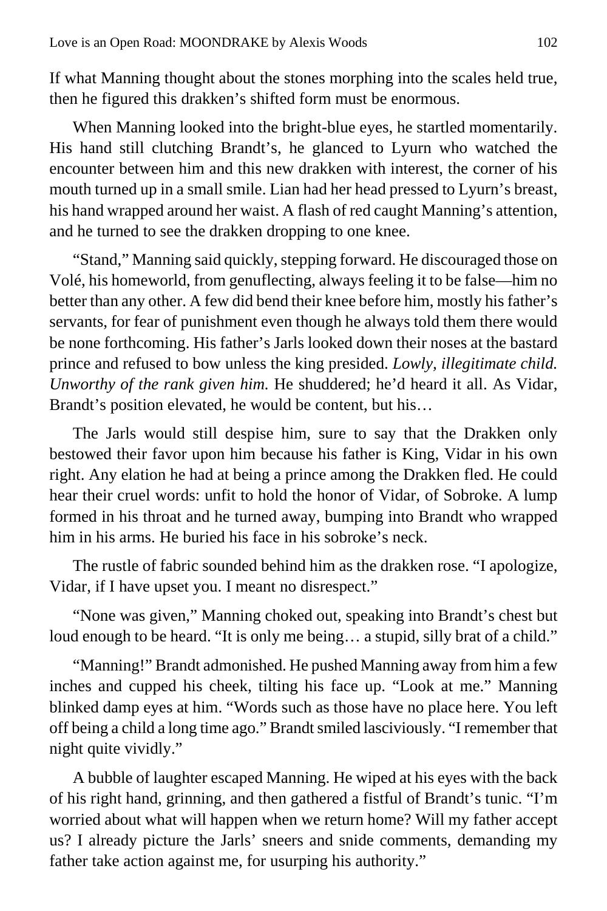If what Manning thought about the stones morphing into the scales held true, then he figured this drakken's shifted form must be enormous.

When Manning looked into the bright-blue eyes, he startled momentarily. His hand still clutching Brandt's, he glanced to Lyurn who watched the encounter between him and this new drakken with interest, the corner of his mouth turned up in a small smile. Lian had her head pressed to Lyurn's breast, his hand wrapped around her waist. A flash of red caught Manning's attention, and he turned to see the drakken dropping to one knee.

"Stand," Manning said quickly, stepping forward. He discouraged those on Volé, his homeworld, from genuflecting, always feeling it to be false—him no better than any other. A few did bend their knee before him, mostly his father's servants, for fear of punishment even though he always told them there would be none forthcoming. His father's Jarls looked down their noses at the bastard prince and refused to bow unless the king presided. *Lowly, illegitimate child. Unworthy of the rank given him.* He shuddered; he'd heard it all. As Vidar, Brandt's position elevated, he would be content, but his…

The Jarls would still despise him, sure to say that the Drakken only bestowed their favor upon him because his father is King, Vidar in his own right. Any elation he had at being a prince among the Drakken fled. He could hear their cruel words: unfit to hold the honor of Vidar, of Sobroke. A lump formed in his throat and he turned away, bumping into Brandt who wrapped him in his arms. He buried his face in his sobroke's neck.

The rustle of fabric sounded behind him as the drakken rose. "I apologize, Vidar, if I have upset you. I meant no disrespect."

"None was given," Manning choked out, speaking into Brandt's chest but loud enough to be heard. "It is only me being… a stupid, silly brat of a child."

"Manning!" Brandt admonished. He pushed Manning away from him a few inches and cupped his cheek, tilting his face up. "Look at me." Manning blinked damp eyes at him. "Words such as those have no place here. You left off being a child a long time ago." Brandt smiled lasciviously. "I remember that night quite vividly."

A bubble of laughter escaped Manning. He wiped at his eyes with the back of his right hand, grinning, and then gathered a fistful of Brandt's tunic. "I'm worried about what will happen when we return home? Will my father accept us? I already picture the Jarls' sneers and snide comments, demanding my father take action against me, for usurping his authority."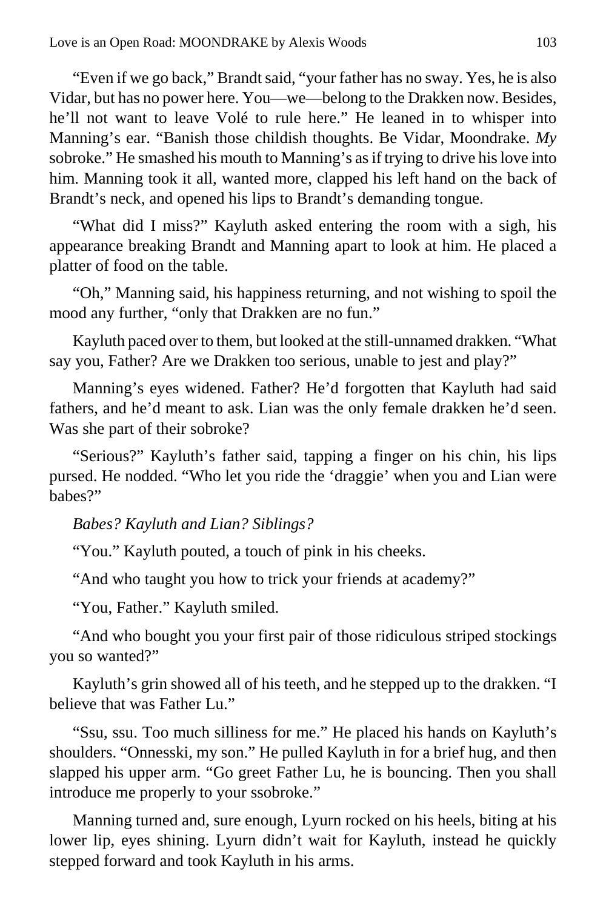"Even if we go back," Brandt said, "your father has no sway. Yes, he is also Vidar, but has no power here. You—we—belong to the Drakken now. Besides, he'll not want to leave Volé to rule here." He leaned in to whisper into Manning's ear. "Banish those childish thoughts. Be Vidar, Moondrake. *My* sobroke." He smashed his mouth to Manning's as if trying to drive his love into him. Manning took it all, wanted more, clapped his left hand on the back of Brandt's neck, and opened his lips to Brandt's demanding tongue.

"What did I miss?" Kayluth asked entering the room with a sigh, his appearance breaking Brandt and Manning apart to look at him. He placed a platter of food on the table.

"Oh," Manning said, his happiness returning, and not wishing to spoil the mood any further, "only that Drakken are no fun."

Kayluth paced over to them, but looked at the still-unnamed drakken. "What say you, Father? Are we Drakken too serious, unable to jest and play?"

Manning's eyes widened. Father? He'd forgotten that Kayluth had said fathers, and he'd meant to ask. Lian was the only female drakken he'd seen. Was she part of their sobroke?

"Serious?" Kayluth's father said, tapping a finger on his chin, his lips pursed. He nodded. "Who let you ride the 'draggie' when you and Lian were babes?"

*Babes? Kayluth and Lian? Siblings?*

"You." Kayluth pouted, a touch of pink in his cheeks.

"And who taught you how to trick your friends at academy?"

"You, Father." Kayluth smiled.

"And who bought you your first pair of those ridiculous striped stockings you so wanted?"

Kayluth's grin showed all of his teeth, and he stepped up to the drakken. "I believe that was Father Lu."

"Ssu, ssu. Too much silliness for me." He placed his hands on Kayluth's shoulders. "Onnesski, my son." He pulled Kayluth in for a brief hug, and then slapped his upper arm. "Go greet Father Lu, he is bouncing. Then you shall introduce me properly to your ssobroke."

Manning turned and, sure enough, Lyurn rocked on his heels, biting at his lower lip, eyes shining. Lyurn didn't wait for Kayluth, instead he quickly stepped forward and took Kayluth in his arms.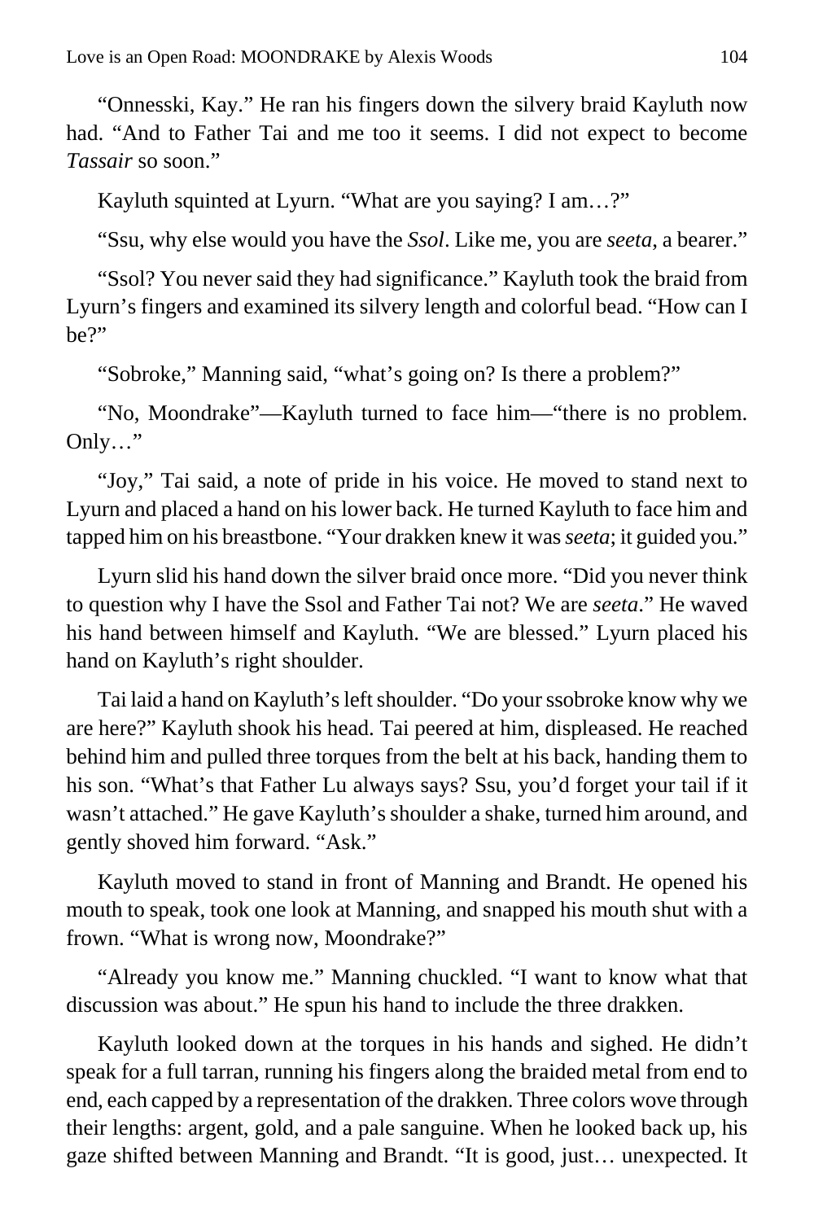"Onnesski, Kay." He ran his fingers down the silvery braid Kayluth now had. "And to Father Tai and me too it seems. I did not expect to become *Tassair* so soon."

Kayluth squinted at Lyurn. "What are you saying? I am…?"

"Ssu, why else would you have the *Ssol*. Like me, you are *seeta*, a bearer."

"Ssol? You never said they had significance." Kayluth took the braid from Lyurn's fingers and examined its silvery length and colorful bead. "How can I be?"

"Sobroke," Manning said, "what's going on? Is there a problem?"

"No, Moondrake"—Kayluth turned to face him—"there is no problem. Only…"

"Joy," Tai said, a note of pride in his voice. He moved to stand next to Lyurn and placed a hand on his lower back. He turned Kayluth to face him and tapped him on his breastbone. "Your drakken knew it was *seeta*; it guided you."

Lyurn slid his hand down the silver braid once more. "Did you never think to question why I have the Ssol and Father Tai not? We are *seeta*." He waved his hand between himself and Kayluth. "We are blessed." Lyurn placed his hand on Kayluth's right shoulder.

Tai laid a hand on Kayluth's left shoulder. "Do your ssobroke know why we are here?" Kayluth shook his head. Tai peered at him, displeased. He reached behind him and pulled three torques from the belt at his back, handing them to his son. "What's that Father Lu always says? Ssu, you'd forget your tail if it wasn't attached." He gave Kayluth's shoulder a shake, turned him around, and gently shoved him forward. "Ask."

Kayluth moved to stand in front of Manning and Brandt. He opened his mouth to speak, took one look at Manning, and snapped his mouth shut with a frown. "What is wrong now, Moondrake?"

"Already you know me." Manning chuckled. "I want to know what that discussion was about." He spun his hand to include the three drakken.

Kayluth looked down at the torques in his hands and sighed. He didn't speak for a full tarran, running his fingers along the braided metal from end to end, each capped by a representation of the drakken. Three colors wove through their lengths: argent, gold, and a pale sanguine. When he looked back up, his gaze shifted between Manning and Brandt. "It is good, just… unexpected. It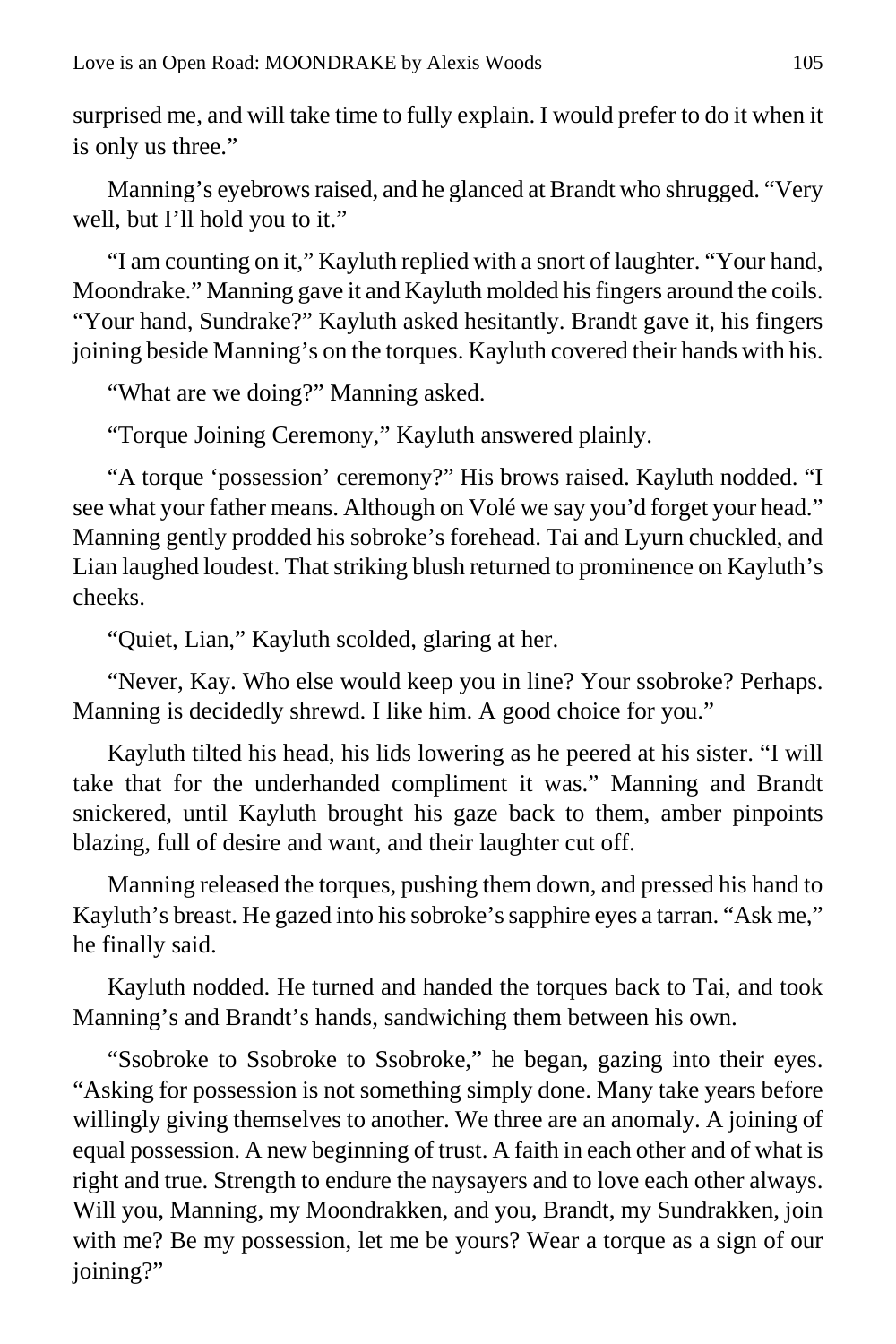surprised me, and will take time to fully explain. I would prefer to do it when it is only us three."

Manning's eyebrows raised, and he glanced at Brandt who shrugged. "Very well, but I'll hold you to it."

"I am counting on it," Kayluth replied with a snort of laughter. "Your hand, Moondrake." Manning gave it and Kayluth molded his fingers around the coils. "Your hand, Sundrake?" Kayluth asked hesitantly. Brandt gave it, his fingers joining beside Manning's on the torques. Kayluth covered their hands with his.

"What are we doing?" Manning asked.

"Torque Joining Ceremony," Kayluth answered plainly.

"A torque 'possession' ceremony?" His brows raised. Kayluth nodded. "I see what your father means. Although on Volé we say you'd forget your head." Manning gently prodded his sobroke's forehead. Tai and Lyurn chuckled, and Lian laughed loudest. That striking blush returned to prominence on Kayluth's cheeks.

"Quiet, Lian," Kayluth scolded, glaring at her.

"Never, Kay. Who else would keep you in line? Your ssobroke? Perhaps. Manning is decidedly shrewd. I like him. A good choice for you."

Kayluth tilted his head, his lids lowering as he peered at his sister. "I will take that for the underhanded compliment it was." Manning and Brandt snickered, until Kayluth brought his gaze back to them, amber pinpoints blazing, full of desire and want, and their laughter cut off.

Manning released the torques, pushing them down, and pressed his hand to Kayluth's breast. He gazed into his sobroke's sapphire eyes a tarran. "Ask me," he finally said.

Kayluth nodded. He turned and handed the torques back to Tai, and took Manning's and Brandt's hands, sandwiching them between his own.

"Ssobroke to Ssobroke to Ssobroke," he began, gazing into their eyes. "Asking for possession is not something simply done. Many take years before willingly giving themselves to another. We three are an anomaly. A joining of equal possession. A new beginning of trust. A faith in each other and of what is right and true. Strength to endure the naysayers and to love each other always. Will you, Manning, my Moondrakken, and you, Brandt, my Sundrakken, join with me? Be my possession, let me be yours? Wear a torque as a sign of our joining?"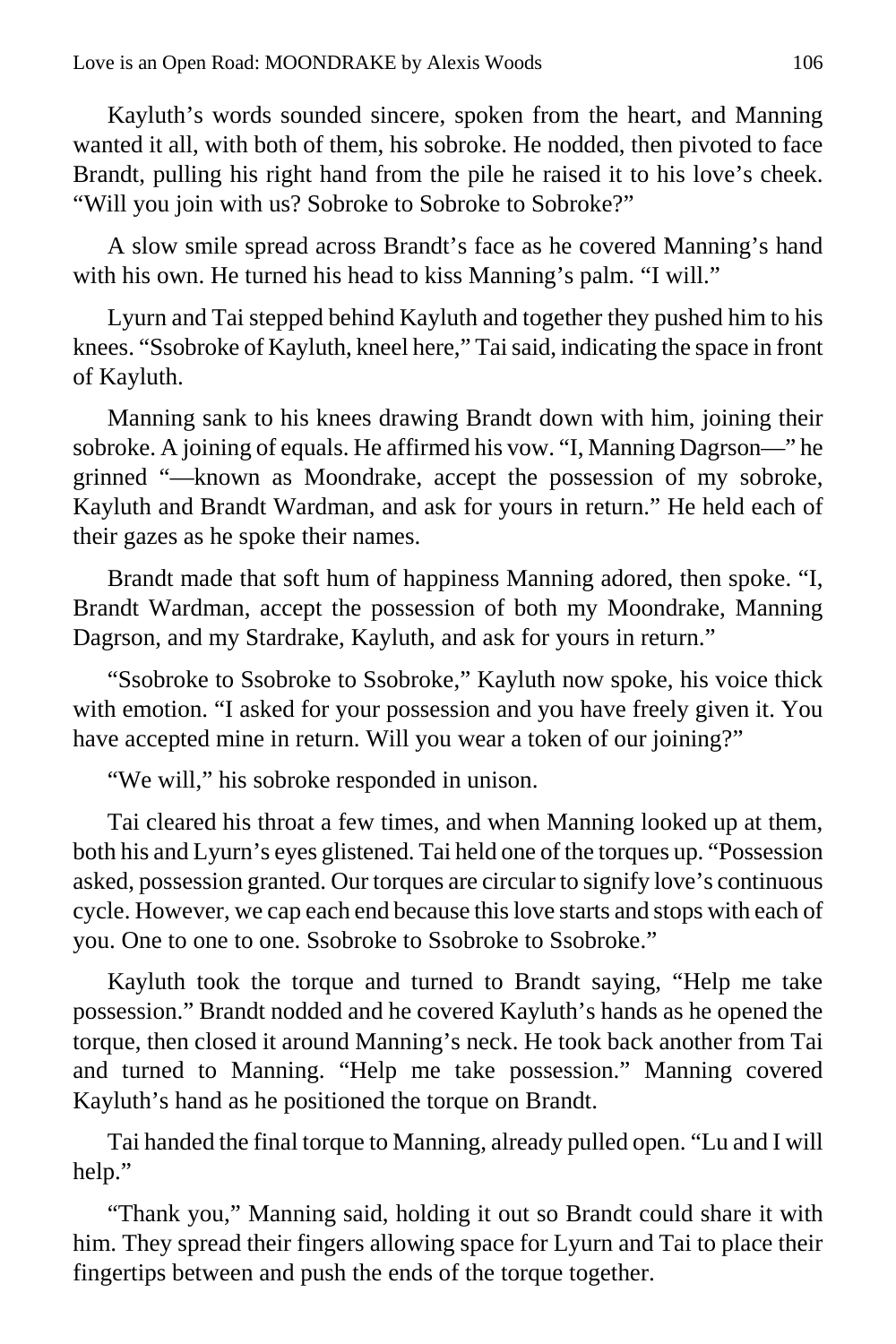Kayluth's words sounded sincere, spoken from the heart, and Manning wanted it all, with both of them, his sobroke. He nodded, then pivoted to face Brandt, pulling his right hand from the pile he raised it to his love's cheek. "Will you join with us? Sobroke to Sobroke to Sobroke?"

A slow smile spread across Brandt's face as he covered Manning's hand with his own. He turned his head to kiss Manning's palm. "I will."

Lyurn and Tai stepped behind Kayluth and together they pushed him to his knees. "Ssobroke of Kayluth, kneel here," Tai said, indicating the space in front of Kayluth.

Manning sank to his knees drawing Brandt down with him, joining their sobroke. A joining of equals. He affirmed his vow. "I, Manning Dagrson—" he grinned "—known as Moondrake, accept the possession of my sobroke, Kayluth and Brandt Wardman, and ask for yours in return." He held each of their gazes as he spoke their names.

Brandt made that soft hum of happiness Manning adored, then spoke. "I, Brandt Wardman, accept the possession of both my Moondrake, Manning Dagrson, and my Stardrake, Kayluth, and ask for yours in return."

"Ssobroke to Ssobroke to Ssobroke," Kayluth now spoke, his voice thick with emotion. "I asked for your possession and you have freely given it. You have accepted mine in return. Will you wear a token of our joining?"

"We will," his sobroke responded in unison.

Tai cleared his throat a few times, and when Manning looked up at them, both his and Lyurn's eyes glistened. Tai held one of the torques up. "Possession asked, possession granted. Our torques are circular to signify love's continuous cycle. However, we cap each end because this love starts and stops with each of you. One to one to one. Ssobroke to Ssobroke to Ssobroke."

Kayluth took the torque and turned to Brandt saying, "Help me take possession." Brandt nodded and he covered Kayluth's hands as he opened the torque, then closed it around Manning's neck. He took back another from Tai and turned to Manning. "Help me take possession." Manning covered Kayluth's hand as he positioned the torque on Brandt.

Tai handed the final torque to Manning, already pulled open. "Lu and I will help."

"Thank you," Manning said, holding it out so Brandt could share it with him. They spread their fingers allowing space for Lyurn and Tai to place their fingertips between and push the ends of the torque together.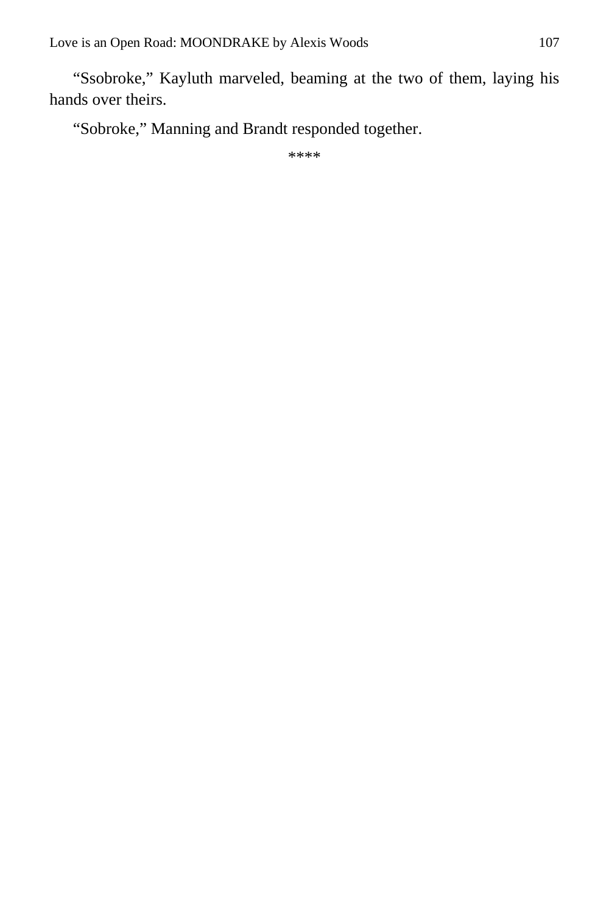“Ssobroke,” Kayluth marveled, beaming at the two of them, laying his hands over theirs.

“Sobroke,” Manning and Brandt responded together.

****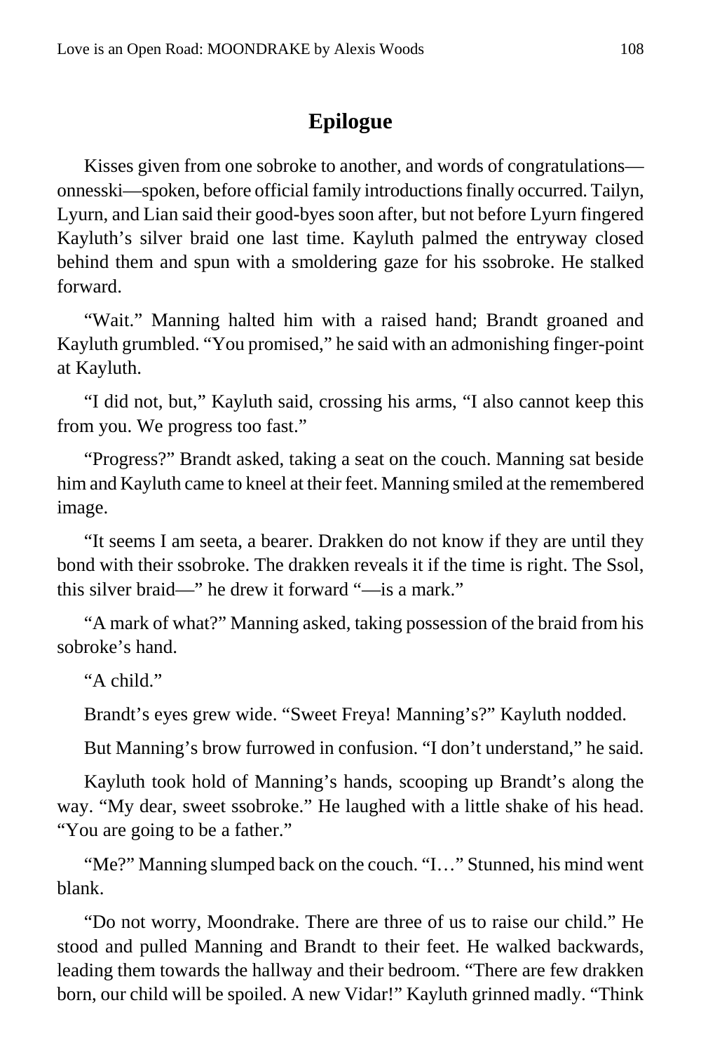## Epilogue

Kisses given from one sobroke to another, and words of congratulations—onnesski—spoken, before official family introductions finally occurred. Tailyn, Lyurn, and Lian said their good-byes soon after, but not before Lyurn fingered Kayluth's silver braid one last time. Kayluth palmed the entryway closed behind them and spun with a smoldering gaze for his ssobroke. He stalked forward.

"Wait." Manning halted him with a raised hand; Brandt groaned and Kayluth grumbled. "You promised," he said with an admonishing finger-point at Kayluth.

"I did not, but," Kayluth said, crossing his arms, "I also cannot keep this from you. We progress too fast."

"Progress?" Brandt asked, taking a seat on the couch. Manning sat beside him and Kayluth came to kneel at their feet. Manning smiled at the remembered image.

"It seems I am seeta, a bearer. Drakken do not know if they are until they bond with their ssobroke. The drakken reveals it if the time is right. The Ssol, this silver braid—" he drew it forward "—is a mark."

"A mark of what?" Manning asked, taking possession of the braid from his sobroke's hand.

"A child."

Brandt's eyes grew wide. "Sweet Freya! Manning's?" Kayluth nodded.

But Manning's brow furrowed in confusion. "I don't understand," he said.

Kayluth took hold of Manning's hands, scooping up Brandt's along the way. "My dear, sweet ssobroke." He laughed with a little shake of his head. "You are going to be a father."

"Me?" Manning slumped back on the couch. "I…" Stunned, his mind went blank.

"Do not worry, Moondrake. There are three of us to raise our child." He stood and pulled Manning and Brandt to their feet. He walked backwards, leading them towards the hallway and their bedroom. "There are few drakken born, our child will be spoiled. A new Vidar!" Kayluth grinned madly. "Think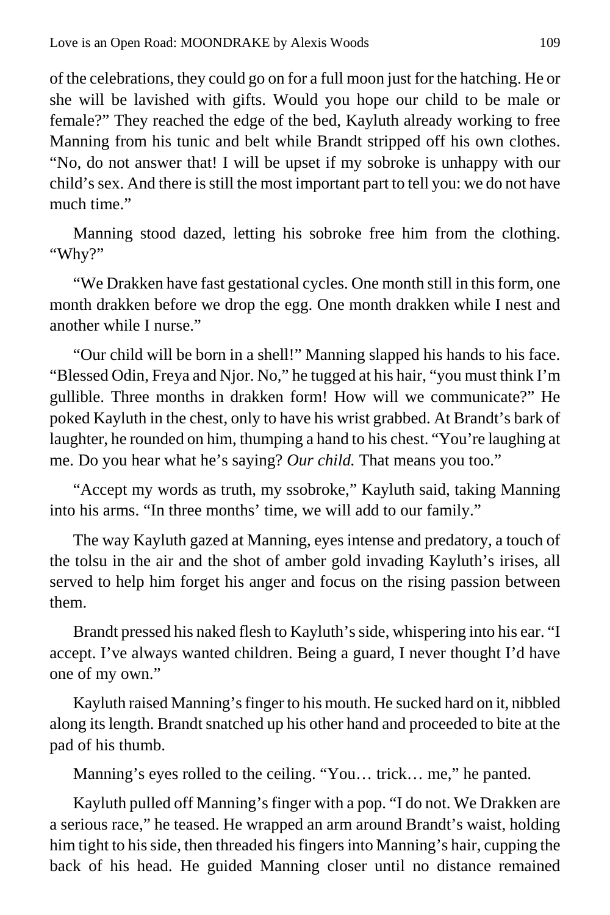of the celebrations, they could go on for a full moon just for the hatching. He or she will be lavished with gifts. Would you hope our child to be male or female?" They reached the edge of the bed, Kayluth already working to free Manning from his tunic and belt while Brandt stripped off his own clothes. "No, do not answer that! I will be upset if my sobroke is unhappy with our child's sex. And there is still the most important part to tell you: we do not have much time."

Manning stood dazed, letting his sobroke free him from the clothing. "Why?"

"We Drakken have fast gestational cycles. One month still in this form, one month drakken before we drop the egg. One month drakken while I nest and another while I nurse."

"Our child will be born in a shell!" Manning slapped his hands to his face. "Blessed Odin, Freya and Njor. No," he tugged at his hair, "you must think I'm gullible. Three months in drakken form! How will we communicate?" He poked Kayluth in the chest, only to have his wrist grabbed. At Brandt's bark of laughter, he rounded on him, thumping a hand to his chest. "You're laughing at me. Do you hear what he's saying? *Our child.* That means you too."

"Accept my words as truth, my ssobroke," Kayluth said, taking Manning into his arms. "In three months' time, we will add to our family."

The way Kayluth gazed at Manning, eyes intense and predatory, a touch of the tolsu in the air and the shot of amber gold invading Kayluth's irises, all served to help him forget his anger and focus on the rising passion between them.

Brandt pressed his naked flesh to Kayluth's side, whispering into his ear. "I accept. I've always wanted children. Being a guard, I never thought I'd have one of my own."

Kayluth raised Manning's finger to his mouth. He sucked hard on it, nibbled along its length. Brandt snatched up his other hand and proceeded to bite at the pad of his thumb.

Manning's eyes rolled to the ceiling. "You… trick… me," he panted.

Kayluth pulled off Manning's finger with a pop. "I do not. We Drakken are a serious race," he teased. He wrapped an arm around Brandt's waist, holding him tight to his side, then threaded his fingers into Manning's hair, cupping the back of his head. He guided Manning closer until no distance remained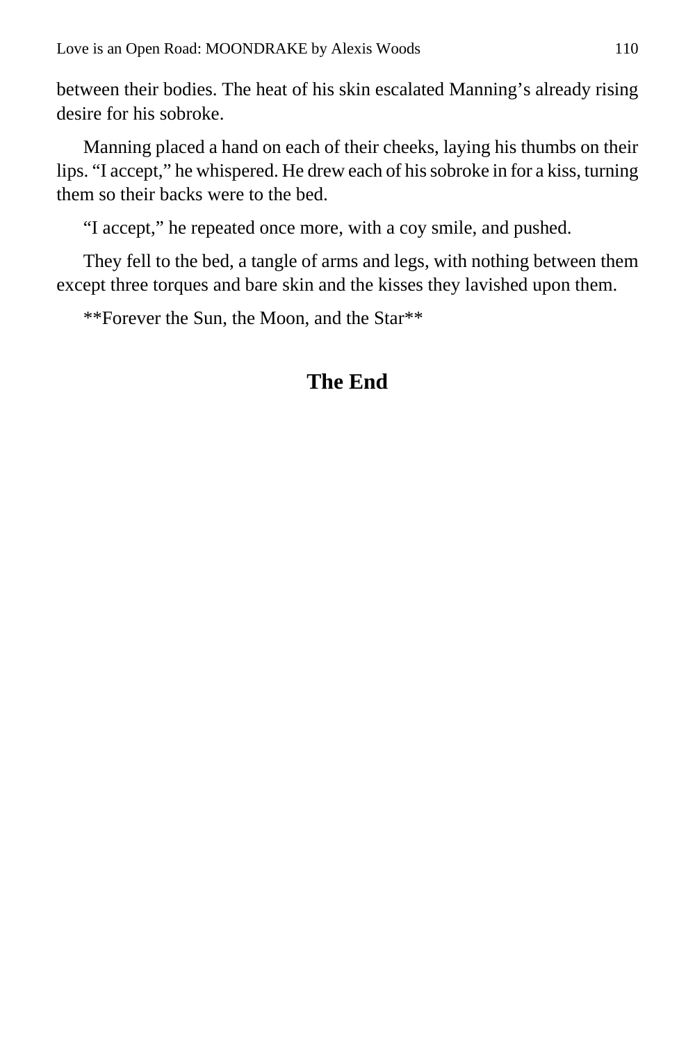between their bodies. The heat of his skin escalated Manning's already rising desire for his sobroke.

Manning placed a hand on each of their cheeks, laying his thumbs on their lips. "I accept," he whispered. He drew each of his sobroke in for a kiss, turning them so their backs were to the bed.

"I accept," he repeated once more, with a coy smile, and pushed.

They fell to the bed, a tangle of arms and legs, with nothing between them except three torques and bare skin and the kisses they lavished upon them.

**Forever the Sun, the Moon, and the Star**

## The End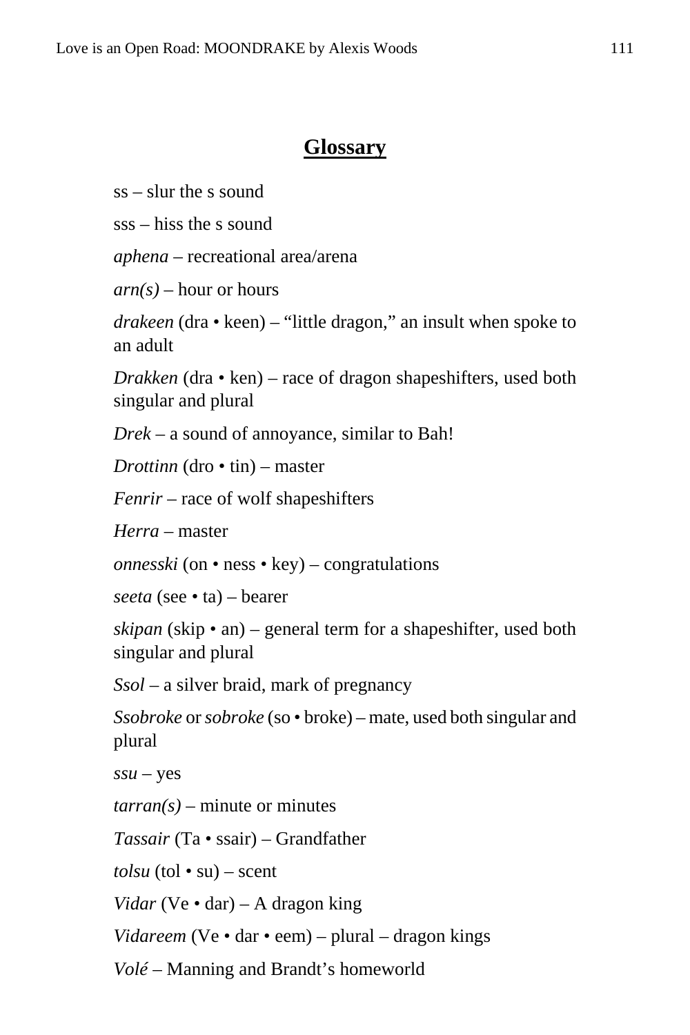## Glossary

ss – slur the s sound

sss – hiss the s sound

*aphena* – recreational area/arena

*arn(s)* – hour or hours

*drakeen* (dra • keen) – "little dragon," an insult when spoke to an adult

*Drakken* (dra • ken) – race of dragon shapeshifters, used both singular and plural

*Drek* – a sound of annoyance, similar to Bah!

*Drottinn* (dro • tin) – master

*Fenrir* – race of wolf shapeshifters

*Herra* – master

*onnesski* (on • ness • key) – congratulations

*seeta* (see • ta) – bearer

*skipan* (skip • an) – general term for a shapeshifter, used both singular and plural

*Ssol* – a silver braid, mark of pregnancy

*Ssobroke* or *sobroke* (so • broke) – mate, used both singular and plural

*ssu* – yes

*tarran(s)* – minute or minutes

*Tassair* (Ta • ssair) – Grandfather

*tolsu* (tol • su) – scent

*Vidar* (Ve • dar) – A dragon king

*Vidareem* (Ve • dar • eem) – plural – dragon kings

*Volé* – Manning and Brandt's homeworld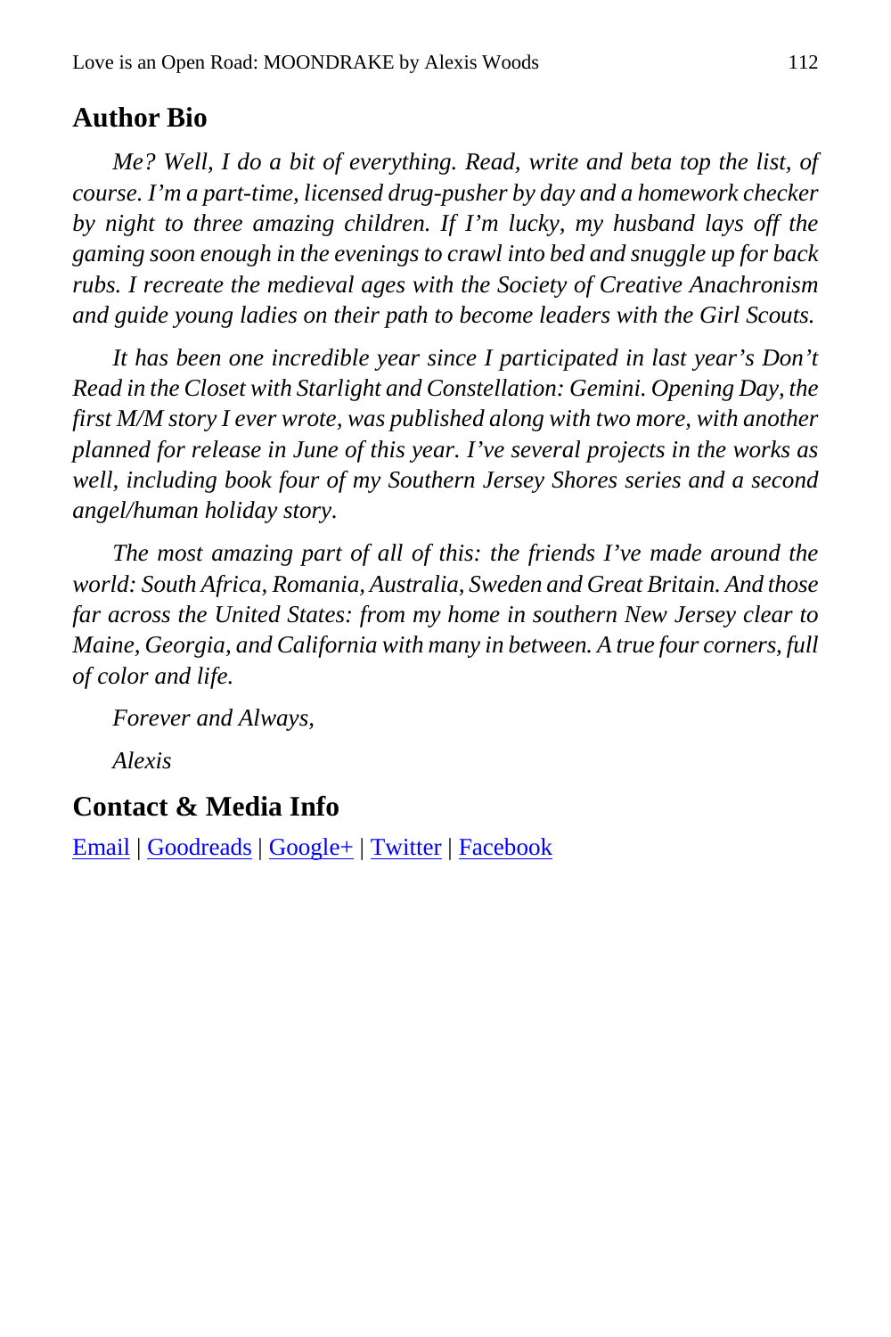## Author Bio

*Me? Well, I do a bit of everything. Read, write and beta top the list, of course. I'm a part-time, licensed drug-pusher by day and a homework checker by night to three amazing children. If I'm lucky, my husband lays off the gaming soon enough in the evenings to crawl into bed and snuggle up for back rubs. I recreate the medieval ages with the Society of Creative Anachronism and guide young ladies on their path to become leaders with the Girl Scouts.*

*It has been one incredible year since I participated in last year's Don't Read in the Closet with Starlight and Constellation: Gemini. Opening Day, the first M/M story I ever wrote, was published along with two more, with another planned for release in June of this year. I've several projects in the works as well, including book four of my Southern Jersey Shores series and a second angel/human holiday story.*

*The most amazing part of all of this: the friends I've made around the world: South Africa, Romania, Australia, Sweden and Great Britain. And those far across the United States: from my home in southern New Jersey clear to Maine, Georgia, and California with many in between. A true four corners, full of color and life.*

*Forever and Always,*

*Alexis*

## Contact & Media Info

Email | Goodreads | Google+ | Twitter | Facebook